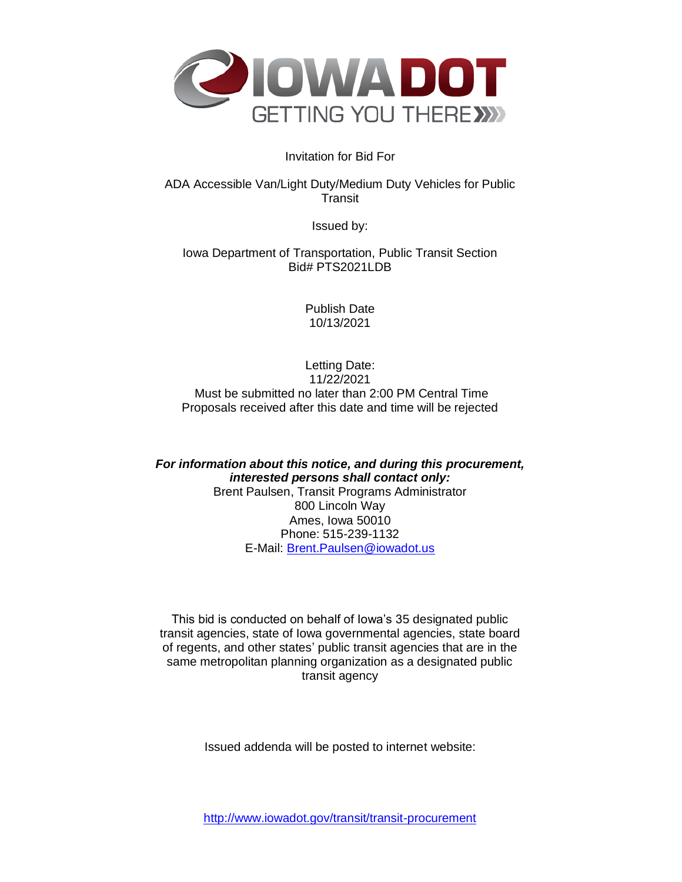IOWA DOT

GETTING YOU THERE

Invitation for Bid For

ADA Accessible Van/Light Duty/Medium Duty Vehicles for Public Transit

Issued by:

Iowa Department of Transportation, Public Transit Section
Bid# PTS2021LDB

Publish Date
10/13/2021

Letting Date:
11/22/2021
Must be submitted no later than 2:00 PM Central Time
Proposals received after this date and time will be rejected

***For information about this notice, and during this procurement, interested persons shall contact only:***
Brent Paulsen, Transit Programs Administrator
800 Lincoln Way
Ames, Iowa 50010
Phone: 515-239-1132
E-Mail: Brent.Paulsen@iowadot.us

This bid is conducted on behalf of Iowa's 35 designated public transit agencies, state of Iowa governmental agencies, state board of regents, and other states' public transit agencies that are in the same metropolitan planning organization as a designated public transit agency

Issued addenda will be posted to internet website:

http://www.iowadot.gov/transit/transit-procurement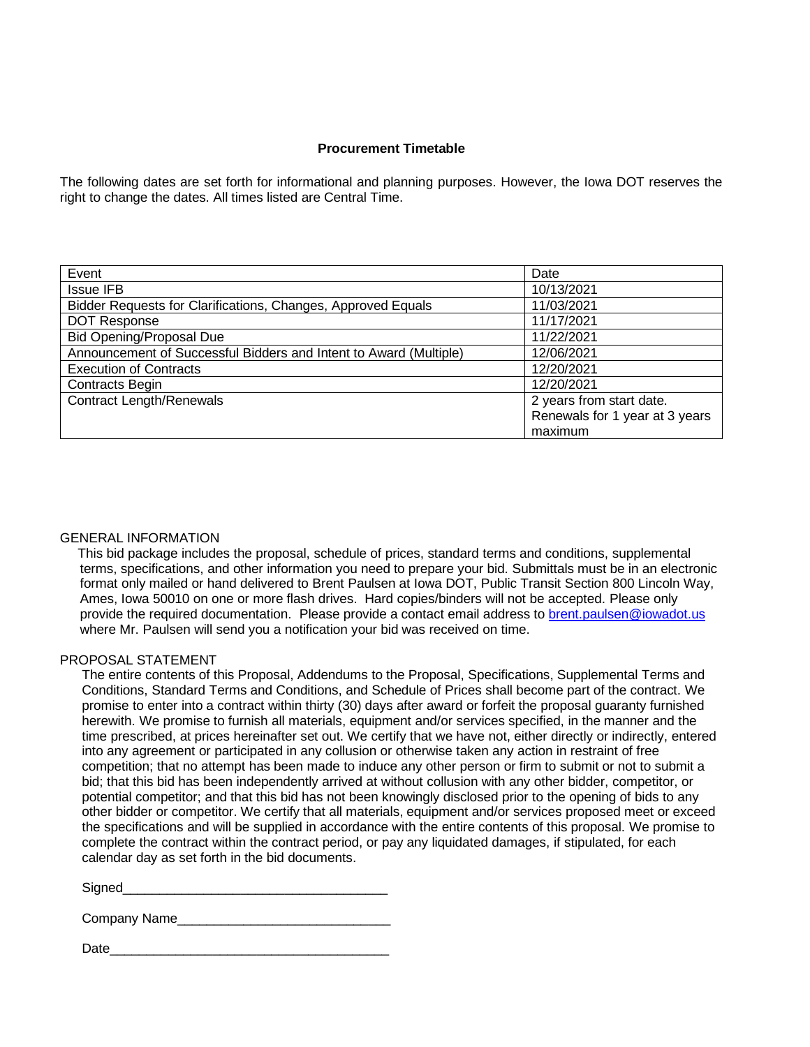## Procurement Timetable

The following dates are set forth for informational and planning purposes. However, the Iowa DOT reserves the right to change the dates. All times listed are Central Time.

| Event | Date |
| --- | --- |
| Issue IFB | 10/13/2021 |
| Bidder Requests for Clarifications, Changes, Approved Equals | 11/03/2021 |
| DOT Response | 11/17/2021 |
| Bid Opening/Proposal Due | 11/22/2021 |
| Announcement of Successful Bidders and Intent to Award (Multiple) | 12/06/2021 |
| Execution of Contracts | 12/20/2021 |
| Contracts Begin | 12/20/2021 |
| Contract Length/Renewals | 2 years from start date. Renewals for 1 year at 3 years maximum |

GENERAL INFORMATION

This bid package includes the proposal, schedule of prices, standard terms and conditions, supplemental terms, specifications, and other information you need to prepare your bid. Submittals must be in an electronic format only mailed or hand delivered to Brent Paulsen at Iowa DOT, Public Transit Section 800 Lincoln Way, Ames, Iowa 50010 on one or more flash drives. Hard copies/binders will not be accepted. Please only provide the required documentation. Please provide a contact email address to brent.paulsen@iowadot.us where Mr. Paulsen will send you a notification your bid was received on time.

PROPOSAL STATEMENT

The entire contents of this Proposal, Addendums to the Proposal, Specifications, Supplemental Terms and Conditions, Standard Terms and Conditions, and Schedule of Prices shall become part of the contract. We promise to enter into a contract within thirty (30) days after award or forfeit the proposal guaranty furnished herewith. We promise to furnish all materials, equipment and/or services specified, in the manner and the time prescribed, at prices hereinafter set out. We certify that we have not, either directly or indirectly, entered into any agreement or participated in any collusion or otherwise taken any action in restraint of free competition; that no attempt has been made to induce any other person or firm to submit or not to submit a bid; that this bid has been independently arrived at without collusion with any other bidder, competitor, or potential competitor; and that this bid has not been knowingly disclosed prior to the opening of bids to any other bidder or competitor. We certify that all materials, equipment and/or services proposed meet or exceed the specifications and will be supplied in accordance with the entire contents of this proposal. We promise to complete the contract within the contract period, or pay any liquidated damages, if stipulated, for each calendar day as set forth in the bid documents.

Signed_____________________________________

Company Name_____________________________

Date______________________________________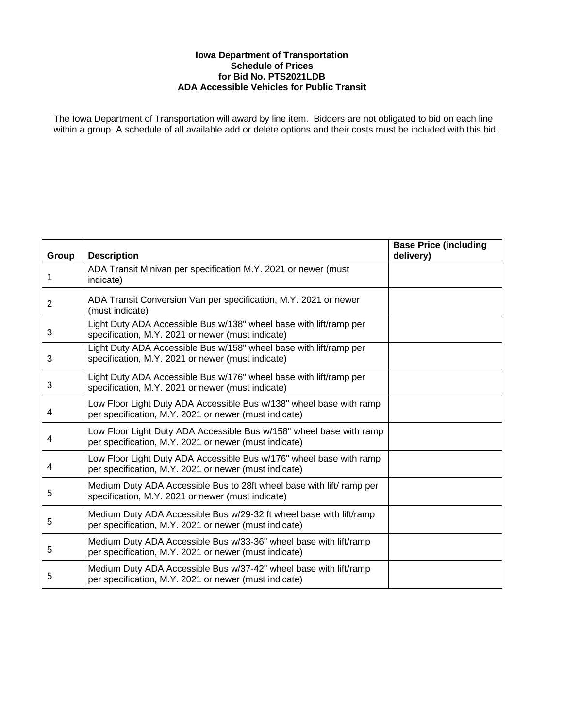**Iowa Department of Transportation**
**Schedule of Prices**
**for Bid No. PTS2021LDB**
**ADA Accessible Vehicles for Public Transit**

The Iowa Department of Transportation will award by line item. Bidders are not obligated to bid on each line within a group. A schedule of all available add or delete options and their costs must be included with this bid.

| Group | Description | Base Price (including delivery) |
|---|---|---|
| 1 | ADA Transit Minivan per specification M.Y. 2021 or newer (must indicate) | |
| 2 | ADA Transit Conversion Van per specification, M.Y. 2021 or newer (must indicate) | |
| 3 | Light Duty ADA Accessible Bus w/138" wheel base with lift/ramp per specification, M.Y. 2021 or newer (must indicate) | |
| 3 | Light Duty ADA Accessible Bus w/158" wheel base with lift/ramp per specification, M.Y. 2021 or newer (must indicate) | |
| 3 | Light Duty ADA Accessible Bus w/176" wheel base with lift/ramp per specification, M.Y. 2021 or newer (must indicate) | |
| 4 | Low Floor Light Duty ADA Accessible Bus w/138" wheel base with ramp per specification, M.Y. 2021 or newer (must indicate) | |
| 4 | Low Floor Light Duty ADA Accessible Bus w/158" wheel base with ramp per specification, M.Y. 2021 or newer (must indicate) | |
| 4 | Low Floor Light Duty ADA Accessible Bus w/176" wheel base with ramp per specification, M.Y. 2021 or newer (must indicate) | |
| 5 | Medium Duty ADA Accessible Bus to 28ft wheel base with lift/ ramp per specification, M.Y. 2021 or newer (must indicate) | |
| 5 | Medium Duty ADA Accessible Bus w/29-32 ft wheel base with lift/ramp per specification, M.Y. 2021 or newer (must indicate) | |
| 5 | Medium Duty ADA Accessible Bus w/33-36" wheel base with lift/ramp per specification, M.Y. 2021 or newer (must indicate) | |
| 5 | Medium Duty ADA Accessible Bus w/37-42" wheel base with lift/ramp per specification, M.Y. 2021 or newer (must indicate) | |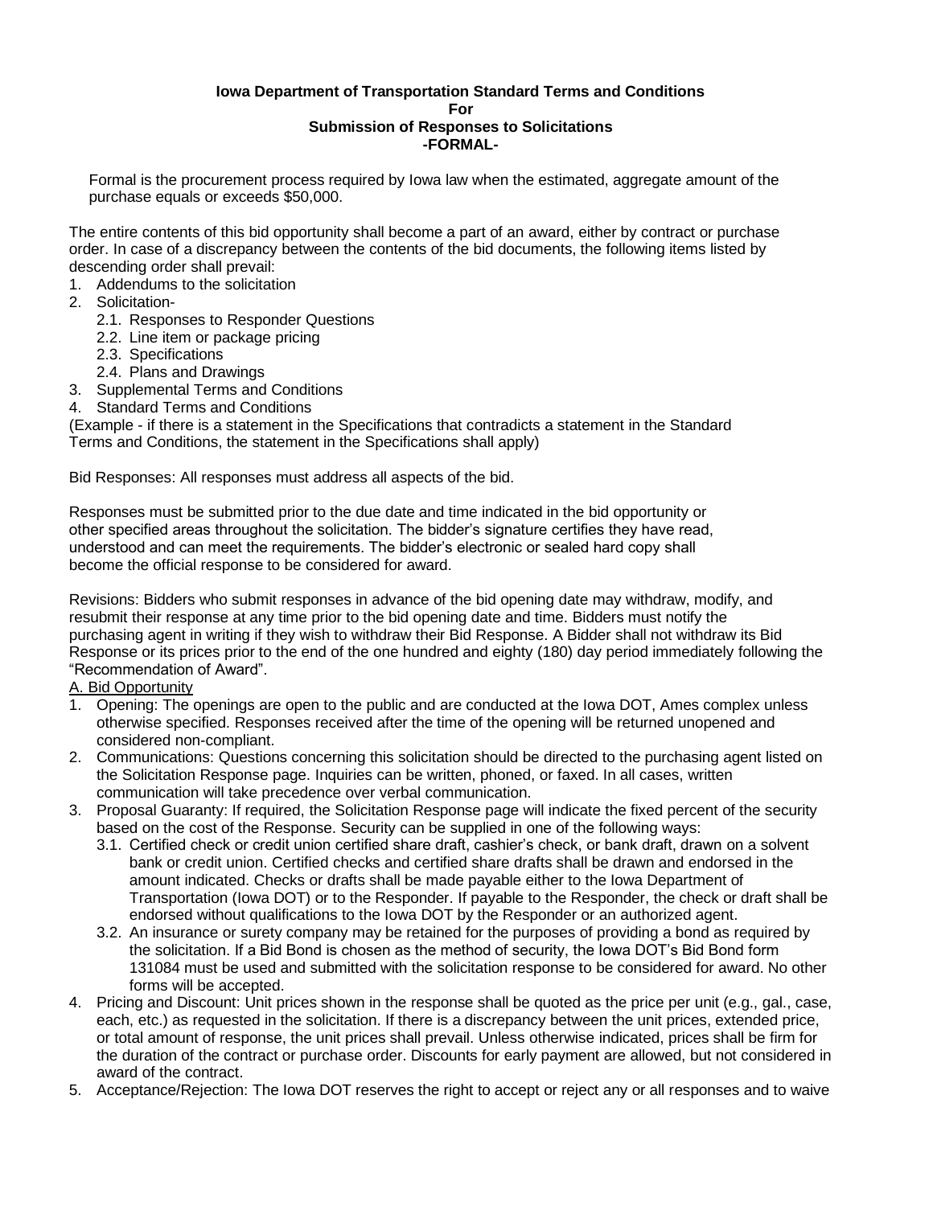**Iowa Department of Transportation Standard Terms and Conditions**
**For**
**Submission of Responses to Solicitations**
**-FORMAL-**

Formal is the procurement process required by Iowa law when the estimated, aggregate amount of the purchase equals or exceeds $50,000.

The entire contents of this bid opportunity shall become a part of an award, either by contract or purchase order. In case of a discrepancy between the contents of the bid documents, the following items listed by descending order shall prevail:

1. Addendums to the solicitation
2. Solicitation-
   - 2.1. Responses to Responder Questions
   - 2.2. Line item or package pricing
   - 2.3. Specifications
   - 2.4. Plans and Drawings
3. Supplemental Terms and Conditions
4. Standard Terms and Conditions

(Example - if there is a statement in the Specifications that contradicts a statement in the Standard Terms and Conditions, the statement in the Specifications shall apply)

Bid Responses: All responses must address all aspects of the bid.

Responses must be submitted prior to the due date and time indicated in the bid opportunity or other specified areas throughout the solicitation. The bidder's signature certifies they have read, understood and can meet the requirements. The bidder's electronic or sealed hard copy shall become the official response to be considered for award.

Revisions: Bidders who submit responses in advance of the bid opening date may withdraw, modify, and resubmit their response at any time prior to the bid opening date and time. Bidders must notify the purchasing agent in writing if they wish to withdraw their Bid Response. A Bidder shall not withdraw its Bid Response or its prices prior to the end of the one hundred and eighty (180) day period immediately following the "Recommendation of Award".

A. Bid Opportunity

1. Opening: The openings are open to the public and are conducted at the Iowa DOT, Ames complex unless otherwise specified. Responses received after the time of the opening will be returned unopened and considered non-compliant.
2. Communications: Questions concerning this solicitation should be directed to the purchasing agent listed on the Solicitation Response page. Inquiries can be written, phoned, or faxed. In all cases, written communication will take precedence over verbal communication.
3. Proposal Guaranty: If required, the Solicitation Response page will indicate the fixed percent of the security based on the cost of the Response. Security can be supplied in one of the following ways:
   - 3.1. Certified check or credit union certified share draft, cashier's check, or bank draft, drawn on a solvent bank or credit union. Certified checks and certified share drafts shall be drawn and endorsed in the amount indicated. Checks or drafts shall be made payable either to the Iowa Department of Transportation (Iowa DOT) or to the Responder. If payable to the Responder, the check or draft shall be endorsed without qualifications to the Iowa DOT by the Responder or an authorized agent.
   - 3.2. An insurance or surety company may be retained for the purposes of providing a bond as required by the solicitation. If a Bid Bond is chosen as the method of security, the Iowa DOT's Bid Bond form 131084 must be used and submitted with the solicitation response to be considered for award. No other forms will be accepted.
4. Pricing and Discount: Unit prices shown in the response shall be quoted as the price per unit (e.g., gal., case, each, etc.) as requested in the solicitation. If there is a discrepancy between the unit prices, extended price, or total amount of response, the unit prices shall prevail. Unless otherwise indicated, prices shall be firm for the duration of the contract or purchase order. Discounts for early payment are allowed, but not considered in award of the contract.
5. Acceptance/Rejection: The Iowa DOT reserves the right to accept or reject any or all responses and to waive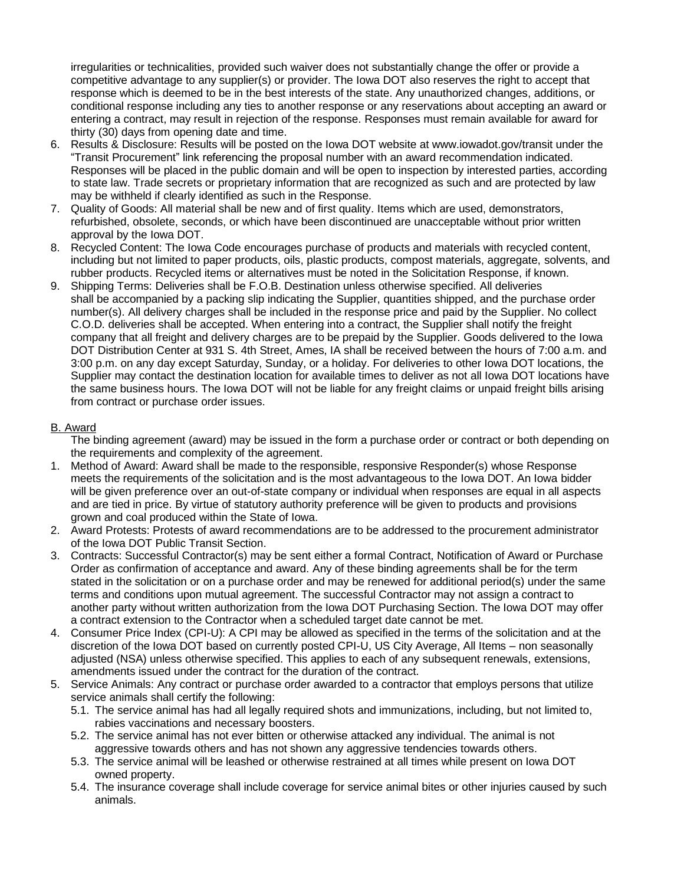irregularities or technicalities, provided such waiver does not substantially change the offer or provide a competitive advantage to any supplier(s) or provider. The Iowa DOT also reserves the right to accept that response which is deemed to be in the best interests of the state. Any unauthorized changes, additions, or conditional response including any ties to another response or any reservations about accepting an award or entering a contract, may result in rejection of the response. Responses must remain available for award for thirty (30) days from opening date and time.

6. Results & Disclosure: Results will be posted on the Iowa DOT website at www.iowadot.gov/transit under the "Transit Procurement" link referencing the proposal number with an award recommendation indicated. Responses will be placed in the public domain and will be open to inspection by interested parties, according to state law. Trade secrets or proprietary information that are recognized as such and are protected by law may be withheld if clearly identified as such in the Response.
7. Quality of Goods: All material shall be new and of first quality. Items which are used, demonstrators, refurbished, obsolete, seconds, or which have been discontinued are unacceptable without prior written approval by the Iowa DOT.
8. Recycled Content: The Iowa Code encourages purchase of products and materials with recycled content, including but not limited to paper products, oils, plastic products, compost materials, aggregate, solvents, and rubber products. Recycled items or alternatives must be noted in the Solicitation Response, if known.
9. Shipping Terms: Deliveries shall be F.O.B. Destination unless otherwise specified. All deliveries shall be accompanied by a packing slip indicating the Supplier, quantities shipped, and the purchase order number(s). All delivery charges shall be included in the response price and paid by the Supplier. No collect C.O.D. deliveries shall be accepted. When entering into a contract, the Supplier shall notify the freight company that all freight and delivery charges are to be prepaid by the Supplier. Goods delivered to the Iowa DOT Distribution Center at 931 S. 4th Street, Ames, IA shall be received between the hours of 7:00 a.m. and 3:00 p.m. on any day except Saturday, Sunday, or a holiday. For deliveries to other Iowa DOT locations, the Supplier may contact the destination location for available times to deliver as not all Iowa DOT locations have the same business hours. The Iowa DOT will not be liable for any freight claims or unpaid freight bills arising from contract or purchase order issues.

B. Award

The binding agreement (award) may be issued in the form a purchase order or contract or both depending on the requirements and complexity of the agreement.

1. Method of Award: Award shall be made to the responsible, responsive Responder(s) whose Response meets the requirements of the solicitation and is the most advantageous to the Iowa DOT. An Iowa bidder will be given preference over an out-of-state company or individual when responses are equal in all aspects and are tied in price. By virtue of statutory authority preference will be given to products and provisions grown and coal produced within the State of Iowa.
2. Award Protests: Protests of award recommendations are to be addressed to the procurement administrator of the Iowa DOT Public Transit Section.
3. Contracts: Successful Contractor(s) may be sent either a formal Contract, Notification of Award or Purchase Order as confirmation of acceptance and award. Any of these binding agreements shall be for the term stated in the solicitation or on a purchase order and may be renewed for additional period(s) under the same terms and conditions upon mutual agreement. The successful Contractor may not assign a contract to another party without written authorization from the Iowa DOT Purchasing Section. The Iowa DOT may offer a contract extension to the Contractor when a scheduled target date cannot be met.
4. Consumer Price Index (CPI-U): A CPI may be allowed as specified in the terms of the solicitation and at the discretion of the Iowa DOT based on currently posted CPI-U, US City Average, All Items – non seasonally adjusted (NSA) unless otherwise specified. This applies to each of any subsequent renewals, extensions, amendments issued under the contract for the duration of the contract.
5. Service Animals: Any contract or purchase order awarded to a contractor that employs persons that utilize service animals shall certify the following:
   5.1. The service animal has had all legally required shots and immunizations, including, but not limited to, rabies vaccinations and necessary boosters.
   5.2. The service animal has not ever bitten or otherwise attacked any individual. The animal is not aggressive towards others and has not shown any aggressive tendencies towards others.
   5.3. The service animal will be leashed or otherwise restrained at all times while present on Iowa DOT owned property.
   5.4. The insurance coverage shall include coverage for service animal bites or other injuries caused by such animals.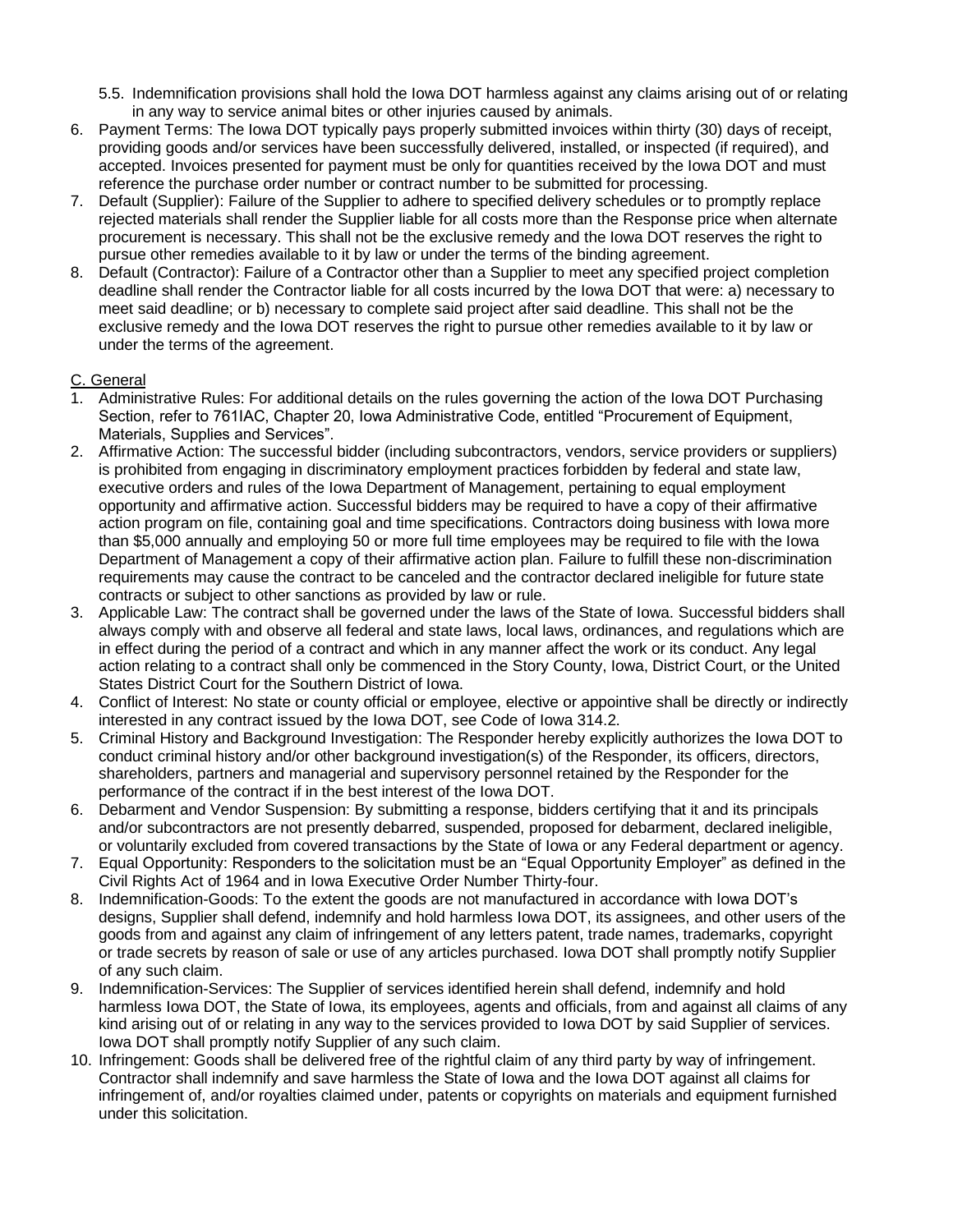5.5. Indemnification provisions shall hold the Iowa DOT harmless against any claims arising out of or relating in any way to service animal bites or other injuries caused by animals.

6. Payment Terms: The Iowa DOT typically pays properly submitted invoices within thirty (30) days of receipt, providing goods and/or services have been successfully delivered, installed, or inspected (if required), and accepted. Invoices presented for payment must be only for quantities received by the Iowa DOT and must reference the purchase order number or contract number to be submitted for processing.
7. Default (Supplier): Failure of the Supplier to adhere to specified delivery schedules or to promptly replace rejected materials shall render the Supplier liable for all costs more than the Response price when alternate procurement is necessary. This shall not be the exclusive remedy and the Iowa DOT reserves the right to pursue other remedies available to it by law or under the terms of the binding agreement.
8. Default (Contractor): Failure of a Contractor other than a Supplier to meet any specified project completion deadline shall render the Contractor liable for all costs incurred by the Iowa DOT that were: a) necessary to meet said deadline; or b) necessary to complete said project after said deadline. This shall not be the exclusive remedy and the Iowa DOT reserves the right to pursue other remedies available to it by law or under the terms of the agreement.

C. General

1. Administrative Rules: For additional details on the rules governing the action of the Iowa DOT Purchasing Section, refer to 761IAC, Chapter 20, Iowa Administrative Code, entitled “Procurement of Equipment, Materials, Supplies and Services”.
2. Affirmative Action: The successful bidder (including subcontractors, vendors, service providers or suppliers) is prohibited from engaging in discriminatory employment practices forbidden by federal and state law, executive orders and rules of the Iowa Department of Management, pertaining to equal employment opportunity and affirmative action. Successful bidders may be required to have a copy of their affirmative action program on file, containing goal and time specifications. Contractors doing business with Iowa more than $5,000 annually and employing 50 or more full time employees may be required to file with the Iowa Department of Management a copy of their affirmative action plan. Failure to fulfill these non-discrimination requirements may cause the contract to be canceled and the contractor declared ineligible for future state contracts or subject to other sanctions as provided by law or rule.
3. Applicable Law: The contract shall be governed under the laws of the State of Iowa. Successful bidders shall always comply with and observe all federal and state laws, local laws, ordinances, and regulations which are in effect during the period of a contract and which in any manner affect the work or its conduct. Any legal action relating to a contract shall only be commenced in the Story County, Iowa, District Court, or the United States District Court for the Southern District of Iowa.
4. Conflict of Interest: No state or county official or employee, elective or appointive shall be directly or indirectly interested in any contract issued by the Iowa DOT, see Code of Iowa 314.2.
5. Criminal History and Background Investigation: The Responder hereby explicitly authorizes the Iowa DOT to conduct criminal history and/or other background investigation(s) of the Responder, its officers, directors, shareholders, partners and managerial and supervisory personnel retained by the Responder for the performance of the contract if in the best interest of the Iowa DOT.
6. Debarment and Vendor Suspension: By submitting a response, bidders certifying that it and its principals and/or subcontractors are not presently debarred, suspended, proposed for debarment, declared ineligible, or voluntarily excluded from covered transactions by the State of Iowa or any Federal department or agency.
7. Equal Opportunity: Responders to the solicitation must be an “Equal Opportunity Employer” as defined in the Civil Rights Act of 1964 and in Iowa Executive Order Number Thirty-four.
8. Indemnification-Goods: To the extent the goods are not manufactured in accordance with Iowa DOT’s designs, Supplier shall defend, indemnify and hold harmless Iowa DOT, its assignees, and other users of the goods from and against any claim of infringement of any letters patent, trade names, trademarks, copyright or trade secrets by reason of sale or use of any articles purchased. Iowa DOT shall promptly notify Supplier of any such claim.
9. Indemnification-Services: The Supplier of services identified herein shall defend, indemnify and hold harmless Iowa DOT, the State of Iowa, its employees, agents and officials, from and against all claims of any kind arising out of or relating in any way to the services provided to Iowa DOT by said Supplier of services. Iowa DOT shall promptly notify Supplier of any such claim.
10. Infringement: Goods shall be delivered free of the rightful claim of any third party by way of infringement. Contractor shall indemnify and save harmless the State of Iowa and the Iowa DOT against all claims for infringement of, and/or royalties claimed under, patents or copyrights on materials and equipment furnished under this solicitation.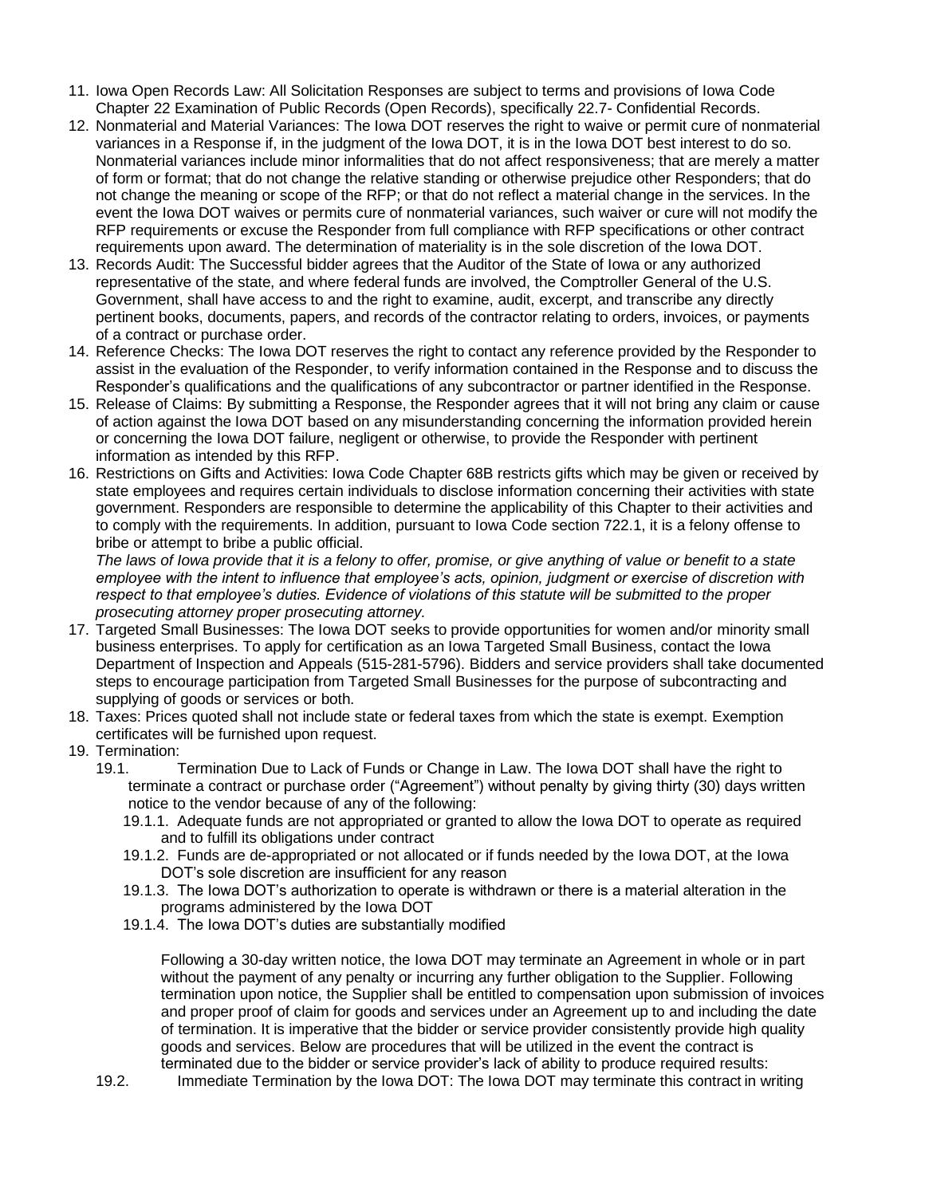11. Iowa Open Records Law: All Solicitation Responses are subject to terms and provisions of Iowa Code Chapter 22 Examination of Public Records (Open Records), specifically 22.7- Confidential Records.
12. Nonmaterial and Material Variances: The Iowa DOT reserves the right to waive or permit cure of nonmaterial variances in a Response if, in the judgment of the Iowa DOT, it is in the Iowa DOT best interest to do so. Nonmaterial variances include minor informalities that do not affect responsiveness; that are merely a matter of form or format; that do not change the relative standing or otherwise prejudice other Responders; that do not change the meaning or scope of the RFP; or that do not reflect a material change in the services. In the event the Iowa DOT waives or permits cure of nonmaterial variances, such waiver or cure will not modify the RFP requirements or excuse the Responder from full compliance with RFP specifications or other contract requirements upon award. The determination of materiality is in the sole discretion of the Iowa DOT.
13. Records Audit: The Successful bidder agrees that the Auditor of the State of Iowa or any authorized representative of the state, and where federal funds are involved, the Comptroller General of the U.S. Government, shall have access to and the right to examine, audit, excerpt, and transcribe any directly pertinent books, documents, papers, and records of the contractor relating to orders, invoices, or payments of a contract or purchase order.
14. Reference Checks: The Iowa DOT reserves the right to contact any reference provided by the Responder to assist in the evaluation of the Responder, to verify information contained in the Response and to discuss the Responder's qualifications and the qualifications of any subcontractor or partner identified in the Response.
15. Release of Claims: By submitting a Response, the Responder agrees that it will not bring any claim or cause of action against the Iowa DOT based on any misunderstanding concerning the information provided herein or concerning the Iowa DOT failure, negligent or otherwise, to provide the Responder with pertinent information as intended by this RFP.
16. Restrictions on Gifts and Activities: Iowa Code Chapter 68B restricts gifts which may be given or received by state employees and requires certain individuals to disclose information concerning their activities with state government. Responders are responsible to determine the applicability of this Chapter to their activities and to comply with the requirements. In addition, pursuant to Iowa Code section 722.1, it is a felony offense to bribe or attempt to bribe a public official.
    *The laws of Iowa provide that it is a felony to offer, promise, or give anything of value or benefit to a state employee with the intent to influence that employee's acts, opinion, judgment or exercise of discretion with respect to that employee's duties. Evidence of violations of this statute will be submitted to the proper prosecuting attorney proper prosecuting attorney.*
17. Targeted Small Businesses: The Iowa DOT seeks to provide opportunities for women and/or minority small business enterprises. To apply for certification as an Iowa Targeted Small Business, contact the Iowa Department of Inspection and Appeals (515-281-5796). Bidders and service providers shall take documented steps to encourage participation from Targeted Small Businesses for the purpose of subcontracting and supplying of goods or services or both.
18. Taxes: Prices quoted shall not include state or federal taxes from which the state is exempt. Exemption certificates will be furnished upon request.
19. Termination:
    - 19.1. Termination Due to Lack of Funds or Change in Law. The Iowa DOT shall have the right to terminate a contract or purchase order ("Agreement") without penalty by giving thirty (30) days written notice to the vendor because of any of the following:
        - 19.1.1. Adequate funds are not appropriated or granted to allow the Iowa DOT to operate as required and to fulfill its obligations under contract
        - 19.1.2. Funds are de-appropriated or not allocated or if funds needed by the Iowa DOT, at the Iowa DOT's sole discretion are insufficient for any reason
        - 19.1.3. The Iowa DOT's authorization to operate is withdrawn or there is a material alteration in the programs administered by the Iowa DOT
        - 19.1.4. The Iowa DOT's duties are substantially modified

        Following a 30-day written notice, the Iowa DOT may terminate an Agreement in whole or in part without the payment of any penalty or incurring any further obligation to the Supplier. Following termination upon notice, the Supplier shall be entitled to compensation upon submission of invoices and proper proof of claim for goods and services under an Agreement up to and including the date of termination. It is imperative that the bidder or service provider consistently provide high quality goods and services. Below are procedures that will be utilized in the event the contract is terminated due to the bidder or service provider's lack of ability to produce required results:
    - 19.2. Immediate Termination by the Iowa DOT: The Iowa DOT may terminate this contract in writing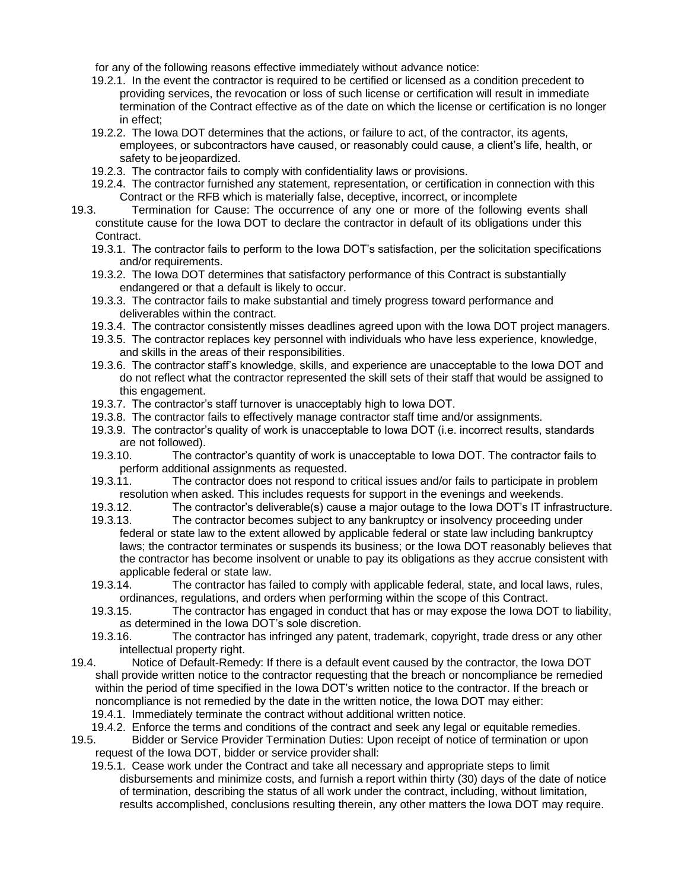for any of the following reasons effective immediately without advance notice:

- 19.2.1. In the event the contractor is required to be certified or licensed as a condition precedent to providing services, the revocation or loss of such license or certification will result in immediate termination of the Contract effective as of the date on which the license or certification is no longer in effect;
- 19.2.2. The Iowa DOT determines that the actions, or failure to act, of the contractor, its agents, employees, or subcontractors have caused, or reasonably could cause, a client's life, health, or safety to be jeopardized.
- 19.2.3. The contractor fails to comply with confidentiality laws or provisions.
- 19.2.4. The contractor furnished any statement, representation, or certification in connection with this Contract or the RFB which is materially false, deceptive, incorrect, or incomplete

19.3. Termination for Cause: The occurrence of any one or more of the following events shall constitute cause for the Iowa DOT to declare the contractor in default of its obligations under this Contract.

- 19.3.1. The contractor fails to perform to the Iowa DOT's satisfaction, per the solicitation specifications and/or requirements.
- 19.3.2. The Iowa DOT determines that satisfactory performance of this Contract is substantially endangered or that a default is likely to occur.
- 19.3.3. The contractor fails to make substantial and timely progress toward performance and deliverables within the contract.
- 19.3.4. The contractor consistently misses deadlines agreed upon with the Iowa DOT project managers.
- 19.3.5. The contractor replaces key personnel with individuals who have less experience, knowledge, and skills in the areas of their responsibilities.
- 19.3.6. The contractor staff's knowledge, skills, and experience are unacceptable to the Iowa DOT and do not reflect what the contractor represented the skill sets of their staff that would be assigned to this engagement.
- 19.3.7. The contractor's staff turnover is unacceptably high to Iowa DOT.
- 19.3.8. The contractor fails to effectively manage contractor staff time and/or assignments.
- 19.3.9. The contractor's quality of work is unacceptable to Iowa DOT (i.e. incorrect results, standards are not followed).
- 19.3.10. The contractor's quantity of work is unacceptable to Iowa DOT. The contractor fails to perform additional assignments as requested.
- 19.3.11. The contractor does not respond to critical issues and/or fails to participate in problem resolution when asked. This includes requests for support in the evenings and weekends.
- 19.3.12. The contractor's deliverable(s) cause a major outage to the Iowa DOT's IT infrastructure.
- 19.3.13. The contractor becomes subject to any bankruptcy or insolvency proceeding under federal or state law to the extent allowed by applicable federal or state law including bankruptcy laws; the contractor terminates or suspends its business; or the Iowa DOT reasonably believes that the contractor has become insolvent or unable to pay its obligations as they accrue consistent with applicable federal or state law.
- 19.3.14. The contractor has failed to comply with applicable federal, state, and local laws, rules, ordinances, regulations, and orders when performing within the scope of this Contract.
- 19.3.15. The contractor has engaged in conduct that has or may expose the Iowa DOT to liability, as determined in the Iowa DOT's sole discretion.
- 19.3.16. The contractor has infringed any patent, trademark, copyright, trade dress or any other intellectual property right.

19.4. Notice of Default-Remedy: If there is a default event caused by the contractor, the Iowa DOT shall provide written notice to the contractor requesting that the breach or noncompliance be remedied within the period of time specified in the Iowa DOT's written notice to the contractor. If the breach or noncompliance is not remedied by the date in the written notice, the Iowa DOT may either:

- 19.4.1. Immediately terminate the contract without additional written notice.
- 19.4.2. Enforce the terms and conditions of the contract and seek any legal or equitable remedies.

19.5. Bidder or Service Provider Termination Duties: Upon receipt of notice of termination or upon request of the Iowa DOT, bidder or service provider shall:

- 19.5.1. Cease work under the Contract and take all necessary and appropriate steps to limit disbursements and minimize costs, and furnish a report within thirty (30) days of the date of notice of termination, describing the status of all work under the contract, including, without limitation, results accomplished, conclusions resulting therein, any other matters the Iowa DOT may require.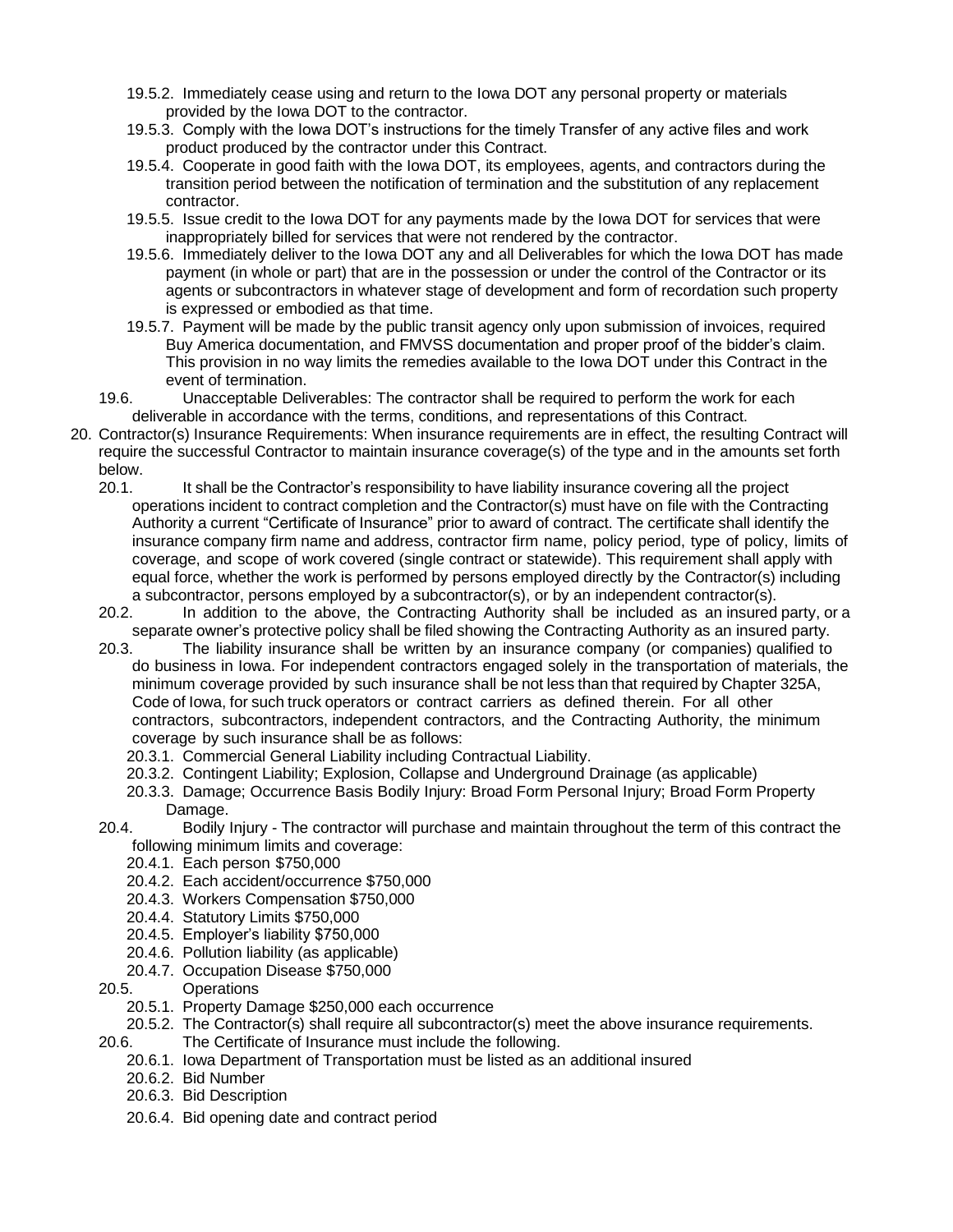19.5.2. Immediately cease using and return to the Iowa DOT any personal property or materials provided by the Iowa DOT to the contractor.

19.5.3. Comply with the Iowa DOT's instructions for the timely Transfer of any active files and work product produced by the contractor under this Contract.

19.5.4. Cooperate in good faith with the Iowa DOT, its employees, agents, and contractors during the transition period between the notification of termination and the substitution of any replacement contractor.

19.5.5. Issue credit to the Iowa DOT for any payments made by the Iowa DOT for services that were inappropriately billed for services that were not rendered by the contractor.

19.5.6. Immediately deliver to the Iowa DOT any and all Deliverables for which the Iowa DOT has made payment (in whole or part) that are in the possession or under the control of the Contractor or its agents or subcontractors in whatever stage of development and form of recordation such property is expressed or embodied as that time.

19.5.7. Payment will be made by the public transit agency only upon submission of invoices, required Buy America documentation, and FMVSS documentation and proper proof of the bidder's claim. This provision in no way limits the remedies available to the Iowa DOT under this Contract in the event of termination.

19.6. Unacceptable Deliverables: The contractor shall be required to perform the work for each deliverable in accordance with the terms, conditions, and representations of this Contract.

20. Contractor(s) Insurance Requirements: When insurance requirements are in effect, the resulting Contract will require the successful Contractor to maintain insurance coverage(s) of the type and in the amounts set forth below.

20.1. It shall be the Contractor's responsibility to have liability insurance covering all the project operations incident to contract completion and the Contractor(s) must have on file with the Contracting Authority a current "Certificate of Insurance" prior to award of contract. The certificate shall identify the insurance company firm name and address, contractor firm name, policy period, type of policy, limits of coverage, and scope of work covered (single contract or statewide). This requirement shall apply with equal force, whether the work is performed by persons employed directly by the Contractor(s) including a subcontractor, persons employed by a subcontractor(s), or by an independent contractor(s).

20.2. In addition to the above, the Contracting Authority shall be included as an insured party, or a separate owner's protective policy shall be filed showing the Contracting Authority as an insured party.

20.3. The liability insurance shall be written by an insurance company (or companies) qualified to do business in Iowa. For independent contractors engaged solely in the transportation of materials, the minimum coverage provided by such insurance shall be not less than that required by Chapter 325A, Code of Iowa, for such truck operators or contract carriers as defined therein. For all other contractors, subcontractors, independent contractors, and the Contracting Authority, the minimum coverage by such insurance shall be as follows:

20.3.1. Commercial General Liability including Contractual Liability.

20.3.2. Contingent Liability; Explosion, Collapse and Underground Drainage (as applicable)

20.3.3. Damage; Occurrence Basis Bodily Injury: Broad Form Personal Injury; Broad Form Property Damage.

20.4. Bodily Injury - The contractor will purchase and maintain throughout the term of this contract the following minimum limits and coverage:

20.4.1. Each person $750,000

20.4.2. Each accident/occurrence $750,000

20.4.3. Workers Compensation $750,000

20.4.4. Statutory Limits $750,000

20.4.5. Employer's liability $750,000

20.4.6. Pollution liability (as applicable)

20.4.7. Occupation Disease $750,000

20.5. Operations

20.5.1. Property Damage $250,000 each occurrence

20.5.2. The Contractor(s) shall require all subcontractor(s) meet the above insurance requirements.

20.6. The Certificate of Insurance must include the following.

20.6.1. Iowa Department of Transportation must be listed as an additional insured

20.6.2. Bid Number

20.6.3. Bid Description

20.6.4. Bid opening date and contract period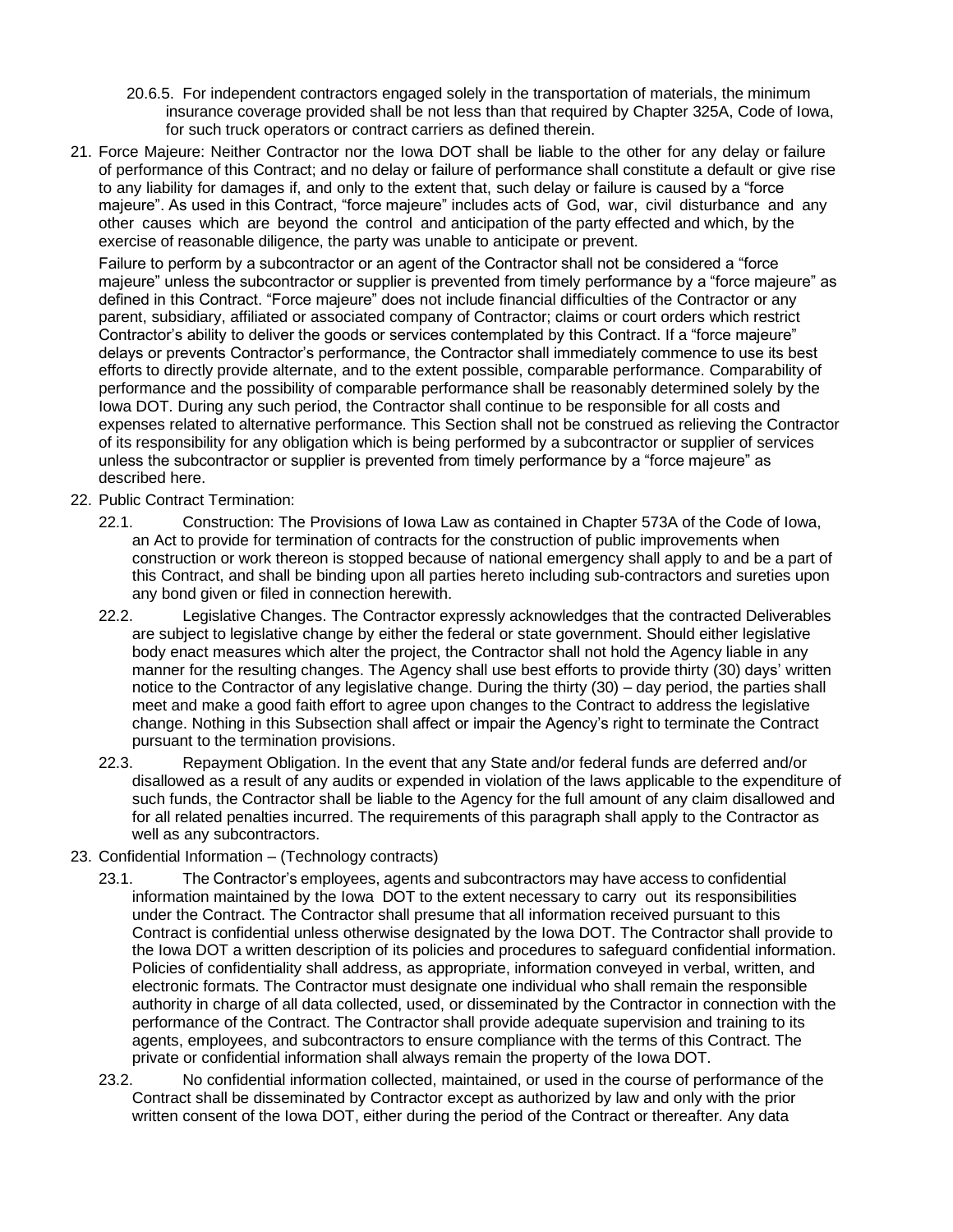20.6.5. For independent contractors engaged solely in the transportation of materials, the minimum insurance coverage provided shall be not less than that required by Chapter 325A, Code of Iowa, for such truck operators or contract carriers as defined therein.

21. Force Majeure: Neither Contractor nor the Iowa DOT shall be liable to the other for any delay or failure of performance of this Contract; and no delay or failure of performance shall constitute a default or give rise to any liability for damages if, and only to the extent that, such delay or failure is caused by a "force majeure". As used in this Contract, "force majeure" includes acts of God, war, civil disturbance and any other causes which are beyond the control and anticipation of the party effected and which, by the exercise of reasonable diligence, the party was unable to anticipate or prevent.

   Failure to perform by a subcontractor or an agent of the Contractor shall not be considered a "force majeure" unless the subcontractor or supplier is prevented from timely performance by a "force majeure" as defined in this Contract. "Force majeure" does not include financial difficulties of the Contractor or any parent, subsidiary, affiliated or associated company of Contractor; claims or court orders which restrict Contractor's ability to deliver the goods or services contemplated by this Contract. If a "force majeure" delays or prevents Contractor's performance, the Contractor shall immediately commence to use its best efforts to directly provide alternate, and to the extent possible, comparable performance. Comparability of performance and the possibility of comparable performance shall be reasonably determined solely by the Iowa DOT. During any such period, the Contractor shall continue to be responsible for all costs and expenses related to alternative performance. This Section shall not be construed as relieving the Contractor of its responsibility for any obligation which is being performed by a subcontractor or supplier of services unless the subcontractor or supplier is prevented from timely performance by a "force majeure" as described here.

22. Public Contract Termination:

   22.1. Construction: The Provisions of Iowa Law as contained in Chapter 573A of the Code of Iowa, an Act to provide for termination of contracts for the construction of public improvements when construction or work thereon is stopped because of national emergency shall apply to and be a part of this Contract, and shall be binding upon all parties hereto including sub-contractors and sureties upon any bond given or filed in connection herewith.

   22.2. Legislative Changes. The Contractor expressly acknowledges that the contracted Deliverables are subject to legislative change by either the federal or state government. Should either legislative body enact measures which alter the project, the Contractor shall not hold the Agency liable in any manner for the resulting changes. The Agency shall use best efforts to provide thirty (30) days' written notice to the Contractor of any legislative change. During the thirty (30) – day period, the parties shall meet and make a good faith effort to agree upon changes to the Contract to address the legislative change. Nothing in this Subsection shall affect or impair the Agency's right to terminate the Contract pursuant to the termination provisions.

   22.3. Repayment Obligation. In the event that any State and/or federal funds are deferred and/or disallowed as a result of any audits or expended in violation of the laws applicable to the expenditure of such funds, the Contractor shall be liable to the Agency for the full amount of any claim disallowed and for all related penalties incurred. The requirements of this paragraph shall apply to the Contractor as well as any subcontractors.

23. Confidential Information – (Technology contracts)

   23.1. The Contractor's employees, agents and subcontractors may have access to confidential information maintained by the Iowa DOT to the extent necessary to carry out its responsibilities under the Contract. The Contractor shall presume that all information received pursuant to this Contract is confidential unless otherwise designated by the Iowa DOT. The Contractor shall provide to the Iowa DOT a written description of its policies and procedures to safeguard confidential information. Policies of confidentiality shall address, as appropriate, information conveyed in verbal, written, and electronic formats. The Contractor must designate one individual who shall remain the responsible authority in charge of all data collected, used, or disseminated by the Contractor in connection with the performance of the Contract. The Contractor shall provide adequate supervision and training to its agents, employees, and subcontractors to ensure compliance with the terms of this Contract. The private or confidential information shall always remain the property of the Iowa DOT.

   23.2. No confidential information collected, maintained, or used in the course of performance of the Contract shall be disseminated by Contractor except as authorized by law and only with the prior written consent of the Iowa DOT, either during the period of the Contract or thereafter. Any data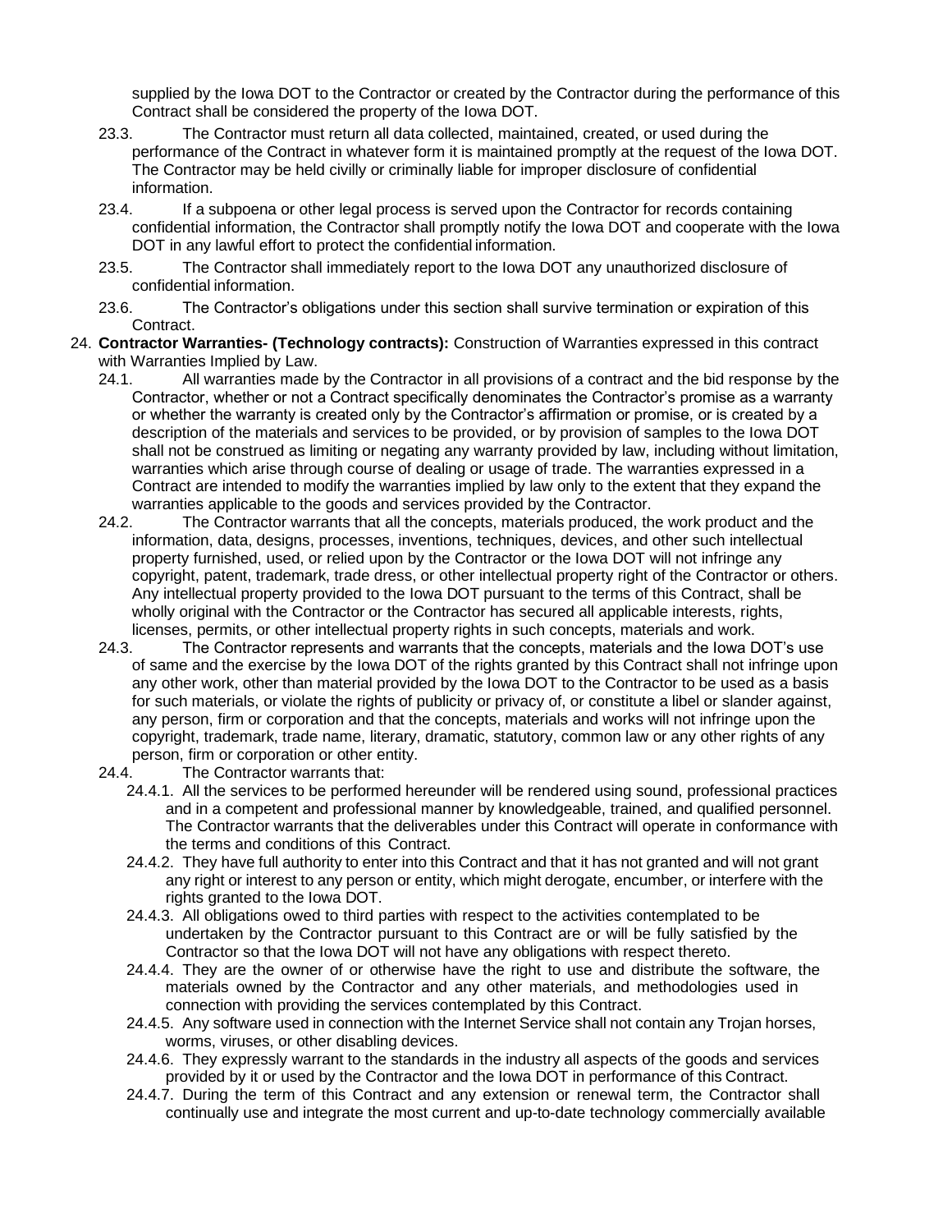supplied by the Iowa DOT to the Contractor or created by the Contractor during the performance of this Contract shall be considered the property of the Iowa DOT.

23.3. The Contractor must return all data collected, maintained, created, or used during the performance of the Contract in whatever form it is maintained promptly at the request of the Iowa DOT. The Contractor may be held civilly or criminally liable for improper disclosure of confidential information.

23.4. If a subpoena or other legal process is served upon the Contractor for records containing confidential information, the Contractor shall promptly notify the Iowa DOT and cooperate with the Iowa DOT in any lawful effort to protect the confidential information.

23.5. The Contractor shall immediately report to the Iowa DOT any unauthorized disclosure of confidential information.

23.6. The Contractor's obligations under this section shall survive termination or expiration of this Contract.

24. **Contractor Warranties- (Technology contracts):** Construction of Warranties expressed in this contract with Warranties Implied by Law.

24.1. All warranties made by the Contractor in all provisions of a contract and the bid response by the Contractor, whether or not a Contract specifically denominates the Contractor's promise as a warranty or whether the warranty is created only by the Contractor's affirmation or promise, or is created by a description of the materials and services to be provided, or by provision of samples to the Iowa DOT shall not be construed as limiting or negating any warranty provided by law, including without limitation, warranties which arise through course of dealing or usage of trade. The warranties expressed in a Contract are intended to modify the warranties implied by law only to the extent that they expand the warranties applicable to the goods and services provided by the Contractor.

24.2. The Contractor warrants that all the concepts, materials produced, the work product and the information, data, designs, processes, inventions, techniques, devices, and other such intellectual property furnished, used, or relied upon by the Contractor or the Iowa DOT will not infringe any copyright, patent, trademark, trade dress, or other intellectual property right of the Contractor or others. Any intellectual property provided to the Iowa DOT pursuant to the terms of this Contract, shall be wholly original with the Contractor or the Contractor has secured all applicable interests, rights, licenses, permits, or other intellectual property rights in such concepts, materials and work.

24.3. The Contractor represents and warrants that the concepts, materials and the Iowa DOT's use of same and the exercise by the Iowa DOT of the rights granted by this Contract shall not infringe upon any other work, other than material provided by the Iowa DOT to the Contractor to be used as a basis for such materials, or violate the rights of publicity or privacy of, or constitute a libel or slander against, any person, firm or corporation and that the concepts, materials and works will not infringe upon the copyright, trademark, trade name, literary, dramatic, statutory, common law or any other rights of any person, firm or corporation or other entity.

24.4. The Contractor warrants that:

24.4.1. All the services to be performed hereunder will be rendered using sound, professional practices and in a competent and professional manner by knowledgeable, trained, and qualified personnel. The Contractor warrants that the deliverables under this Contract will operate in conformance with the terms and conditions of this Contract.

24.4.2. They have full authority to enter into this Contract and that it has not granted and will not grant any right or interest to any person or entity, which might derogate, encumber, or interfere with the rights granted to the Iowa DOT.

24.4.3. All obligations owed to third parties with respect to the activities contemplated to be undertaken by the Contractor pursuant to this Contract are or will be fully satisfied by the Contractor so that the Iowa DOT will not have any obligations with respect thereto.

24.4.4. They are the owner of or otherwise have the right to use and distribute the software, the materials owned by the Contractor and any other materials, and methodologies used in connection with providing the services contemplated by this Contract.

24.4.5. Any software used in connection with the Internet Service shall not contain any Trojan horses, worms, viruses, or other disabling devices.

24.4.6. They expressly warrant to the standards in the industry all aspects of the goods and services provided by it or used by the Contractor and the Iowa DOT in performance of this Contract.

24.4.7. During the term of this Contract and any extension or renewal term, the Contractor shall continually use and integrate the most current and up-to-date technology commercially available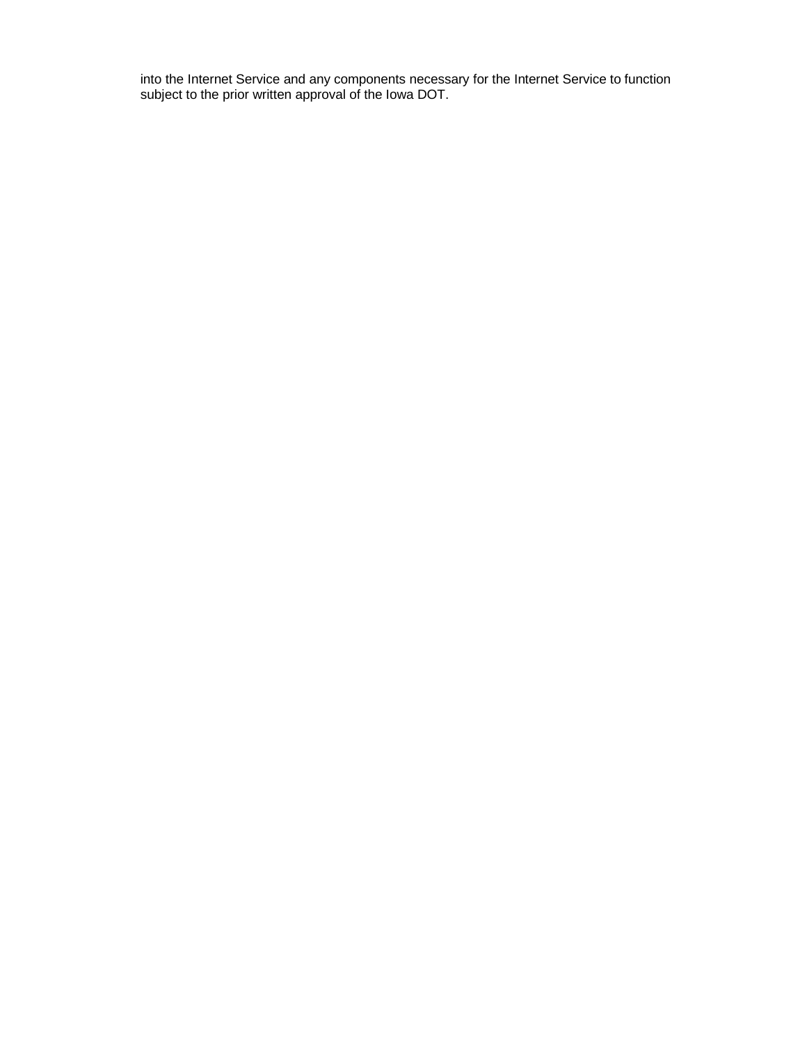into the Internet Service and any components necessary for the Internet Service to function subject to the prior written approval of the Iowa DOT.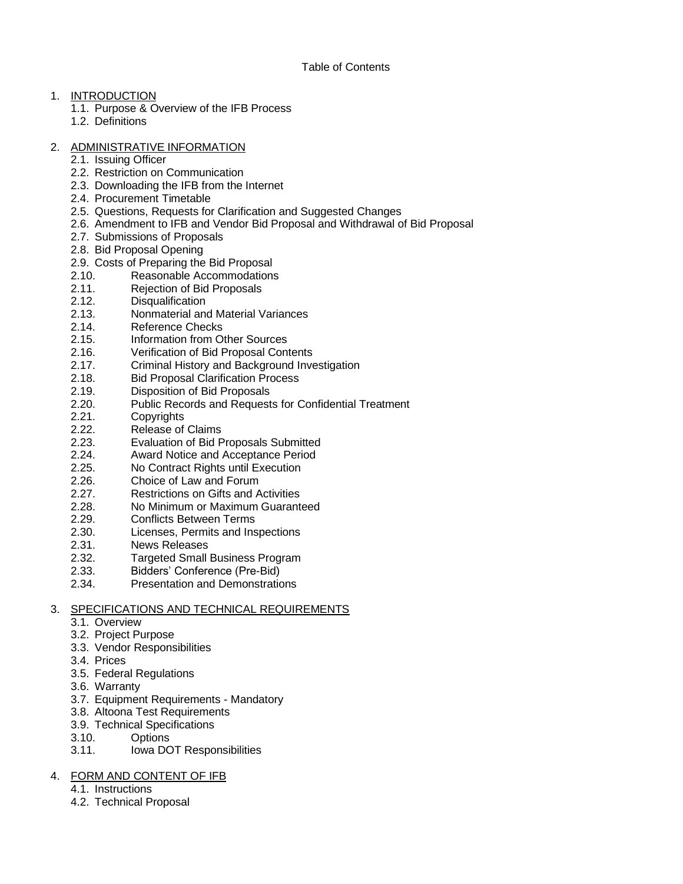Table of Contents

1. <u>INTRODUCTION</u>
    - 1.1. Purpose & Overview of the IFB Process
    - 1.2. Definitions

2. <u>ADMINISTRATIVE INFORMATION</u>
    - 2.1. Issuing Officer
    - 2.2. Restriction on Communication
    - 2.3. Downloading the IFB from the Internet
    - 2.4. Procurement Timetable
    - 2.5. Questions, Requests for Clarification and Suggested Changes
    - 2.6. Amendment to IFB and Vendor Bid Proposal and Withdrawal of Bid Proposal
    - 2.7. Submissions of Proposals
    - 2.8. Bid Proposal Opening
    - 2.9. Costs of Preparing the Bid Proposal
    - 2.10. Reasonable Accommodations
    - 2.11. Rejection of Bid Proposals
    - 2.12. Disqualification
    - 2.13. Nonmaterial and Material Variances
    - 2.14. Reference Checks
    - 2.15. Information from Other Sources
    - 2.16. Verification of Bid Proposal Contents
    - 2.17. Criminal History and Background Investigation
    - 2.18. Bid Proposal Clarification Process
    - 2.19. Disposition of Bid Proposals
    - 2.20. Public Records and Requests for Confidential Treatment
    - 2.21. Copyrights
    - 2.22. Release of Claims
    - 2.23. Evaluation of Bid Proposals Submitted
    - 2.24. Award Notice and Acceptance Period
    - 2.25. No Contract Rights until Execution
    - 2.26. Choice of Law and Forum
    - 2.27. Restrictions on Gifts and Activities
    - 2.28. No Minimum or Maximum Guaranteed
    - 2.29. Conflicts Between Terms
    - 2.30. Licenses, Permits and Inspections
    - 2.31. News Releases
    - 2.32. Targeted Small Business Program
    - 2.33. Bidders' Conference (Pre-Bid)
    - 2.34. Presentation and Demonstrations

3. <u>SPECIFICATIONS AND TECHNICAL REQUIREMENTS</u>
    - 3.1. Overview
    - 3.2. Project Purpose
    - 3.3. Vendor Responsibilities
    - 3.4. Prices
    - 3.5. Federal Regulations
    - 3.6. Warranty
    - 3.7. Equipment Requirements - Mandatory
    - 3.8. Altoona Test Requirements
    - 3.9. Technical Specifications
    - 3.10. Options
    - 3.11. Iowa DOT Responsibilities

4. <u>FORM AND CONTENT OF IFB</u>
    - 4.1. Instructions
    - 4.2. Technical Proposal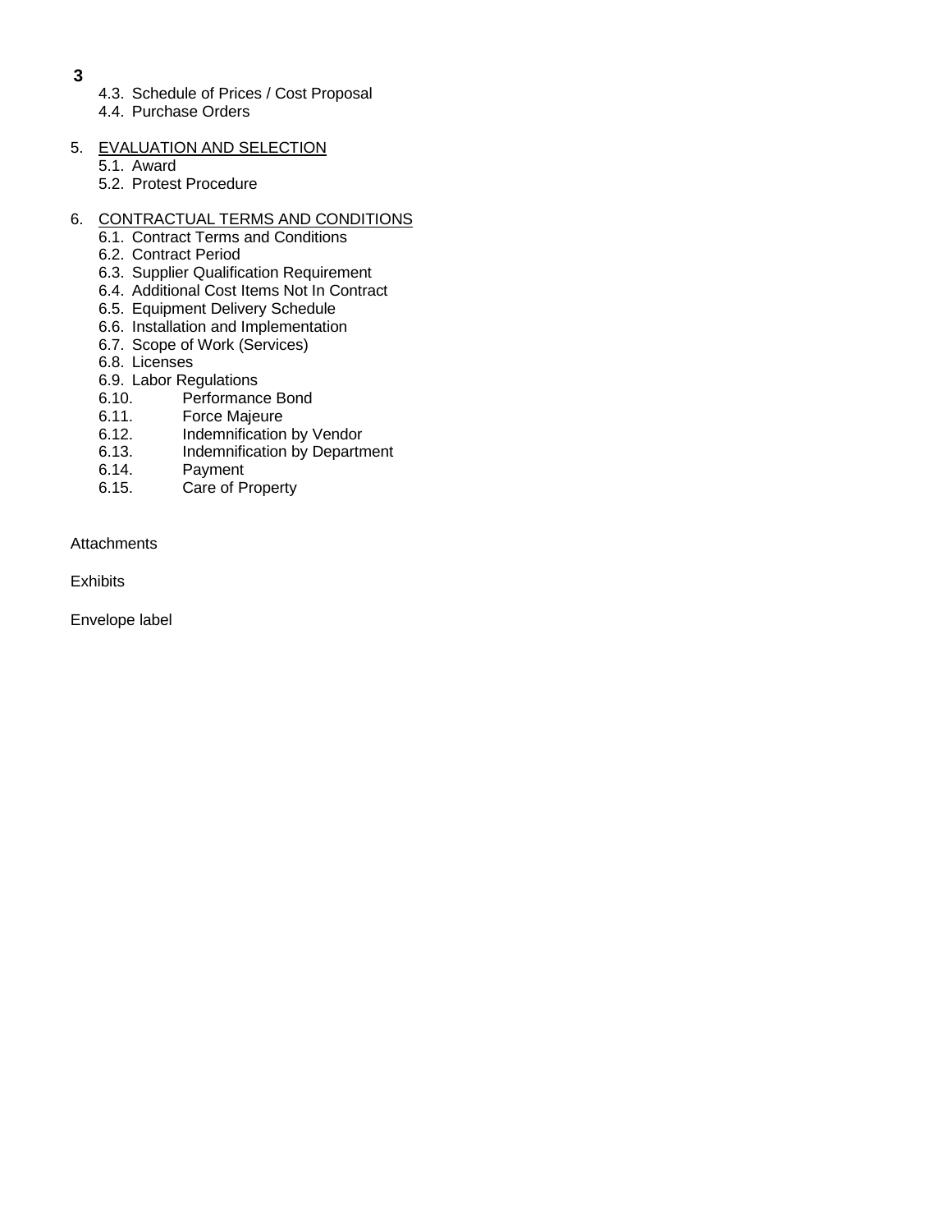- 4.3. Schedule of Prices / Cost Proposal
- 4.4. Purchase Orders

5. <u>EVALUATION AND SELECTION</u>
   - 5.1. Award
   - 5.2. Protest Procedure

6. <u>CONTRACTUAL TERMS AND CONDITIONS</u>
   - 6.1. Contract Terms and Conditions
   - 6.2. Contract Period
   - 6.3. Supplier Qualification Requirement
   - 6.4. Additional Cost Items Not In Contract
   - 6.5. Equipment Delivery Schedule
   - 6.6. Installation and Implementation
   - 6.7. Scope of Work (Services)
   - 6.8. Licenses
   - 6.9. Labor Regulations
   - 6.10. Performance Bond
   - 6.11. Force Majeure
   - 6.12. Indemnification by Vendor
   - 6.13. Indemnification by Department
   - 6.14. Payment
   - 6.15. Care of Property

Attachments

Exhibits

Envelope label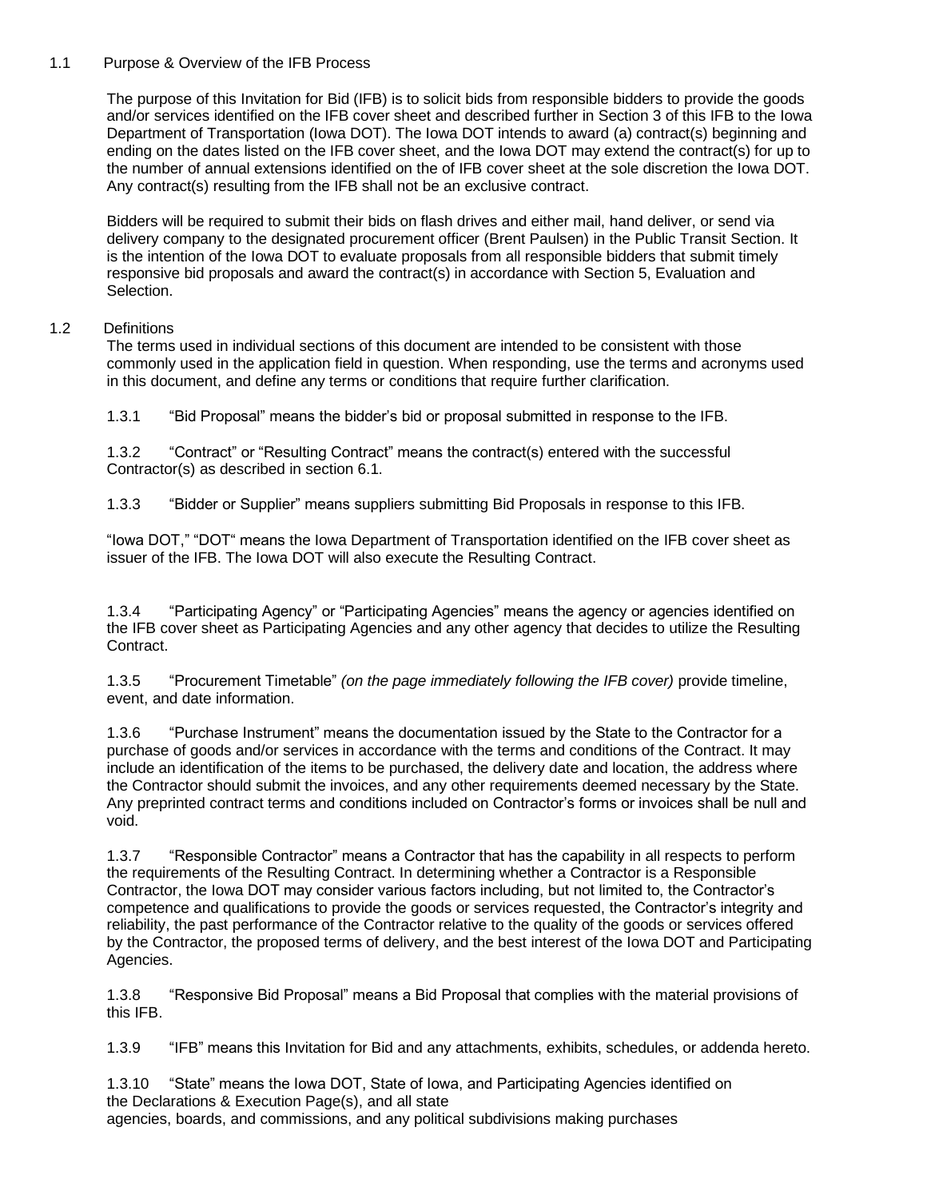### 1.1 Purpose & Overview of the IFB Process

The purpose of this Invitation for Bid (IFB) is to solicit bids from responsible bidders to provide the goods and/or services identified on the IFB cover sheet and described further in Section 3 of this IFB to the Iowa Department of Transportation (Iowa DOT). The Iowa DOT intends to award (a) contract(s) beginning and ending on the dates listed on the IFB cover sheet, and the Iowa DOT may extend the contract(s) for up to the number of annual extensions identified on the of IFB cover sheet at the sole discretion the Iowa DOT. Any contract(s) resulting from the IFB shall not be an exclusive contract.

Bidders will be required to submit their bids on flash drives and either mail, hand deliver, or send via delivery company to the designated procurement officer (Brent Paulsen) in the Public Transit Section. It is the intention of the Iowa DOT to evaluate proposals from all responsible bidders that submit timely responsive bid proposals and award the contract(s) in accordance with Section 5, Evaluation and Selection.

### 1.2 Definitions

The terms used in individual sections of this document are intended to be consistent with those commonly used in the application field in question. When responding, use the terms and acronyms used in this document, and define any terms or conditions that require further clarification.

1.3.1 "Bid Proposal" means the bidder's bid or proposal submitted in response to the IFB.

1.3.2 "Contract" or "Resulting Contract" means the contract(s) entered with the successful Contractor(s) as described in section 6.1.

1.3.3 "Bidder or Supplier" means suppliers submitting Bid Proposals in response to this IFB.

"Iowa DOT," "DOT" means the Iowa Department of Transportation identified on the IFB cover sheet as issuer of the IFB. The Iowa DOT will also execute the Resulting Contract.

1.3.4 "Participating Agency" or "Participating Agencies" means the agency or agencies identified on the IFB cover sheet as Participating Agencies and any other agency that decides to utilize the Resulting Contract.

1.3.5 "Procurement Timetable" *(on the page immediately following the IFB cover)* provide timeline, event, and date information.

1.3.6 "Purchase Instrument" means the documentation issued by the State to the Contractor for a purchase of goods and/or services in accordance with the terms and conditions of the Contract. It may include an identification of the items to be purchased, the delivery date and location, the address where the Contractor should submit the invoices, and any other requirements deemed necessary by the State. Any preprinted contract terms and conditions included on Contractor's forms or invoices shall be null and void.

1.3.7 "Responsible Contractor" means a Contractor that has the capability in all respects to perform the requirements of the Resulting Contract. In determining whether a Contractor is a Responsible Contractor, the Iowa DOT may consider various factors including, but not limited to, the Contractor's competence and qualifications to provide the goods or services requested, the Contractor's integrity and reliability, the past performance of the Contractor relative to the quality of the goods or services offered by the Contractor, the proposed terms of delivery, and the best interest of the Iowa DOT and Participating Agencies.

1.3.8 "Responsive Bid Proposal" means a Bid Proposal that complies with the material provisions of this IFB.

1.3.9 "IFB" means this Invitation for Bid and any attachments, exhibits, schedules, or addenda hereto.

1.3.10 "State" means the Iowa DOT, State of Iowa, and Participating Agencies identified on the Declarations & Execution Page(s), and all state agencies, boards, and commissions, and any political subdivisions making purchases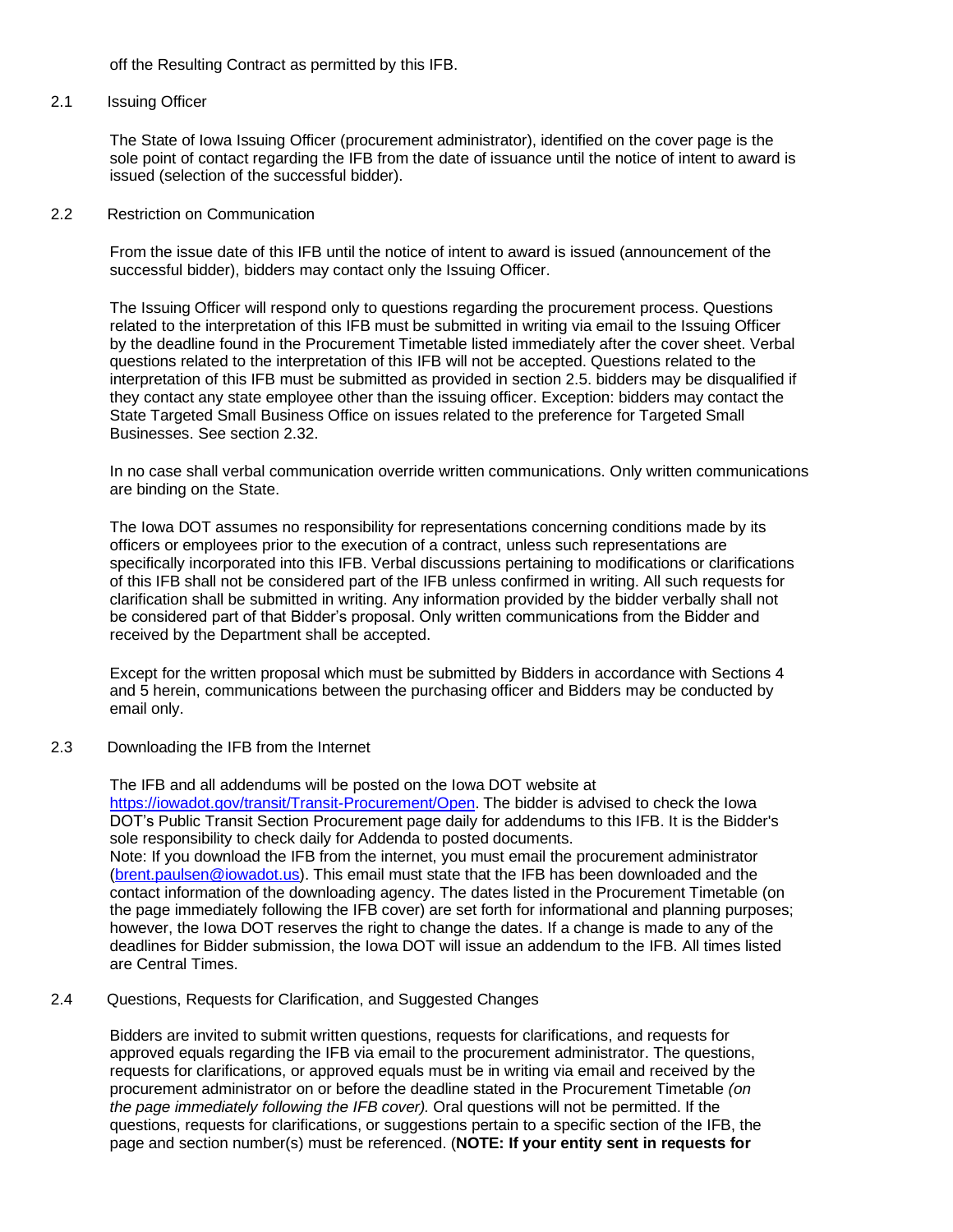off the Resulting Contract as permitted by this IFB.

## 2.1 Issuing Officer

The State of Iowa Issuing Officer (procurement administrator), identified on the cover page is the sole point of contact regarding the IFB from the date of issuance until the notice of intent to award is issued (selection of the successful bidder).

## 2.2 Restriction on Communication

From the issue date of this IFB until the notice of intent to award is issued (announcement of the successful bidder), bidders may contact only the Issuing Officer.

The Issuing Officer will respond only to questions regarding the procurement process. Questions related to the interpretation of this IFB must be submitted in writing via email to the Issuing Officer by the deadline found in the Procurement Timetable listed immediately after the cover sheet. Verbal questions related to the interpretation of this IFB will not be accepted. Questions related to the interpretation of this IFB must be submitted as provided in section 2.5. bidders may be disqualified if they contact any state employee other than the issuing officer. Exception: bidders may contact the State Targeted Small Business Office on issues related to the preference for Targeted Small Businesses. See section 2.32.

In no case shall verbal communication override written communications. Only written communications are binding on the State.

The Iowa DOT assumes no responsibility for representations concerning conditions made by its officers or employees prior to the execution of a contract, unless such representations are specifically incorporated into this IFB. Verbal discussions pertaining to modifications or clarifications of this IFB shall not be considered part of the IFB unless confirmed in writing. All such requests for clarification shall be submitted in writing. Any information provided by the bidder verbally shall not be considered part of that Bidder's proposal. Only written communications from the Bidder and received by the Department shall be accepted.

Except for the written proposal which must be submitted by Bidders in accordance with Sections 4 and 5 herein, communications between the purchasing officer and Bidders may be conducted by email only.

## 2.3 Downloading the IFB from the Internet

The IFB and all addendums will be posted on the Iowa DOT website at [https://iowadot.gov/transit/Transit-Procurement/Open](https://iowadot.gov/transit/Transit-Procurement/Open). The bidder is advised to check the Iowa DOT's Public Transit Section Procurement page daily for addendums to this IFB. It is the Bidder's sole responsibility to check daily for Addenda to posted documents.
Note: If you download the IFB from the internet, you must email the procurement administrator ([brent.paulsen@iowadot.us](mailto:brent.paulsen@iowadot.us)). This email must state that the IFB has been downloaded and the contact information of the downloading agency. The dates listed in the Procurement Timetable (on the page immediately following the IFB cover) are set forth for informational and planning purposes; however, the Iowa DOT reserves the right to change the dates. If a change is made to any of the deadlines for Bidder submission, the Iowa DOT will issue an addendum to the IFB. All times listed are Central Times.

## 2.4 Questions, Requests for Clarification, and Suggested Changes

Bidders are invited to submit written questions, requests for clarifications, and requests for approved equals regarding the IFB via email to the procurement administrator. The questions, requests for clarifications, or approved equals must be in writing via email and received by the procurement administrator on or before the deadline stated in the Procurement Timetable *(on the page immediately following the IFB cover).* Oral questions will not be permitted. If the questions, requests for clarifications, or suggestions pertain to a specific section of the IFB, the page and section number(s) must be referenced. (**NOTE: If your entity sent in requests for**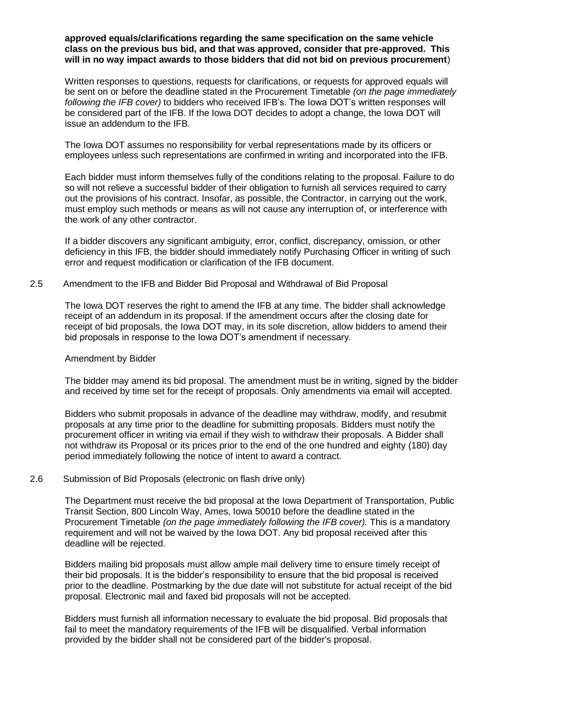**approved equals/clarifications regarding the same specification on the same vehicle class on the previous bus bid, and that was approved, consider that pre-approved. This will in no way impact awards to those bidders that did not bid on previous procurement**)

Written responses to questions, requests for clarifications, or requests for approved equals will be sent on or before the deadline stated in the Procurement Timetable *(on the page immediately following the IFB cover)* to bidders who received IFB's. The Iowa DOT's written responses will be considered part of the IFB. If the Iowa DOT decides to adopt a change, the Iowa DOT will issue an addendum to the IFB.

The Iowa DOT assumes no responsibility for verbal representations made by its officers or employees unless such representations are confirmed in writing and incorporated into the IFB.

Each bidder must inform themselves fully of the conditions relating to the proposal. Failure to do so will not relieve a successful bidder of their obligation to furnish all services required to carry out the provisions of his contract. Insofar, as possible, the Contractor, in carrying out the work, must employ such methods or means as will not cause any interruption of, or interference with the work of any other contractor.

If a bidder discovers any significant ambiguity, error, conflict, discrepancy, omission, or other deficiency in this IFB, the bidder should immediately notify Purchasing Officer in writing of such error and request modification or clarification of the IFB document.

2.5 Amendment to the IFB and Bidder Bid Proposal and Withdrawal of Bid Proposal

The Iowa DOT reserves the right to amend the IFB at any time. The bidder shall acknowledge receipt of an addendum in its proposal. If the amendment occurs after the closing date for receipt of bid proposals, the Iowa DOT may, in its sole discretion, allow bidders to amend their bid proposals in response to the Iowa DOT's amendment if necessary.

Amendment by Bidder

The bidder may amend its bid proposal. The amendment must be in writing, signed by the bidder and received by time set for the receipt of proposals. Only amendments via email will accepted.

Bidders who submit proposals in advance of the deadline may withdraw, modify, and resubmit proposals at any time prior to the deadline for submitting proposals. Bidders must notify the procurement officer in writing via email if they wish to withdraw their proposals. A Bidder shall not withdraw its Proposal or its prices prior to the end of the one hundred and eighty (180) day period immediately following the notice of intent to award a contract.

2.6 Submission of Bid Proposals (electronic on flash drive only)

The Department must receive the bid proposal at the Iowa Department of Transportation, Public Transit Section, 800 Lincoln Way, Ames, Iowa 50010 before the deadline stated in the Procurement Timetable *(on the page immediately following the IFB cover).* This is a mandatory requirement and will not be waived by the Iowa DOT. Any bid proposal received after this deadline will be rejected.

Bidders mailing bid proposals must allow ample mail delivery time to ensure timely receipt of their bid proposals. It is the bidder's responsibility to ensure that the bid proposal is received prior to the deadline. Postmarking by the due date will not substitute for actual receipt of the bid proposal. Electronic mail and faxed bid proposals will not be accepted.

Bidders must furnish all information necessary to evaluate the bid proposal. Bid proposals that fail to meet the mandatory requirements of the IFB will be disqualified. Verbal information provided by the bidder shall not be considered part of the bidder's proposal.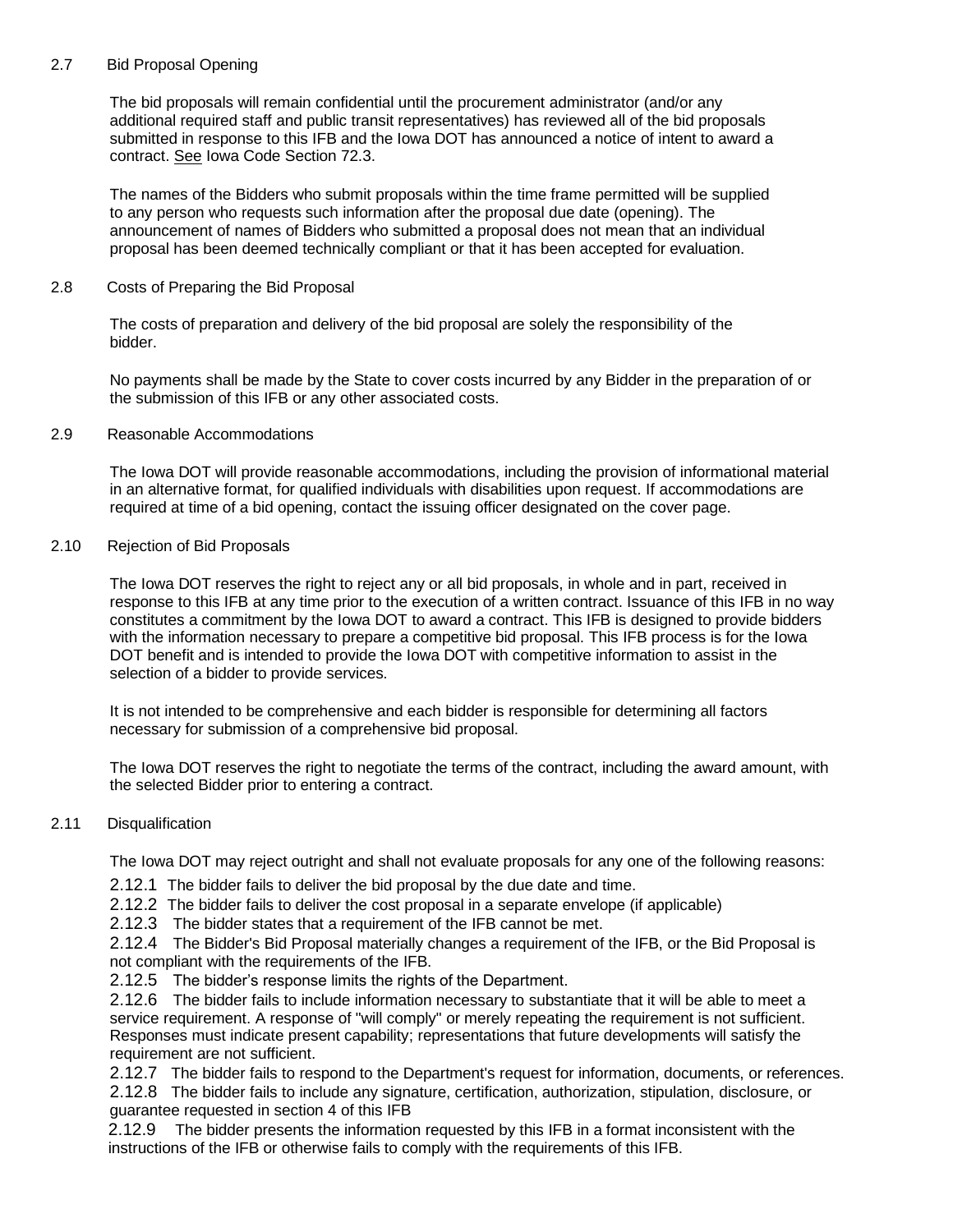## 2.7 Bid Proposal Opening

The bid proposals will remain confidential until the procurement administrator (and/or any additional required staff and public transit representatives) has reviewed all of the bid proposals submitted in response to this IFB and the Iowa DOT has announced a notice of intent to award a contract. See Iowa Code Section 72.3.

The names of the Bidders who submit proposals within the time frame permitted will be supplied to any person who requests such information after the proposal due date (opening). The announcement of names of Bidders who submitted a proposal does not mean that an individual proposal has been deemed technically compliant or that it has been accepted for evaluation.

## 2.8 Costs of Preparing the Bid Proposal

The costs of preparation and delivery of the bid proposal are solely the responsibility of the bidder.

No payments shall be made by the State to cover costs incurred by any Bidder in the preparation of or the submission of this IFB or any other associated costs.

## 2.9 Reasonable Accommodations

The Iowa DOT will provide reasonable accommodations, including the provision of informational material in an alternative format, for qualified individuals with disabilities upon request. If accommodations are required at time of a bid opening, contact the issuing officer designated on the cover page.

## 2.10 Rejection of Bid Proposals

The Iowa DOT reserves the right to reject any or all bid proposals, in whole and in part, received in response to this IFB at any time prior to the execution of a written contract. Issuance of this IFB in no way constitutes a commitment by the Iowa DOT to award a contract. This IFB is designed to provide bidders with the information necessary to prepare a competitive bid proposal. This IFB process is for the Iowa DOT benefit and is intended to provide the Iowa DOT with competitive information to assist in the selection of a bidder to provide services.

It is not intended to be comprehensive and each bidder is responsible for determining all factors necessary for submission of a comprehensive bid proposal.

The Iowa DOT reserves the right to negotiate the terms of the contract, including the award amount, with the selected Bidder prior to entering a contract.

## 2.11 Disqualification

The Iowa DOT may reject outright and shall not evaluate proposals for any one of the following reasons:

2.12.1 The bidder fails to deliver the bid proposal by the due date and time.

2.12.2 The bidder fails to deliver the cost proposal in a separate envelope (if applicable)

2.12.3 The bidder states that a requirement of the IFB cannot be met.

2.12.4 The Bidder's Bid Proposal materially changes a requirement of the IFB, or the Bid Proposal is not compliant with the requirements of the IFB.

2.12.5 The bidder's response limits the rights of the Department.

2.12.6 The bidder fails to include information necessary to substantiate that it will be able to meet a service requirement. A response of "will comply" or merely repeating the requirement is not sufficient. Responses must indicate present capability; representations that future developments will satisfy the requirement are not sufficient.

2.12.7 The bidder fails to respond to the Department's request for information, documents, or references.

2.12.8 The bidder fails to include any signature, certification, authorization, stipulation, disclosure, or guarantee requested in section 4 of this IFB

2.12.9 The bidder presents the information requested by this IFB in a format inconsistent with the instructions of the IFB or otherwise fails to comply with the requirements of this IFB.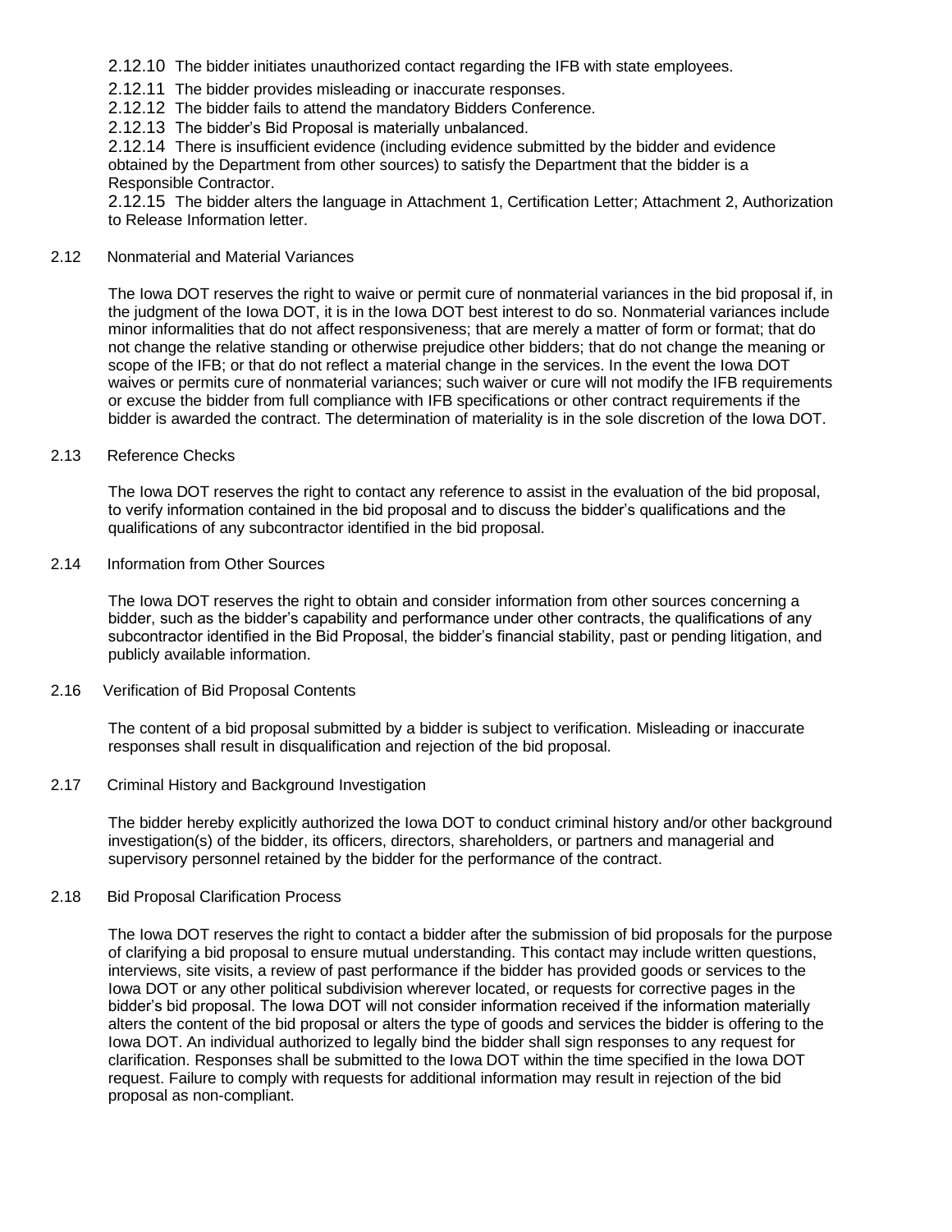2.12.10 The bidder initiates unauthorized contact regarding the IFB with state employees.

2.12.11 The bidder provides misleading or inaccurate responses.

2.12.12 The bidder fails to attend the mandatory Bidders Conference.

2.12.13 The bidder's Bid Proposal is materially unbalanced.

2.12.14 There is insufficient evidence (including evidence submitted by the bidder and evidence obtained by the Department from other sources) to satisfy the Department that the bidder is a Responsible Contractor.

2.12.15 The bidder alters the language in Attachment 1, Certification Letter; Attachment 2, Authorization to Release Information letter.

## 2.12 Nonmaterial and Material Variances

The Iowa DOT reserves the right to waive or permit cure of nonmaterial variances in the bid proposal if, in the judgment of the Iowa DOT, it is in the Iowa DOT best interest to do so. Nonmaterial variances include minor informalities that do not affect responsiveness; that are merely a matter of form or format; that do not change the relative standing or otherwise prejudice other bidders; that do not change the meaning or scope of the IFB; or that do not reflect a material change in the services. In the event the Iowa DOT waives or permits cure of nonmaterial variances; such waiver or cure will not modify the IFB requirements or excuse the bidder from full compliance with IFB specifications or other contract requirements if the bidder is awarded the contract. The determination of materiality is in the sole discretion of the Iowa DOT.

## 2.13 Reference Checks

The Iowa DOT reserves the right to contact any reference to assist in the evaluation of the bid proposal, to verify information contained in the bid proposal and to discuss the bidder's qualifications and the qualifications of any subcontractor identified in the bid proposal.

## 2.14 Information from Other Sources

The Iowa DOT reserves the right to obtain and consider information from other sources concerning a bidder, such as the bidder's capability and performance under other contracts, the qualifications of any subcontractor identified in the Bid Proposal, the bidder's financial stability, past or pending litigation, and publicly available information.

## 2.16 Verification of Bid Proposal Contents

The content of a bid proposal submitted by a bidder is subject to verification. Misleading or inaccurate responses shall result in disqualification and rejection of the bid proposal.

## 2.17 Criminal History and Background Investigation

The bidder hereby explicitly authorized the Iowa DOT to conduct criminal history and/or other background investigation(s) of the bidder, its officers, directors, shareholders, or partners and managerial and supervisory personnel retained by the bidder for the performance of the contract.

## 2.18 Bid Proposal Clarification Process

The Iowa DOT reserves the right to contact a bidder after the submission of bid proposals for the purpose of clarifying a bid proposal to ensure mutual understanding. This contact may include written questions, interviews, site visits, a review of past performance if the bidder has provided goods or services to the Iowa DOT or any other political subdivision wherever located, or requests for corrective pages in the bidder's bid proposal. The Iowa DOT will not consider information received if the information materially alters the content of the bid proposal or alters the type of goods and services the bidder is offering to the Iowa DOT. An individual authorized to legally bind the bidder shall sign responses to any request for clarification. Responses shall be submitted to the Iowa DOT within the time specified in the Iowa DOT request. Failure to comply with requests for additional information may result in rejection of the bid proposal as non-compliant.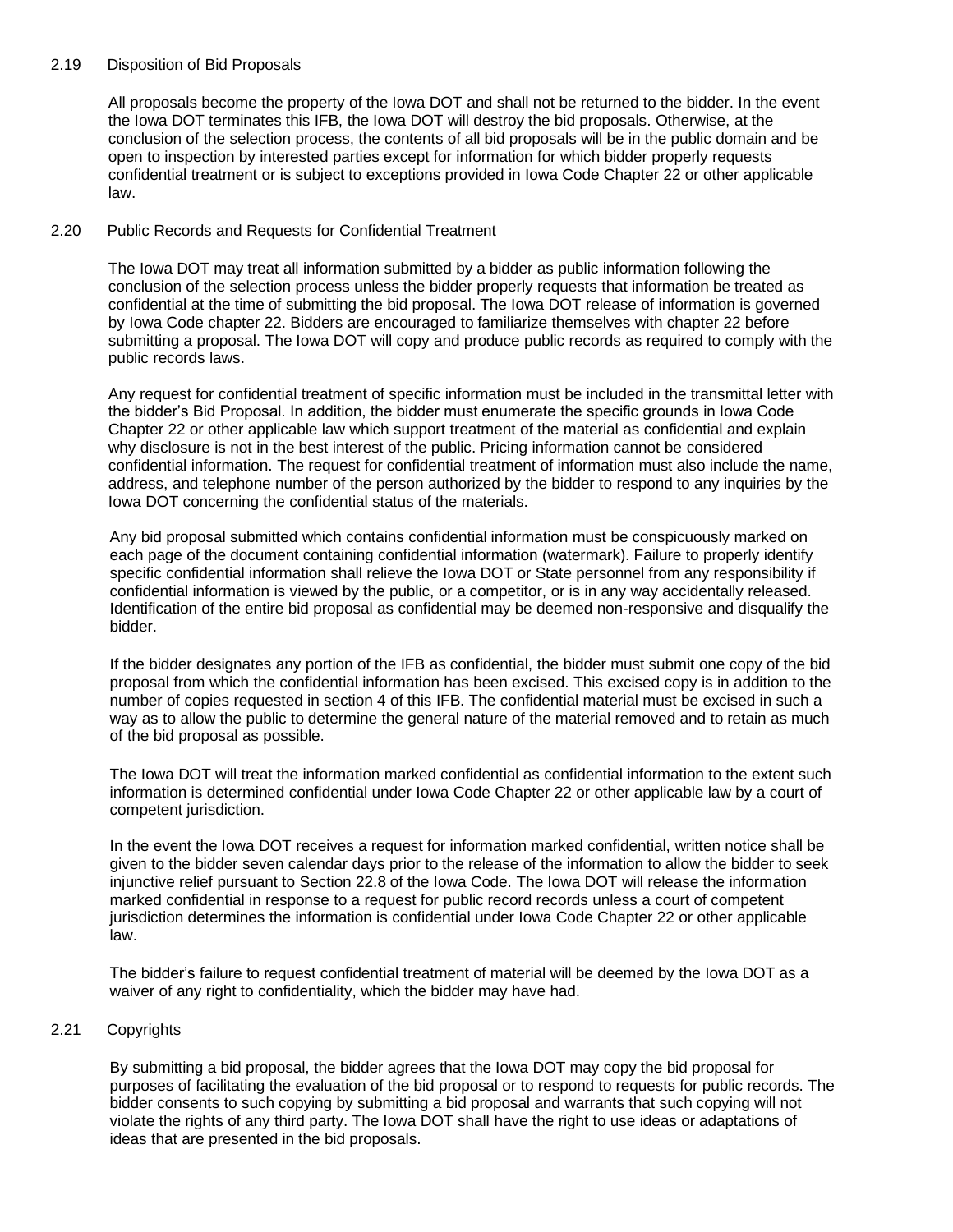### 2.19 Disposition of Bid Proposals

All proposals become the property of the Iowa DOT and shall not be returned to the bidder. In the event the Iowa DOT terminates this IFB, the Iowa DOT will destroy the bid proposals. Otherwise, at the conclusion of the selection process, the contents of all bid proposals will be in the public domain and be open to inspection by interested parties except for information for which bidder properly requests confidential treatment or is subject to exceptions provided in Iowa Code Chapter 22 or other applicable law.

### 2.20 Public Records and Requests for Confidential Treatment

The Iowa DOT may treat all information submitted by a bidder as public information following the conclusion of the selection process unless the bidder properly requests that information be treated as confidential at the time of submitting the bid proposal. The Iowa DOT release of information is governed by Iowa Code chapter 22. Bidders are encouraged to familiarize themselves with chapter 22 before submitting a proposal. The Iowa DOT will copy and produce public records as required to comply with the public records laws.

Any request for confidential treatment of specific information must be included in the transmittal letter with the bidder's Bid Proposal. In addition, the bidder must enumerate the specific grounds in Iowa Code Chapter 22 or other applicable law which support treatment of the material as confidential and explain why disclosure is not in the best interest of the public. Pricing information cannot be considered confidential information. The request for confidential treatment of information must also include the name, address, and telephone number of the person authorized by the bidder to respond to any inquiries by the Iowa DOT concerning the confidential status of the materials.

Any bid proposal submitted which contains confidential information must be conspicuously marked on each page of the document containing confidential information (watermark). Failure to properly identify specific confidential information shall relieve the Iowa DOT or State personnel from any responsibility if confidential information is viewed by the public, or a competitor, or is in any way accidentally released. Identification of the entire bid proposal as confidential may be deemed non-responsive and disqualify the bidder.

If the bidder designates any portion of the IFB as confidential, the bidder must submit one copy of the bid proposal from which the confidential information has been excised. This excised copy is in addition to the number of copies requested in section 4 of this IFB. The confidential material must be excised in such a way as to allow the public to determine the general nature of the material removed and to retain as much of the bid proposal as possible.

The Iowa DOT will treat the information marked confidential as confidential information to the extent such information is determined confidential under Iowa Code Chapter 22 or other applicable law by a court of competent jurisdiction.

In the event the Iowa DOT receives a request for information marked confidential, written notice shall be given to the bidder seven calendar days prior to the release of the information to allow the bidder to seek injunctive relief pursuant to Section 22.8 of the Iowa Code. The Iowa DOT will release the information marked confidential in response to a request for public record records unless a court of competent jurisdiction determines the information is confidential under Iowa Code Chapter 22 or other applicable law.

The bidder's failure to request confidential treatment of material will be deemed by the Iowa DOT as a waiver of any right to confidentiality, which the bidder may have had.

### 2.21 Copyrights

By submitting a bid proposal, the bidder agrees that the Iowa DOT may copy the bid proposal for purposes of facilitating the evaluation of the bid proposal or to respond to requests for public records. The bidder consents to such copying by submitting a bid proposal and warrants that such copying will not violate the rights of any third party. The Iowa DOT shall have the right to use ideas or adaptations of ideas that are presented in the bid proposals.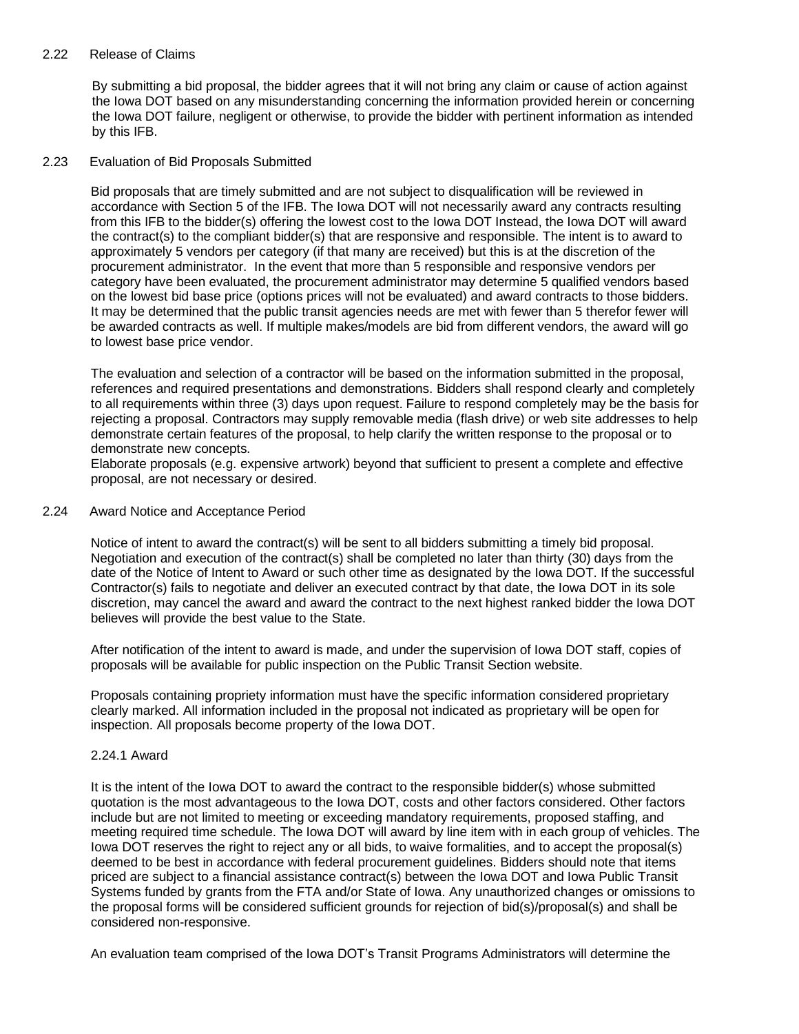## 2.22 Release of Claims

By submitting a bid proposal, the bidder agrees that it will not bring any claim or cause of action against the Iowa DOT based on any misunderstanding concerning the information provided herein or concerning the Iowa DOT failure, negligent or otherwise, to provide the bidder with pertinent information as intended by this IFB.

## 2.23 Evaluation of Bid Proposals Submitted

Bid proposals that are timely submitted and are not subject to disqualification will be reviewed in accordance with Section 5 of the IFB. The Iowa DOT will not necessarily award any contracts resulting from this IFB to the bidder(s) offering the lowest cost to the Iowa DOT Instead, the Iowa DOT will award the contract(s) to the compliant bidder(s) that are responsive and responsible. The intent is to award to approximately 5 vendors per category (if that many are received) but this is at the discretion of the procurement administrator. In the event that more than 5 responsible and responsive vendors per category have been evaluated, the procurement administrator may determine 5 qualified vendors based on the lowest bid base price (options prices will not be evaluated) and award contracts to those bidders. It may be determined that the public transit agencies needs are met with fewer than 5 therefor fewer will be awarded contracts as well. If multiple makes/models are bid from different vendors, the award will go to lowest base price vendor.

The evaluation and selection of a contractor will be based on the information submitted in the proposal, references and required presentations and demonstrations. Bidders shall respond clearly and completely to all requirements within three (3) days upon request. Failure to respond completely may be the basis for rejecting a proposal. Contractors may supply removable media (flash drive) or web site addresses to help demonstrate certain features of the proposal, to help clarify the written response to the proposal or to demonstrate new concepts.
Elaborate proposals (e.g. expensive artwork) beyond that sufficient to present a complete and effective proposal, are not necessary or desired.

## 2.24 Award Notice and Acceptance Period

Notice of intent to award the contract(s) will be sent to all bidders submitting a timely bid proposal. Negotiation and execution of the contract(s) shall be completed no later than thirty (30) days from the date of the Notice of Intent to Award or such other time as designated by the Iowa DOT. If the successful Contractor(s) fails to negotiate and deliver an executed contract by that date, the Iowa DOT in its sole discretion, may cancel the award and award the contract to the next highest ranked bidder the Iowa DOT believes will provide the best value to the State.

After notification of the intent to award is made, and under the supervision of Iowa DOT staff, copies of proposals will be available for public inspection on the Public Transit Section website.

Proposals containing propriety information must have the specific information considered proprietary clearly marked. All information included in the proposal not indicated as proprietary will be open for inspection. All proposals become property of the Iowa DOT.

### 2.24.1 Award

It is the intent of the Iowa DOT to award the contract to the responsible bidder(s) whose submitted quotation is the most advantageous to the Iowa DOT, costs and other factors considered. Other factors include but are not limited to meeting or exceeding mandatory requirements, proposed staffing, and meeting required time schedule. The Iowa DOT will award by line item with in each group of vehicles. The Iowa DOT reserves the right to reject any or all bids, to waive formalities, and to accept the proposal(s) deemed to be best in accordance with federal procurement guidelines. Bidders should note that items priced are subject to a financial assistance contract(s) between the Iowa DOT and Iowa Public Transit Systems funded by grants from the FTA and/or State of Iowa. Any unauthorized changes or omissions to the proposal forms will be considered sufficient grounds for rejection of bid(s)/proposal(s) and shall be considered non-responsive.

An evaluation team comprised of the Iowa DOT's Transit Programs Administrators will determine the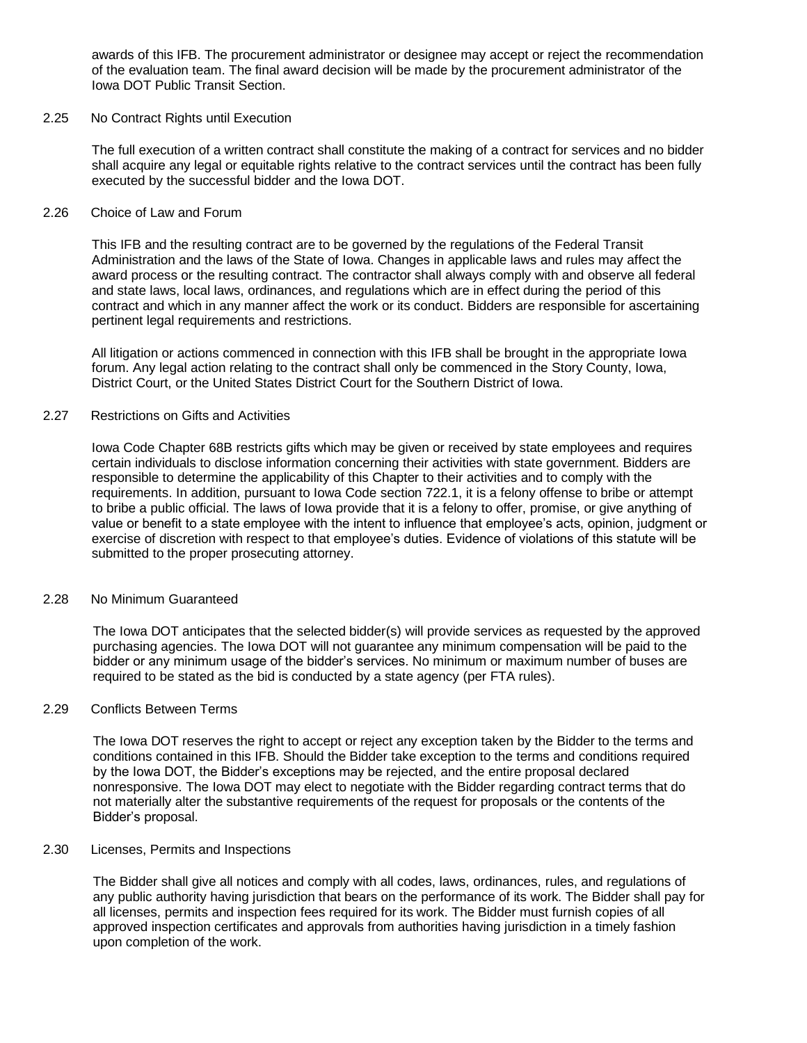awards of this IFB. The procurement administrator or designee may accept or reject the recommendation of the evaluation team. The final award decision will be made by the procurement administrator of the Iowa DOT Public Transit Section.

### 2.25 No Contract Rights until Execution

The full execution of a written contract shall constitute the making of a contract for services and no bidder shall acquire any legal or equitable rights relative to the contract services until the contract has been fully executed by the successful bidder and the Iowa DOT.

### 2.26 Choice of Law and Forum

This IFB and the resulting contract are to be governed by the regulations of the Federal Transit Administration and the laws of the State of Iowa. Changes in applicable laws and rules may affect the award process or the resulting contract. The contractor shall always comply with and observe all federal and state laws, local laws, ordinances, and regulations which are in effect during the period of this contract and which in any manner affect the work or its conduct. Bidders are responsible for ascertaining pertinent legal requirements and restrictions.

All litigation or actions commenced in connection with this IFB shall be brought in the appropriate Iowa forum. Any legal action relating to the contract shall only be commenced in the Story County, Iowa, District Court, or the United States District Court for the Southern District of Iowa.

### 2.27 Restrictions on Gifts and Activities

Iowa Code Chapter 68B restricts gifts which may be given or received by state employees and requires certain individuals to disclose information concerning their activities with state government. Bidders are responsible to determine the applicability of this Chapter to their activities and to comply with the requirements. In addition, pursuant to Iowa Code section 722.1, it is a felony offense to bribe or attempt to bribe a public official. The laws of Iowa provide that it is a felony to offer, promise, or give anything of value or benefit to a state employee with the intent to influence that employee's acts, opinion, judgment or exercise of discretion with respect to that employee's duties. Evidence of violations of this statute will be submitted to the proper prosecuting attorney.

### 2.28 No Minimum Guaranteed

The Iowa DOT anticipates that the selected bidder(s) will provide services as requested by the approved purchasing agencies. The Iowa DOT will not guarantee any minimum compensation will be paid to the bidder or any minimum usage of the bidder's services. No minimum or maximum number of buses are required to be stated as the bid is conducted by a state agency (per FTA rules).

### 2.29 Conflicts Between Terms

The Iowa DOT reserves the right to accept or reject any exception taken by the Bidder to the terms and conditions contained in this IFB. Should the Bidder take exception to the terms and conditions required by the Iowa DOT, the Bidder's exceptions may be rejected, and the entire proposal declared nonresponsive. The Iowa DOT may elect to negotiate with the Bidder regarding contract terms that do not materially alter the substantive requirements of the request for proposals or the contents of the Bidder's proposal.

### 2.30 Licenses, Permits and Inspections

The Bidder shall give all notices and comply with all codes, laws, ordinances, rules, and regulations of any public authority having jurisdiction that bears on the performance of its work. The Bidder shall pay for all licenses, permits and inspection fees required for its work. The Bidder must furnish copies of all approved inspection certificates and approvals from authorities having jurisdiction in a timely fashion upon completion of the work.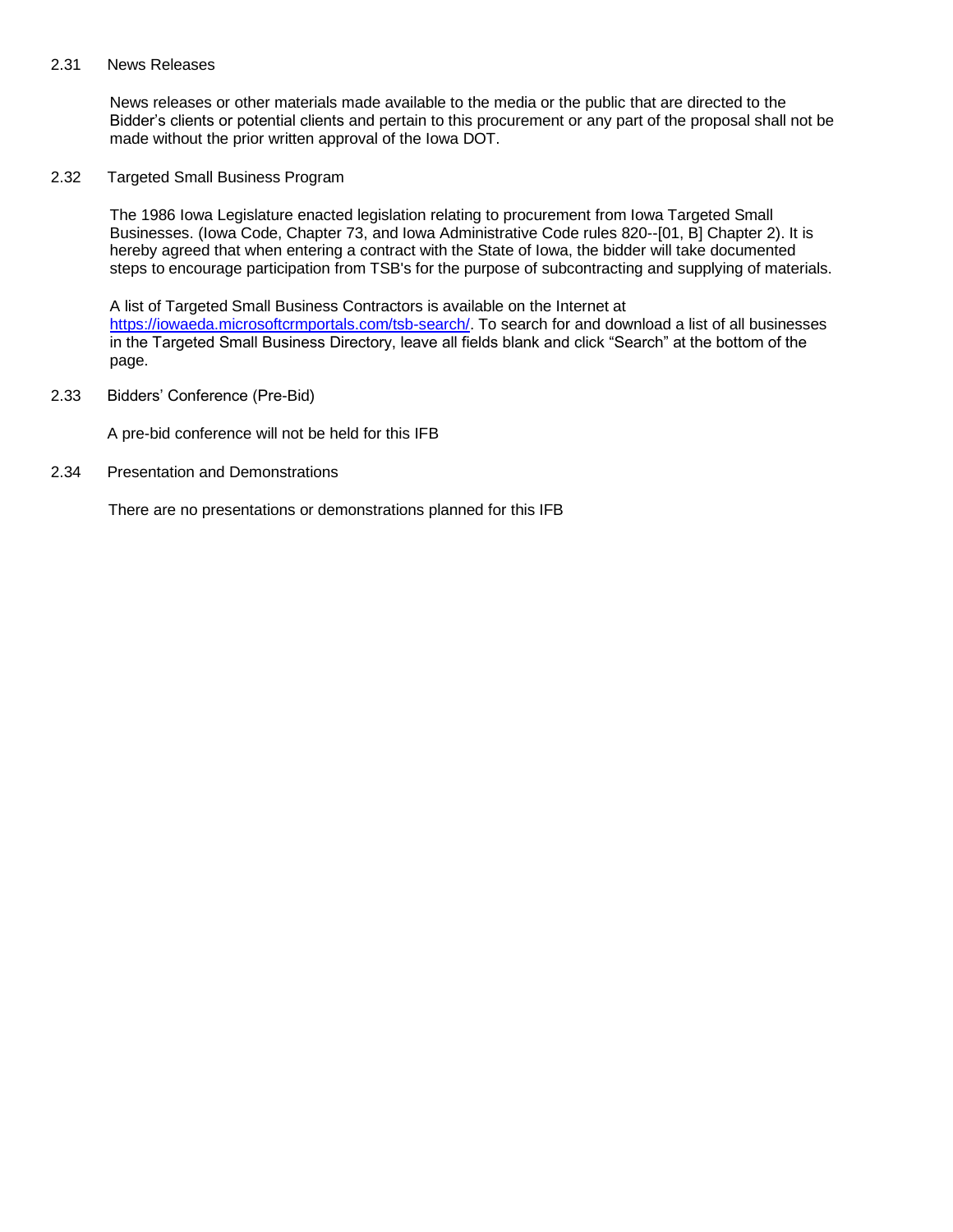## 2.31 News Releases

News releases or other materials made available to the media or the public that are directed to the Bidder's clients or potential clients and pertain to this procurement or any part of the proposal shall not be made without the prior written approval of the Iowa DOT.

## 2.32 Targeted Small Business Program

The 1986 Iowa Legislature enacted legislation relating to procurement from Iowa Targeted Small Businesses. (Iowa Code, Chapter 73, and Iowa Administrative Code rules 820--[01, B] Chapter 2). It is hereby agreed that when entering a contract with the State of Iowa, the bidder will take documented steps to encourage participation from TSB's for the purpose of subcontracting and supplying of materials.

A list of Targeted Small Business Contractors is available on the Internet at [https://iowaeda.microsoftcrmportals.com/tsb-search/](https://iowaeda.microsoftcrmportals.com/tsb-search/). To search for and download a list of all businesses in the Targeted Small Business Directory, leave all fields blank and click "Search" at the bottom of the page.

## 2.33 Bidders' Conference (Pre-Bid)

A pre-bid conference will not be held for this IFB

## 2.34 Presentation and Demonstrations

There are no presentations or demonstrations planned for this IFB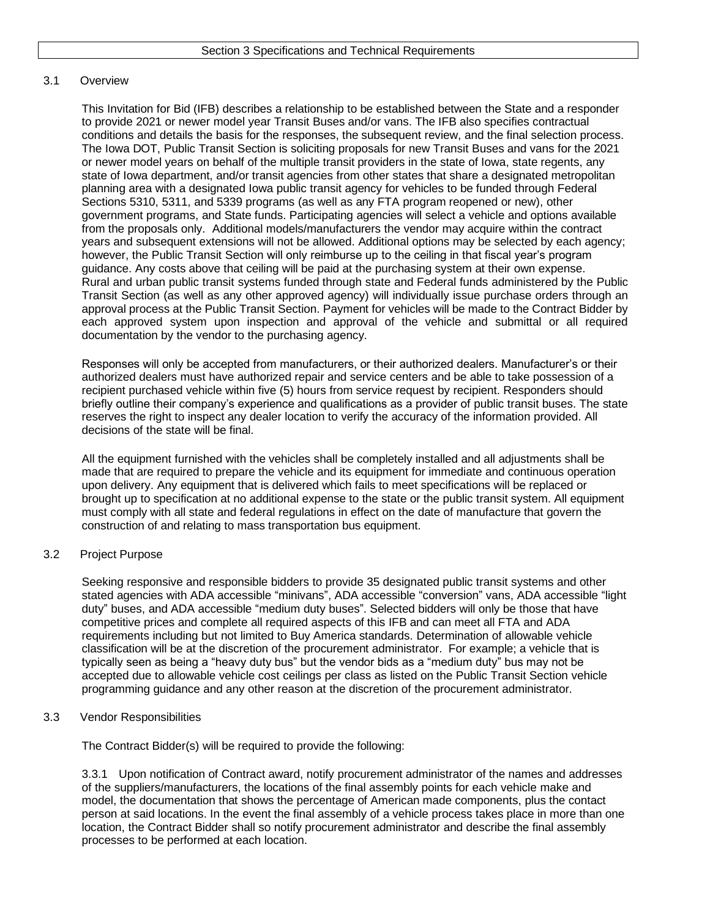# Section 3 Specifications and Technical Requirements

## 3.1 Overview

This Invitation for Bid (IFB) describes a relationship to be established between the State and a responder to provide 2021 or newer model year Transit Buses and/or vans. The IFB also specifies contractual conditions and details the basis for the responses, the subsequent review, and the final selection process. The Iowa DOT, Public Transit Section is soliciting proposals for new Transit Buses and vans for the 2021 or newer model years on behalf of the multiple transit providers in the state of Iowa, state regents, any state of Iowa department, and/or transit agencies from other states that share a designated metropolitan planning area with a designated Iowa public transit agency for vehicles to be funded through Federal Sections 5310, 5311, and 5339 programs (as well as any FTA program reopened or new), other government programs, and State funds. Participating agencies will select a vehicle and options available from the proposals only. Additional models/manufacturers the vendor may acquire within the contract years and subsequent extensions will not be allowed. Additional options may be selected by each agency; however, the Public Transit Section will only reimburse up to the ceiling in that fiscal year's program guidance. Any costs above that ceiling will be paid at the purchasing system at their own expense. Rural and urban public transit systems funded through state and Federal funds administered by the Public Transit Section (as well as any other approved agency) will individually issue purchase orders through an approval process at the Public Transit Section. Payment for vehicles will be made to the Contract Bidder by each approved system upon inspection and approval of the vehicle and submittal or all required documentation by the vendor to the purchasing agency.

Responses will only be accepted from manufacturers, or their authorized dealers. Manufacturer's or their authorized dealers must have authorized repair and service centers and be able to take possession of a recipient purchased vehicle within five (5) hours from service request by recipient. Responders should briefly outline their company's experience and qualifications as a provider of public transit buses. The state reserves the right to inspect any dealer location to verify the accuracy of the information provided. All decisions of the state will be final.

All the equipment furnished with the vehicles shall be completely installed and all adjustments shall be made that are required to prepare the vehicle and its equipment for immediate and continuous operation upon delivery. Any equipment that is delivered which fails to meet specifications will be replaced or brought up to specification at no additional expense to the state or the public transit system. All equipment must comply with all state and federal regulations in effect on the date of manufacture that govern the construction of and relating to mass transportation bus equipment.

## 3.2 Project Purpose

Seeking responsive and responsible bidders to provide 35 designated public transit systems and other stated agencies with ADA accessible "minivans", ADA accessible "conversion" vans, ADA accessible "light duty" buses, and ADA accessible "medium duty buses". Selected bidders will only be those that have competitive prices and complete all required aspects of this IFB and can meet all FTA and ADA requirements including but not limited to Buy America standards. Determination of allowable vehicle classification will be at the discretion of the procurement administrator. For example; a vehicle that is typically seen as being a "heavy duty bus" but the vendor bids as a "medium duty" bus may not be accepted due to allowable vehicle cost ceilings per class as listed on the Public Transit Section vehicle programming guidance and any other reason at the discretion of the procurement administrator.

## 3.3 Vendor Responsibilities

The Contract Bidder(s) will be required to provide the following:

3.3.1 Upon notification of Contract award, notify procurement administrator of the names and addresses of the suppliers/manufacturers, the locations of the final assembly points for each vehicle make and model, the documentation that shows the percentage of American made components, plus the contact person at said locations. In the event the final assembly of a vehicle process takes place in more than one location, the Contract Bidder shall so notify procurement administrator and describe the final assembly processes to be performed at each location.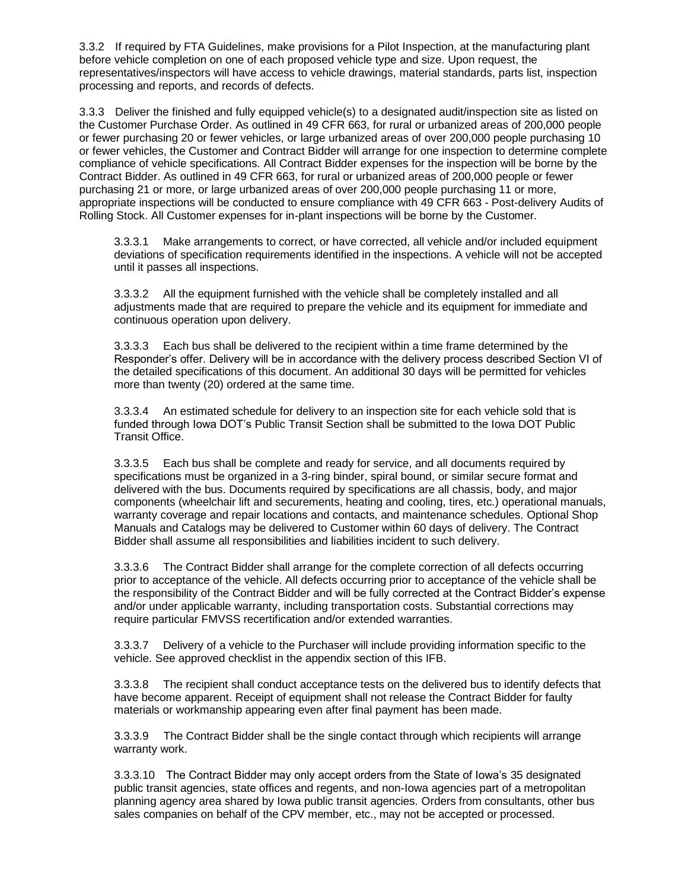3.3.2 If required by FTA Guidelines, make provisions for a Pilot Inspection, at the manufacturing plant before vehicle completion on one of each proposed vehicle type and size. Upon request, the representatives/inspectors will have access to vehicle drawings, material standards, parts list, inspection processing and reports, and records of defects.

3.3.3 Deliver the finished and fully equipped vehicle(s) to a designated audit/inspection site as listed on the Customer Purchase Order. As outlined in 49 CFR 663, for rural or urbanized areas of 200,000 people or fewer purchasing 20 or fewer vehicles, or large urbanized areas of over 200,000 people purchasing 10 or fewer vehicles, the Customer and Contract Bidder will arrange for one inspection to determine complete compliance of vehicle specifications. All Contract Bidder expenses for the inspection will be borne by the Contract Bidder. As outlined in 49 CFR 663, for rural or urbanized areas of 200,000 people or fewer purchasing 21 or more, or large urbanized areas of over 200,000 people purchasing 11 or more, appropriate inspections will be conducted to ensure compliance with 49 CFR 663 - Post-delivery Audits of Rolling Stock. All Customer expenses for in-plant inspections will be borne by the Customer.

3.3.3.1 Make arrangements to correct, or have corrected, all vehicle and/or included equipment deviations of specification requirements identified in the inspections. A vehicle will not be accepted until it passes all inspections.

3.3.3.2 All the equipment furnished with the vehicle shall be completely installed and all adjustments made that are required to prepare the vehicle and its equipment for immediate and continuous operation upon delivery.

3.3.3.3 Each bus shall be delivered to the recipient within a time frame determined by the Responder's offer. Delivery will be in accordance with the delivery process described Section VI of the detailed specifications of this document. An additional 30 days will be permitted for vehicles more than twenty (20) ordered at the same time.

3.3.3.4 An estimated schedule for delivery to an inspection site for each vehicle sold that is funded through Iowa DOT's Public Transit Section shall be submitted to the Iowa DOT Public Transit Office.

3.3.3.5 Each bus shall be complete and ready for service, and all documents required by specifications must be organized in a 3-ring binder, spiral bound, or similar secure format and delivered with the bus. Documents required by specifications are all chassis, body, and major components (wheelchair lift and securements, heating and cooling, tires, etc.) operational manuals, warranty coverage and repair locations and contacts, and maintenance schedules. Optional Shop Manuals and Catalogs may be delivered to Customer within 60 days of delivery. The Contract Bidder shall assume all responsibilities and liabilities incident to such delivery.

3.3.3.6 The Contract Bidder shall arrange for the complete correction of all defects occurring prior to acceptance of the vehicle. All defects occurring prior to acceptance of the vehicle shall be the responsibility of the Contract Bidder and will be fully corrected at the Contract Bidder's expense and/or under applicable warranty, including transportation costs. Substantial corrections may require particular FMVSS recertification and/or extended warranties.

3.3.3.7 Delivery of a vehicle to the Purchaser will include providing information specific to the vehicle. See approved checklist in the appendix section of this IFB.

3.3.3.8 The recipient shall conduct acceptance tests on the delivered bus to identify defects that have become apparent. Receipt of equipment shall not release the Contract Bidder for faulty materials or workmanship appearing even after final payment has been made.

3.3.3.9 The Contract Bidder shall be the single contact through which recipients will arrange warranty work.

3.3.3.10 The Contract Bidder may only accept orders from the State of Iowa's 35 designated public transit agencies, state offices and regents, and non-Iowa agencies part of a metropolitan planning agency area shared by Iowa public transit agencies. Orders from consultants, other bus sales companies on behalf of the CPV member, etc., may not be accepted or processed.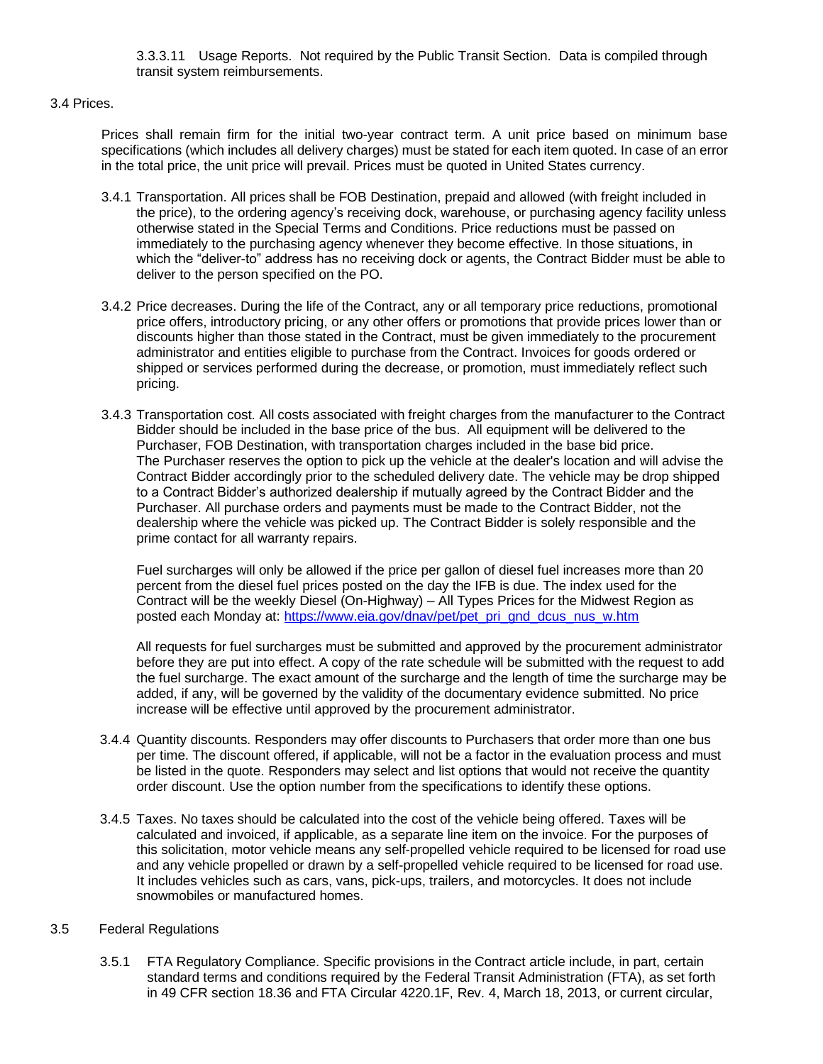3.3.3.11 Usage Reports. Not required by the Public Transit Section. Data is compiled through transit system reimbursements.

3.4 Prices.

Prices shall remain firm for the initial two-year contract term. A unit price based on minimum base specifications (which includes all delivery charges) must be stated for each item quoted. In case of an error in the total price, the unit price will prevail. Prices must be quoted in United States currency.

3.4.1 Transportation. All prices shall be FOB Destination, prepaid and allowed (with freight included in the price), to the ordering agency's receiving dock, warehouse, or purchasing agency facility unless otherwise stated in the Special Terms and Conditions. Price reductions must be passed on immediately to the purchasing agency whenever they become effective. In those situations, in which the "deliver-to" address has no receiving dock or agents, the Contract Bidder must be able to deliver to the person specified on the PO.

3.4.2 Price decreases. During the life of the Contract, any or all temporary price reductions, promotional price offers, introductory pricing, or any other offers or promotions that provide prices lower than or discounts higher than those stated in the Contract, must be given immediately to the procurement administrator and entities eligible to purchase from the Contract. Invoices for goods ordered or shipped or services performed during the decrease, or promotion, must immediately reflect such pricing.

3.4.3 Transportation cost. All costs associated with freight charges from the manufacturer to the Contract Bidder should be included in the base price of the bus. All equipment will be delivered to the Purchaser, FOB Destination, with transportation charges included in the base bid price. The Purchaser reserves the option to pick up the vehicle at the dealer's location and will advise the Contract Bidder accordingly prior to the scheduled delivery date. The vehicle may be drop shipped to a Contract Bidder's authorized dealership if mutually agreed by the Contract Bidder and the Purchaser. All purchase orders and payments must be made to the Contract Bidder, not the dealership where the vehicle was picked up. The Contract Bidder is solely responsible and the prime contact for all warranty repairs.

Fuel surcharges will only be allowed if the price per gallon of diesel fuel increases more than 20 percent from the diesel fuel prices posted on the day the IFB is due. The index used for the Contract will be the weekly Diesel (On-Highway) – All Types Prices for the Midwest Region as posted each Monday at: https://www.eia.gov/dnav/pet/pet_pri_gnd_dcus_nus_w.htm

All requests for fuel surcharges must be submitted and approved by the procurement administrator before they are put into effect. A copy of the rate schedule will be submitted with the request to add the fuel surcharge. The exact amount of the surcharge and the length of time the surcharge may be added, if any, will be governed by the validity of the documentary evidence submitted. No price increase will be effective until approved by the procurement administrator.

3.4.4 Quantity discounts. Responders may offer discounts to Purchasers that order more than one bus per time. The discount offered, if applicable, will not be a factor in the evaluation process and must be listed in the quote. Responders may select and list options that would not receive the quantity order discount. Use the option number from the specifications to identify these options.

3.4.5 Taxes. No taxes should be calculated into the cost of the vehicle being offered. Taxes will be calculated and invoiced, if applicable, as a separate line item on the invoice. For the purposes of this solicitation, motor vehicle means any self-propelled vehicle required to be licensed for road use and any vehicle propelled or drawn by a self-propelled vehicle required to be licensed for road use. It includes vehicles such as cars, vans, pick-ups, trailers, and motorcycles. It does not include snowmobiles or manufactured homes.

3.5 Federal Regulations

3.5.1 FTA Regulatory Compliance. Specific provisions in the Contract article include, in part, certain standard terms and conditions required by the Federal Transit Administration (FTA), as set forth in 49 CFR section 18.36 and FTA Circular 4220.1F, Rev. 4, March 18, 2013, or current circular,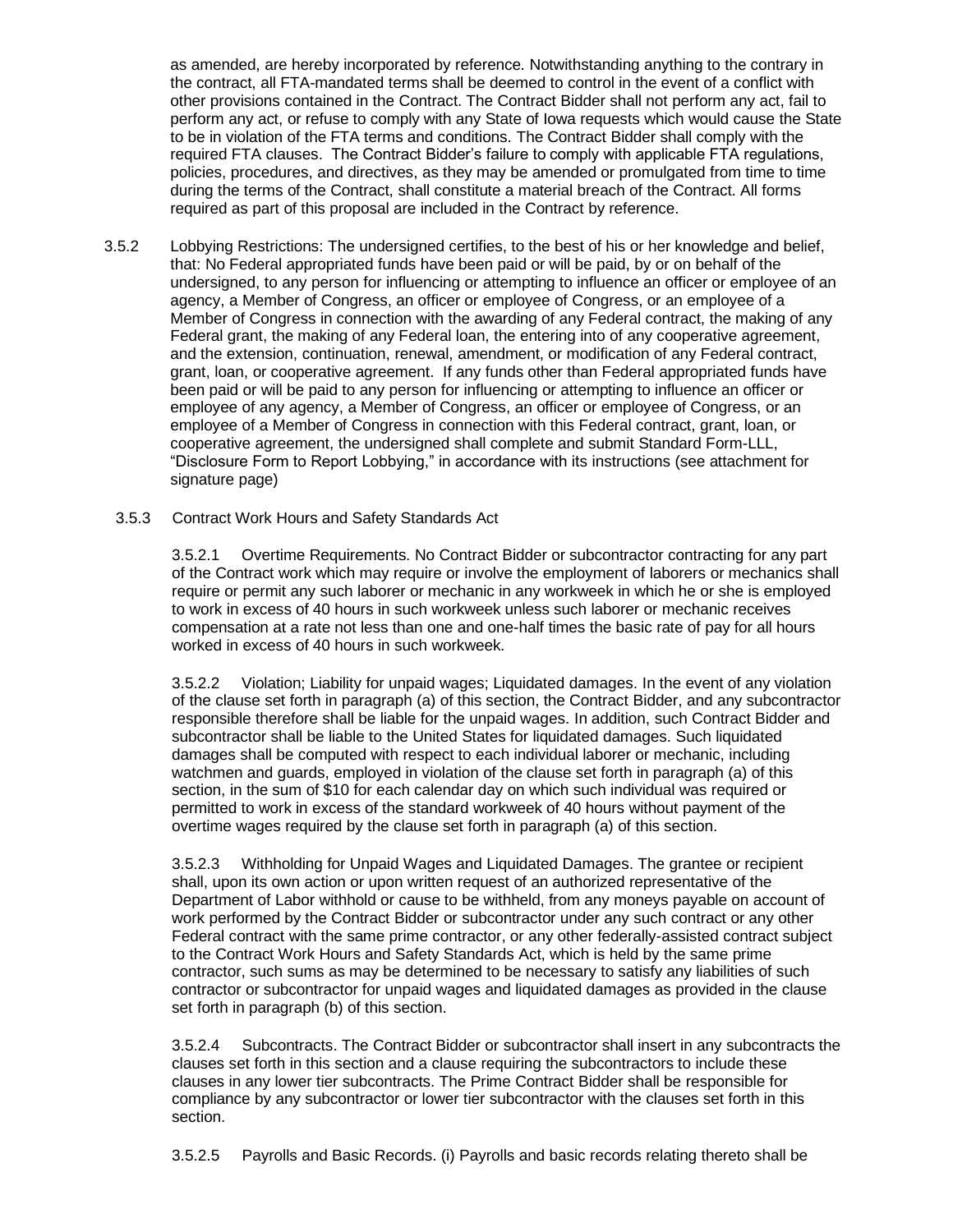as amended, are hereby incorporated by reference. Notwithstanding anything to the contrary in the contract, all FTA-mandated terms shall be deemed to control in the event of a conflict with other provisions contained in the Contract. The Contract Bidder shall not perform any act, fail to perform any act, or refuse to comply with any State of Iowa requests which would cause the State to be in violation of the FTA terms and conditions. The Contract Bidder shall comply with the required FTA clauses. The Contract Bidder's failure to comply with applicable FTA regulations, policies, procedures, and directives, as they may be amended or promulgated from time to time during the terms of the Contract, shall constitute a material breach of the Contract. All forms required as part of this proposal are included in the Contract by reference.

3.5.2 Lobbying Restrictions: The undersigned certifies, to the best of his or her knowledge and belief, that: No Federal appropriated funds have been paid or will be paid, by or on behalf of the undersigned, to any person for influencing or attempting to influence an officer or employee of an agency, a Member of Congress, an officer or employee of Congress, or an employee of a Member of Congress in connection with the awarding of any Federal contract, the making of any Federal grant, the making of any Federal loan, the entering into of any cooperative agreement, and the extension, continuation, renewal, amendment, or modification of any Federal contract, grant, loan, or cooperative agreement. If any funds other than Federal appropriated funds have been paid or will be paid to any person for influencing or attempting to influence an officer or employee of any agency, a Member of Congress, an officer or employee of Congress, or an employee of a Member of Congress in connection with this Federal contract, grant, loan, or cooperative agreement, the undersigned shall complete and submit Standard Form-LLL, "Disclosure Form to Report Lobbying," in accordance with its instructions (see attachment for signature page)

3.5.3 Contract Work Hours and Safety Standards Act

3.5.2.1 Overtime Requirements. No Contract Bidder or subcontractor contracting for any part of the Contract work which may require or involve the employment of laborers or mechanics shall require or permit any such laborer or mechanic in any workweek in which he or she is employed to work in excess of 40 hours in such workweek unless such laborer or mechanic receives compensation at a rate not less than one and one-half times the basic rate of pay for all hours worked in excess of 40 hours in such workweek.

3.5.2.2 Violation; Liability for unpaid wages; Liquidated damages. In the event of any violation of the clause set forth in paragraph (a) of this section, the Contract Bidder, and any subcontractor responsible therefore shall be liable for the unpaid wages. In addition, such Contract Bidder and subcontractor shall be liable to the United States for liquidated damages. Such liquidated damages shall be computed with respect to each individual laborer or mechanic, including watchmen and guards, employed in violation of the clause set forth in paragraph (a) of this section, in the sum of $10 for each calendar day on which such individual was required or permitted to work in excess of the standard workweek of 40 hours without payment of the overtime wages required by the clause set forth in paragraph (a) of this section.

3.5.2.3 Withholding for Unpaid Wages and Liquidated Damages. The grantee or recipient shall, upon its own action or upon written request of an authorized representative of the Department of Labor withhold or cause to be withheld, from any moneys payable on account of work performed by the Contract Bidder or subcontractor under any such contract or any other Federal contract with the same prime contractor, or any other federally-assisted contract subject to the Contract Work Hours and Safety Standards Act, which is held by the same prime contractor, such sums as may be determined to be necessary to satisfy any liabilities of such contractor or subcontractor for unpaid wages and liquidated damages as provided in the clause set forth in paragraph (b) of this section.

3.5.2.4 Subcontracts. The Contract Bidder or subcontractor shall insert in any subcontracts the clauses set forth in this section and a clause requiring the subcontractors to include these clauses in any lower tier subcontracts. The Prime Contract Bidder shall be responsible for compliance by any subcontractor or lower tier subcontractor with the clauses set forth in this section.

3.5.2.5 Payrolls and Basic Records. (i) Payrolls and basic records relating thereto shall be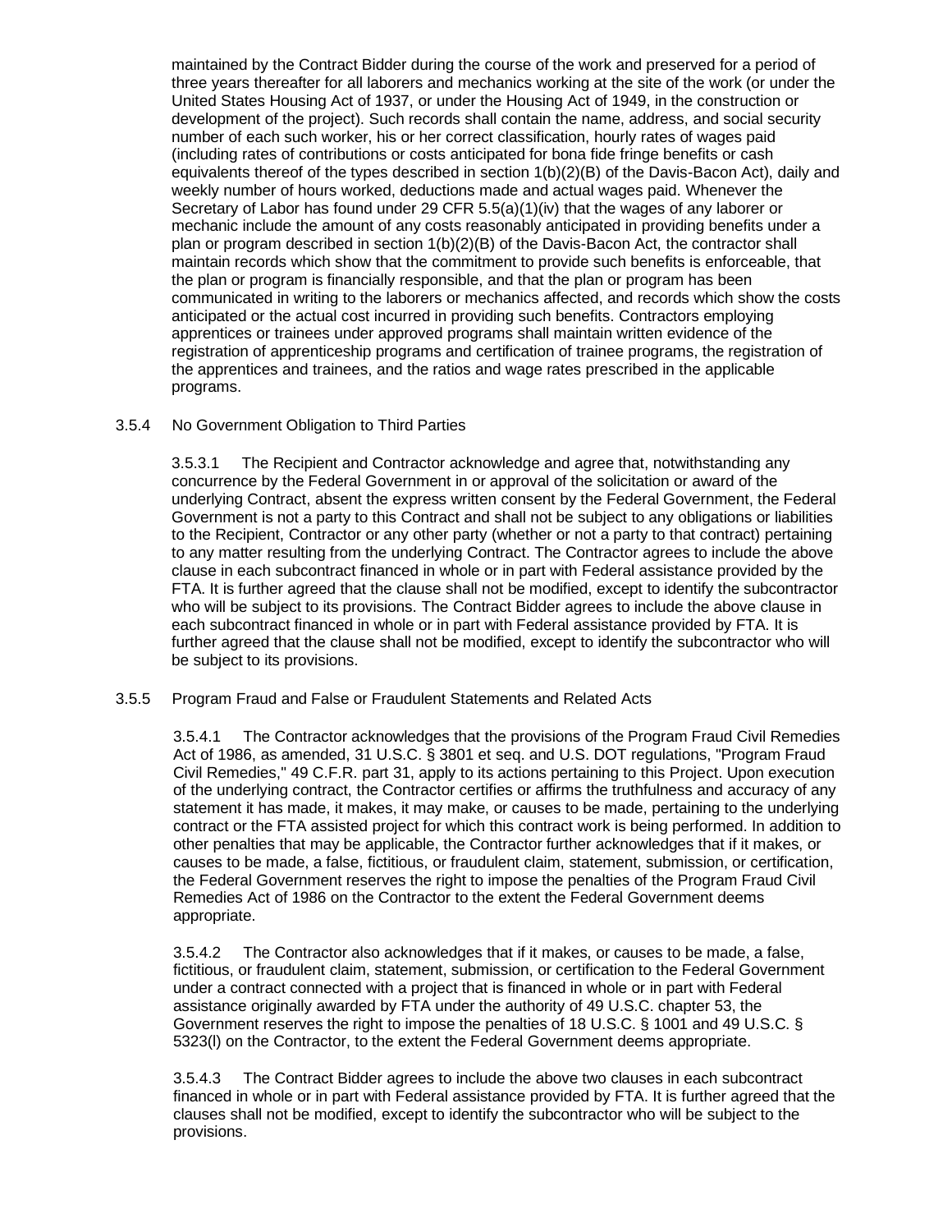maintained by the Contract Bidder during the course of the work and preserved for a period of three years thereafter for all laborers and mechanics working at the site of the work (or under the United States Housing Act of 1937, or under the Housing Act of 1949, in the construction or development of the project). Such records shall contain the name, address, and social security number of each such worker, his or her correct classification, hourly rates of wages paid (including rates of contributions or costs anticipated for bona fide fringe benefits or cash equivalents thereof of the types described in section 1(b)(2)(B) of the Davis-Bacon Act), daily and weekly number of hours worked, deductions made and actual wages paid. Whenever the Secretary of Labor has found under 29 CFR 5.5(a)(1)(iv) that the wages of any laborer or mechanic include the amount of any costs reasonably anticipated in providing benefits under a plan or program described in section 1(b)(2)(B) of the Davis-Bacon Act, the contractor shall maintain records which show that the commitment to provide such benefits is enforceable, that the plan or program is financially responsible, and that the plan or program has been communicated in writing to the laborers or mechanics affected, and records which show the costs anticipated or the actual cost incurred in providing such benefits. Contractors employing apprentices or trainees under approved programs shall maintain written evidence of the registration of apprenticeship programs and certification of trainee programs, the registration of the apprentices and trainees, and the ratios and wage rates prescribed in the applicable programs.

3.5.4 No Government Obligation to Third Parties

3.5.3.1 The Recipient and Contractor acknowledge and agree that, notwithstanding any concurrence by the Federal Government in or approval of the solicitation or award of the underlying Contract, absent the express written consent by the Federal Government, the Federal Government is not a party to this Contract and shall not be subject to any obligations or liabilities to the Recipient, Contractor or any other party (whether or not a party to that contract) pertaining to any matter resulting from the underlying Contract. The Contractor agrees to include the above clause in each subcontract financed in whole or in part with Federal assistance provided by the FTA. It is further agreed that the clause shall not be modified, except to identify the subcontractor who will be subject to its provisions. The Contract Bidder agrees to include the above clause in each subcontract financed in whole or in part with Federal assistance provided by FTA. It is further agreed that the clause shall not be modified, except to identify the subcontractor who will be subject to its provisions.

3.5.5 Program Fraud and False or Fraudulent Statements and Related Acts

3.5.4.1 The Contractor acknowledges that the provisions of the Program Fraud Civil Remedies Act of 1986, as amended, 31 U.S.C. § 3801 et seq. and U.S. DOT regulations, "Program Fraud Civil Remedies," 49 C.F.R. part 31, apply to its actions pertaining to this Project. Upon execution of the underlying contract, the Contractor certifies or affirms the truthfulness and accuracy of any statement it has made, it makes, it may make, or causes to be made, pertaining to the underlying contract or the FTA assisted project for which this contract work is being performed. In addition to other penalties that may be applicable, the Contractor further acknowledges that if it makes, or causes to be made, a false, fictitious, or fraudulent claim, statement, submission, or certification, the Federal Government reserves the right to impose the penalties of the Program Fraud Civil Remedies Act of 1986 on the Contractor to the extent the Federal Government deems appropriate.

3.5.4.2 The Contractor also acknowledges that if it makes, or causes to be made, a false, fictitious, or fraudulent claim, statement, submission, or certification to the Federal Government under a contract connected with a project that is financed in whole or in part with Federal assistance originally awarded by FTA under the authority of 49 U.S.C. chapter 53, the Government reserves the right to impose the penalties of 18 U.S.C. § 1001 and 49 U.S.C. § 5323(l) on the Contractor, to the extent the Federal Government deems appropriate.

3.5.4.3 The Contract Bidder agrees to include the above two clauses in each subcontract financed in whole or in part with Federal assistance provided by FTA. It is further agreed that the clauses shall not be modified, except to identify the subcontractor who will be subject to the provisions.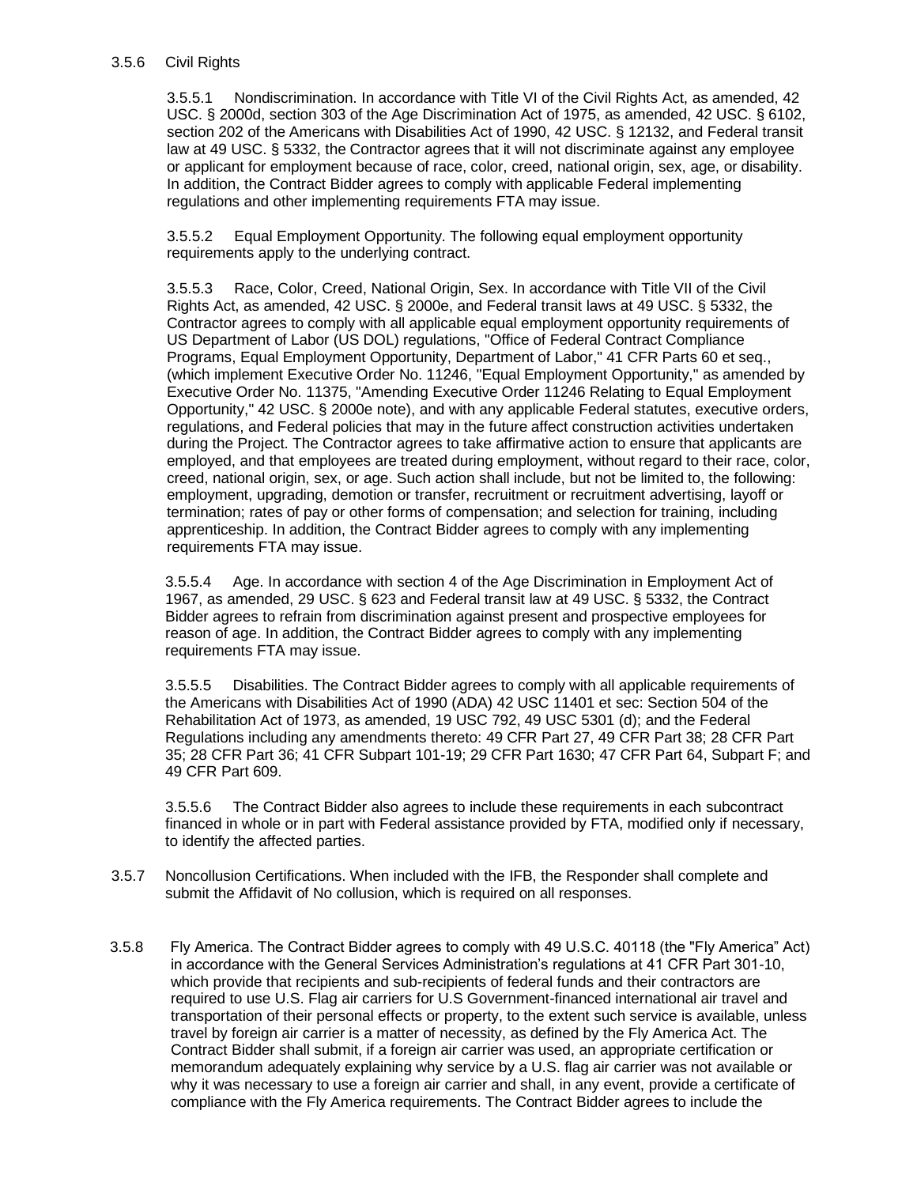3.5.6 Civil Rights

3.5.5.1 Nondiscrimination. In accordance with Title VI of the Civil Rights Act, as amended, 42 USC. § 2000d, section 303 of the Age Discrimination Act of 1975, as amended, 42 USC. § 6102, section 202 of the Americans with Disabilities Act of 1990, 42 USC. § 12132, and Federal transit law at 49 USC. § 5332, the Contractor agrees that it will not discriminate against any employee or applicant for employment because of race, color, creed, national origin, sex, age, or disability. In addition, the Contract Bidder agrees to comply with applicable Federal implementing regulations and other implementing requirements FTA may issue.

3.5.5.2 Equal Employment Opportunity. The following equal employment opportunity requirements apply to the underlying contract.

3.5.5.3 Race, Color, Creed, National Origin, Sex. In accordance with Title VII of the Civil Rights Act, as amended, 42 USC. § 2000e, and Federal transit laws at 49 USC. § 5332, the Contractor agrees to comply with all applicable equal employment opportunity requirements of US Department of Labor (US DOL) regulations, "Office of Federal Contract Compliance Programs, Equal Employment Opportunity, Department of Labor," 41 CFR Parts 60 et seq., (which implement Executive Order No. 11246, "Equal Employment Opportunity," as amended by Executive Order No. 11375, "Amending Executive Order 11246 Relating to Equal Employment Opportunity," 42 USC. § 2000e note), and with any applicable Federal statutes, executive orders, regulations, and Federal policies that may in the future affect construction activities undertaken during the Project. The Contractor agrees to take affirmative action to ensure that applicants are employed, and that employees are treated during employment, without regard to their race, color, creed, national origin, sex, or age. Such action shall include, but not be limited to, the following: employment, upgrading, demotion or transfer, recruitment or recruitment advertising, layoff or termination; rates of pay or other forms of compensation; and selection for training, including apprenticeship. In addition, the Contract Bidder agrees to comply with any implementing requirements FTA may issue.

3.5.5.4 Age. In accordance with section 4 of the Age Discrimination in Employment Act of 1967, as amended, 29 USC. § 623 and Federal transit law at 49 USC. § 5332, the Contract Bidder agrees to refrain from discrimination against present and prospective employees for reason of age. In addition, the Contract Bidder agrees to comply with any implementing requirements FTA may issue.

3.5.5.5 Disabilities. The Contract Bidder agrees to comply with all applicable requirements of the Americans with Disabilities Act of 1990 (ADA) 42 USC 11401 et sec: Section 504 of the Rehabilitation Act of 1973, as amended, 19 USC 792, 49 USC 5301 (d); and the Federal Regulations including any amendments thereto: 49 CFR Part 27, 49 CFR Part 38; 28 CFR Part 35; 28 CFR Part 36; 41 CFR Subpart 101-19; 29 CFR Part 1630; 47 CFR Part 64, Subpart F; and 49 CFR Part 609.

3.5.5.6 The Contract Bidder also agrees to include these requirements in each subcontract financed in whole or in part with Federal assistance provided by FTA, modified only if necessary, to identify the affected parties.

3.5.7 Noncollusion Certifications. When included with the IFB, the Responder shall complete and submit the Affidavit of No collusion, which is required on all responses.

3.5.8 Fly America. The Contract Bidder agrees to comply with 49 U.S.C. 40118 (the "Fly America" Act) in accordance with the General Services Administration's regulations at 41 CFR Part 301-10, which provide that recipients and sub-recipients of federal funds and their contractors are required to use U.S. Flag air carriers for U.S Government-financed international air travel and transportation of their personal effects or property, to the extent such service is available, unless travel by foreign air carrier is a matter of necessity, as defined by the Fly America Act. The Contract Bidder shall submit, if a foreign air carrier was used, an appropriate certification or memorandum adequately explaining why service by a U.S. flag air carrier was not available or why it was necessary to use a foreign air carrier and shall, in any event, provide a certificate of compliance with the Fly America requirements. The Contract Bidder agrees to include the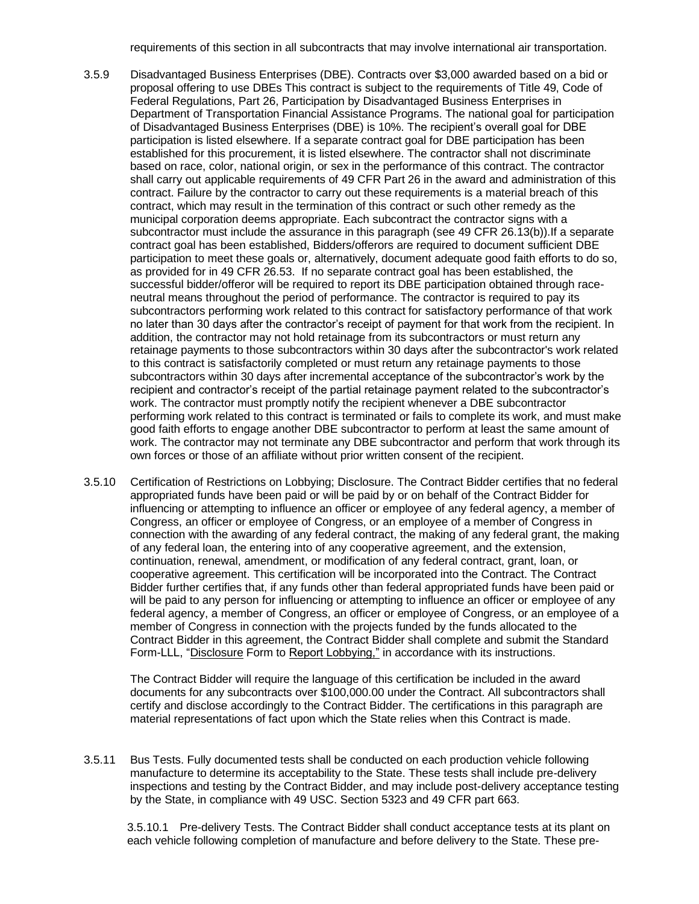requirements of this section in all subcontracts that may involve international air transportation.

3.5.9 Disadvantaged Business Enterprises (DBE). Contracts over $3,000 awarded based on a bid or proposal offering to use DBEs This contract is subject to the requirements of Title 49, Code of Federal Regulations, Part 26, Participation by Disadvantaged Business Enterprises in Department of Transportation Financial Assistance Programs. The national goal for participation of Disadvantaged Business Enterprises (DBE) is 10%. The recipient's overall goal for DBE participation is listed elsewhere. If a separate contract goal for DBE participation has been established for this procurement, it is listed elsewhere. The contractor shall not discriminate based on race, color, national origin, or sex in the performance of this contract. The contractor shall carry out applicable requirements of 49 CFR Part 26 in the award and administration of this contract. Failure by the contractor to carry out these requirements is a material breach of this contract, which may result in the termination of this contract or such other remedy as the municipal corporation deems appropriate. Each subcontract the contractor signs with a subcontractor must include the assurance in this paragraph (see 49 CFR 26.13(b)).If a separate contract goal has been established, Bidders/offerors are required to document sufficient DBE participation to meet these goals or, alternatively, document adequate good faith efforts to do so, as provided for in 49 CFR 26.53. If no separate contract goal has been established, the successful bidder/offeror will be required to report its DBE participation obtained through race-neutral means throughout the period of performance. The contractor is required to pay its subcontractors performing work related to this contract for satisfactory performance of that work no later than 30 days after the contractor's receipt of payment for that work from the recipient. In addition, the contractor may not hold retainage from its subcontractors or must return any retainage payments to those subcontractors within 30 days after the subcontractor's work related to this contract is satisfactorily completed or must return any retainage payments to those subcontractors within 30 days after incremental acceptance of the subcontractor's work by the recipient and contractor's receipt of the partial retainage payment related to the subcontractor's work. The contractor must promptly notify the recipient whenever a DBE subcontractor performing work related to this contract is terminated or fails to complete its work, and must make good faith efforts to engage another DBE subcontractor to perform at least the same amount of work. The contractor may not terminate any DBE subcontractor and perform that work through its own forces or those of an affiliate without prior written consent of the recipient.

3.5.10 Certification of Restrictions on Lobbying; Disclosure. The Contract Bidder certifies that no federal appropriated funds have been paid or will be paid by or on behalf of the Contract Bidder for influencing or attempting to influence an officer or employee of any federal agency, a member of Congress, an officer or employee of Congress, or an employee of a member of Congress in connection with the awarding of any federal contract, the making of any federal grant, the making of any federal loan, the entering into of any cooperative agreement, and the extension, continuation, renewal, amendment, or modification of any federal contract, grant, loan, or cooperative agreement. This certification will be incorporated into the Contract. The Contract Bidder further certifies that, if any funds other than federal appropriated funds have been paid or will be paid to any person for influencing or attempting to influence an officer or employee of any federal agency, a member of Congress, an officer or employee of Congress, or an employee of a member of Congress in connection with the projects funded by the funds allocated to the Contract Bidder in this agreement, the Contract Bidder shall complete and submit the Standard Form-LLL, "Disclosure Form to Report Lobbying," in accordance with its instructions.

The Contract Bidder will require the language of this certification be included in the award documents for any subcontracts over $100,000.00 under the Contract. All subcontractors shall certify and disclose accordingly to the Contract Bidder. The certifications in this paragraph are material representations of fact upon which the State relies when this Contract is made.

3.5.11 Bus Tests. Fully documented tests shall be conducted on each production vehicle following manufacture to determine its acceptability to the State. These tests shall include pre-delivery inspections and testing by the Contract Bidder, and may include post-delivery acceptance testing by the State, in compliance with 49 USC. Section 5323 and 49 CFR part 663.

3.5.10.1 Pre-delivery Tests. The Contract Bidder shall conduct acceptance tests at its plant on each vehicle following completion of manufacture and before delivery to the State. These pre-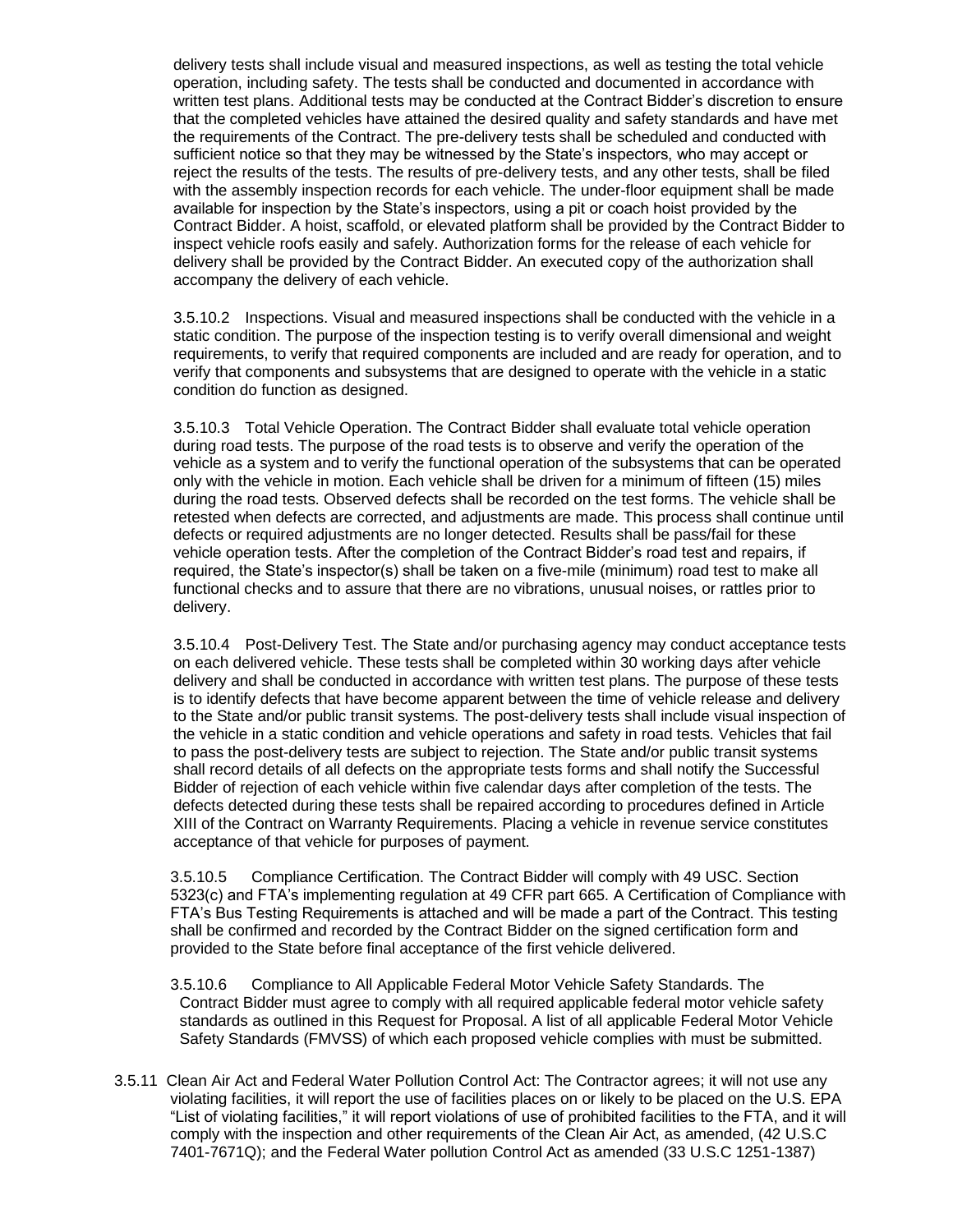delivery tests shall include visual and measured inspections, as well as testing the total vehicle operation, including safety. The tests shall be conducted and documented in accordance with written test plans. Additional tests may be conducted at the Contract Bidder's discretion to ensure that the completed vehicles have attained the desired quality and safety standards and have met the requirements of the Contract. The pre-delivery tests shall be scheduled and conducted with sufficient notice so that they may be witnessed by the State's inspectors, who may accept or reject the results of the tests. The results of pre-delivery tests, and any other tests, shall be filed with the assembly inspection records for each vehicle. The under-floor equipment shall be made available for inspection by the State's inspectors, using a pit or coach hoist provided by the Contract Bidder. A hoist, scaffold, or elevated platform shall be provided by the Contract Bidder to inspect vehicle roofs easily and safely. Authorization forms for the release of each vehicle for delivery shall be provided by the Contract Bidder. An executed copy of the authorization shall accompany the delivery of each vehicle.

3.5.10.2 Inspections. Visual and measured inspections shall be conducted with the vehicle in a static condition. The purpose of the inspection testing is to verify overall dimensional and weight requirements, to verify that required components are included and are ready for operation, and to verify that components and subsystems that are designed to operate with the vehicle in a static condition do function as designed.

3.5.10.3 Total Vehicle Operation. The Contract Bidder shall evaluate total vehicle operation during road tests. The purpose of the road tests is to observe and verify the operation of the vehicle as a system and to verify the functional operation of the subsystems that can be operated only with the vehicle in motion. Each vehicle shall be driven for a minimum of fifteen (15) miles during the road tests. Observed defects shall be recorded on the test forms. The vehicle shall be retested when defects are corrected, and adjustments are made. This process shall continue until defects or required adjustments are no longer detected. Results shall be pass/fail for these vehicle operation tests. After the completion of the Contract Bidder's road test and repairs, if required, the State's inspector(s) shall be taken on a five-mile (minimum) road test to make all functional checks and to assure that there are no vibrations, unusual noises, or rattles prior to delivery.

3.5.10.4 Post-Delivery Test. The State and/or purchasing agency may conduct acceptance tests on each delivered vehicle. These tests shall be completed within 30 working days after vehicle delivery and shall be conducted in accordance with written test plans. The purpose of these tests is to identify defects that have become apparent between the time of vehicle release and delivery to the State and/or public transit systems. The post-delivery tests shall include visual inspection of the vehicle in a static condition and vehicle operations and safety in road tests. Vehicles that fail to pass the post-delivery tests are subject to rejection. The State and/or public transit systems shall record details of all defects on the appropriate tests forms and shall notify the Successful Bidder of rejection of each vehicle within five calendar days after completion of the tests. The defects detected during these tests shall be repaired according to procedures defined in Article XIII of the Contract on Warranty Requirements. Placing a vehicle in revenue service constitutes acceptance of that vehicle for purposes of payment.

3.5.10.5 Compliance Certification. The Contract Bidder will comply with 49 USC. Section 5323(c) and FTA's implementing regulation at 49 CFR part 665. A Certification of Compliance with FTA's Bus Testing Requirements is attached and will be made a part of the Contract. This testing shall be confirmed and recorded by the Contract Bidder on the signed certification form and provided to the State before final acceptance of the first vehicle delivered.

3.5.10.6 Compliance to All Applicable Federal Motor Vehicle Safety Standards. The Contract Bidder must agree to comply with all required applicable federal motor vehicle safety standards as outlined in this Request for Proposal. A list of all applicable Federal Motor Vehicle Safety Standards (FMVSS) of which each proposed vehicle complies with must be submitted.

3.5.11 Clean Air Act and Federal Water Pollution Control Act: The Contractor agrees; it will not use any violating facilities, it will report the use of facilities places on or likely to be placed on the U.S. EPA "List of violating facilities," it will report violations of use of prohibited facilities to the FTA, and it will comply with the inspection and other requirements of the Clean Air Act, as amended, (42 U.S.C 7401-7671Q); and the Federal Water pollution Control Act as amended (33 U.S.C 1251-1387)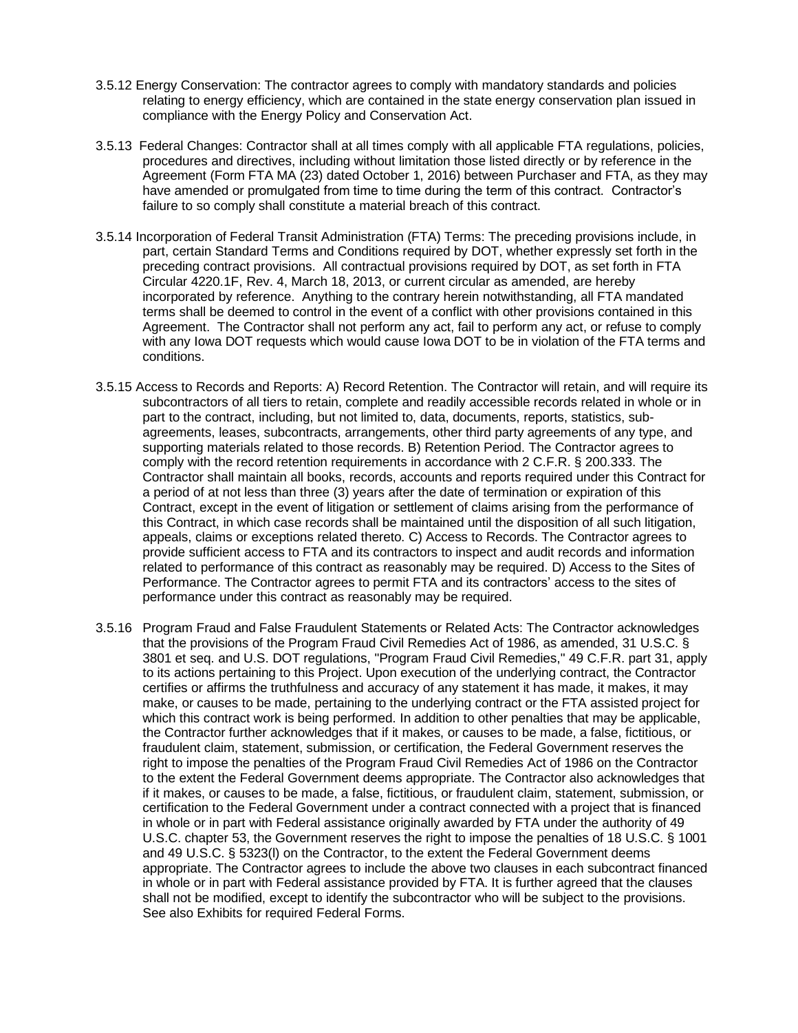3.5.12 Energy Conservation: The contractor agrees to comply with mandatory standards and policies relating to energy efficiency, which are contained in the state energy conservation plan issued in compliance with the Energy Policy and Conservation Act.

3.5.13 Federal Changes: Contractor shall at all times comply with all applicable FTA regulations, policies, procedures and directives, including without limitation those listed directly or by reference in the Agreement (Form FTA MA (23) dated October 1, 2016) between Purchaser and FTA, as they may have amended or promulgated from time to time during the term of this contract. Contractor's failure to so comply shall constitute a material breach of this contract.

3.5.14 Incorporation of Federal Transit Administration (FTA) Terms: The preceding provisions include, in part, certain Standard Terms and Conditions required by DOT, whether expressly set forth in the preceding contract provisions. All contractual provisions required by DOT, as set forth in FTA Circular 4220.1F, Rev. 4, March 18, 2013, or current circular as amended, are hereby incorporated by reference. Anything to the contrary herein notwithstanding, all FTA mandated terms shall be deemed to control in the event of a conflict with other provisions contained in this Agreement. The Contractor shall not perform any act, fail to perform any act, or refuse to comply with any Iowa DOT requests which would cause Iowa DOT to be in violation of the FTA terms and conditions.

3.5.15 Access to Records and Reports: A) Record Retention. The Contractor will retain, and will require its subcontractors of all tiers to retain, complete and readily accessible records related in whole or in part to the contract, including, but not limited to, data, documents, reports, statistics, sub-agreements, leases, subcontracts, arrangements, other third party agreements of any type, and supporting materials related to those records. B) Retention Period. The Contractor agrees to comply with the record retention requirements in accordance with 2 C.F.R. § 200.333. The Contractor shall maintain all books, records, accounts and reports required under this Contract for a period of at not less than three (3) years after the date of termination or expiration of this Contract, except in the event of litigation or settlement of claims arising from the performance of this Contract, in which case records shall be maintained until the disposition of all such litigation, appeals, claims or exceptions related thereto. C) Access to Records. The Contractor agrees to provide sufficient access to FTA and its contractors to inspect and audit records and information related to performance of this contract as reasonably may be required. D) Access to the Sites of Performance. The Contractor agrees to permit FTA and its contractors' access to the sites of performance under this contract as reasonably may be required.

3.5.16 Program Fraud and False Fraudulent Statements or Related Acts: The Contractor acknowledges that the provisions of the Program Fraud Civil Remedies Act of 1986, as amended, 31 U.S.C. § 3801 et seq. and U.S. DOT regulations, "Program Fraud Civil Remedies," 49 C.F.R. part 31, apply to its actions pertaining to this Project. Upon execution of the underlying contract, the Contractor certifies or affirms the truthfulness and accuracy of any statement it has made, it makes, it may make, or causes to be made, pertaining to the underlying contract or the FTA assisted project for which this contract work is being performed. In addition to other penalties that may be applicable, the Contractor further acknowledges that if it makes, or causes to be made, a false, fictitious, or fraudulent claim, statement, submission, or certification, the Federal Government reserves the right to impose the penalties of the Program Fraud Civil Remedies Act of 1986 on the Contractor to the extent the Federal Government deems appropriate. The Contractor also acknowledges that if it makes, or causes to be made, a false, fictitious, or fraudulent claim, statement, submission, or certification to the Federal Government under a contract connected with a project that is financed in whole or in part with Federal assistance originally awarded by FTA under the authority of 49 U.S.C. chapter 53, the Government reserves the right to impose the penalties of 18 U.S.C. § 1001 and 49 U.S.C. § 5323(l) on the Contractor, to the extent the Federal Government deems appropriate. The Contractor agrees to include the above two clauses in each subcontract financed in whole or in part with Federal assistance provided by FTA. It is further agreed that the clauses shall not be modified, except to identify the subcontractor who will be subject to the provisions. See also Exhibits for required Federal Forms.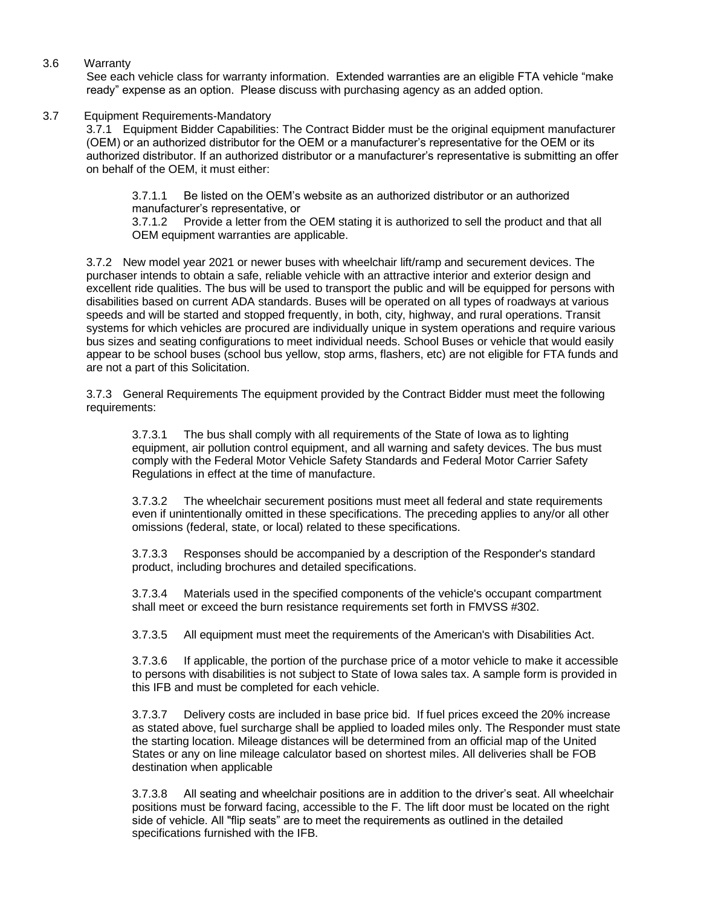3.6 Warranty

See each vehicle class for warranty information. Extended warranties are an eligible FTA vehicle "make ready" expense as an option. Please discuss with purchasing agency as an added option.

3.7 Equipment Requirements-Mandatory

3.7.1 Equipment Bidder Capabilities: The Contract Bidder must be the original equipment manufacturer (OEM) or an authorized distributor for the OEM or a manufacturer's representative for the OEM or its authorized distributor. If an authorized distributor or a manufacturer's representative is submitting an offer on behalf of the OEM, it must either:

3.7.1.1 Be listed on the OEM's website as an authorized distributor or an authorized manufacturer's representative, or

3.7.1.2 Provide a letter from the OEM stating it is authorized to sell the product and that all OEM equipment warranties are applicable.

3.7.2 New model year 2021 or newer buses with wheelchair lift/ramp and securement devices. The purchaser intends to obtain a safe, reliable vehicle with an attractive interior and exterior design and excellent ride qualities. The bus will be used to transport the public and will be equipped for persons with disabilities based on current ADA standards. Buses will be operated on all types of roadways at various speeds and will be started and stopped frequently, in both, city, highway, and rural operations. Transit systems for which vehicles are procured are individually unique in system operations and require various bus sizes and seating configurations to meet individual needs. School Buses or vehicle that would easily appear to be school buses (school bus yellow, stop arms, flashers, etc) are not eligible for FTA funds and are not a part of this Solicitation.

3.7.3 General Requirements The equipment provided by the Contract Bidder must meet the following requirements:

3.7.3.1 The bus shall comply with all requirements of the State of Iowa as to lighting equipment, air pollution control equipment, and all warning and safety devices. The bus must comply with the Federal Motor Vehicle Safety Standards and Federal Motor Carrier Safety Regulations in effect at the time of manufacture.

3.7.3.2 The wheelchair securement positions must meet all federal and state requirements even if unintentionally omitted in these specifications. The preceding applies to any/or all other omissions (federal, state, or local) related to these specifications.

3.7.3.3 Responses should be accompanied by a description of the Responder's standard product, including brochures and detailed specifications.

3.7.3.4 Materials used in the specified components of the vehicle's occupant compartment shall meet or exceed the burn resistance requirements set forth in FMVSS #302.

3.7.3.5 All equipment must meet the requirements of the American's with Disabilities Act.

3.7.3.6 If applicable, the portion of the purchase price of a motor vehicle to make it accessible to persons with disabilities is not subject to State of Iowa sales tax. A sample form is provided in this IFB and must be completed for each vehicle.

3.7.3.7 Delivery costs are included in base price bid. If fuel prices exceed the 20% increase as stated above, fuel surcharge shall be applied to loaded miles only. The Responder must state the starting location. Mileage distances will be determined from an official map of the United States or any on line mileage calculator based on shortest miles. All deliveries shall be FOB destination when applicable

3.7.3.8 All seating and wheelchair positions are in addition to the driver's seat. All wheelchair positions must be forward facing, accessible to the F. The lift door must be located on the right side of vehicle. All "flip seats" are to meet the requirements as outlined in the detailed specifications furnished with the IFB.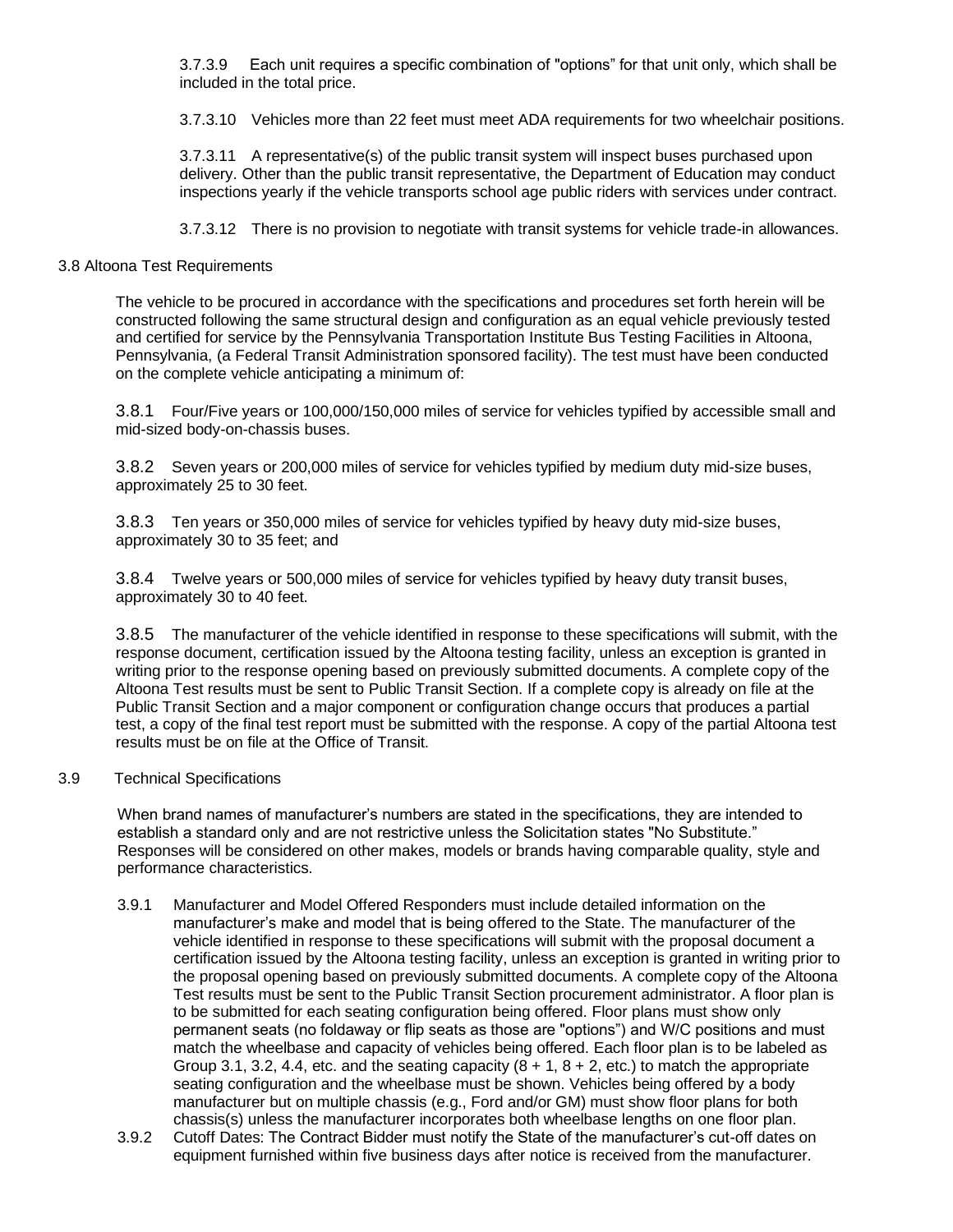3.7.3.9 Each unit requires a specific combination of "options" for that unit only, which shall be included in the total price.

3.7.3.10 Vehicles more than 22 feet must meet ADA requirements for two wheelchair positions.

3.7.3.11 A representative(s) of the public transit system will inspect buses purchased upon delivery. Other than the public transit representative, the Department of Education may conduct inspections yearly if the vehicle transports school age public riders with services under contract.

3.7.3.12 There is no provision to negotiate with transit systems for vehicle trade-in allowances.

3.8 Altoona Test Requirements

The vehicle to be procured in accordance with the specifications and procedures set forth herein will be constructed following the same structural design and configuration as an equal vehicle previously tested and certified for service by the Pennsylvania Transportation Institute Bus Testing Facilities in Altoona, Pennsylvania, (a Federal Transit Administration sponsored facility). The test must have been conducted on the complete vehicle anticipating a minimum of:

3.8.1 Four/Five years or 100,000/150,000 miles of service for vehicles typified by accessible small and mid-sized body-on-chassis buses.

3.8.2 Seven years or 200,000 miles of service for vehicles typified by medium duty mid-size buses, approximately 25 to 30 feet.

3.8.3 Ten years or 350,000 miles of service for vehicles typified by heavy duty mid-size buses, approximately 30 to 35 feet; and

3.8.4 Twelve years or 500,000 miles of service for vehicles typified by heavy duty transit buses, approximately 30 to 40 feet.

3.8.5 The manufacturer of the vehicle identified in response to these specifications will submit, with the response document, certification issued by the Altoona testing facility, unless an exception is granted in writing prior to the response opening based on previously submitted documents. A complete copy of the Altoona Test results must be sent to Public Transit Section. If a complete copy is already on file at the Public Transit Section and a major component or configuration change occurs that produces a partial test, a copy of the final test report must be submitted with the response. A copy of the partial Altoona test results must be on file at the Office of Transit.

3.9 Technical Specifications

When brand names of manufacturer's numbers are stated in the specifications, they are intended to establish a standard only and are not restrictive unless the Solicitation states "No Substitute." Responses will be considered on other makes, models or brands having comparable quality, style and performance characteristics.

3.9.1 Manufacturer and Model Offered Responders must include detailed information on the manufacturer's make and model that is being offered to the State. The manufacturer of the vehicle identified in response to these specifications will submit with the proposal document a certification issued by the Altoona testing facility, unless an exception is granted in writing prior to the proposal opening based on previously submitted documents. A complete copy of the Altoona Test results must be sent to the Public Transit Section procurement administrator. A floor plan is to be submitted for each seating configuration being offered. Floor plans must show only permanent seats (no foldaway or flip seats as those are "options") and W/C positions and must match the wheelbase and capacity of vehicles being offered. Each floor plan is to be labeled as Group 3.1, 3.2, 4.4, etc. and the seating capacity (8 + 1, 8 + 2, etc.) to match the appropriate seating configuration and the wheelbase must be shown. Vehicles being offered by a body manufacturer but on multiple chassis (e.g., Ford and/or GM) must show floor plans for both chassis(s) unless the manufacturer incorporates both wheelbase lengths on one floor plan.

3.9.2 Cutoff Dates: The Contract Bidder must notify the State of the manufacturer's cut-off dates on equipment furnished within five business days after notice is received from the manufacturer.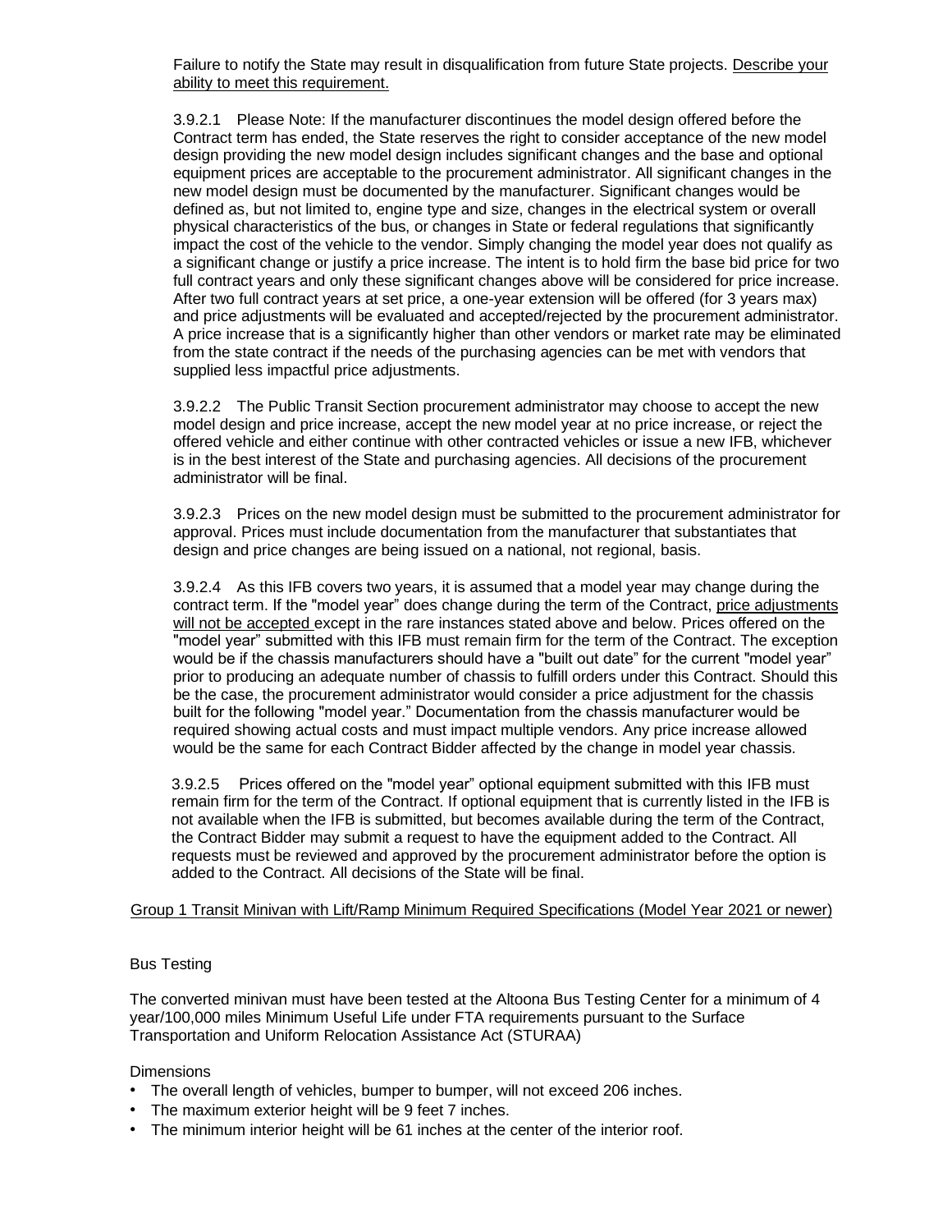Failure to notify the State may result in disqualification from future State projects. <u>Describe your ability to meet this requirement.</u>

3.9.2.1 Please Note: If the manufacturer discontinues the model design offered before the Contract term has ended, the State reserves the right to consider acceptance of the new model design providing the new model design includes significant changes and the base and optional equipment prices are acceptable to the procurement administrator. All significant changes in the new model design must be documented by the manufacturer. Significant changes would be defined as, but not limited to, engine type and size, changes in the electrical system or overall physical characteristics of the bus, or changes in State or federal regulations that significantly impact the cost of the vehicle to the vendor. Simply changing the model year does not qualify as a significant change or justify a price increase. The intent is to hold firm the base bid price for two full contract years and only these significant changes above will be considered for price increase. After two full contract years at set price, a one-year extension will be offered (for 3 years max) and price adjustments will be evaluated and accepted/rejected by the procurement administrator. A price increase that is a significantly higher than other vendors or market rate may be eliminated from the state contract if the needs of the purchasing agencies can be met with vendors that supplied less impactful price adjustments.

3.9.2.2 The Public Transit Section procurement administrator may choose to accept the new model design and price increase, accept the new model year at no price increase, or reject the offered vehicle and either continue with other contracted vehicles or issue a new IFB, whichever is in the best interest of the State and purchasing agencies. All decisions of the procurement administrator will be final.

3.9.2.3 Prices on the new model design must be submitted to the procurement administrator for approval. Prices must include documentation from the manufacturer that substantiates that design and price changes are being issued on a national, not regional, basis.

3.9.2.4 As this IFB covers two years, it is assumed that a model year may change during the contract term. If the "model year" does change during the term of the Contract, <u>price adjustments will not be accepted</u> except in the rare instances stated above and below. Prices offered on the "model year" submitted with this IFB must remain firm for the term of the Contract. The exception would be if the chassis manufacturers should have a "built out date" for the current "model year" prior to producing an adequate number of chassis to fulfill orders under this Contract. Should this be the case, the procurement administrator would consider a price adjustment for the chassis built for the following "model year." Documentation from the chassis manufacturer would be required showing actual costs and must impact multiple vendors. Any price increase allowed would be the same for each Contract Bidder affected by the change in model year chassis.

3.9.2.5 Prices offered on the "model year" optional equipment submitted with this IFB must remain firm for the term of the Contract. If optional equipment that is currently listed in the IFB is not available when the IFB is submitted, but becomes available during the term of the Contract, the Contract Bidder may submit a request to have the equipment added to the Contract. All requests must be reviewed and approved by the procurement administrator before the option is added to the Contract. All decisions of the State will be final.

<u>Group 1 Transit Minivan with Lift/Ramp Minimum Required Specifications (Model Year 2021 or newer)</u>

Bus Testing

The converted minivan must have been tested at the Altoona Bus Testing Center for a minimum of 4 year/100,000 miles Minimum Useful Life under FTA requirements pursuant to the Surface Transportation and Uniform Relocation Assistance Act (STURAA)

Dimensions

- The overall length of vehicles, bumper to bumper, will not exceed 206 inches.
- The maximum exterior height will be 9 feet 7 inches.
- The minimum interior height will be 61 inches at the center of the interior roof.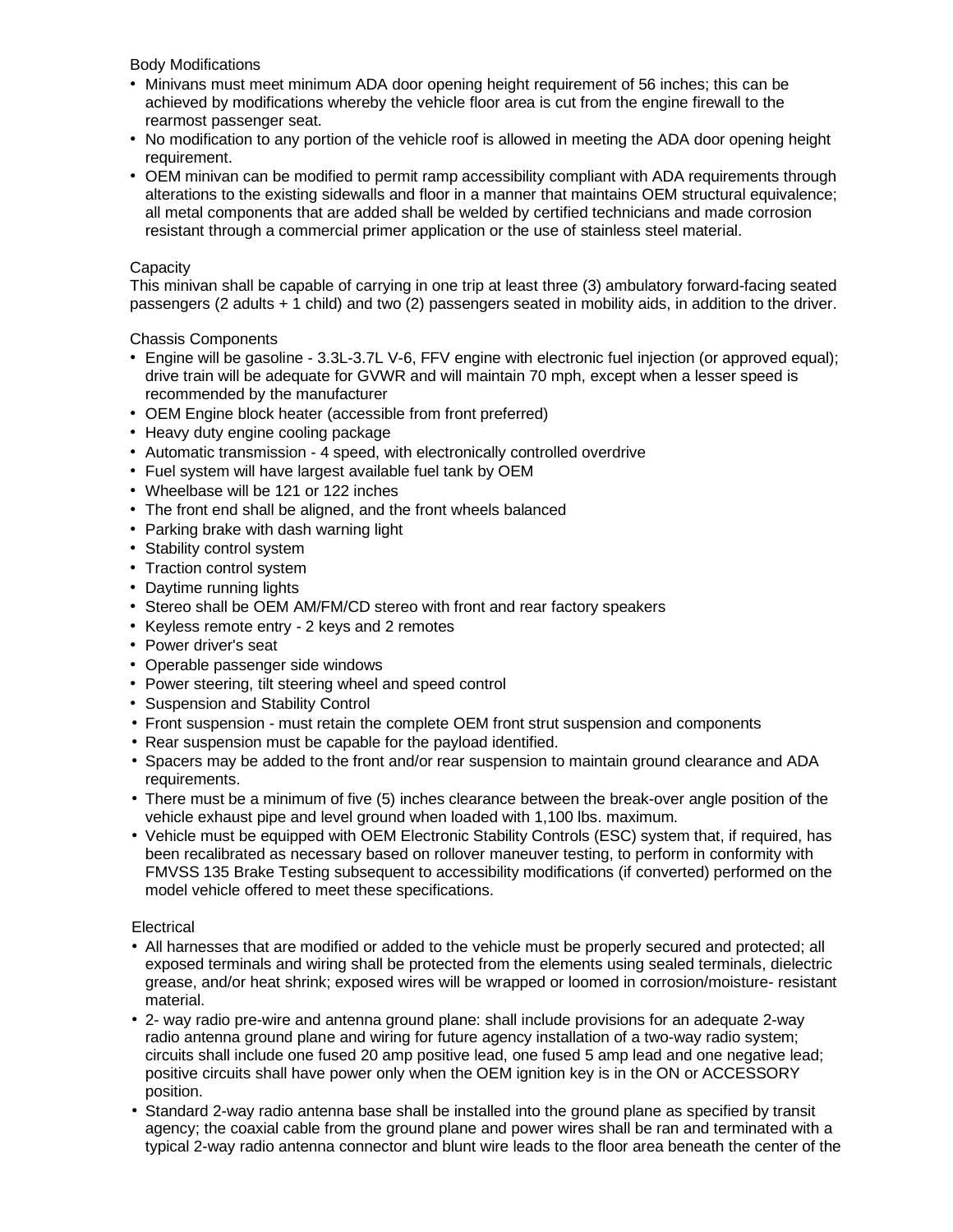Body Modifications

- Minivans must meet minimum ADA door opening height requirement of 56 inches; this can be achieved by modifications whereby the vehicle floor area is cut from the engine firewall to the rearmost passenger seat.
- No modification to any portion of the vehicle roof is allowed in meeting the ADA door opening height requirement.
- OEM minivan can be modified to permit ramp accessibility compliant with ADA requirements through alterations to the existing sidewalls and floor in a manner that maintains OEM structural equivalence; all metal components that are added shall be welded by certified technicians and made corrosion resistant through a commercial primer application or the use of stainless steel material.

Capacity

This minivan shall be capable of carrying in one trip at least three (3) ambulatory forward-facing seated passengers (2 adults + 1 child) and two (2) passengers seated in mobility aids, in addition to the driver.

Chassis Components

- Engine will be gasoline - 3.3L-3.7L V-6, FFV engine with electronic fuel injection (or approved equal); drive train will be adequate for GVWR and will maintain 70 mph, except when a lesser speed is recommended by the manufacturer
- OEM Engine block heater (accessible from front preferred)
- Heavy duty engine cooling package
- Automatic transmission - 4 speed, with electronically controlled overdrive
- Fuel system will have largest available fuel tank by OEM
- Wheelbase will be 121 or 122 inches
- The front end shall be aligned, and the front wheels balanced
- Parking brake with dash warning light
- Stability control system
- Traction control system
- Daytime running lights
- Stereo shall be OEM AM/FM/CD stereo with front and rear factory speakers
- Keyless remote entry - 2 keys and 2 remotes
- Power driver's seat
- Operable passenger side windows
- Power steering, tilt steering wheel and speed control
- Suspension and Stability Control
- Front suspension - must retain the complete OEM front strut suspension and components
- Rear suspension must be capable for the payload identified.
- Spacers may be added to the front and/or rear suspension to maintain ground clearance and ADA requirements.
- There must be a minimum of five (5) inches clearance between the break-over angle position of the vehicle exhaust pipe and level ground when loaded with 1,100 lbs. maximum.
- Vehicle must be equipped with OEM Electronic Stability Controls (ESC) system that, if required, has been recalibrated as necessary based on rollover maneuver testing, to perform in conformity with FMVSS 135 Brake Testing subsequent to accessibility modifications (if converted) performed on the model vehicle offered to meet these specifications.

Electrical

- All harnesses that are modified or added to the vehicle must be properly secured and protected; all exposed terminals and wiring shall be protected from the elements using sealed terminals, dielectric grease, and/or heat shrink; exposed wires will be wrapped or loomed in corrosion/moisture- resistant material.
- 2- way radio pre-wire and antenna ground plane: shall include provisions for an adequate 2-way radio antenna ground plane and wiring for future agency installation of a two-way radio system; circuits shall include one fused 20 amp positive lead, one fused 5 amp lead and one negative lead; positive circuits shall have power only when the OEM ignition key is in the ON or ACCESSORY position.
- Standard 2-way radio antenna base shall be installed into the ground plane as specified by transit agency; the coaxial cable from the ground plane and power wires shall be ran and terminated with a typical 2-way radio antenna connector and blunt wire leads to the floor area beneath the center of the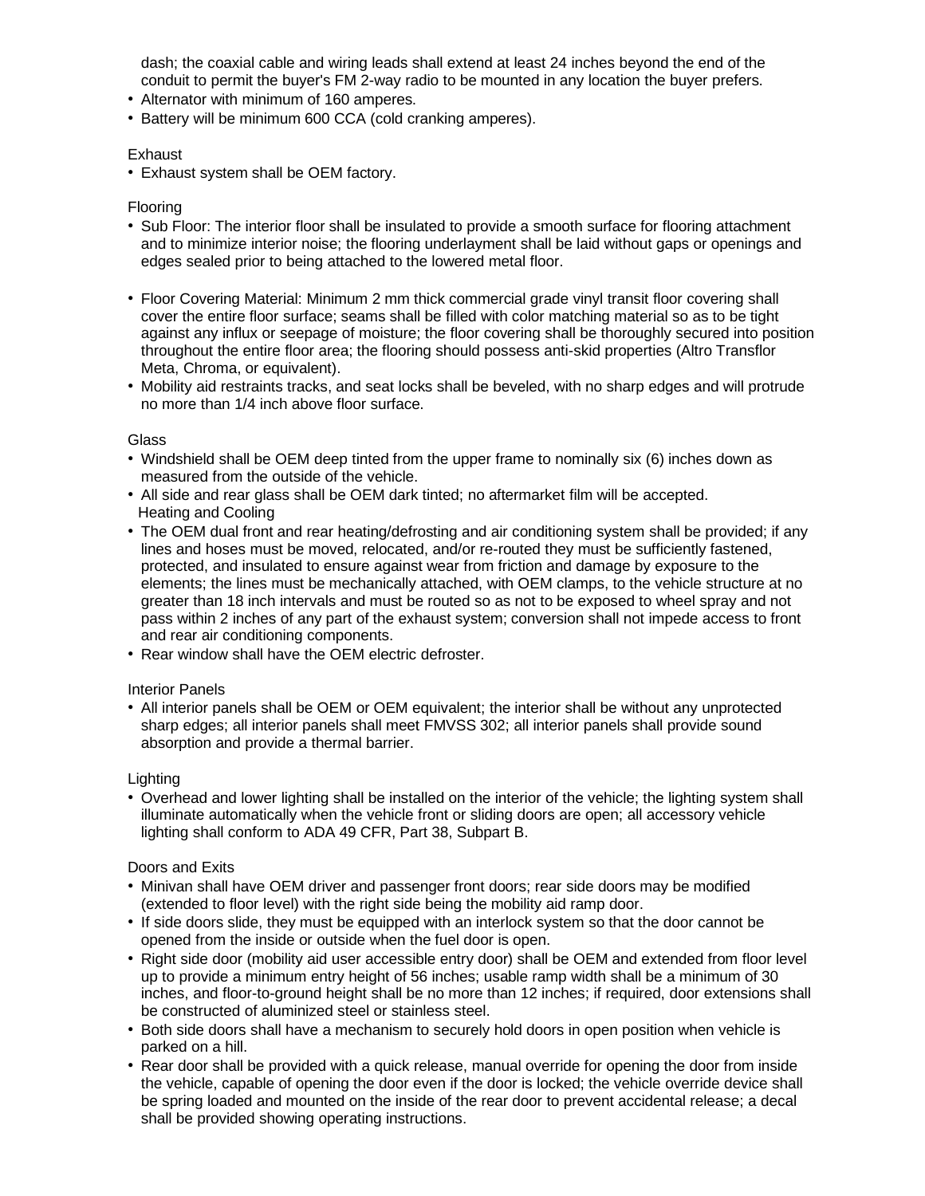dash; the coaxial cable and wiring leads shall extend at least 24 inches beyond the end of the conduit to permit the buyer's FM 2-way radio to be mounted in any location the buyer prefers.

- Alternator with minimum of 160 amperes.
- Battery will be minimum 600 CCA (cold cranking amperes).

Exhaust

- Exhaust system shall be OEM factory.

Flooring

- Sub Floor: The interior floor shall be insulated to provide a smooth surface for flooring attachment and to minimize interior noise; the flooring underlayment shall be laid without gaps or openings and edges sealed prior to being attached to the lowered metal floor.
- Floor Covering Material: Minimum 2 mm thick commercial grade vinyl transit floor covering shall cover the entire floor surface; seams shall be filled with color matching material so as to be tight against any influx or seepage of moisture; the floor covering shall be thoroughly secured into position throughout the entire floor area; the flooring should possess anti-skid properties (Altro Transflor Meta, Chroma, or equivalent).
- Mobility aid restraints tracks, and seat locks shall be beveled, with no sharp edges and will protrude no more than 1/4 inch above floor surface.

Glass

- Windshield shall be OEM deep tinted from the upper frame to nominally six (6) inches down as measured from the outside of the vehicle.
- All side and rear glass shall be OEM dark tinted; no aftermarket film will be accepted.

Heating and Cooling

- The OEM dual front and rear heating/defrosting and air conditioning system shall be provided; if any lines and hoses must be moved, relocated, and/or re-routed they must be sufficiently fastened, protected, and insulated to ensure against wear from friction and damage by exposure to the elements; the lines must be mechanically attached, with OEM clamps, to the vehicle structure at no greater than 18 inch intervals and must be routed so as not to be exposed to wheel spray and not pass within 2 inches of any part of the exhaust system; conversion shall not impede access to front and rear air conditioning components.
- Rear window shall have the OEM electric defroster.

Interior Panels

- All interior panels shall be OEM or OEM equivalent; the interior shall be without any unprotected sharp edges; all interior panels shall meet FMVSS 302; all interior panels shall provide sound absorption and provide a thermal barrier.

Lighting

- Overhead and lower lighting shall be installed on the interior of the vehicle; the lighting system shall illuminate automatically when the vehicle front or sliding doors are open; all accessory vehicle lighting shall conform to ADA 49 CFR, Part 38, Subpart B.

Doors and Exits

- Minivan shall have OEM driver and passenger front doors; rear side doors may be modified (extended to floor level) with the right side being the mobility aid ramp door.
- If side doors slide, they must be equipped with an interlock system so that the door cannot be opened from the inside or outside when the fuel door is open.
- Right side door (mobility aid user accessible entry door) shall be OEM and extended from floor level up to provide a minimum entry height of 56 inches; usable ramp width shall be a minimum of 30 inches, and floor-to-ground height shall be no more than 12 inches; if required, door extensions shall be constructed of aluminized steel or stainless steel.
- Both side doors shall have a mechanism to securely hold doors in open position when vehicle is parked on a hill.
- Rear door shall be provided with a quick release, manual override for opening the door from inside the vehicle, capable of opening the door even if the door is locked; the vehicle override device shall be spring loaded and mounted on the inside of the rear door to prevent accidental release; a decal shall be provided showing operating instructions.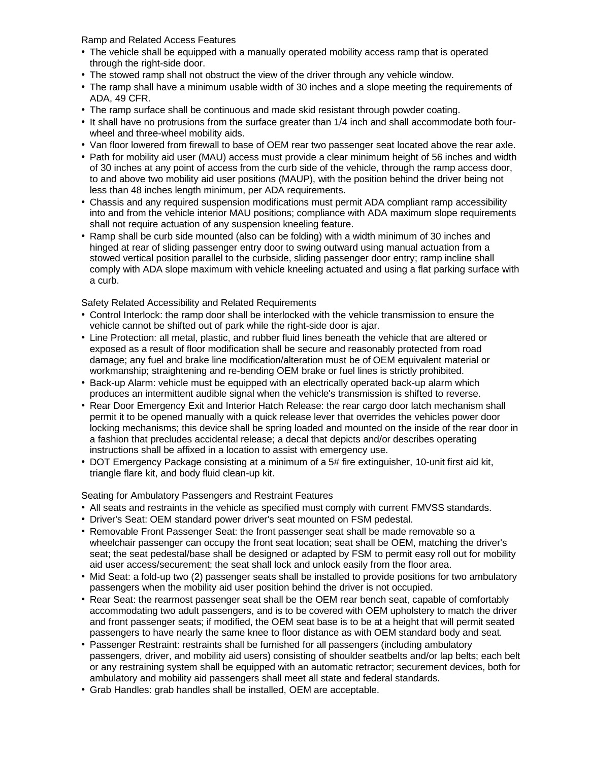Ramp and Related Access Features

- The vehicle shall be equipped with a manually operated mobility access ramp that is operated through the right-side door.
- The stowed ramp shall not obstruct the view of the driver through any vehicle window.
- The ramp shall have a minimum usable width of 30 inches and a slope meeting the requirements of ADA, 49 CFR.
- The ramp surface shall be continuous and made skid resistant through powder coating.
- It shall have no protrusions from the surface greater than 1/4 inch and shall accommodate both four-wheel and three-wheel mobility aids.
- Van floor lowered from firewall to base of OEM rear two passenger seat located above the rear axle.
- Path for mobility aid user (MAU) access must provide a clear minimum height of 56 inches and width of 30 inches at any point of access from the curb side of the vehicle, through the ramp access door, to and above two mobility aid user positions (MAUP), with the position behind the driver being not less than 48 inches length minimum, per ADA requirements.
- Chassis and any required suspension modifications must permit ADA compliant ramp accessibility into and from the vehicle interior MAU positions; compliance with ADA maximum slope requirements shall not require actuation of any suspension kneeling feature.
- Ramp shall be curb side mounted (also can be folding) with a width minimum of 30 inches and hinged at rear of sliding passenger entry door to swing outward using manual actuation from a stowed vertical position parallel to the curbside, sliding passenger door entry; ramp incline shall comply with ADA slope maximum with vehicle kneeling actuated and using a flat parking surface with a curb.

Safety Related Accessibility and Related Requirements

- Control Interlock: the ramp door shall be interlocked with the vehicle transmission to ensure the vehicle cannot be shifted out of park while the right-side door is ajar.
- Line Protection: all metal, plastic, and rubber fluid lines beneath the vehicle that are altered or exposed as a result of floor modification shall be secure and reasonably protected from road damage; any fuel and brake line modification/alteration must be of OEM equivalent material or workmanship; straightening and re-bending OEM brake or fuel lines is strictly prohibited.
- Back-up Alarm: vehicle must be equipped with an electrically operated back-up alarm which produces an intermittent audible signal when the vehicle's transmission is shifted to reverse.
- Rear Door Emergency Exit and Interior Hatch Release: the rear cargo door latch mechanism shall permit it to be opened manually with a quick release lever that overrides the vehicles power door locking mechanisms; this device shall be spring loaded and mounted on the inside of the rear door in a fashion that precludes accidental release; a decal that depicts and/or describes operating instructions shall be affixed in a location to assist with emergency use.
- DOT Emergency Package consisting at a minimum of a 5# fire extinguisher, 10-unit first aid kit, triangle flare kit, and body fluid clean-up kit.

Seating for Ambulatory Passengers and Restraint Features

- All seats and restraints in the vehicle as specified must comply with current FMVSS standards.
- Driver's Seat: OEM standard power driver's seat mounted on FSM pedestal.
- Removable Front Passenger Seat: the front passenger seat shall be made removable so a wheelchair passenger can occupy the front seat location; seat shall be OEM, matching the driver's seat; the seat pedestal/base shall be designed or adapted by FSM to permit easy roll out for mobility aid user access/securement; the seat shall lock and unlock easily from the floor area.
- Mid Seat: a fold-up two (2) passenger seats shall be installed to provide positions for two ambulatory passengers when the mobility aid user position behind the driver is not occupied.
- Rear Seat: the rearmost passenger seat shall be the OEM rear bench seat, capable of comfortably accommodating two adult passengers, and is to be covered with OEM upholstery to match the driver and front passenger seats; if modified, the OEM seat base is to be at a height that will permit seated passengers to have nearly the same knee to floor distance as with OEM standard body and seat.
- Passenger Restraint: restraints shall be furnished for all passengers (including ambulatory passengers, driver, and mobility aid users) consisting of shoulder seatbelts and/or lap belts; each belt or any restraining system shall be equipped with an automatic retractor; securement devices, both for ambulatory and mobility aid passengers shall meet all state and federal standards.
- Grab Handles: grab handles shall be installed, OEM are acceptable.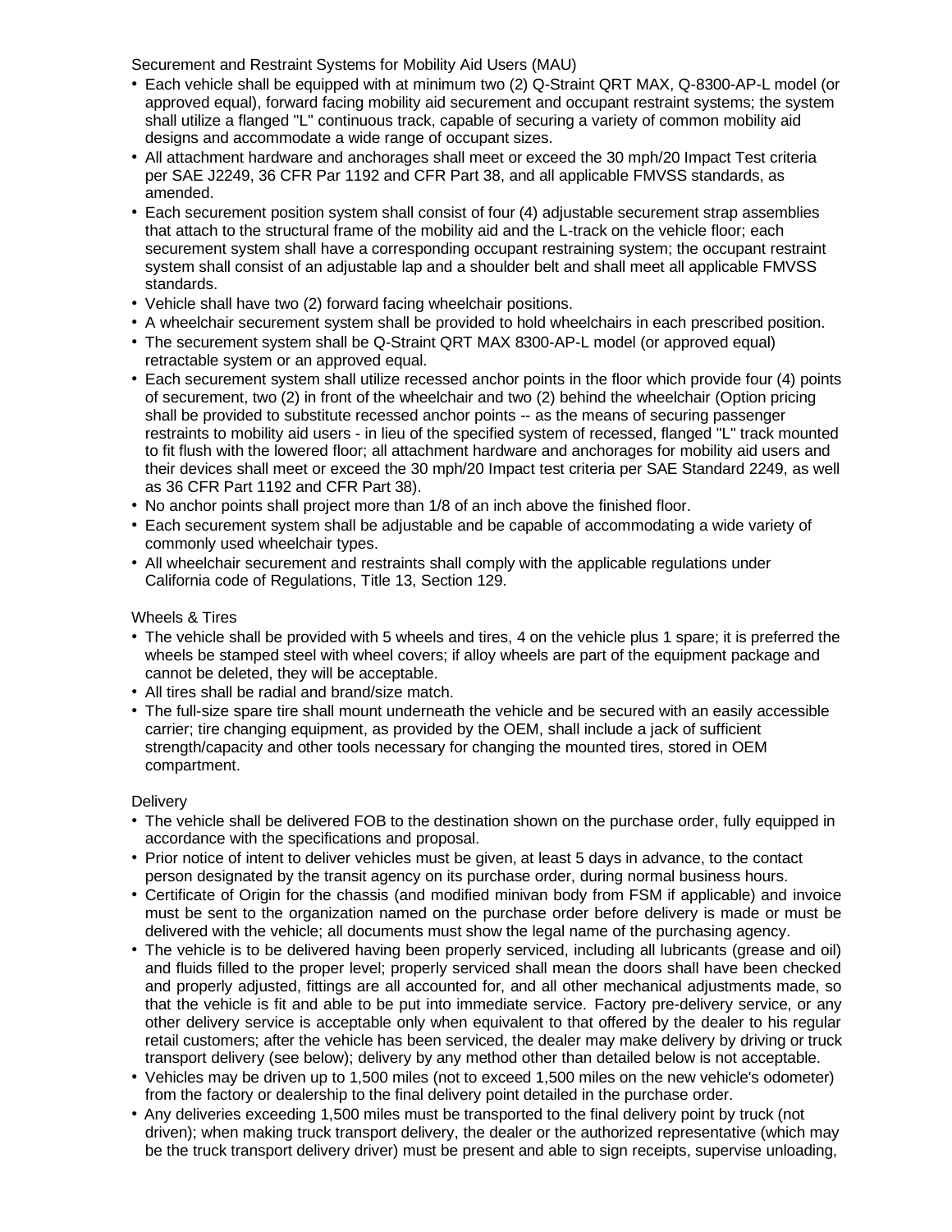Securement and Restraint Systems for Mobility Aid Users (MAU)

- Each vehicle shall be equipped with at minimum two (2) Q-Straint QRT MAX, Q-8300-AP-L model (or approved equal), forward facing mobility aid securement and occupant restraint systems; the system shall utilize a flanged "L" continuous track, capable of securing a variety of common mobility aid designs and accommodate a wide range of occupant sizes.
- All attachment hardware and anchorages shall meet or exceed the 30 mph/20 Impact Test criteria per SAE J2249, 36 CFR Par 1192 and CFR Part 38, and all applicable FMVSS standards, as amended.
- Each securement position system shall consist of four (4) adjustable securement strap assemblies that attach to the structural frame of the mobility aid and the L-track on the vehicle floor; each securement system shall have a corresponding occupant restraining system; the occupant restraint system shall consist of an adjustable lap and a shoulder belt and shall meet all applicable FMVSS standards.
- Vehicle shall have two (2) forward facing wheelchair positions.
- A wheelchair securement system shall be provided to hold wheelchairs in each prescribed position.
- The securement system shall be Q-Straint QRT MAX 8300-AP-L model (or approved equal) retractable system or an approved equal.
- Each securement system shall utilize recessed anchor points in the floor which provide four (4) points of securement, two (2) in front of the wheelchair and two (2) behind the wheelchair (Option pricing shall be provided to substitute recessed anchor points -- as the means of securing passenger restraints to mobility aid users - in lieu of the specified system of recessed, flanged "L" track mounted to fit flush with the lowered floor; all attachment hardware and anchorages for mobility aid users and their devices shall meet or exceed the 30 mph/20 Impact test criteria per SAE Standard 2249, as well as 36 CFR Part 1192 and CFR Part 38).
- No anchor points shall project more than 1/8 of an inch above the finished floor.
- Each securement system shall be adjustable and be capable of accommodating a wide variety of commonly used wheelchair types.
- All wheelchair securement and restraints shall comply with the applicable regulations under California code of Regulations, Title 13, Section 129.

Wheels & Tires

- The vehicle shall be provided with 5 wheels and tires, 4 on the vehicle plus 1 spare; it is preferred the wheels be stamped steel with wheel covers; if alloy wheels are part of the equipment package and cannot be deleted, they will be acceptable.
- All tires shall be radial and brand/size match.
- The full-size spare tire shall mount underneath the vehicle and be secured with an easily accessible carrier; tire changing equipment, as provided by the OEM, shall include a jack of sufficient strength/capacity and other tools necessary for changing the mounted tires, stored in OEM compartment.

Delivery

- The vehicle shall be delivered FOB to the destination shown on the purchase order, fully equipped in accordance with the specifications and proposal.
- Prior notice of intent to deliver vehicles must be given, at least 5 days in advance, to the contact person designated by the transit agency on its purchase order, during normal business hours.
- Certificate of Origin for the chassis (and modified minivan body from FSM if applicable) and invoice must be sent to the organization named on the purchase order before delivery is made or must be delivered with the vehicle; all documents must show the legal name of the purchasing agency.
- The vehicle is to be delivered having been properly serviced, including all lubricants (grease and oil) and fluids filled to the proper level; properly serviced shall mean the doors shall have been checked and properly adjusted, fittings are all accounted for, and all other mechanical adjustments made, so that the vehicle is fit and able to be put into immediate service. Factory pre-delivery service, or any other delivery service is acceptable only when equivalent to that offered by the dealer to his regular retail customers; after the vehicle has been serviced, the dealer may make delivery by driving or truck transport delivery (see below); delivery by any method other than detailed below is not acceptable.
- Vehicles may be driven up to 1,500 miles (not to exceed 1,500 miles on the new vehicle's odometer) from the factory or dealership to the final delivery point detailed in the purchase order.
- Any deliveries exceeding 1,500 miles must be transported to the final delivery point by truck (not driven); when making truck transport delivery, the dealer or the authorized representative (which may be the truck transport delivery driver) must be present and able to sign receipts, supervise unloading,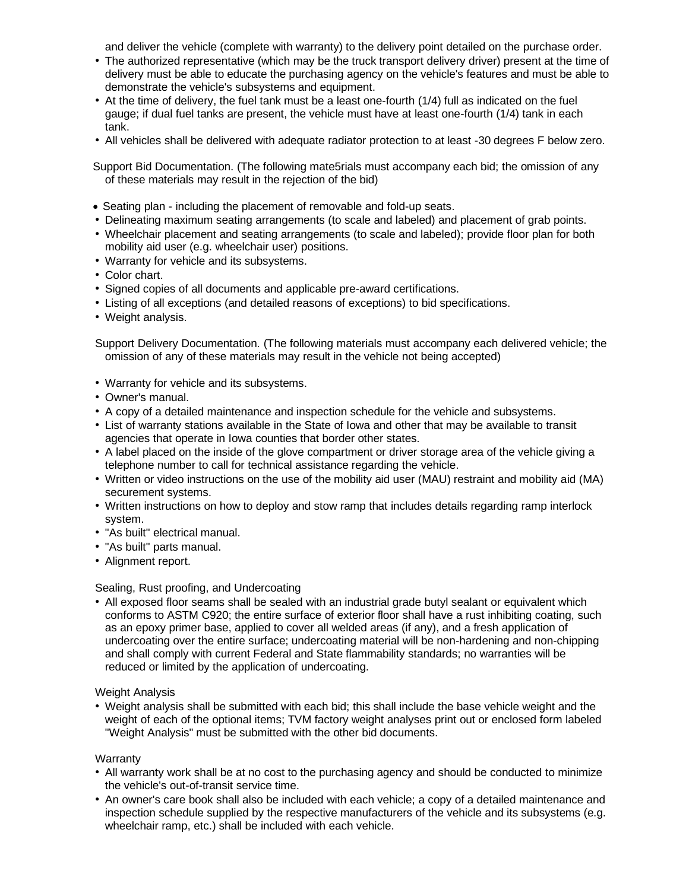and deliver the vehicle (complete with warranty) to the delivery point detailed on the purchase order.

- The authorized representative (which may be the truck transport delivery driver) present at the time of delivery must be able to educate the purchasing agency on the vehicle's features and must be able to demonstrate the vehicle's subsystems and equipment.
- At the time of delivery, the fuel tank must be a least one-fourth (1/4) full as indicated on the fuel gauge; if dual fuel tanks are present, the vehicle must have at least one-fourth (1/4) tank in each tank.
- All vehicles shall be delivered with adequate radiator protection to at least -30 degrees F below zero.

Support Bid Documentation. (The following mate5rials must accompany each bid; the omission of any of these materials may result in the rejection of the bid)

- Seating plan - including the placement of removable and fold-up seats.
- Delineating maximum seating arrangements (to scale and labeled) and placement of grab points.
- Wheelchair placement and seating arrangements (to scale and labeled); provide floor plan for both mobility aid user (e.g. wheelchair user) positions.
- Warranty for vehicle and its subsystems.
- Color chart.
- Signed copies of all documents and applicable pre-award certifications.
- Listing of all exceptions (and detailed reasons of exceptions) to bid specifications.
- Weight analysis.

Support Delivery Documentation. (The following materials must accompany each delivered vehicle; the omission of any of these materials may result in the vehicle not being accepted)

- Warranty for vehicle and its subsystems.
- Owner's manual.
- A copy of a detailed maintenance and inspection schedule for the vehicle and subsystems.
- List of warranty stations available in the State of Iowa and other that may be available to transit agencies that operate in Iowa counties that border other states.
- A label placed on the inside of the glove compartment or driver storage area of the vehicle giving a telephone number to call for technical assistance regarding the vehicle.
- Written or video instructions on the use of the mobility aid user (MAU) restraint and mobility aid (MA) securement systems.
- Written instructions on how to deploy and stow ramp that includes details regarding ramp interlock system.
- "As built" electrical manual.
- "As built" parts manual.
- Alignment report.

Sealing, Rust proofing, and Undercoating

- All exposed floor seams shall be sealed with an industrial grade butyl sealant or equivalent which conforms to ASTM C920; the entire surface of exterior floor shall have a rust inhibiting coating, such as an epoxy primer base, applied to cover all welded areas (if any), and a fresh application of undercoating over the entire surface; undercoating material will be non-hardening and non-chipping and shall comply with current Federal and State flammability standards; no warranties will be reduced or limited by the application of undercoating.

Weight Analysis

- Weight analysis shall be submitted with each bid; this shall include the base vehicle weight and the weight of each of the optional items; TVM factory weight analyses print out or enclosed form labeled "Weight Analysis" must be submitted with the other bid documents.

Warranty

- All warranty work shall be at no cost to the purchasing agency and should be conducted to minimize the vehicle's out-of-transit service time.
- An owner's care book shall also be included with each vehicle; a copy of a detailed maintenance and inspection schedule supplied by the respective manufacturers of the vehicle and its subsystems (e.g. wheelchair ramp, etc.) shall be included with each vehicle.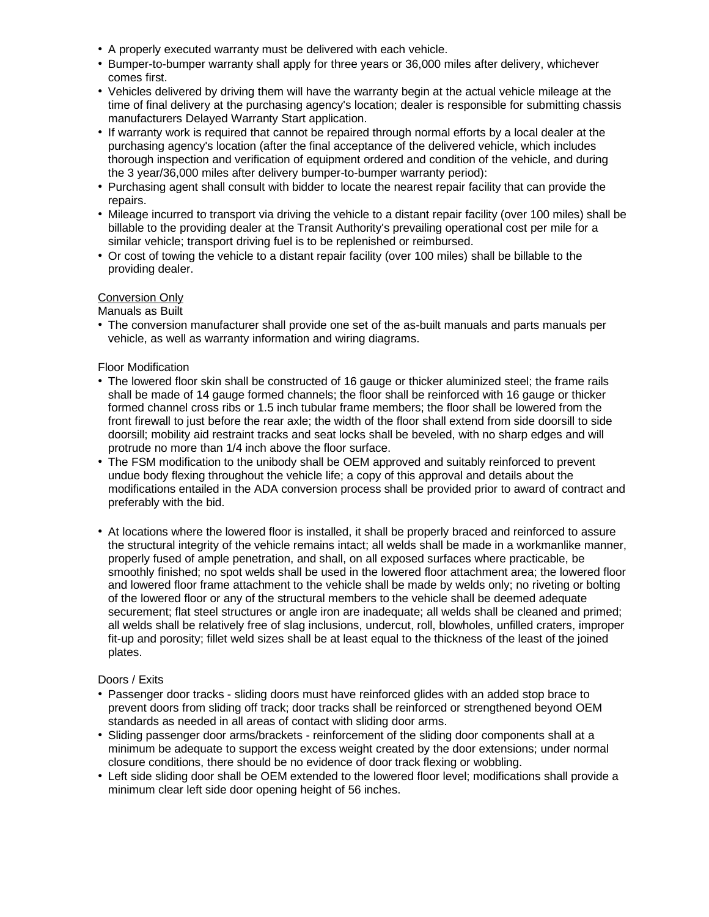- A properly executed warranty must be delivered with each vehicle.
- Bumper-to-bumper warranty shall apply for three years or 36,000 miles after delivery, whichever comes first.
- Vehicles delivered by driving them will have the warranty begin at the actual vehicle mileage at the time of final delivery at the purchasing agency's location; dealer is responsible for submitting chassis manufacturers Delayed Warranty Start application.
- If warranty work is required that cannot be repaired through normal efforts by a local dealer at the purchasing agency's location (after the final acceptance of the delivered vehicle, which includes thorough inspection and verification of equipment ordered and condition of the vehicle, and during the 3 year/36,000 miles after delivery bumper-to-bumper warranty period):
- Purchasing agent shall consult with bidder to locate the nearest repair facility that can provide the repairs.
- Mileage incurred to transport via driving the vehicle to a distant repair facility (over 100 miles) shall be billable to the providing dealer at the Transit Authority's prevailing operational cost per mile for a similar vehicle; transport driving fuel is to be replenished or reimbursed.
- Or cost of towing the vehicle to a distant repair facility (over 100 miles) shall be billable to the providing dealer.

<u>Conversion Only</u>

Manuals as Built

- The conversion manufacturer shall provide one set of the as-built manuals and parts manuals per vehicle, as well as warranty information and wiring diagrams.

Floor Modification

- The lowered floor skin shall be constructed of 16 gauge or thicker aluminized steel; the frame rails shall be made of 14 gauge formed channels; the floor shall be reinforced with 16 gauge or thicker formed channel cross ribs or 1.5 inch tubular frame members; the floor shall be lowered from the front firewall to just before the rear axle; the width of the floor shall extend from side doorsill to side doorsill; mobility aid restraint tracks and seat locks shall be beveled, with no sharp edges and will protrude no more than 1/4 inch above the floor surface.
- The FSM modification to the unibody shall be OEM approved and suitably reinforced to prevent undue body flexing throughout the vehicle life; a copy of this approval and details about the modifications entailed in the ADA conversion process shall be provided prior to award of contract and preferably with the bid.

- At locations where the lowered floor is installed, it shall be properly braced and reinforced to assure the structural integrity of the vehicle remains intact; all welds shall be made in a workmanlike manner, properly fused of ample penetration, and shall, on all exposed surfaces where practicable, be smoothly finished; no spot welds shall be used in the lowered floor attachment area; the lowered floor and lowered floor frame attachment to the vehicle shall be made by welds only; no riveting or bolting of the lowered floor or any of the structural members to the vehicle shall be deemed adequate securement; flat steel structures or angle iron are inadequate; all welds shall be cleaned and primed; all welds shall be relatively free of slag inclusions, undercut, roll, blowholes, unfilled craters, improper fit-up and porosity; fillet weld sizes shall be at least equal to the thickness of the least of the joined plates.

Doors / Exits

- Passenger door tracks - sliding doors must have reinforced glides with an added stop brace to prevent doors from sliding off track; door tracks shall be reinforced or strengthened beyond OEM standards as needed in all areas of contact with sliding door arms.
- Sliding passenger door arms/brackets - reinforcement of the sliding door components shall at a minimum be adequate to support the excess weight created by the door extensions; under normal closure conditions, there should be no evidence of door track flexing or wobbling.
- Left side sliding door shall be OEM extended to the lowered floor level; modifications shall provide a minimum clear left side door opening height of 56 inches.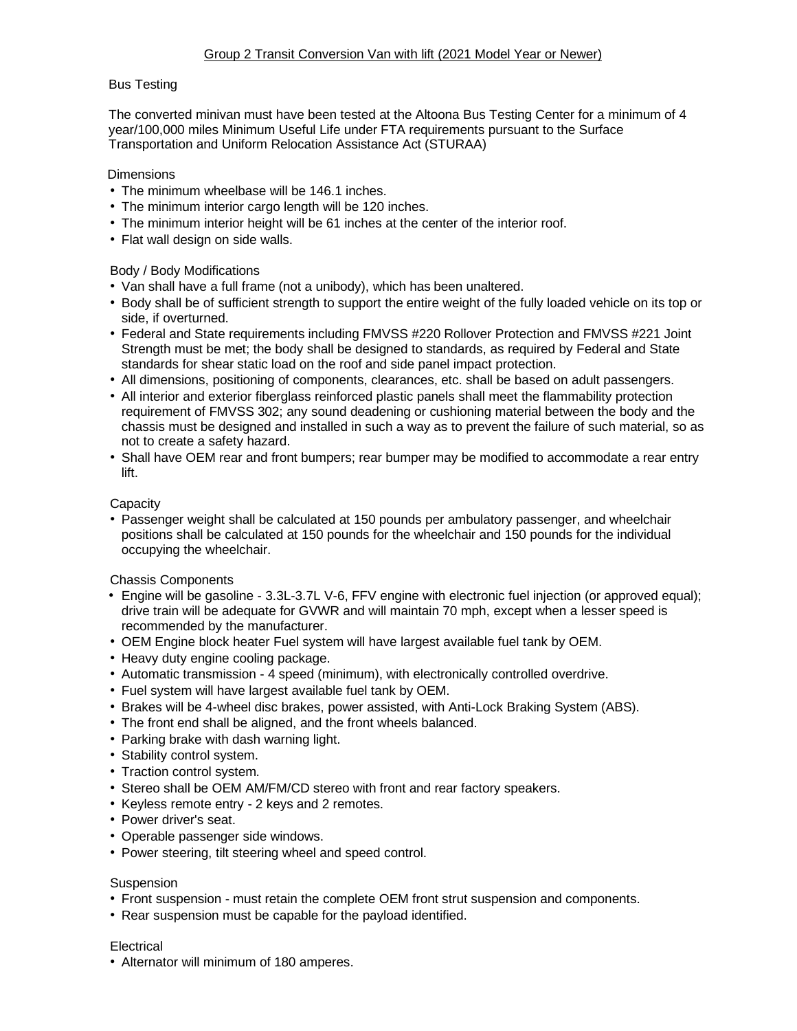## Group 2 Transit Conversion Van with lift (2021 Model Year or Newer)

### Bus Testing

The converted minivan must have been tested at the Altoona Bus Testing Center for a minimum of 4 year/100,000 miles Minimum Useful Life under FTA requirements pursuant to the Surface Transportation and Uniform Relocation Assistance Act (STURAA)

### Dimensions

- The minimum wheelbase will be 146.1 inches.
- The minimum interior cargo length will be 120 inches.
- The minimum interior height will be 61 inches at the center of the interior roof.
- Flat wall design on side walls.

### Body / Body Modifications

- Van shall have a full frame (not a unibody), which has been unaltered.
- Body shall be of sufficient strength to support the entire weight of the fully loaded vehicle on its top or side, if overturned.
- Federal and State requirements including FMVSS #220 Rollover Protection and FMVSS #221 Joint Strength must be met; the body shall be designed to standards, as required by Federal and State standards for shear static load on the roof and side panel impact protection.
- All dimensions, positioning of components, clearances, etc. shall be based on adult passengers.
- All interior and exterior fiberglass reinforced plastic panels shall meet the flammability protection requirement of FMVSS 302; any sound deadening or cushioning material between the body and the chassis must be designed and installed in such a way as to prevent the failure of such material, so as not to create a safety hazard.
- Shall have OEM rear and front bumpers; rear bumper may be modified to accommodate a rear entry lift.

### Capacity

- Passenger weight shall be calculated at 150 pounds per ambulatory passenger, and wheelchair positions shall be calculated at 150 pounds for the wheelchair and 150 pounds for the individual occupying the wheelchair.

### Chassis Components

- Engine will be gasoline - 3.3L-3.7L V-6, FFV engine with electronic fuel injection (or approved equal); drive train will be adequate for GVWR and will maintain 70 mph, except when a lesser speed is recommended by the manufacturer.
- OEM Engine block heater Fuel system will have largest available fuel tank by OEM.
- Heavy duty engine cooling package.
- Automatic transmission - 4 speed (minimum), with electronically controlled overdrive.
- Fuel system will have largest available fuel tank by OEM.
- Brakes will be 4-wheel disc brakes, power assisted, with Anti-Lock Braking System (ABS).
- The front end shall be aligned, and the front wheels balanced.
- Parking brake with dash warning light.
- Stability control system.
- Traction control system.
- Stereo shall be OEM AM/FM/CD stereo with front and rear factory speakers.
- Keyless remote entry - 2 keys and 2 remotes.
- Power driver's seat.
- Operable passenger side windows.
- Power steering, tilt steering wheel and speed control.

### Suspension

- Front suspension - must retain the complete OEM front strut suspension and components.
- Rear suspension must be capable for the payload identified.

### Electrical

- Alternator will minimum of 180 amperes.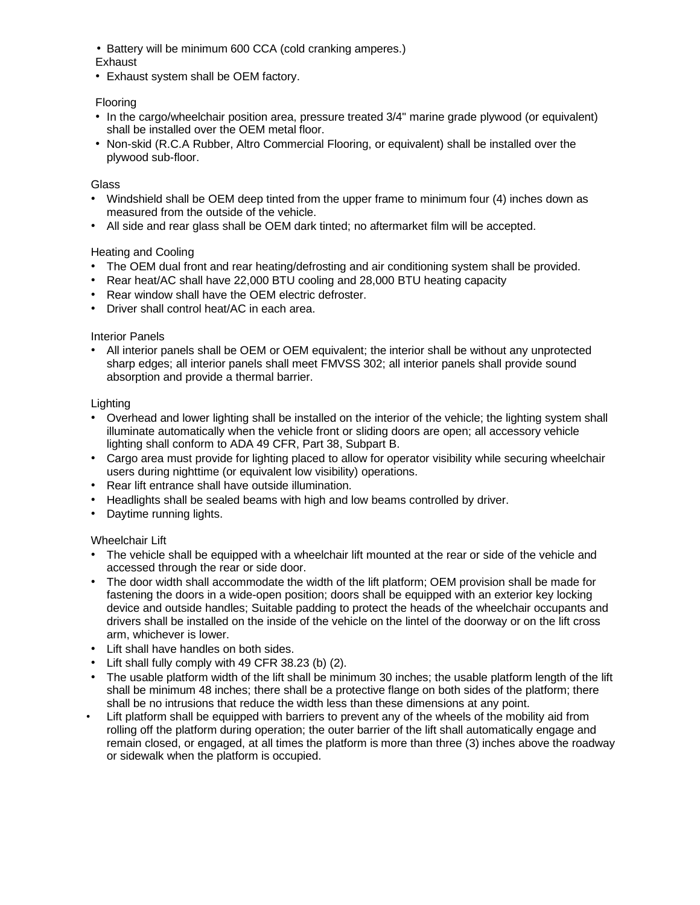- Battery will be minimum 600 CCA (cold cranking amperes.)

Exhaust

- Exhaust system shall be OEM factory.

Flooring

- In the cargo/wheelchair position area, pressure treated 3/4" marine grade plywood (or equivalent) shall be installed over the OEM metal floor.
- Non-skid (R.C.A Rubber, Altro Commercial Flooring, or equivalent) shall be installed over the plywood sub-floor.

Glass

- Windshield shall be OEM deep tinted from the upper frame to minimum four (4) inches down as measured from the outside of the vehicle.
- All side and rear glass shall be OEM dark tinted; no aftermarket film will be accepted.

Heating and Cooling

- The OEM dual front and rear heating/defrosting and air conditioning system shall be provided.
- Rear heat/AC shall have 22,000 BTU cooling and 28,000 BTU heating capacity
- Rear window shall have the OEM electric defroster.
- Driver shall control heat/AC in each area.

Interior Panels

- All interior panels shall be OEM or OEM equivalent; the interior shall be without any unprotected sharp edges; all interior panels shall meet FMVSS 302; all interior panels shall provide sound absorption and provide a thermal barrier.

Lighting

- Overhead and lower lighting shall be installed on the interior of the vehicle; the lighting system shall illuminate automatically when the vehicle front or sliding doors are open; all accessory vehicle lighting shall conform to ADA 49 CFR, Part 38, Subpart B.
- Cargo area must provide for lighting placed to allow for operator visibility while securing wheelchair users during nighttime (or equivalent low visibility) operations.
- Rear lift entrance shall have outside illumination.
- Headlights shall be sealed beams with high and low beams controlled by driver.
- Daytime running lights.

Wheelchair Lift

- The vehicle shall be equipped with a wheelchair lift mounted at the rear or side of the vehicle and accessed through the rear or side door.
- The door width shall accommodate the width of the lift platform; OEM provision shall be made for fastening the doors in a wide-open position; doors shall be equipped with an exterior key locking device and outside handles; Suitable padding to protect the heads of the wheelchair occupants and drivers shall be installed on the inside of the vehicle on the lintel of the doorway or on the lift cross arm, whichever is lower.
- Lift shall have handles on both sides.
- Lift shall fully comply with 49 CFR 38.23 (b) (2).
- The usable platform width of the lift shall be minimum 30 inches; the usable platform length of the lift shall be minimum 48 inches; there shall be a protective flange on both sides of the platform; there shall be no intrusions that reduce the width less than these dimensions at any point.
- Lift platform shall be equipped with barriers to prevent any of the wheels of the mobility aid from rolling off the platform during operation; the outer barrier of the lift shall automatically engage and remain closed, or engaged, at all times the platform is more than three (3) inches above the roadway or sidewalk when the platform is occupied.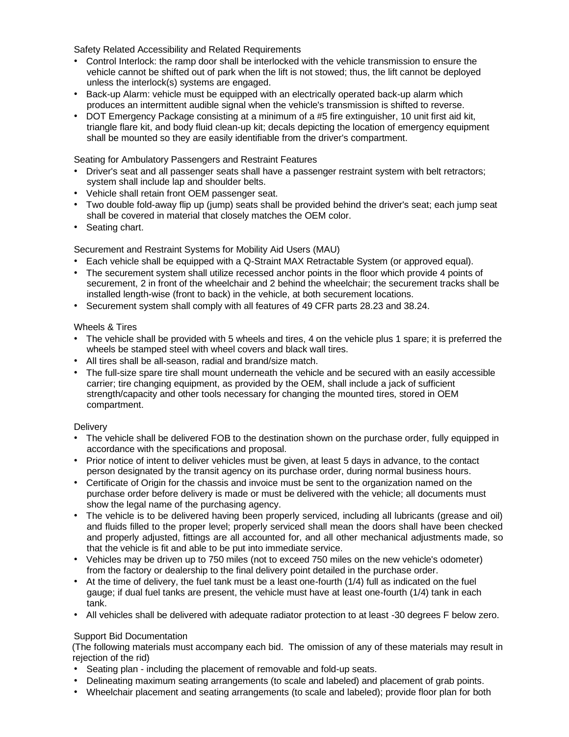Safety Related Accessibility and Related Requirements

- Control Interlock: the ramp door shall be interlocked with the vehicle transmission to ensure the vehicle cannot be shifted out of park when the lift is not stowed; thus, the lift cannot be deployed unless the interlock(s) systems are engaged.
- Back-up Alarm: vehicle must be equipped with an electrically operated back-up alarm which produces an intermittent audible signal when the vehicle's transmission is shifted to reverse.
- DOT Emergency Package consisting at a minimum of a #5 fire extinguisher, 10 unit first aid kit, triangle flare kit, and body fluid clean-up kit; decals depicting the location of emergency equipment shall be mounted so they are easily identifiable from the driver's compartment.

Seating for Ambulatory Passengers and Restraint Features

- Driver's seat and all passenger seats shall have a passenger restraint system with belt retractors; system shall include lap and shoulder belts.
- Vehicle shall retain front OEM passenger seat.
- Two double fold-away flip up (jump) seats shall be provided behind the driver's seat; each jump seat shall be covered in material that closely matches the OEM color.
- Seating chart.

Securement and Restraint Systems for Mobility Aid Users (MAU)

- Each vehicle shall be equipped with a Q-Straint MAX Retractable System (or approved equal).
- The securement system shall utilize recessed anchor points in the floor which provide 4 points of securement, 2 in front of the wheelchair and 2 behind the wheelchair; the securement tracks shall be installed length-wise (front to back) in the vehicle, at both securement locations.
- Securement system shall comply with all features of 49 CFR parts 28.23 and 38.24.

Wheels & Tires

- The vehicle shall be provided with 5 wheels and tires, 4 on the vehicle plus 1 spare; it is preferred the wheels be stamped steel with wheel covers and black wall tires.
- All tires shall be all-season, radial and brand/size match.
- The full-size spare tire shall mount underneath the vehicle and be secured with an easily accessible carrier; tire changing equipment, as provided by the OEM, shall include a jack of sufficient strength/capacity and other tools necessary for changing the mounted tires, stored in OEM compartment.

Delivery

- The vehicle shall be delivered FOB to the destination shown on the purchase order, fully equipped in accordance with the specifications and proposal.
- Prior notice of intent to deliver vehicles must be given, at least 5 days in advance, to the contact person designated by the transit agency on its purchase order, during normal business hours.
- Certificate of Origin for the chassis and invoice must be sent to the organization named on the purchase order before delivery is made or must be delivered with the vehicle; all documents must show the legal name of the purchasing agency.
- The vehicle is to be delivered having been properly serviced, including all lubricants (grease and oil) and fluids filled to the proper level; properly serviced shall mean the doors shall have been checked and properly adjusted, fittings are all accounted for, and all other mechanical adjustments made, so that the vehicle is fit and able to be put into immediate service.
- Vehicles may be driven up to 750 miles (not to exceed 750 miles on the new vehicle's odometer) from the factory or dealership to the final delivery point detailed in the purchase order.
- At the time of delivery, the fuel tank must be a least one-fourth (1/4) full as indicated on the fuel gauge; if dual fuel tanks are present, the vehicle must have at least one-fourth (1/4) tank in each tank.
- All vehicles shall be delivered with adequate radiator protection to at least -30 degrees F below zero.

Support Bid Documentation

(The following materials must accompany each bid. The omission of any of these materials may result in rejection of the rid)

- Seating plan - including the placement of removable and fold-up seats.
- Delineating maximum seating arrangements (to scale and labeled) and placement of grab points.
- Wheelchair placement and seating arrangements (to scale and labeled); provide floor plan for both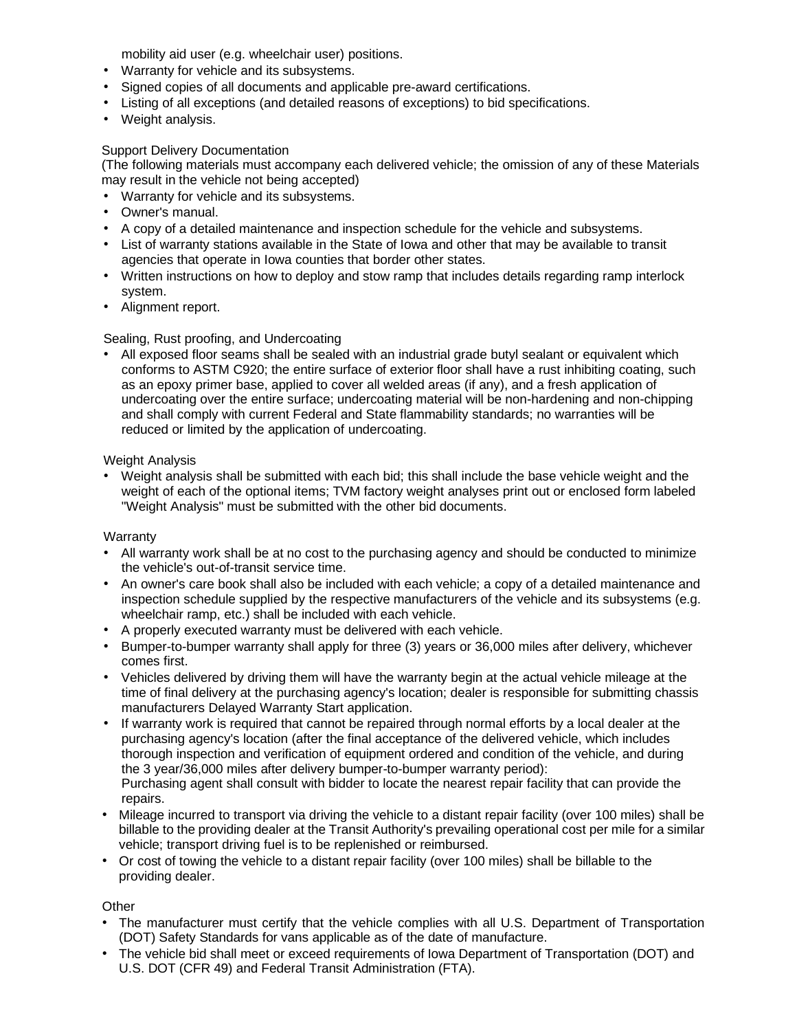mobility aid user (e.g. wheelchair user) positions.

- Warranty for vehicle and its subsystems.
- Signed copies of all documents and applicable pre-award certifications.
- Listing of all exceptions (and detailed reasons of exceptions) to bid specifications.
- Weight analysis.

Support Delivery Documentation

(The following materials must accompany each delivered vehicle; the omission of any of these Materials may result in the vehicle not being accepted)

- Warranty for vehicle and its subsystems.
- Owner's manual.
- A copy of a detailed maintenance and inspection schedule for the vehicle and subsystems.
- List of warranty stations available in the State of Iowa and other that may be available to transit agencies that operate in Iowa counties that border other states.
- Written instructions on how to deploy and stow ramp that includes details regarding ramp interlock system.
- Alignment report.

Sealing, Rust proofing, and Undercoating

- All exposed floor seams shall be sealed with an industrial grade butyl sealant or equivalent which conforms to ASTM C920; the entire surface of exterior floor shall have a rust inhibiting coating, such as an epoxy primer base, applied to cover all welded areas (if any), and a fresh application of undercoating over the entire surface; undercoating material will be non-hardening and non-chipping and shall comply with current Federal and State flammability standards; no warranties will be reduced or limited by the application of undercoating.

Weight Analysis

- Weight analysis shall be submitted with each bid; this shall include the base vehicle weight and the weight of each of the optional items; TVM factory weight analyses print out or enclosed form labeled "Weight Analysis" must be submitted with the other bid documents.

Warranty

- All warranty work shall be at no cost to the purchasing agency and should be conducted to minimize the vehicle's out-of-transit service time.
- An owner's care book shall also be included with each vehicle; a copy of a detailed maintenance and inspection schedule supplied by the respective manufacturers of the vehicle and its subsystems (e.g. wheelchair ramp, etc.) shall be included with each vehicle.
- A properly executed warranty must be delivered with each vehicle.
- Bumper-to-bumper warranty shall apply for three (3) years or 36,000 miles after delivery, whichever comes first.
- Vehicles delivered by driving them will have the warranty begin at the actual vehicle mileage at the time of final delivery at the purchasing agency's location; dealer is responsible for submitting chassis manufacturers Delayed Warranty Start application.
- If warranty work is required that cannot be repaired through normal efforts by a local dealer at the purchasing agency's location (after the final acceptance of the delivered vehicle, which includes thorough inspection and verification of equipment ordered and condition of the vehicle, and during the 3 year/36,000 miles after delivery bumper-to-bumper warranty period):
  Purchasing agent shall consult with bidder to locate the nearest repair facility that can provide the repairs.
- Mileage incurred to transport via driving the vehicle to a distant repair facility (over 100 miles) shall be billable to the providing dealer at the Transit Authority's prevailing operational cost per mile for a similar vehicle; transport driving fuel is to be replenished or reimbursed.
- Or cost of towing the vehicle to a distant repair facility (over 100 miles) shall be billable to the providing dealer.

Other

- The manufacturer must certify that the vehicle complies with all U.S. Department of Transportation (DOT) Safety Standards for vans applicable as of the date of manufacture.
- The vehicle bid shall meet or exceed requirements of Iowa Department of Transportation (DOT) and U.S. DOT (CFR 49) and Federal Transit Administration (FTA).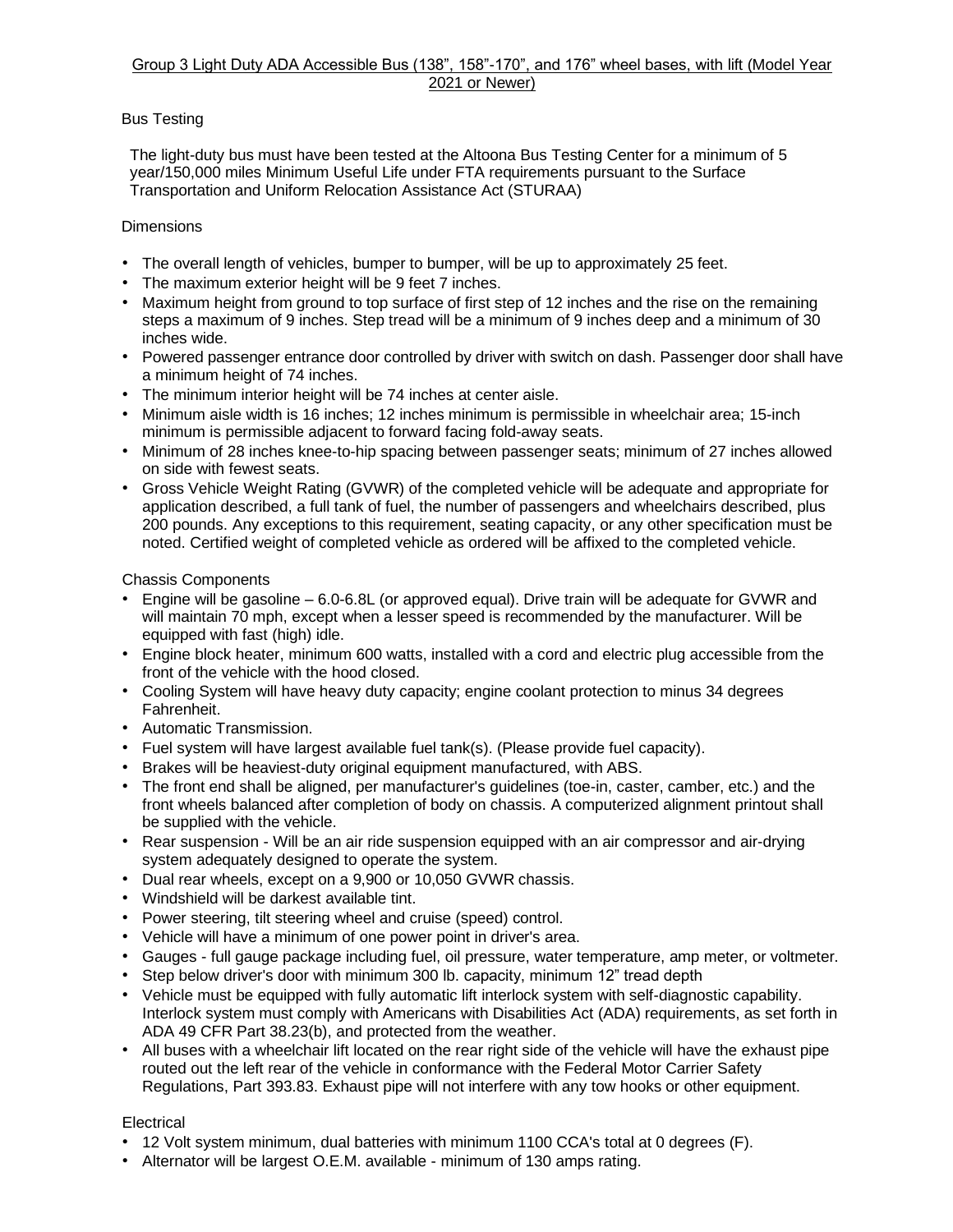Group 3 Light Duty ADA Accessible Bus (138", 158"-170", and 176" wheel bases, with lift (Model Year 2021 or Newer)

Bus Testing

The light-duty bus must have been tested at the Altoona Bus Testing Center for a minimum of 5 year/150,000 miles Minimum Useful Life under FTA requirements pursuant to the Surface Transportation and Uniform Relocation Assistance Act (STURAA)

Dimensions

- The overall length of vehicles, bumper to bumper, will be up to approximately 25 feet.
- The maximum exterior height will be 9 feet 7 inches.
- Maximum height from ground to top surface of first step of 12 inches and the rise on the remaining steps a maximum of 9 inches. Step tread will be a minimum of 9 inches deep and a minimum of 30 inches wide.
- Powered passenger entrance door controlled by driver with switch on dash. Passenger door shall have a minimum height of 74 inches.
- The minimum interior height will be 74 inches at center aisle.
- Minimum aisle width is 16 inches; 12 inches minimum is permissible in wheelchair area; 15-inch minimum is permissible adjacent to forward facing fold-away seats.
- Minimum of 28 inches knee-to-hip spacing between passenger seats; minimum of 27 inches allowed on side with fewest seats.
- Gross Vehicle Weight Rating (GVWR) of the completed vehicle will be adequate and appropriate for application described, a full tank of fuel, the number of passengers and wheelchairs described, plus 200 pounds. Any exceptions to this requirement, seating capacity, or any other specification must be noted. Certified weight of completed vehicle as ordered will be affixed to the completed vehicle.

Chassis Components

- Engine will be gasoline – 6.0-6.8L (or approved equal). Drive train will be adequate for GVWR and will maintain 70 mph, except when a lesser speed is recommended by the manufacturer. Will be equipped with fast (high) idle.
- Engine block heater, minimum 600 watts, installed with a cord and electric plug accessible from the front of the vehicle with the hood closed.
- Cooling System will have heavy duty capacity; engine coolant protection to minus 34 degrees Fahrenheit.
- Automatic Transmission.
- Fuel system will have largest available fuel tank(s). (Please provide fuel capacity).
- Brakes will be heaviest-duty original equipment manufactured, with ABS.
- The front end shall be aligned, per manufacturer's guidelines (toe-in, caster, camber, etc.) and the front wheels balanced after completion of body on chassis. A computerized alignment printout shall be supplied with the vehicle.
- Rear suspension - Will be an air ride suspension equipped with an air compressor and air-drying system adequately designed to operate the system.
- Dual rear wheels, except on a 9,900 or 10,050 GVWR chassis.
- Windshield will be darkest available tint.
- Power steering, tilt steering wheel and cruise (speed) control.
- Vehicle will have a minimum of one power point in driver's area.
- Gauges - full gauge package including fuel, oil pressure, water temperature, amp meter, or voltmeter.
- Step below driver's door with minimum 300 lb. capacity, minimum 12" tread depth
- Vehicle must be equipped with fully automatic lift interlock system with self-diagnostic capability. Interlock system must comply with Americans with Disabilities Act (ADA) requirements, as set forth in ADA 49 CFR Part 38.23(b), and protected from the weather.
- All buses with a wheelchair lift located on the rear right side of the vehicle will have the exhaust pipe routed out the left rear of the vehicle in conformance with the Federal Motor Carrier Safety Regulations, Part 393.83. Exhaust pipe will not interfere with any tow hooks or other equipment.

Electrical

- 12 Volt system minimum, dual batteries with minimum 1100 CCA's total at 0 degrees (F).
- Alternator will be largest O.E.M. available - minimum of 130 amps rating.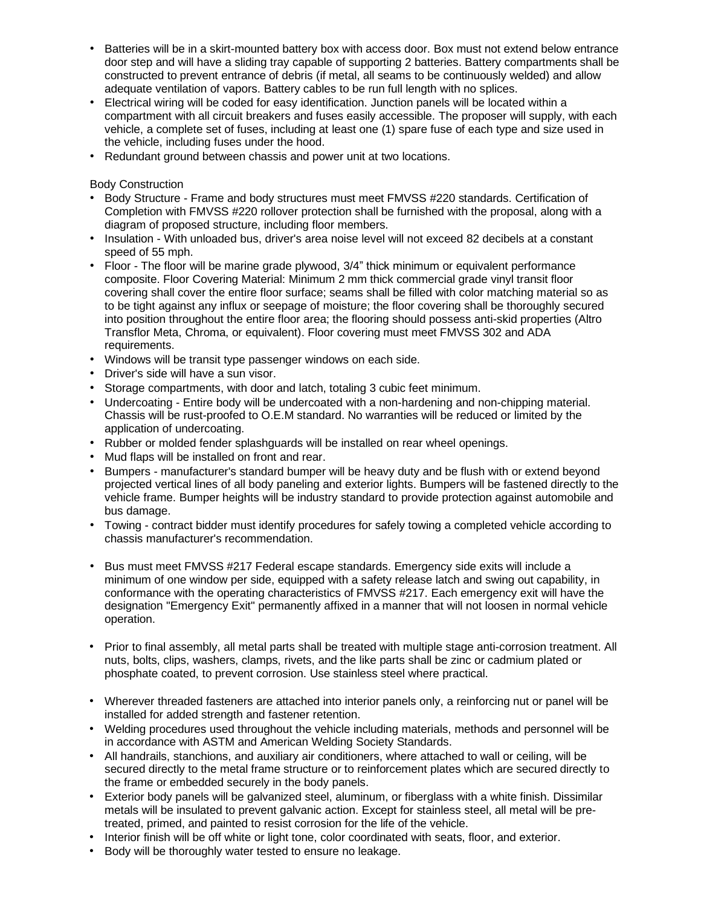- Batteries will be in a skirt-mounted battery box with access door. Box must not extend below entrance door step and will have a sliding tray capable of supporting 2 batteries. Battery compartments shall be constructed to prevent entrance of debris (if metal, all seams to be continuously welded) and allow adequate ventilation of vapors. Battery cables to be run full length with no splices.
- Electrical wiring will be coded for easy identification. Junction panels will be located within a compartment with all circuit breakers and fuses easily accessible. The proposer will supply, with each vehicle, a complete set of fuses, including at least one (1) spare fuse of each type and size used in the vehicle, including fuses under the hood.
- Redundant ground between chassis and power unit at two locations.

Body Construction

- Body Structure - Frame and body structures must meet FMVSS #220 standards. Certification of Completion with FMVSS #220 rollover protection shall be furnished with the proposal, along with a diagram of proposed structure, including floor members.
- Insulation - With unloaded bus, driver's area noise level will not exceed 82 decibels at a constant speed of 55 mph.
- Floor - The floor will be marine grade plywood, 3/4" thick minimum or equivalent performance composite. Floor Covering Material: Minimum 2 mm thick commercial grade vinyl transit floor covering shall cover the entire floor surface; seams shall be filled with color matching material so as to be tight against any influx or seepage of moisture; the floor covering shall be thoroughly secured into position throughout the entire floor area; the flooring should possess anti-skid properties (Altro Transflor Meta, Chroma, or equivalent). Floor covering must meet FMVSS 302 and ADA requirements.
- Windows will be transit type passenger windows on each side.
- Driver's side will have a sun visor.
- Storage compartments, with door and latch, totaling 3 cubic feet minimum.
- Undercoating - Entire body will be undercoated with a non-hardening and non-chipping material. Chassis will be rust-proofed to O.E.M standard. No warranties will be reduced or limited by the application of undercoating.
- Rubber or molded fender splashguards will be installed on rear wheel openings.
- Mud flaps will be installed on front and rear.
- Bumpers - manufacturer's standard bumper will be heavy duty and be flush with or extend beyond projected vertical lines of all body paneling and exterior lights. Bumpers will be fastened directly to the vehicle frame. Bumper heights will be industry standard to provide protection against automobile and bus damage.
- Towing - contract bidder must identify procedures for safely towing a completed vehicle according to chassis manufacturer's recommendation.

- Bus must meet FMVSS #217 Federal escape standards. Emergency side exits will include a minimum of one window per side, equipped with a safety release latch and swing out capability, in conformance with the operating characteristics of FMVSS #217. Each emergency exit will have the designation "Emergency Exit" permanently affixed in a manner that will not loosen in normal vehicle operation.

- Prior to final assembly, all metal parts shall be treated with multiple stage anti-corrosion treatment. All nuts, bolts, clips, washers, clamps, rivets, and the like parts shall be zinc or cadmium plated or phosphate coated, to prevent corrosion. Use stainless steel where practical.

- Wherever threaded fasteners are attached into interior panels only, a reinforcing nut or panel will be installed for added strength and fastener retention.
- Welding procedures used throughout the vehicle including materials, methods and personnel will be in accordance with ASTM and American Welding Society Standards.
- All handrails, stanchions, and auxiliary air conditioners, where attached to wall or ceiling, will be secured directly to the metal frame structure or to reinforcement plates which are secured directly to the frame or embedded securely in the body panels.
- Exterior body panels will be galvanized steel, aluminum, or fiberglass with a white finish. Dissimilar metals will be insulated to prevent galvanic action. Except for stainless steel, all metal will be pre-treated, primed, and painted to resist corrosion for the life of the vehicle.
- Interior finish will be off white or light tone, color coordinated with seats, floor, and exterior.
- Body will be thoroughly water tested to ensure no leakage.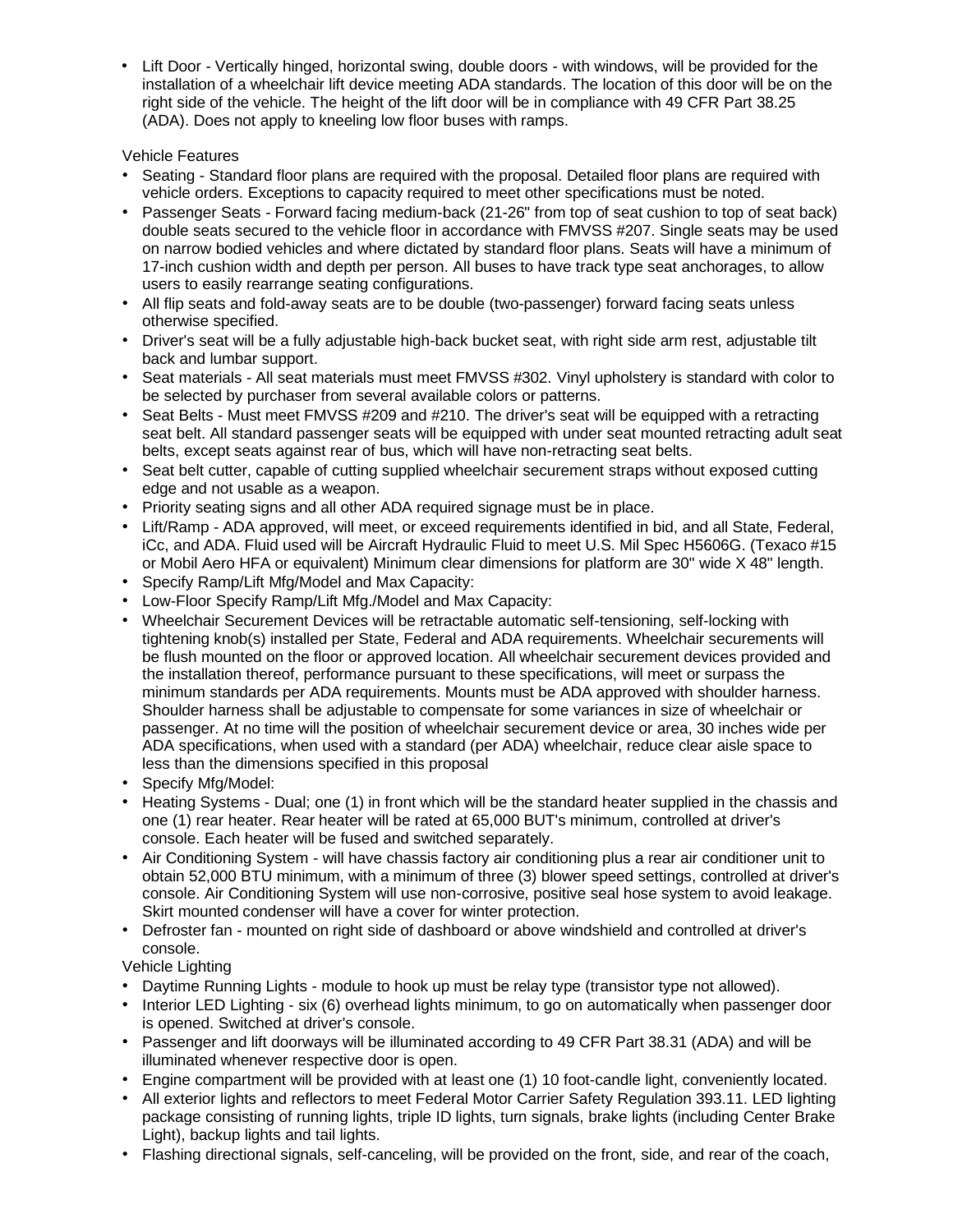- Lift Door - Vertically hinged, horizontal swing, double doors - with windows, will be provided for the installation of a wheelchair lift device meeting ADA standards. The location of this door will be on the right side of the vehicle. The height of the lift door will be in compliance with 49 CFR Part 38.25 (ADA). Does not apply to kneeling low floor buses with ramps.

Vehicle Features

- Seating - Standard floor plans are required with the proposal. Detailed floor plans are required with vehicle orders. Exceptions to capacity required to meet other specifications must be noted.
- Passenger Seats - Forward facing medium-back (21-26" from top of seat cushion to top of seat back) double seats secured to the vehicle floor in accordance with FMVSS #207. Single seats may be used on narrow bodied vehicles and where dictated by standard floor plans. Seats will have a minimum of 17-inch cushion width and depth per person. All buses to have track type seat anchorages, to allow users to easily rearrange seating configurations.
- All flip seats and fold-away seats are to be double (two-passenger) forward facing seats unless otherwise specified.
- Driver's seat will be a fully adjustable high-back bucket seat, with right side arm rest, adjustable tilt back and lumbar support.
- Seat materials - All seat materials must meet FMVSS #302. Vinyl upholstery is standard with color to be selected by purchaser from several available colors or patterns.
- Seat Belts - Must meet FMVSS #209 and #210. The driver's seat will be equipped with a retracting seat belt. All standard passenger seats will be equipped with under seat mounted retracting adult seat belts, except seats against rear of bus, which will have non-retracting seat belts.
- Seat belt cutter, capable of cutting supplied wheelchair securement straps without exposed cutting edge and not usable as a weapon.
- Priority seating signs and all other ADA required signage must be in place.
- Lift/Ramp - ADA approved, will meet, or exceed requirements identified in bid, and all State, Federal, iCc, and ADA. Fluid used will be Aircraft Hydraulic Fluid to meet U.S. Mil Spec H5606G. (Texaco #15 or Mobil Aero HFA or equivalent) Minimum clear dimensions for platform are 30" wide X 48" length.
- Specify Ramp/Lift Mfg/Model and Max Capacity:
- Low-Floor Specify Ramp/Lift Mfg./Model and Max Capacity:
- Wheelchair Securement Devices will be retractable automatic self-tensioning, self-locking with tightening knob(s) installed per State, Federal and ADA requirements. Wheelchair securements will be flush mounted on the floor or approved location. All wheelchair securement devices provided and the installation thereof, performance pursuant to these specifications, will meet or surpass the minimum standards per ADA requirements. Mounts must be ADA approved with shoulder harness. Shoulder harness shall be adjustable to compensate for some variances in size of wheelchair or passenger. At no time will the position of wheelchair securement device or area, 30 inches wide per ADA specifications, when used with a standard (per ADA) wheelchair, reduce clear aisle space to less than the dimensions specified in this proposal
- Specify Mfg/Model:
- Heating Systems - Dual; one (1) in front which will be the standard heater supplied in the chassis and one (1) rear heater. Rear heater will be rated at 65,000 BUT's minimum, controlled at driver's console. Each heater will be fused and switched separately.
- Air Conditioning System - will have chassis factory air conditioning plus a rear air conditioner unit to obtain 52,000 BTU minimum, with a minimum of three (3) blower speed settings, controlled at driver's console. Air Conditioning System will use non-corrosive, positive seal hose system to avoid leakage. Skirt mounted condenser will have a cover for winter protection.
- Defroster fan - mounted on right side of dashboard or above windshield and controlled at driver's console.

Vehicle Lighting

- Daytime Running Lights - module to hook up must be relay type (transistor type not allowed).
- Interior LED Lighting - six (6) overhead lights minimum, to go on automatically when passenger door is opened. Switched at driver's console.
- Passenger and lift doorways will be illuminated according to 49 CFR Part 38.31 (ADA) and will be illuminated whenever respective door is open.
- Engine compartment will be provided with at least one (1) 10 foot-candle light, conveniently located.
- All exterior lights and reflectors to meet Federal Motor Carrier Safety Regulation 393.11. LED lighting package consisting of running lights, triple ID lights, turn signals, brake lights (including Center Brake Light), backup lights and tail lights.
- Flashing directional signals, self-canceling, will be provided on the front, side, and rear of the coach,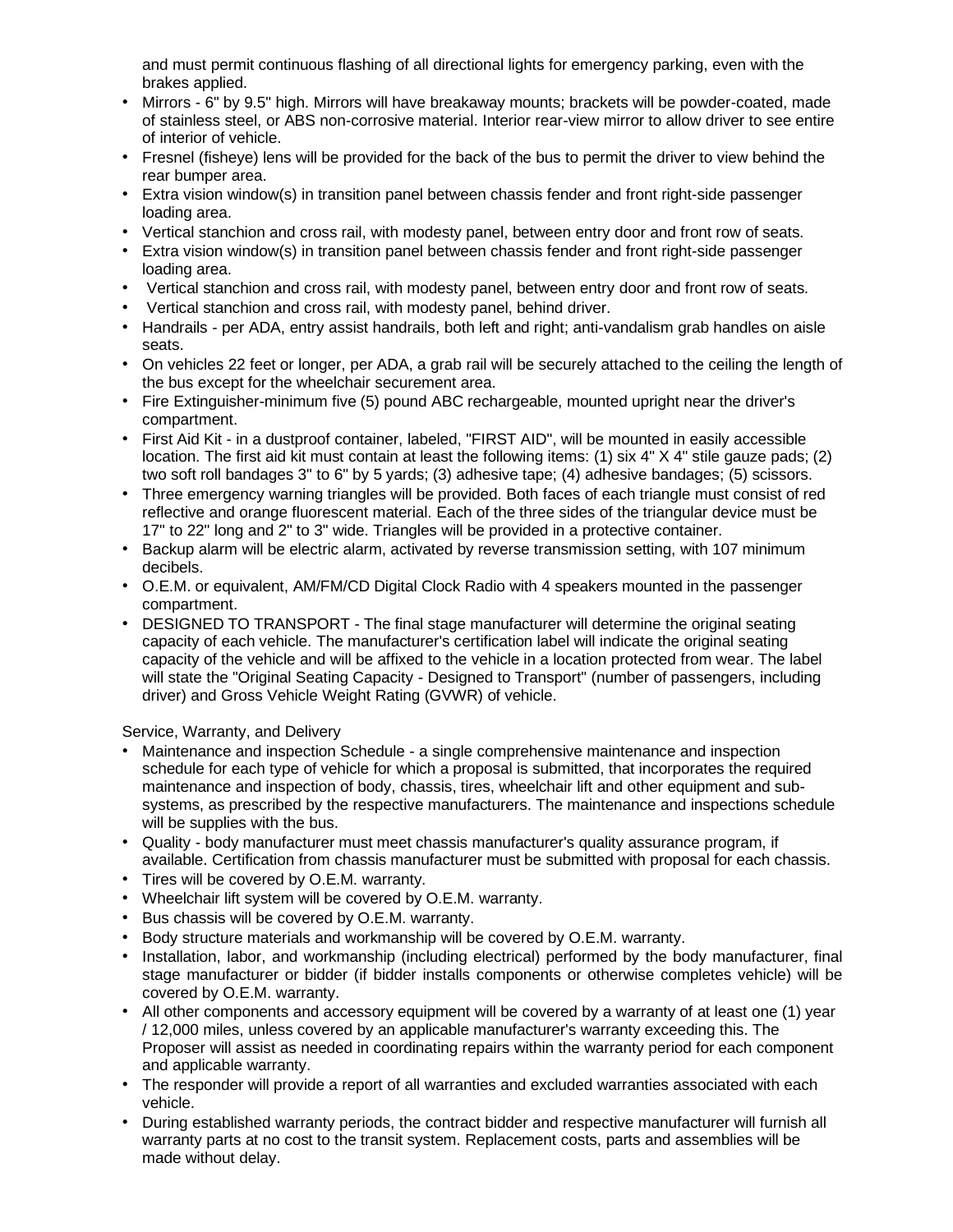and must permit continuous flashing of all directional lights for emergency parking, even with the brakes applied.

- Mirrors - 6" by 9.5" high. Mirrors will have breakaway mounts; brackets will be powder-coated, made of stainless steel, or ABS non-corrosive material. Interior rear-view mirror to allow driver to see entire of interior of vehicle.
- Fresnel (fisheye) lens will be provided for the back of the bus to permit the driver to view behind the rear bumper area.
- Extra vision window(s) in transition panel between chassis fender and front right-side passenger loading area.
- Vertical stanchion and cross rail, with modesty panel, between entry door and front row of seats.
- Extra vision window(s) in transition panel between chassis fender and front right-side passenger loading area.
- Vertical stanchion and cross rail, with modesty panel, between entry door and front row of seats.
- Vertical stanchion and cross rail, with modesty panel, behind driver.
- Handrails - per ADA, entry assist handrails, both left and right; anti-vandalism grab handles on aisle seats.
- On vehicles 22 feet or longer, per ADA, a grab rail will be securely attached to the ceiling the length of the bus except for the wheelchair securement area.
- Fire Extinguisher-minimum five (5) pound ABC rechargeable, mounted upright near the driver's compartment.
- First Aid Kit - in a dustproof container, labeled, "FIRST AID", will be mounted in easily accessible location. The first aid kit must contain at least the following items: (1) six 4" X 4" stile gauze pads; (2) two soft roll bandages 3" to 6" by 5 yards; (3) adhesive tape; (4) adhesive bandages; (5) scissors.
- Three emergency warning triangles will be provided. Both faces of each triangle must consist of red reflective and orange fluorescent material. Each of the three sides of the triangular device must be 17" to 22" long and 2" to 3" wide. Triangles will be provided in a protective container.
- Backup alarm will be electric alarm, activated by reverse transmission setting, with 107 minimum decibels.
- O.E.M. or equivalent, AM/FM/CD Digital Clock Radio with 4 speakers mounted in the passenger compartment.
- DESIGNED TO TRANSPORT - The final stage manufacturer will determine the original seating capacity of each vehicle. The manufacturer's certification label will indicate the original seating capacity of the vehicle and will be affixed to the vehicle in a location protected from wear. The label will state the "Original Seating Capacity - Designed to Transport" (number of passengers, including driver) and Gross Vehicle Weight Rating (GVWR) of vehicle.

Service, Warranty, and Delivery

- Maintenance and inspection Schedule - a single comprehensive maintenance and inspection schedule for each type of vehicle for which a proposal is submitted, that incorporates the required maintenance and inspection of body, chassis, tires, wheelchair lift and other equipment and sub-systems, as prescribed by the respective manufacturers. The maintenance and inspections schedule will be supplies with the bus.
- Quality - body manufacturer must meet chassis manufacturer's quality assurance program, if available. Certification from chassis manufacturer must be submitted with proposal for each chassis.
- Tires will be covered by O.E.M. warranty.
- Wheelchair lift system will be covered by O.E.M. warranty.
- Bus chassis will be covered by O.E.M. warranty.
- Body structure materials and workmanship will be covered by O.E.M. warranty.
- Installation, labor, and workmanship (including electrical) performed by the body manufacturer, final stage manufacturer or bidder (if bidder installs components or otherwise completes vehicle) will be covered by O.E.M. warranty.
- All other components and accessory equipment will be covered by a warranty of at least one (1) year / 12,000 miles, unless covered by an applicable manufacturer's warranty exceeding this. The Proposer will assist as needed in coordinating repairs within the warranty period for each component and applicable warranty.
- The responder will provide a report of all warranties and excluded warranties associated with each vehicle.
- During established warranty periods, the contract bidder and respective manufacturer will furnish all warranty parts at no cost to the transit system. Replacement costs, parts and assemblies will be made without delay.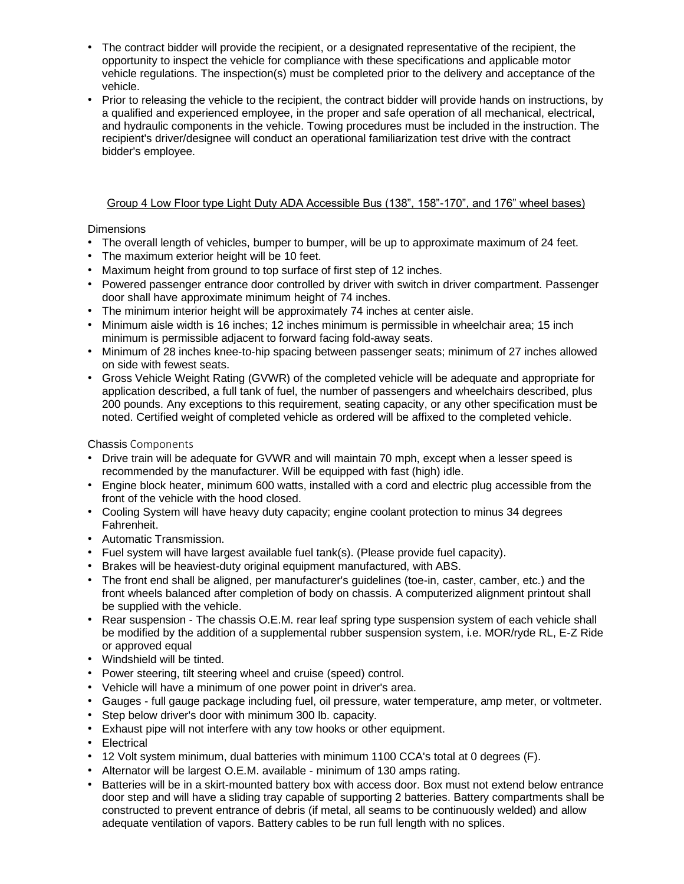- The contract bidder will provide the recipient, or a designated representative of the recipient, the opportunity to inspect the vehicle for compliance with these specifications and applicable motor vehicle regulations. The inspection(s) must be completed prior to the delivery and acceptance of the vehicle.
- Prior to releasing the vehicle to the recipient, the contract bidder will provide hands on instructions, by a qualified and experienced employee, in the proper and safe operation of all mechanical, electrical, and hydraulic components in the vehicle. Towing procedures must be included in the instruction. The recipient's driver/designee will conduct an operational familiarization test drive with the contract bidder's employee.

<u>Group 4 Low Floor type Light Duty ADA Accessible Bus (138”, 158”-170”, and 176” wheel bases)</u>

Dimensions

- The overall length of vehicles, bumper to bumper, will be up to approximate maximum of 24 feet.
- The maximum exterior height will be 10 feet.
- Maximum height from ground to top surface of first step of 12 inches.
- Powered passenger entrance door controlled by driver with switch in driver compartment. Passenger door shall have approximate minimum height of 74 inches.
- The minimum interior height will be approximately 74 inches at center aisle.
- Minimum aisle width is 16 inches; 12 inches minimum is permissible in wheelchair area; 15 inch minimum is permissible adjacent to forward facing fold-away seats.
- Minimum of 28 inches knee-to-hip spacing between passenger seats; minimum of 27 inches allowed on side with fewest seats.
- Gross Vehicle Weight Rating (GVWR) of the completed vehicle will be adequate and appropriate for application described, a full tank of fuel, the number of passengers and wheelchairs described, plus 200 pounds. Any exceptions to this requirement, seating capacity, or any other specification must be noted. Certified weight of completed vehicle as ordered will be affixed to the completed vehicle.

Chassis Components

- Drive train will be adequate for GVWR and will maintain 70 mph, except when a lesser speed is recommended by the manufacturer. Will be equipped with fast (high) idle.
- Engine block heater, minimum 600 watts, installed with a cord and electric plug accessible from the front of the vehicle with the hood closed.
- Cooling System will have heavy duty capacity; engine coolant protection to minus 34 degrees Fahrenheit.
- Automatic Transmission.
- Fuel system will have largest available fuel tank(s). (Please provide fuel capacity).
- Brakes will be heaviest-duty original equipment manufactured, with ABS.
- The front end shall be aligned, per manufacturer's guidelines (toe-in, caster, camber, etc.) and the front wheels balanced after completion of body on chassis. A computerized alignment printout shall be supplied with the vehicle.
- Rear suspension - The chassis O.E.M. rear leaf spring type suspension system of each vehicle shall be modified by the addition of a supplemental rubber suspension system, i.e. MOR/ryde RL, E-Z Ride or approved equal
- Windshield will be tinted.
- Power steering, tilt steering wheel and cruise (speed) control.
- Vehicle will have a minimum of one power point in driver's area.
- Gauges - full gauge package including fuel, oil pressure, water temperature, amp meter, or voltmeter.
- Step below driver's door with minimum 300 lb. capacity.
- Exhaust pipe will not interfere with any tow hooks or other equipment.
- Electrical
- 12 Volt system minimum, dual batteries with minimum 1100 CCA's total at 0 degrees (F).
- Alternator will be largest O.E.M. available - minimum of 130 amps rating.
- Batteries will be in a skirt-mounted battery box with access door. Box must not extend below entrance door step and will have a sliding tray capable of supporting 2 batteries. Battery compartments shall be constructed to prevent entrance of debris (if metal, all seams to be continuously welded) and allow adequate ventilation of vapors. Battery cables to be run full length with no splices.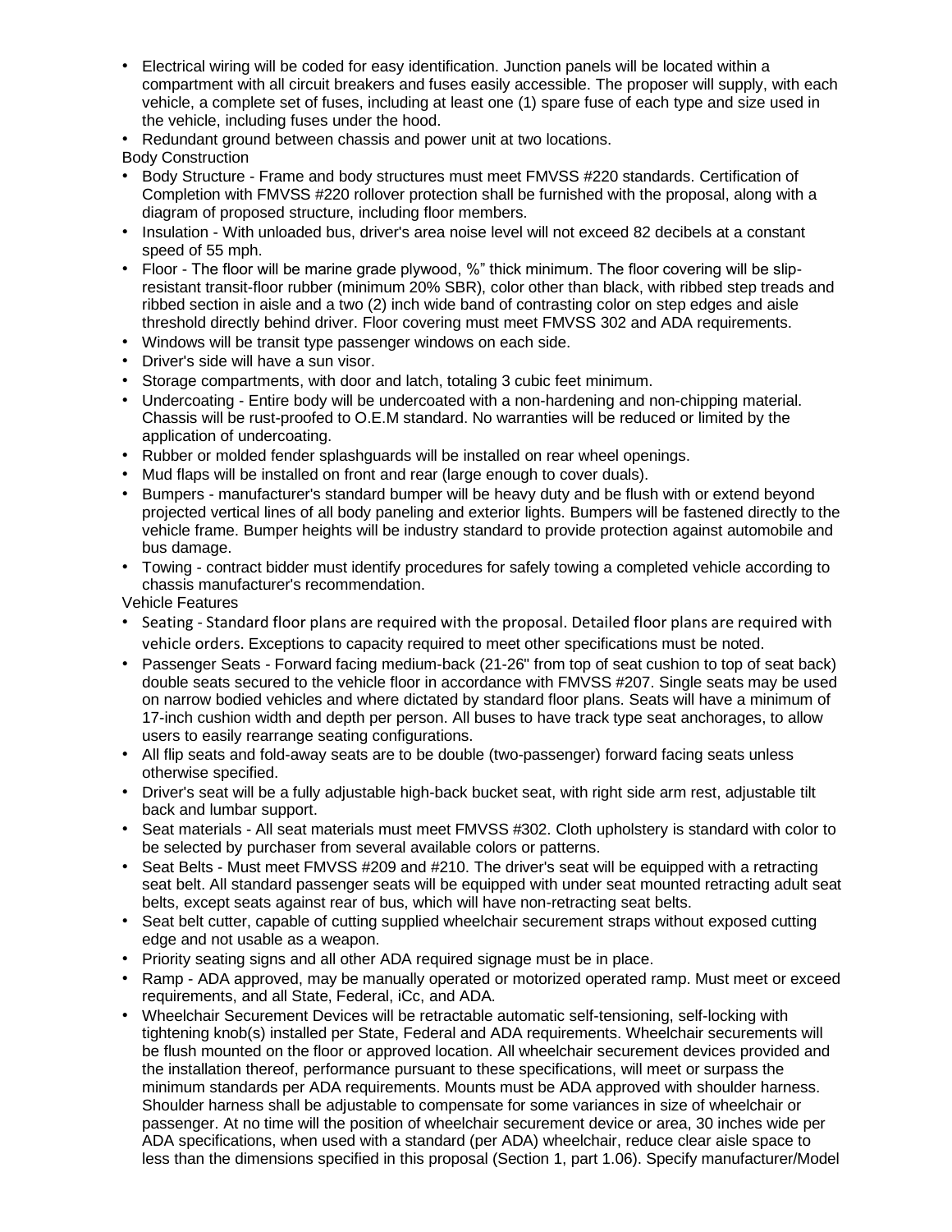- Electrical wiring will be coded for easy identification. Junction panels will be located within a compartment with all circuit breakers and fuses easily accessible. The proposer will supply, with each vehicle, a complete set of fuses, including at least one (1) spare fuse of each type and size used in the vehicle, including fuses under the hood.
- Redundant ground between chassis and power unit at two locations.

Body Construction

- Body Structure - Frame and body structures must meet FMVSS #220 standards. Certification of Completion with FMVSS #220 rollover protection shall be furnished with the proposal, along with a diagram of proposed structure, including floor members.
- Insulation - With unloaded bus, driver's area noise level will not exceed 82 decibels at a constant speed of 55 mph.
- Floor - The floor will be marine grade plywood, %" thick minimum. The floor covering will be slip-resistant transit-floor rubber (minimum 20% SBR), color other than black, with ribbed step treads and ribbed section in aisle and a two (2) inch wide band of contrasting color on step edges and aisle threshold directly behind driver. Floor covering must meet FMVSS 302 and ADA requirements.
- Windows will be transit type passenger windows on each side.
- Driver's side will have a sun visor.
- Storage compartments, with door and latch, totaling 3 cubic feet minimum.
- Undercoating - Entire body will be undercoated with a non-hardening and non-chipping material. Chassis will be rust-proofed to O.E.M standard. No warranties will be reduced or limited by the application of undercoating.
- Rubber or molded fender splashguards will be installed on rear wheel openings.
- Mud flaps will be installed on front and rear (large enough to cover duals).
- Bumpers - manufacturer's standard bumper will be heavy duty and be flush with or extend beyond projected vertical lines of all body paneling and exterior lights. Bumpers will be fastened directly to the vehicle frame. Bumper heights will be industry standard to provide protection against automobile and bus damage.
- Towing - contract bidder must identify procedures for safely towing a completed vehicle according to chassis manufacturer's recommendation.

Vehicle Features

- Seating - Standard floor plans are required with the proposal. Detailed floor plans are required with vehicle orders. Exceptions to capacity required to meet other specifications must be noted.
- Passenger Seats - Forward facing medium-back (21-26" from top of seat cushion to top of seat back) double seats secured to the vehicle floor in accordance with FMVSS #207. Single seats may be used on narrow bodied vehicles and where dictated by standard floor plans. Seats will have a minimum of 17-inch cushion width and depth per person. All buses to have track type seat anchorages, to allow users to easily rearrange seating configurations.
- All flip seats and fold-away seats are to be double (two-passenger) forward facing seats unless otherwise specified.
- Driver's seat will be a fully adjustable high-back bucket seat, with right side arm rest, adjustable tilt back and lumbar support.
- Seat materials - All seat materials must meet FMVSS #302. Cloth upholstery is standard with color to be selected by purchaser from several available colors or patterns.
- Seat Belts - Must meet FMVSS #209 and #210. The driver's seat will be equipped with a retracting seat belt. All standard passenger seats will be equipped with under seat mounted retracting adult seat belts, except seats against rear of bus, which will have non-retracting seat belts.
- Seat belt cutter, capable of cutting supplied wheelchair securement straps without exposed cutting edge and not usable as a weapon.
- Priority seating signs and all other ADA required signage must be in place.
- Ramp - ADA approved, may be manually operated or motorized operated ramp. Must meet or exceed requirements, and all State, Federal, iCc, and ADA.
- Wheelchair Securement Devices will be retractable automatic self-tensioning, self-locking with tightening knob(s) installed per State, Federal and ADA requirements. Wheelchair securements will be flush mounted on the floor or approved location. All wheelchair securement devices provided and the installation thereof, performance pursuant to these specifications, will meet or surpass the minimum standards per ADA requirements. Mounts must be ADA approved with shoulder harness. Shoulder harness shall be adjustable to compensate for some variances in size of wheelchair or passenger. At no time will the position of wheelchair securement device or area, 30 inches wide per ADA specifications, when used with a standard (per ADA) wheelchair, reduce clear aisle space to less than the dimensions specified in this proposal (Section 1, part 1.06). Specify manufacturer/Model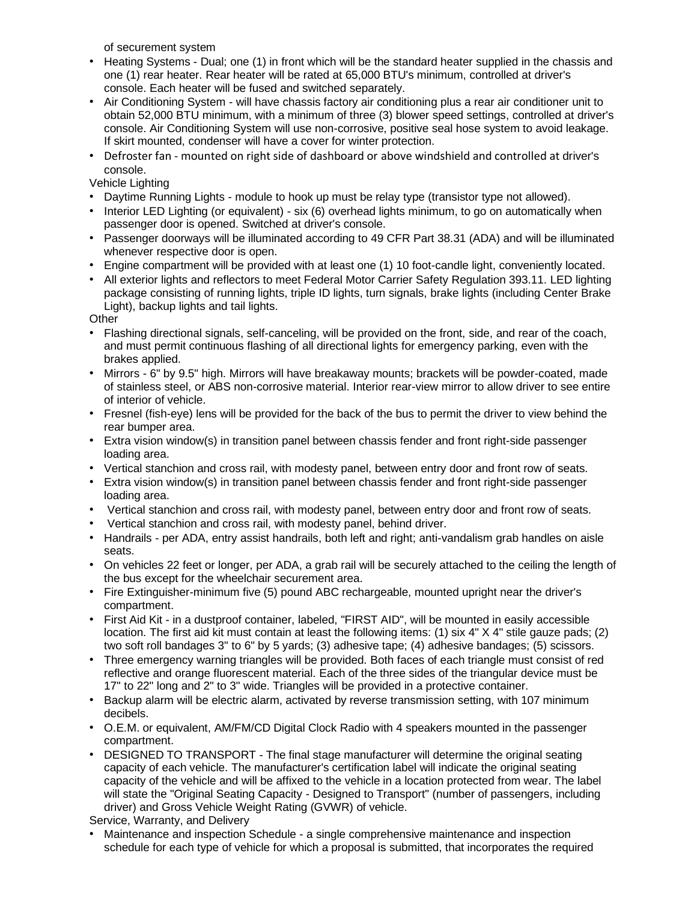of securement system

- Heating Systems - Dual; one (1) in front which will be the standard heater supplied in the chassis and one (1) rear heater. Rear heater will be rated at 65,000 BTU's minimum, controlled at driver's console. Each heater will be fused and switched separately.
- Air Conditioning System - will have chassis factory air conditioning plus a rear air conditioner unit to obtain 52,000 BTU minimum, with a minimum of three (3) blower speed settings, controlled at driver's console. Air Conditioning System will use non-corrosive, positive seal hose system to avoid leakage. If skirt mounted, condenser will have a cover for winter protection.
- Defroster fan - mounted on right side of dashboard or above windshield and controlled at driver's console.

Vehicle Lighting

- Daytime Running Lights - module to hook up must be relay type (transistor type not allowed).
- Interior LED Lighting (or equivalent) - six (6) overhead lights minimum, to go on automatically when passenger door is opened. Switched at driver's console.
- Passenger doorways will be illuminated according to 49 CFR Part 38.31 (ADA) and will be illuminated whenever respective door is open.
- Engine compartment will be provided with at least one (1) 10 foot-candle light, conveniently located.
- All exterior lights and reflectors to meet Federal Motor Carrier Safety Regulation 393.11. LED lighting package consisting of running lights, triple ID lights, turn signals, brake lights (including Center Brake Light), backup lights and tail lights.

Other

- Flashing directional signals, self-canceling, will be provided on the front, side, and rear of the coach, and must permit continuous flashing of all directional lights for emergency parking, even with the brakes applied.
- Mirrors - 6" by 9.5" high. Mirrors will have breakaway mounts; brackets will be powder-coated, made of stainless steel, or ABS non-corrosive material. Interior rear-view mirror to allow driver to see entire of interior of vehicle.
- Fresnel (fish-eye) lens will be provided for the back of the bus to permit the driver to view behind the rear bumper area.
- Extra vision window(s) in transition panel between chassis fender and front right-side passenger loading area.
- Vertical stanchion and cross rail, with modesty panel, between entry door and front row of seats.
- Extra vision window(s) in transition panel between chassis fender and front right-side passenger loading area.
- Vertical stanchion and cross rail, with modesty panel, between entry door and front row of seats.
- Vertical stanchion and cross rail, with modesty panel, behind driver.
- Handrails - per ADA, entry assist handrails, both left and right; anti-vandalism grab handles on aisle seats.
- On vehicles 22 feet or longer, per ADA, a grab rail will be securely attached to the ceiling the length of the bus except for the wheelchair securement area.
- Fire Extinguisher-minimum five (5) pound ABC rechargeable, mounted upright near the driver's compartment.
- First Aid Kit - in a dustproof container, labeled, "FIRST AID", will be mounted in easily accessible location. The first aid kit must contain at least the following items: (1) six 4" X 4" stile gauze pads; (2) two soft roll bandages 3" to 6" by 5 yards; (3) adhesive tape; (4) adhesive bandages; (5) scissors.
- Three emergency warning triangles will be provided. Both faces of each triangle must consist of red reflective and orange fluorescent material. Each of the three sides of the triangular device must be 17" to 22" long and 2" to 3" wide. Triangles will be provided in a protective container.
- Backup alarm will be electric alarm, activated by reverse transmission setting, with 107 minimum decibels.
- O.E.M. or equivalent, AM/FM/CD Digital Clock Radio with 4 speakers mounted in the passenger compartment.
- DESIGNED TO TRANSPORT - The final stage manufacturer will determine the original seating capacity of each vehicle. The manufacturer's certification label will indicate the original seating capacity of the vehicle and will be affixed to the vehicle in a location protected from wear. The label will state the "Original Seating Capacity - Designed to Transport" (number of passengers, including driver) and Gross Vehicle Weight Rating (GVWR) of vehicle.

Service, Warranty, and Delivery

- Maintenance and inspection Schedule - a single comprehensive maintenance and inspection schedule for each type of vehicle for which a proposal is submitted, that incorporates the required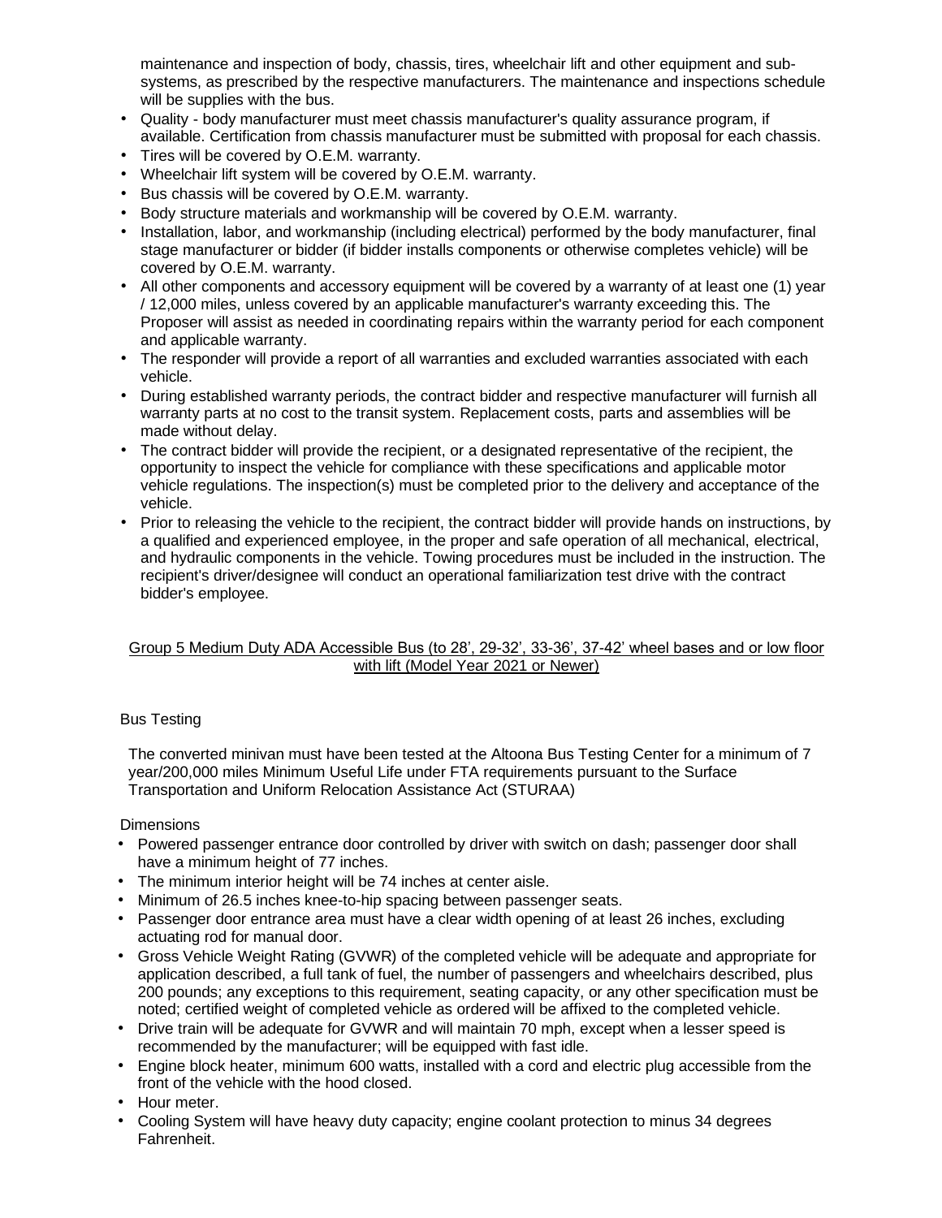maintenance and inspection of body, chassis, tires, wheelchair lift and other equipment and sub-systems, as prescribed by the respective manufacturers. The maintenance and inspections schedule will be supplies with the bus.

- Quality - body manufacturer must meet chassis manufacturer's quality assurance program, if available. Certification from chassis manufacturer must be submitted with proposal for each chassis.
- Tires will be covered by O.E.M. warranty.
- Wheelchair lift system will be covered by O.E.M. warranty.
- Bus chassis will be covered by O.E.M. warranty.
- Body structure materials and workmanship will be covered by O.E.M. warranty.
- Installation, labor, and workmanship (including electrical) performed by the body manufacturer, final stage manufacturer or bidder (if bidder installs components or otherwise completes vehicle) will be covered by O.E.M. warranty.
- All other components and accessory equipment will be covered by a warranty of at least one (1) year / 12,000 miles, unless covered by an applicable manufacturer's warranty exceeding this. The Proposer will assist as needed in coordinating repairs within the warranty period for each component and applicable warranty.
- The responder will provide a report of all warranties and excluded warranties associated with each vehicle.
- During established warranty periods, the contract bidder and respective manufacturer will furnish all warranty parts at no cost to the transit system. Replacement costs, parts and assemblies will be made without delay.
- The contract bidder will provide the recipient, or a designated representative of the recipient, the opportunity to inspect the vehicle for compliance with these specifications and applicable motor vehicle regulations. The inspection(s) must be completed prior to the delivery and acceptance of the vehicle.
- Prior to releasing the vehicle to the recipient, the contract bidder will provide hands on instructions, by a qualified and experienced employee, in the proper and safe operation of all mechanical, electrical, and hydraulic components in the vehicle. Towing procedures must be included in the instruction. The recipient's driver/designee will conduct an operational familiarization test drive with the contract bidder's employee.

## Group 5 Medium Duty ADA Accessible Bus (to 28', 29-32', 33-36', 37-42' wheel bases and or low floor with lift (Model Year 2021 or Newer)

### Bus Testing

The converted minivan must have been tested at the Altoona Bus Testing Center for a minimum of 7 year/200,000 miles Minimum Useful Life under FTA requirements pursuant to the Surface Transportation and Uniform Relocation Assistance Act (STURAA)

### Dimensions

- Powered passenger entrance door controlled by driver with switch on dash; passenger door shall have a minimum height of 77 inches.
- The minimum interior height will be 74 inches at center aisle.
- Minimum of 26.5 inches knee-to-hip spacing between passenger seats.
- Passenger door entrance area must have a clear width opening of at least 26 inches, excluding actuating rod for manual door.
- Gross Vehicle Weight Rating (GVWR) of the completed vehicle will be adequate and appropriate for application described, a full tank of fuel, the number of passengers and wheelchairs described, plus 200 pounds; any exceptions to this requirement, seating capacity, or any other specification must be noted; certified weight of completed vehicle as ordered will be affixed to the completed vehicle.
- Drive train will be adequate for GVWR and will maintain 70 mph, except when a lesser speed is recommended by the manufacturer; will be equipped with fast idle.
- Engine block heater, minimum 600 watts, installed with a cord and electric plug accessible from the front of the vehicle with the hood closed.
- Hour meter.
- Cooling System will have heavy duty capacity; engine coolant protection to minus 34 degrees Fahrenheit.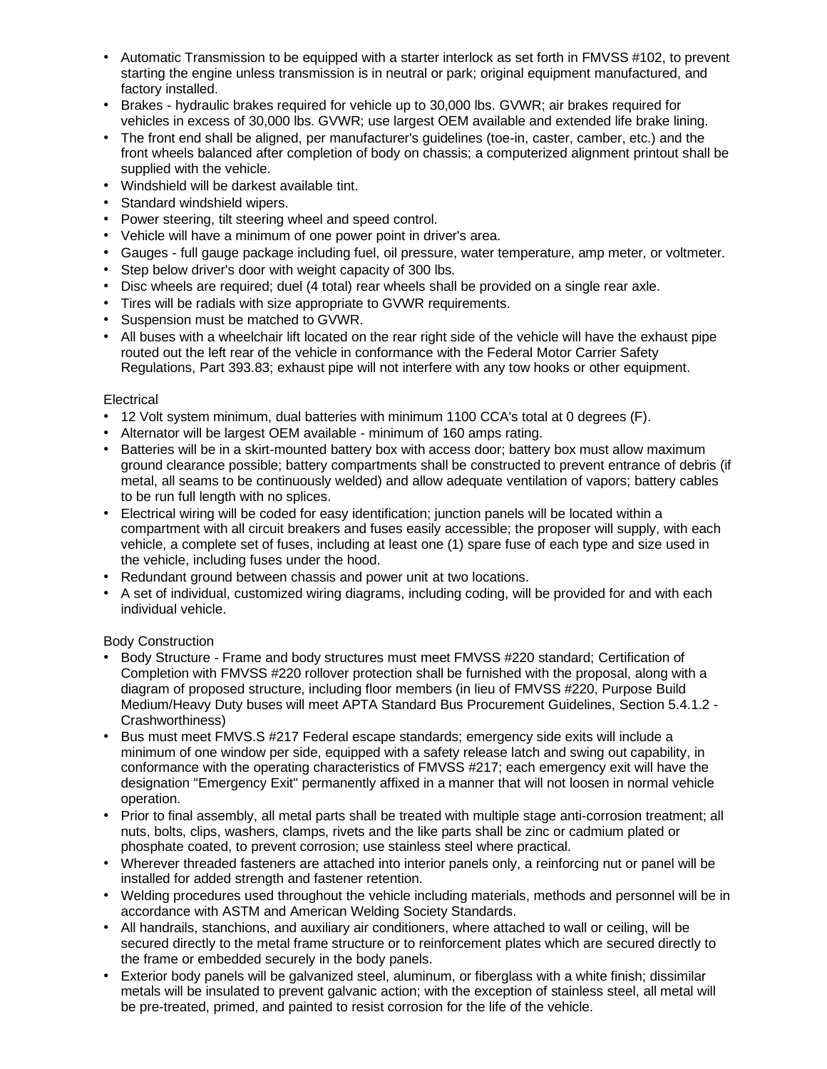- Automatic Transmission to be equipped with a starter interlock as set forth in FMVSS #102, to prevent starting the engine unless transmission is in neutral or park; original equipment manufactured, and factory installed.
- Brakes - hydraulic brakes required for vehicle up to 30,000 lbs. GVWR; air brakes required for vehicles in excess of 30,000 lbs. GVWR; use largest OEM available and extended life brake lining.
- The front end shall be aligned, per manufacturer's guidelines (toe-in, caster, camber, etc.) and the front wheels balanced after completion of body on chassis; a computerized alignment printout shall be supplied with the vehicle.
- Windshield will be darkest available tint.
- Standard windshield wipers.
- Power steering, tilt steering wheel and speed control.
- Vehicle will have a minimum of one power point in driver's area.
- Gauges - full gauge package including fuel, oil pressure, water temperature, amp meter, or voltmeter.
- Step below driver's door with weight capacity of 300 lbs.
- Disc wheels are required; duel (4 total) rear wheels shall be provided on a single rear axle.
- Tires will be radials with size appropriate to GVWR requirements.
- Suspension must be matched to GVWR.
- All buses with a wheelchair lift located on the rear right side of the vehicle will have the exhaust pipe routed out the left rear of the vehicle in conformance with the Federal Motor Carrier Safety Regulations, Part 393.83; exhaust pipe will not interfere with any tow hooks or other equipment.

Electrical

- 12 Volt system minimum, dual batteries with minimum 1100 CCA's total at 0 degrees (F).
- Alternator will be largest OEM available - minimum of 160 amps rating.
- Batteries will be in a skirt-mounted battery box with access door; battery box must allow maximum ground clearance possible; battery compartments shall be constructed to prevent entrance of debris (if metal, all seams to be continuously welded) and allow adequate ventilation of vapors; battery cables to be run full length with no splices.
- Electrical wiring will be coded for easy identification; junction panels will be located within a compartment with all circuit breakers and fuses easily accessible; the proposer will supply, with each vehicle, a complete set of fuses, including at least one (1) spare fuse of each type and size used in the vehicle, including fuses under the hood.
- Redundant ground between chassis and power unit at two locations.
- A set of individual, customized wiring diagrams, including coding, will be provided for and with each individual vehicle.

Body Construction

- Body Structure - Frame and body structures must meet FMVSS #220 standard; Certification of Completion with FMVSS #220 rollover protection shall be furnished with the proposal, along with a diagram of proposed structure, including floor members (in lieu of FMVSS #220, Purpose Build Medium/Heavy Duty buses will meet APTA Standard Bus Procurement Guidelines, Section 5.4.1.2 - Crashworthiness)
- Bus must meet FMVS.S #217 Federal escape standards; emergency side exits will include a minimum of one window per side, equipped with a safety release latch and swing out capability, in conformance with the operating characteristics of FMVSS #217; each emergency exit will have the designation "Emergency Exit" permanently affixed in a manner that will not loosen in normal vehicle operation.
- Prior to final assembly, all metal parts shall be treated with multiple stage anti-corrosion treatment; all nuts, bolts, clips, washers, clamps, rivets and the like parts shall be zinc or cadmium plated or phosphate coated, to prevent corrosion; use stainless steel where practical.
- Wherever threaded fasteners are attached into interior panels only, a reinforcing nut or panel will be installed for added strength and fastener retention.
- Welding procedures used throughout the vehicle including materials, methods and personnel will be in accordance with ASTM and American Welding Society Standards.
- All handrails, stanchions, and auxiliary air conditioners, where attached to wall or ceiling, will be secured directly to the metal frame structure or to reinforcement plates which are secured directly to the frame or embedded securely in the body panels.
- Exterior body panels will be galvanized steel, aluminum, or fiberglass with a white finish; dissimilar metals will be insulated to prevent galvanic action; with the exception of stainless steel, all metal will be pre-treated, primed, and painted to resist corrosion for the life of the vehicle.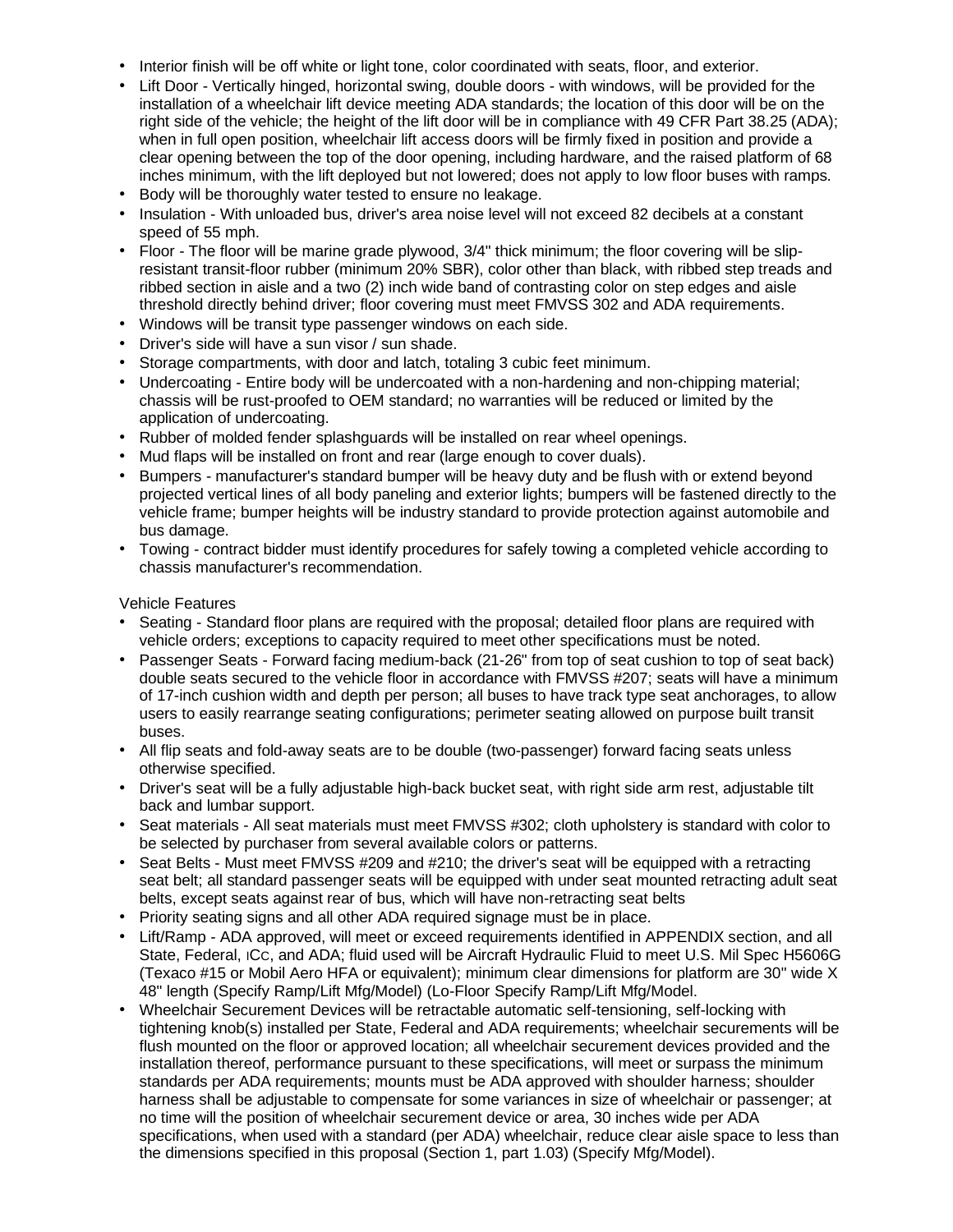- Interior finish will be off white or light tone, color coordinated with seats, floor, and exterior.
- Lift Door - Vertically hinged, horizontal swing, double doors - with windows, will be provided for the installation of a wheelchair lift device meeting ADA standards; the location of this door will be on the right side of the vehicle; the height of the lift door will be in compliance with 49 CFR Part 38.25 (ADA); when in full open position, wheelchair lift access doors will be firmly fixed in position and provide a clear opening between the top of the door opening, including hardware, and the raised platform of 68 inches minimum, with the lift deployed but not lowered; does not apply to low floor buses with ramps.
- Body will be thoroughly water tested to ensure no leakage.
- Insulation - With unloaded bus, driver's area noise level will not exceed 82 decibels at a constant speed of 55 mph.
- Floor - The floor will be marine grade plywood, 3/4" thick minimum; the floor covering will be slip-resistant transit-floor rubber (minimum 20% SBR), color other than black, with ribbed step treads and ribbed section in aisle and a two (2) inch wide band of contrasting color on step edges and aisle threshold directly behind driver; floor covering must meet FMVSS 302 and ADA requirements.
- Windows will be transit type passenger windows on each side.
- Driver's side will have a sun visor / sun shade.
- Storage compartments, with door and latch, totaling 3 cubic feet minimum.
- Undercoating - Entire body will be undercoated with a non-hardening and non-chipping material; chassis will be rust-proofed to OEM standard; no warranties will be reduced or limited by the application of undercoating.
- Rubber of molded fender splashguards will be installed on rear wheel openings.
- Mud flaps will be installed on front and rear (large enough to cover duals).
- Bumpers - manufacturer's standard bumper will be heavy duty and be flush with or extend beyond projected vertical lines of all body paneling and exterior lights; bumpers will be fastened directly to the vehicle frame; bumper heights will be industry standard to provide protection against automobile and bus damage.
- Towing - contract bidder must identify procedures for safely towing a completed vehicle according to chassis manufacturer's recommendation.

Vehicle Features

- Seating - Standard floor plans are required with the proposal; detailed floor plans are required with vehicle orders; exceptions to capacity required to meet other specifications must be noted.
- Passenger Seats - Forward facing medium-back (21-26" from top of seat cushion to top of seat back) double seats secured to the vehicle floor in accordance with FMVSS #207; seats will have a minimum of 17-inch cushion width and depth per person; all buses to have track type seat anchorages, to allow users to easily rearrange seating configurations; perimeter seating allowed on purpose built transit buses.
- All flip seats and fold-away seats are to be double (two-passenger) forward facing seats unless otherwise specified.
- Driver's seat will be a fully adjustable high-back bucket seat, with right side arm rest, adjustable tilt back and lumbar support.
- Seat materials - All seat materials must meet FMVSS #302; cloth upholstery is standard with color to be selected by purchaser from several available colors or patterns.
- Seat Belts - Must meet FMVSS #209 and #210; the driver's seat will be equipped with a retracting seat belt; all standard passenger seats will be equipped with under seat mounted retracting adult seat belts, except seats against rear of bus, which will have non-retracting seat belts
- Priority seating signs and all other ADA required signage must be in place.
- Lift/Ramp - ADA approved, will meet or exceed requirements identified in APPENDIX section, and all State, Federal, ICC, and ADA; fluid used will be Aircraft Hydraulic Fluid to meet U.S. Mil Spec H5606G (Texaco #15 or Mobil Aero HFA or equivalent); minimum clear dimensions for platform are 30" wide X 48" length (Specify Ramp/Lift Mfg/Model) (Lo-Floor Specify Ramp/Lift Mfg/Model.
- Wheelchair Securement Devices will be retractable automatic self-tensioning, self-locking with tightening knob(s) installed per State, Federal and ADA requirements; wheelchair securements will be flush mounted on the floor or approved location; all wheelchair securement devices provided and the installation thereof, performance pursuant to these specifications, will meet or surpass the minimum standards per ADA requirements; mounts must be ADA approved with shoulder harness; shoulder harness shall be adjustable to compensate for some variances in size of wheelchair or passenger; at no time will the position of wheelchair securement device or area, 30 inches wide per ADA specifications, when used with a standard (per ADA) wheelchair, reduce clear aisle space to less than the dimensions specified in this proposal (Section 1, part 1.03) (Specify Mfg/Model).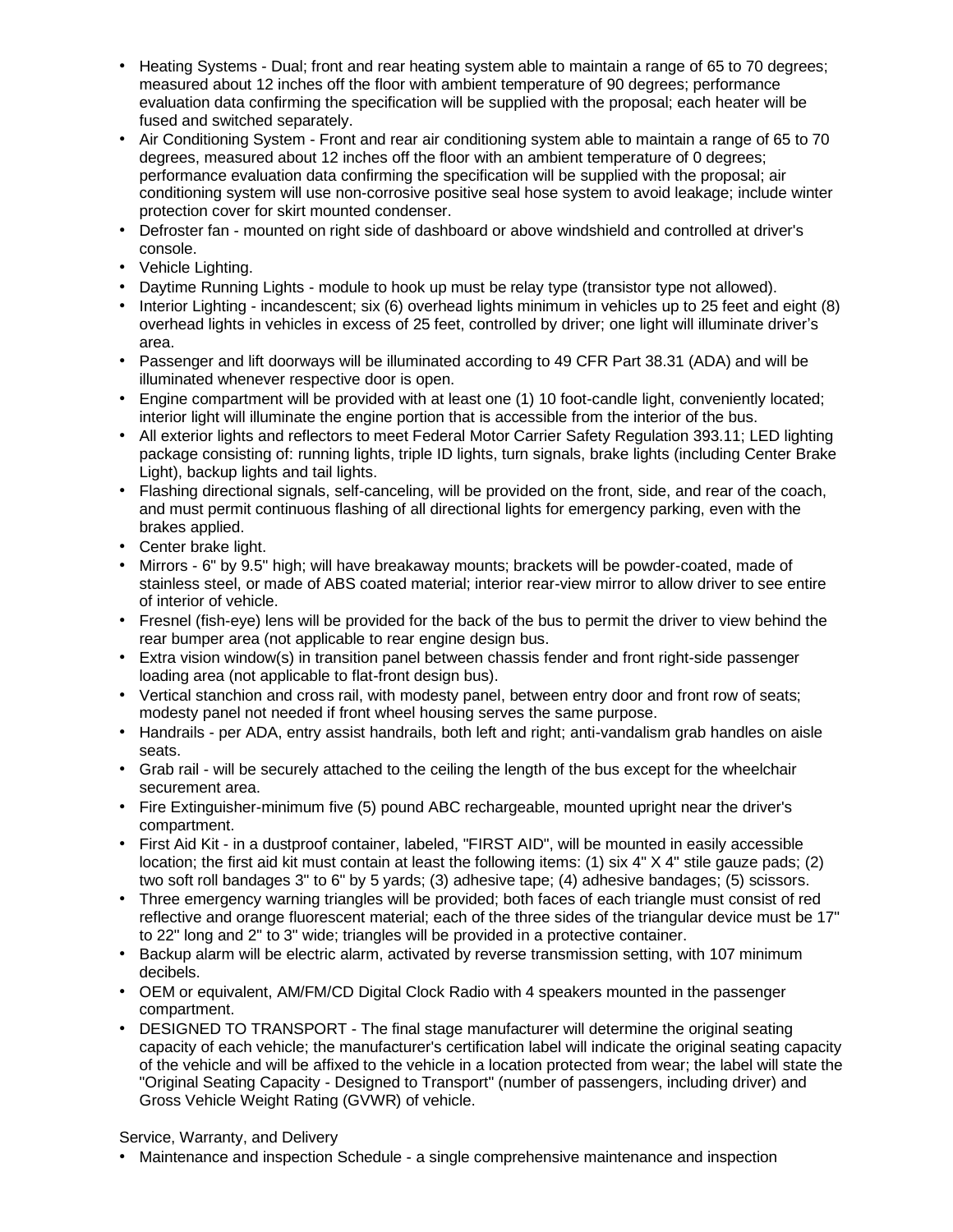- Heating Systems - Dual; front and rear heating system able to maintain a range of 65 to 70 degrees; measured about 12 inches off the floor with ambient temperature of 90 degrees; performance evaluation data confirming the specification will be supplied with the proposal; each heater will be fused and switched separately.
- Air Conditioning System - Front and rear air conditioning system able to maintain a range of 65 to 70 degrees, measured about 12 inches off the floor with an ambient temperature of 0 degrees; performance evaluation data confirming the specification will be supplied with the proposal; air conditioning system will use non-corrosive positive seal hose system to avoid leakage; include winter protection cover for skirt mounted condenser.
- Defroster fan - mounted on right side of dashboard or above windshield and controlled at driver's console.
- Vehicle Lighting.
- Daytime Running Lights - module to hook up must be relay type (transistor type not allowed).
- Interior Lighting - incandescent; six (6) overhead lights minimum in vehicles up to 25 feet and eight (8) overhead lights in vehicles in excess of 25 feet, controlled by driver; one light will illuminate driver's area.
- Passenger and lift doorways will be illuminated according to 49 CFR Part 38.31 (ADA) and will be illuminated whenever respective door is open.
- Engine compartment will be provided with at least one (1) 10 foot-candle light, conveniently located; interior light will illuminate the engine portion that is accessible from the interior of the bus.
- All exterior lights and reflectors to meet Federal Motor Carrier Safety Regulation 393.11; LED lighting package consisting of: running lights, triple ID lights, turn signals, brake lights (including Center Brake Light), backup lights and tail lights.
- Flashing directional signals, self-canceling, will be provided on the front, side, and rear of the coach, and must permit continuous flashing of all directional lights for emergency parking, even with the brakes applied.
- Center brake light.
- Mirrors - 6" by 9.5" high; will have breakaway mounts; brackets will be powder-coated, made of stainless steel, or made of ABS coated material; interior rear-view mirror to allow driver to see entire of interior of vehicle.
- Fresnel (fish-eye) lens will be provided for the back of the bus to permit the driver to view behind the rear bumper area (not applicable to rear engine design bus.
- Extra vision window(s) in transition panel between chassis fender and front right-side passenger loading area (not applicable to flat-front design bus).
- Vertical stanchion and cross rail, with modesty panel, between entry door and front row of seats; modesty panel not needed if front wheel housing serves the same purpose.
- Handrails - per ADA, entry assist handrails, both left and right; anti-vandalism grab handles on aisle seats.
- Grab rail - will be securely attached to the ceiling the length of the bus except for the wheelchair securement area.
- Fire Extinguisher-minimum five (5) pound ABC rechargeable, mounted upright near the driver's compartment.
- First Aid Kit - in a dustproof container, labeled, "FIRST AID", will be mounted in easily accessible location; the first aid kit must contain at least the following items: (1) six 4" X 4" stile gauze pads; (2) two soft roll bandages 3" to 6" by 5 yards; (3) adhesive tape; (4) adhesive bandages; (5) scissors.
- Three emergency warning triangles will be provided; both faces of each triangle must consist of red reflective and orange fluorescent material; each of the three sides of the triangular device must be 17" to 22" long and 2" to 3" wide; triangles will be provided in a protective container.
- Backup alarm will be electric alarm, activated by reverse transmission setting, with 107 minimum decibels.
- OEM or equivalent, AM/FM/CD Digital Clock Radio with 4 speakers mounted in the passenger compartment.
- DESIGNED TO TRANSPORT - The final stage manufacturer will determine the original seating capacity of each vehicle; the manufacturer's certification label will indicate the original seating capacity of the vehicle and will be affixed to the vehicle in a location protected from wear; the label will state the "Original Seating Capacity - Designed to Transport" (number of passengers, including driver) and Gross Vehicle Weight Rating (GVWR) of vehicle.

Service, Warranty, and Delivery

- Maintenance and inspection Schedule - a single comprehensive maintenance and inspection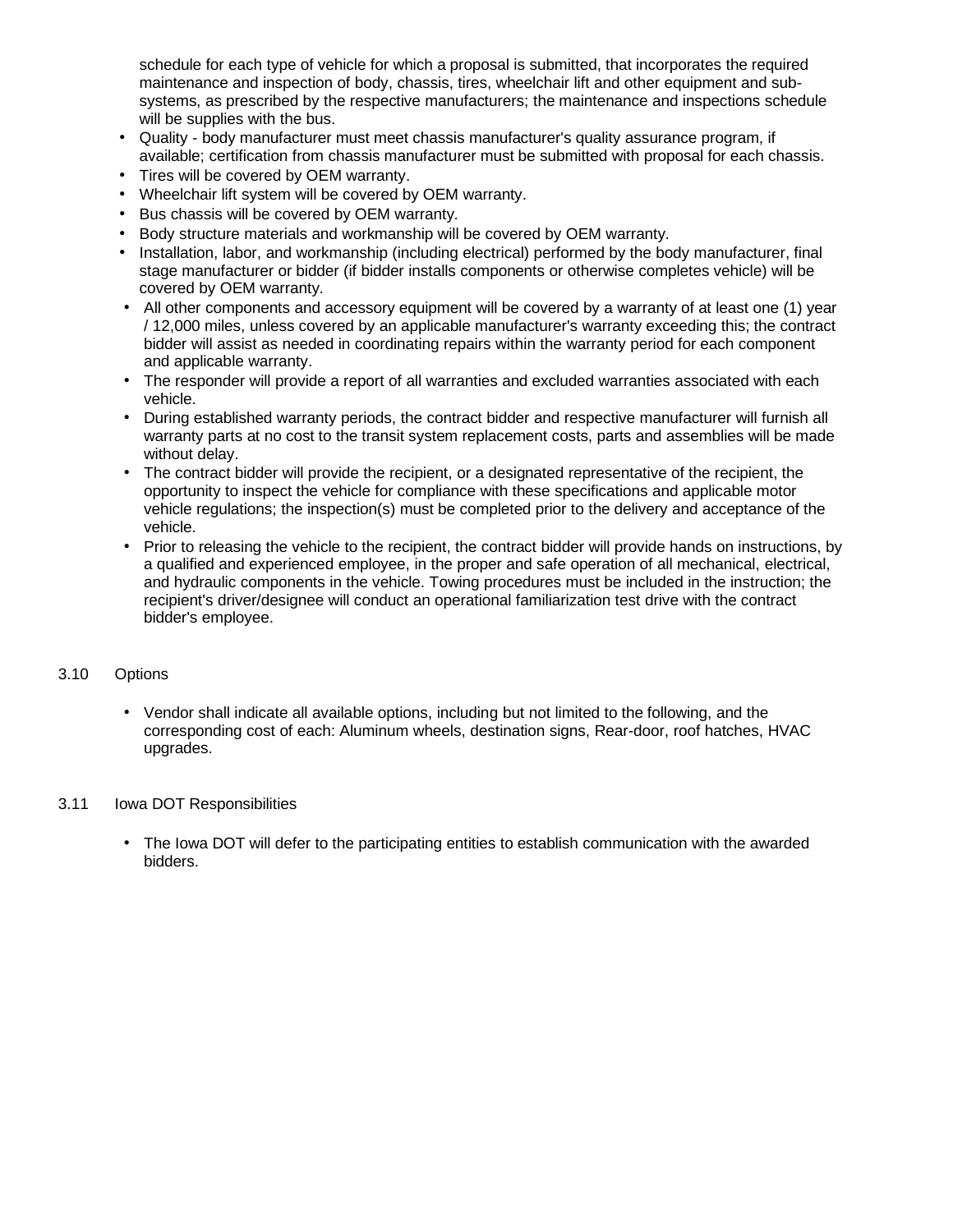schedule for each type of vehicle for which a proposal is submitted, that incorporates the required maintenance and inspection of body, chassis, tires, wheelchair lift and other equipment and sub-systems, as prescribed by the respective manufacturers; the maintenance and inspections schedule will be supplies with the bus.

- Quality - body manufacturer must meet chassis manufacturer's quality assurance program, if available; certification from chassis manufacturer must be submitted with proposal for each chassis.
- Tires will be covered by OEM warranty.
- Wheelchair lift system will be covered by OEM warranty.
- Bus chassis will be covered by OEM warranty.
- Body structure materials and workmanship will be covered by OEM warranty.
- Installation, labor, and workmanship (including electrical) performed by the body manufacturer, final stage manufacturer or bidder (if bidder installs components or otherwise completes vehicle) will be covered by OEM warranty.
- All other components and accessory equipment will be covered by a warranty of at least one (1) year / 12,000 miles, unless covered by an applicable manufacturer's warranty exceeding this; the contract bidder will assist as needed in coordinating repairs within the warranty period for each component and applicable warranty.
- The responder will provide a report of all warranties and excluded warranties associated with each vehicle.
- During established warranty periods, the contract bidder and respective manufacturer will furnish all warranty parts at no cost to the transit system replacement costs, parts and assemblies will be made without delay.
- The contract bidder will provide the recipient, or a designated representative of the recipient, the opportunity to inspect the vehicle for compliance with these specifications and applicable motor vehicle regulations; the inspection(s) must be completed prior to the delivery and acceptance of the vehicle.
- Prior to releasing the vehicle to the recipient, the contract bidder will provide hands on instructions, by a qualified and experienced employee, in the proper and safe operation of all mechanical, electrical, and hydraulic components in the vehicle. Towing procedures must be included in the instruction; the recipient's driver/designee will conduct an operational familiarization test drive with the contract bidder's employee.

## 3.10 Options

- Vendor shall indicate all available options, including but not limited to the following, and the corresponding cost of each: Aluminum wheels, destination signs, Rear-door, roof hatches, HVAC upgrades.

## 3.11 Iowa DOT Responsibilities

- The Iowa DOT will defer to the participating entities to establish communication with the awarded bidders.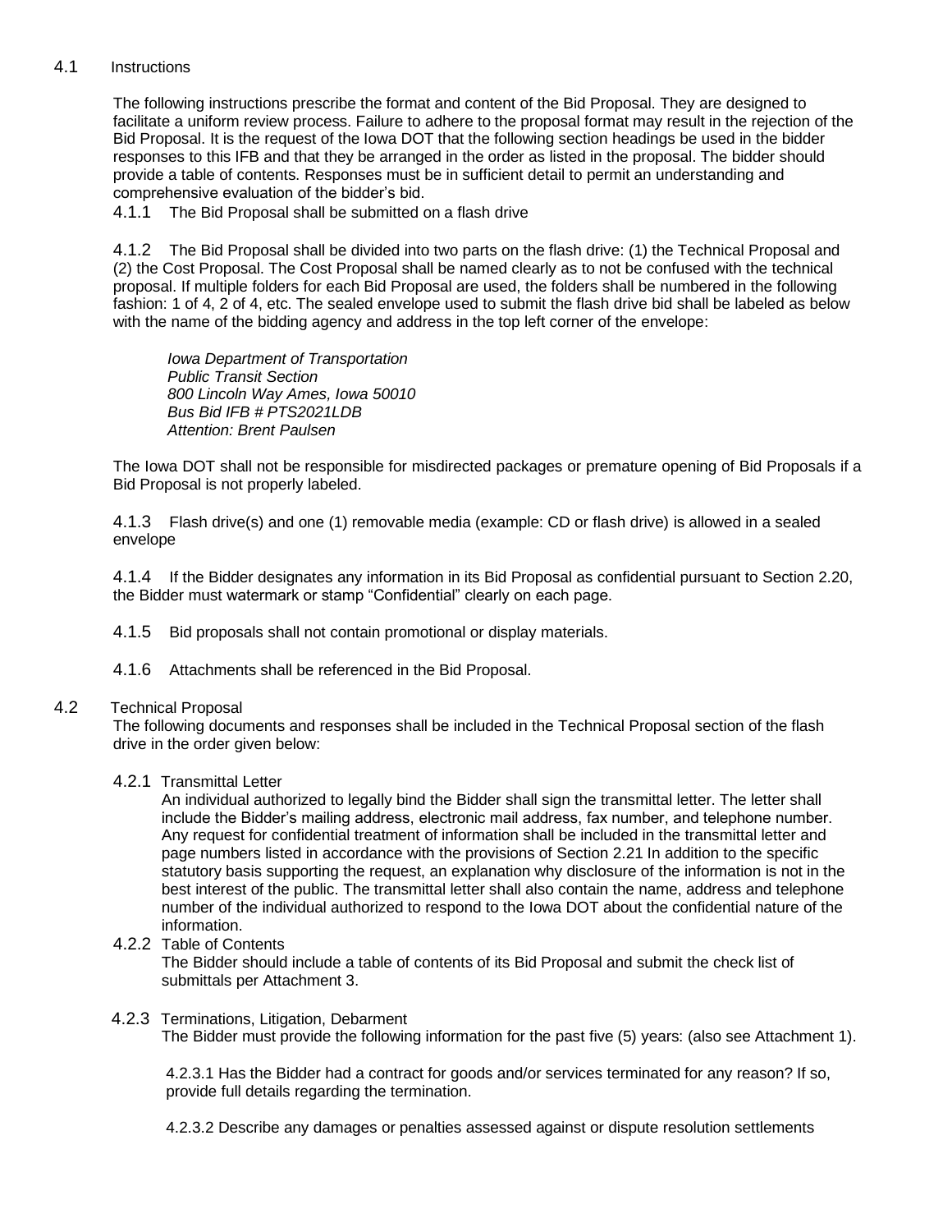## 4.1 Instructions

The following instructions prescribe the format and content of the Bid Proposal. They are designed to facilitate a uniform review process. Failure to adhere to the proposal format may result in the rejection of the Bid Proposal. It is the request of the Iowa DOT that the following section headings be used in the bidder responses to this IFB and that they be arranged in the order as listed in the proposal. The bidder should provide a table of contents. Responses must be in sufficient detail to permit an understanding and comprehensive evaluation of the bidder's bid.

4.1.1 The Bid Proposal shall be submitted on a flash drive

4.1.2 The Bid Proposal shall be divided into two parts on the flash drive: (1) the Technical Proposal and (2) the Cost Proposal. The Cost Proposal shall be named clearly as to not be confused with the technical proposal. If multiple folders for each Bid Proposal are used, the folders shall be numbered in the following fashion: 1 of 4, 2 of 4, etc. The sealed envelope used to submit the flash drive bid shall be labeled as below with the name of the bidding agency and address in the top left corner of the envelope:

*Iowa Department of Transportation*
*Public Transit Section*
*800 Lincoln Way Ames, Iowa 50010*
*Bus Bid IFB # PTS2021LDB*
*Attention: Brent Paulsen*

The Iowa DOT shall not be responsible for misdirected packages or premature opening of Bid Proposals if a Bid Proposal is not properly labeled.

4.1.3 Flash drive(s) and one (1) removable media (example: CD or flash drive) is allowed in a sealed envelope

4.1.4 If the Bidder designates any information in its Bid Proposal as confidential pursuant to Section 2.20, the Bidder must watermark or stamp "Confidential" clearly on each page.

4.1.5 Bid proposals shall not contain promotional or display materials.

4.1.6 Attachments shall be referenced in the Bid Proposal.

## 4.2 Technical Proposal

The following documents and responses shall be included in the Technical Proposal section of the flash drive in the order given below:

### 4.2.1 Transmittal Letter

An individual authorized to legally bind the Bidder shall sign the transmittal letter. The letter shall include the Bidder's mailing address, electronic mail address, fax number, and telephone number. Any request for confidential treatment of information shall be included in the transmittal letter and page numbers listed in accordance with the provisions of Section 2.21 In addition to the specific statutory basis supporting the request, an explanation why disclosure of the information is not in the best interest of the public. The transmittal letter shall also contain the name, address and telephone number of the individual authorized to respond to the Iowa DOT about the confidential nature of the information.

### 4.2.2 Table of Contents

The Bidder should include a table of contents of its Bid Proposal and submit the check list of submittals per Attachment 3.

### 4.2.3 Terminations, Litigation, Debarment

The Bidder must provide the following information for the past five (5) years: (also see Attachment 1).

4.2.3.1 Has the Bidder had a contract for goods and/or services terminated for any reason? If so, provide full details regarding the termination.

4.2.3.2 Describe any damages or penalties assessed against or dispute resolution settlements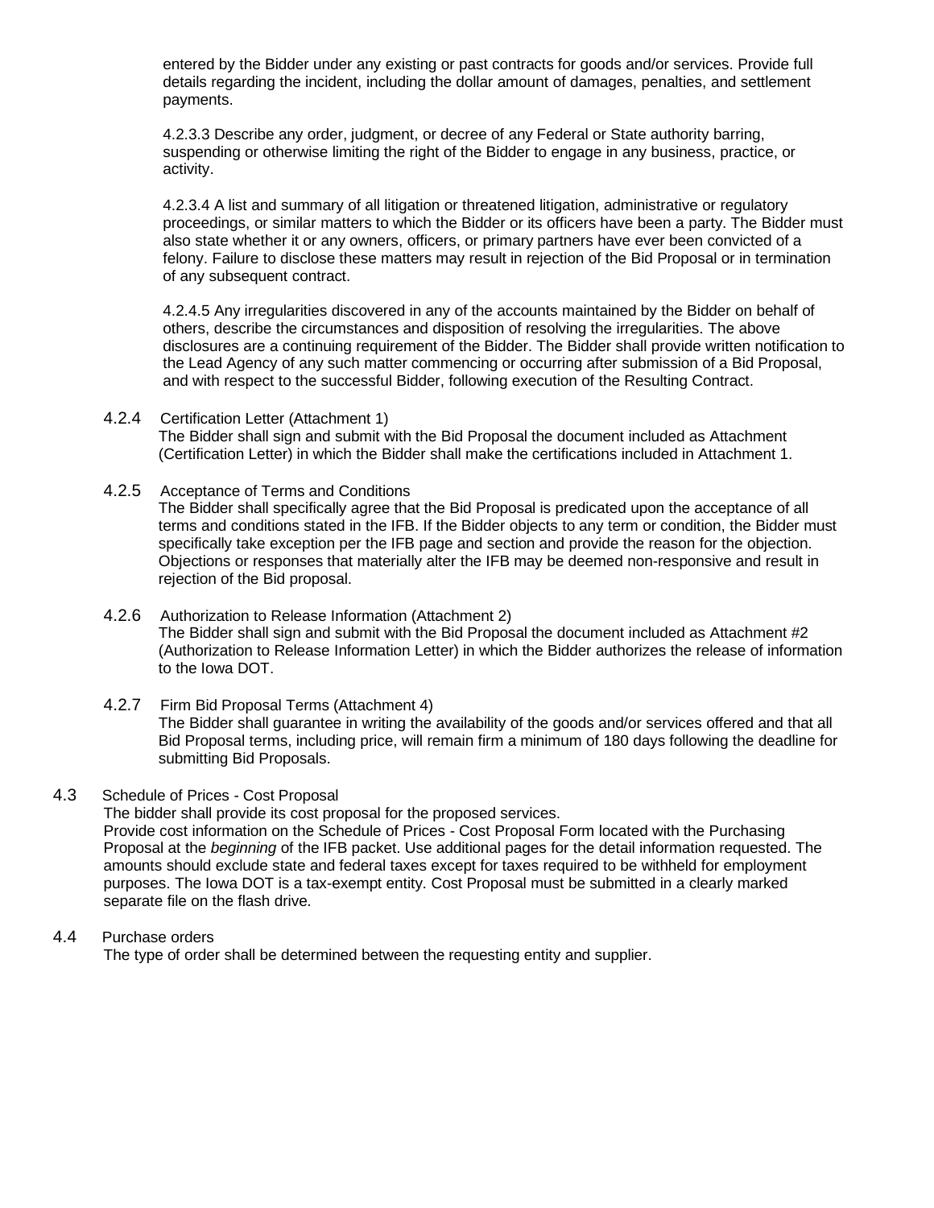entered by the Bidder under any existing or past contracts for goods and/or services. Provide full details regarding the incident, including the dollar amount of damages, penalties, and settlement payments.

4.2.3.3 Describe any order, judgment, or decree of any Federal or State authority barring, suspending or otherwise limiting the right of the Bidder to engage in any business, practice, or activity.

4.2.3.4 A list and summary of all litigation or threatened litigation, administrative or regulatory proceedings, or similar matters to which the Bidder or its officers have been a party. The Bidder must also state whether it or any owners, officers, or primary partners have ever been convicted of a felony. Failure to disclose these matters may result in rejection of the Bid Proposal or in termination of any subsequent contract.

4.2.4.5 Any irregularities discovered in any of the accounts maintained by the Bidder on behalf of others, describe the circumstances and disposition of resolving the irregularities. The above disclosures are a continuing requirement of the Bidder. The Bidder shall provide written notification to the Lead Agency of any such matter commencing or occurring after submission of a Bid Proposal, and with respect to the successful Bidder, following execution of the Resulting Contract.

### 4.2.4 Certification Letter (Attachment 1)

The Bidder shall sign and submit with the Bid Proposal the document included as Attachment (Certification Letter) in which the Bidder shall make the certifications included in Attachment 1.

### 4.2.5 Acceptance of Terms and Conditions

The Bidder shall specifically agree that the Bid Proposal is predicated upon the acceptance of all terms and conditions stated in the IFB. If the Bidder objects to any term or condition, the Bidder must specifically take exception per the IFB page and section and provide the reason for the objection. Objections or responses that materially alter the IFB may be deemed non-responsive and result in rejection of the Bid proposal.

### 4.2.6 Authorization to Release Information (Attachment 2)

The Bidder shall sign and submit with the Bid Proposal the document included as Attachment #2 (Authorization to Release Information Letter) in which the Bidder authorizes the release of information to the Iowa DOT.

### 4.2.7 Firm Bid Proposal Terms (Attachment 4)

The Bidder shall guarantee in writing the availability of the goods and/or services offered and that all Bid Proposal terms, including price, will remain firm a minimum of 180 days following the deadline for submitting Bid Proposals.

## 4.3 Schedule of Prices - Cost Proposal

The bidder shall provide its cost proposal for the proposed services.
Provide cost information on the Schedule of Prices - Cost Proposal Form located with the Purchasing Proposal at the *beginning* of the IFB packet. Use additional pages for the detail information requested. The amounts should exclude state and federal taxes except for taxes required to be withheld for employment purposes. The Iowa DOT is a tax-exempt entity. Cost Proposal must be submitted in a clearly marked separate file on the flash drive.

## 4.4 Purchase orders

The type of order shall be determined between the requesting entity and supplier.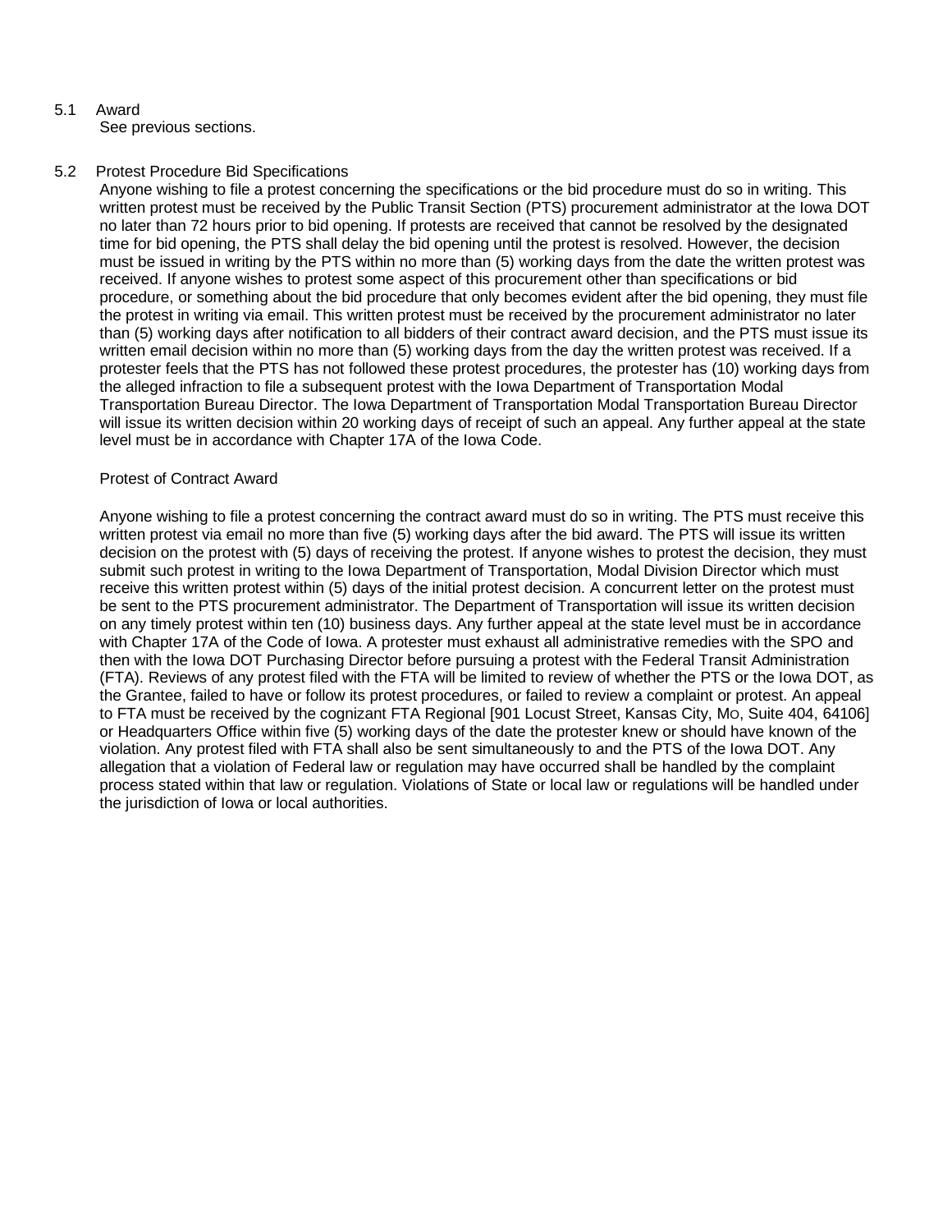## 5.1 Award

See previous sections.

## 5.2 Protest Procedure Bid Specifications

Anyone wishing to file a protest concerning the specifications or the bid procedure must do so in writing. This written protest must be received by the Public Transit Section (PTS) procurement administrator at the Iowa DOT no later than 72 hours prior to bid opening. If protests are received that cannot be resolved by the designated time for bid opening, the PTS shall delay the bid opening until the protest is resolved. However, the decision must be issued in writing by the PTS within no more than (5) working days from the date the written protest was received. If anyone wishes to protest some aspect of this procurement other than specifications or bid procedure, or something about the bid procedure that only becomes evident after the bid opening, they must file the protest in writing via email. This written protest must be received by the procurement administrator no later than (5) working days after notification to all bidders of their contract award decision, and the PTS must issue its written email decision within no more than (5) working days from the day the written protest was received. If a protester feels that the PTS has not followed these protest procedures, the protester has (10) working days from the alleged infraction to file a subsequent protest with the Iowa Department of Transportation Modal Transportation Bureau Director. The Iowa Department of Transportation Modal Transportation Bureau Director will issue its written decision within 20 working days of receipt of such an appeal. Any further appeal at the state level must be in accordance with Chapter 17A of the Iowa Code.

Protest of Contract Award

Anyone wishing to file a protest concerning the contract award must do so in writing. The PTS must receive this written protest via email no more than five (5) working days after the bid award. The PTS will issue its written decision on the protest with (5) days of receiving the protest. If anyone wishes to protest the decision, they must submit such protest in writing to the Iowa Department of Transportation, Modal Division Director which must receive this written protest within (5) days of the initial protest decision. A concurrent letter on the protest must be sent to the PTS procurement administrator. The Department of Transportation will issue its written decision on any timely protest within ten (10) business days. Any further appeal at the state level must be in accordance with Chapter 17A of the Code of Iowa. A protester must exhaust all administrative remedies with the SPO and then with the Iowa DOT Purchasing Director before pursuing a protest with the Federal Transit Administration (FTA). Reviews of any protest filed with the FTA will be limited to review of whether the PTS or the Iowa DOT, as the Grantee, failed to have or follow its protest procedures, or failed to review a complaint or protest. An appeal to FTA must be received by the cognizant FTA Regional [901 Locust Street, Kansas City, MO, Suite 404, 64106] or Headquarters Office within five (5) working days of the date the protester knew or should have known of the violation. Any protest filed with FTA shall also be sent simultaneously to and the PTS of the Iowa DOT. Any allegation that a violation of Federal law or regulation may have occurred shall be handled by the complaint process stated within that law or regulation. Violations of State or local law or regulations will be handled under the jurisdiction of Iowa or local authorities.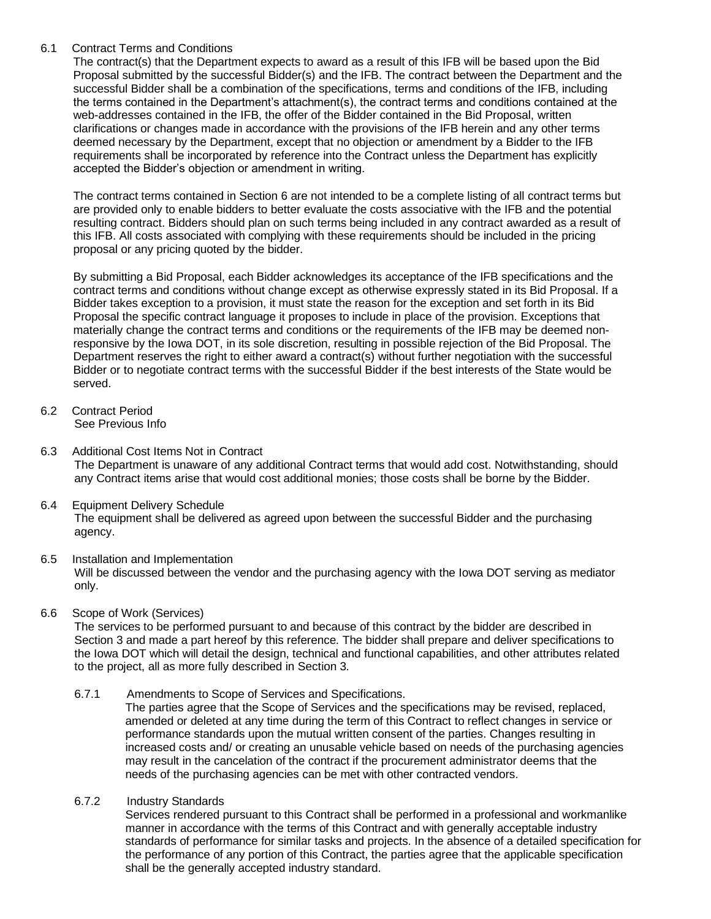### 6.1 Contract Terms and Conditions

The contract(s) that the Department expects to award as a result of this IFB will be based upon the Bid Proposal submitted by the successful Bidder(s) and the IFB. The contract between the Department and the successful Bidder shall be a combination of the specifications, terms and conditions of the IFB, including the terms contained in the Department's attachment(s), the contract terms and conditions contained at the web-addresses contained in the IFB, the offer of the Bidder contained in the Bid Proposal, written clarifications or changes made in accordance with the provisions of the IFB herein and any other terms deemed necessary by the Department, except that no objection or amendment by a Bidder to the IFB requirements shall be incorporated by reference into the Contract unless the Department has explicitly accepted the Bidder's objection or amendment in writing.

The contract terms contained in Section 6 are not intended to be a complete listing of all contract terms but are provided only to enable bidders to better evaluate the costs associative with the IFB and the potential resulting contract. Bidders should plan on such terms being included in any contract awarded as a result of this IFB. All costs associated with complying with these requirements should be included in the pricing proposal or any pricing quoted by the bidder.

By submitting a Bid Proposal, each Bidder acknowledges its acceptance of the IFB specifications and the contract terms and conditions without change except as otherwise expressly stated in its Bid Proposal. If a Bidder takes exception to a provision, it must state the reason for the exception and set forth in its Bid Proposal the specific contract language it proposes to include in place of the provision. Exceptions that materially change the contract terms and conditions or the requirements of the IFB may be deemed non-responsive by the Iowa DOT, in its sole discretion, resulting in possible rejection of the Bid Proposal. The Department reserves the right to either award a contract(s) without further negotiation with the successful Bidder or to negotiate contract terms with the successful Bidder if the best interests of the State would be served.

### 6.2 Contract Period

See Previous Info

### 6.3 Additional Cost Items Not in Contract

The Department is unaware of any additional Contract terms that would add cost. Notwithstanding, should any Contract items arise that would cost additional monies; those costs shall be borne by the Bidder.

### 6.4 Equipment Delivery Schedule

The equipment shall be delivered as agreed upon between the successful Bidder and the purchasing agency.

### 6.5 Installation and Implementation

Will be discussed between the vendor and the purchasing agency with the Iowa DOT serving as mediator only.

### 6.6 Scope of Work (Services)

The services to be performed pursuant to and because of this contract by the bidder are described in Section 3 and made a part hereof by this reference. The bidder shall prepare and deliver specifications to the Iowa DOT which will detail the design, technical and functional capabilities, and other attributes related to the project, all as more fully described in Section 3.

#### 6.7.1 Amendments to Scope of Services and Specifications.

The parties agree that the Scope of Services and the specifications may be revised, replaced, amended or deleted at any time during the term of this Contract to reflect changes in service or performance standards upon the mutual written consent of the parties. Changes resulting in increased costs and/ or creating an unusable vehicle based on needs of the purchasing agencies may result in the cancelation of the contract if the procurement administrator deems that the needs of the purchasing agencies can be met with other contracted vendors.

#### 6.7.2 Industry Standards

Services rendered pursuant to this Contract shall be performed in a professional and workmanlike manner in accordance with the terms of this Contract and with generally acceptable industry standards of performance for similar tasks and projects. In the absence of a detailed specification for the performance of any portion of this Contract, the parties agree that the applicable specification shall be the generally accepted industry standard.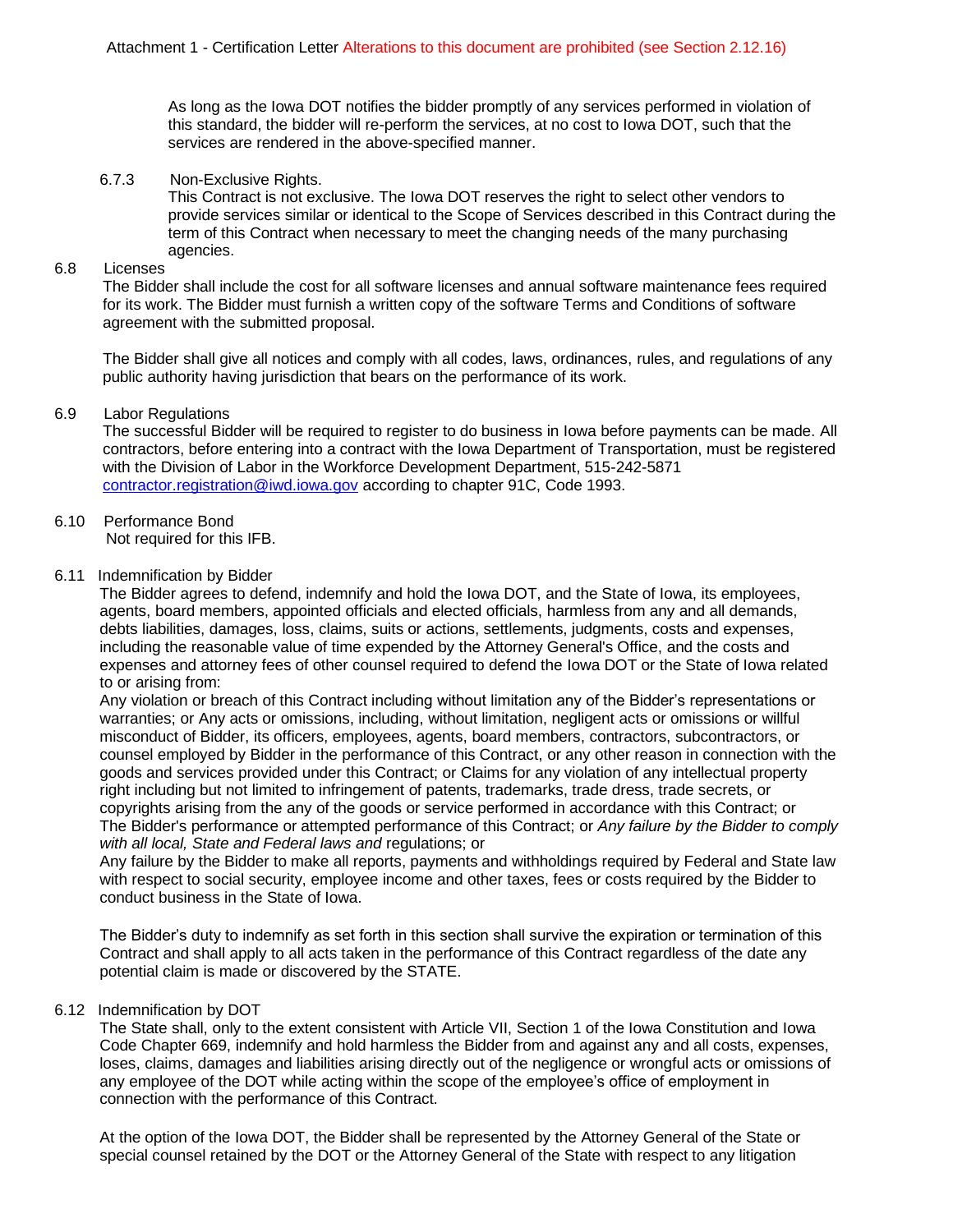Attachment 1 - Certification Letter Alterations to this document are prohibited (see Section 2.12.16)

As long as the Iowa DOT notifies the bidder promptly of any services performed in violation of this standard, the bidder will re-perform the services, at no cost to Iowa DOT, such that the services are rendered in the above-specified manner.

6.7.3 Non-Exclusive Rights.

This Contract is not exclusive. The Iowa DOT reserves the right to select other vendors to provide services similar or identical to the Scope of Services described in this Contract during the term of this Contract when necessary to meet the changing needs of the many purchasing agencies.

6.8 Licenses

The Bidder shall include the cost for all software licenses and annual software maintenance fees required for its work. The Bidder must furnish a written copy of the software Terms and Conditions of software agreement with the submitted proposal.

The Bidder shall give all notices and comply with all codes, laws, ordinances, rules, and regulations of any public authority having jurisdiction that bears on the performance of its work.

6.9 Labor Regulations

The successful Bidder will be required to register to do business in Iowa before payments can be made. All contractors, before entering into a contract with the Iowa Department of Transportation, must be registered with the Division of Labor in the Workforce Development Department, 515-242-5871 contractor.registration@iwd.iowa.gov according to chapter 91C, Code 1993.

6.10 Performance Bond

Not required for this IFB.

6.11 Indemnification by Bidder

The Bidder agrees to defend, indemnify and hold the Iowa DOT, and the State of Iowa, its employees, agents, board members, appointed officials and elected officials, harmless from any and all demands, debts liabilities, damages, loss, claims, suits or actions, settlements, judgments, costs and expenses, including the reasonable value of time expended by the Attorney General's Office, and the costs and expenses and attorney fees of other counsel required to defend the Iowa DOT or the State of Iowa related to or arising from:

Any violation or breach of this Contract including without limitation any of the Bidder's representations or warranties; or Any acts or omissions, including, without limitation, negligent acts or omissions or willful misconduct of Bidder, its officers, employees, agents, board members, contractors, subcontractors, or counsel employed by Bidder in the performance of this Contract, or any other reason in connection with the goods and services provided under this Contract; or Claims for any violation of any intellectual property right including but not limited to infringement of patents, trademarks, trade dress, trade secrets, or copyrights arising from the any of the goods or service performed in accordance with this Contract; or The Bidder's performance or attempted performance of this Contract; or *Any failure by the Bidder to comply with all local, State and Federal laws and* regulations; or

Any failure by the Bidder to make all reports, payments and withholdings required by Federal and State law with respect to social security, employee income and other taxes, fees or costs required by the Bidder to conduct business in the State of Iowa.

The Bidder's duty to indemnify as set forth in this section shall survive the expiration or termination of this Contract and shall apply to all acts taken in the performance of this Contract regardless of the date any potential claim is made or discovered by the STATE.

6.12 Indemnification by DOT

The State shall, only to the extent consistent with Article VII, Section 1 of the Iowa Constitution and Iowa Code Chapter 669, indemnify and hold harmless the Bidder from and against any and all costs, expenses, loses, claims, damages and liabilities arising directly out of the negligence or wrongful acts or omissions of any employee of the DOT while acting within the scope of the employee's office of employment in connection with the performance of this Contract.

At the option of the Iowa DOT, the Bidder shall be represented by the Attorney General of the State or special counsel retained by the DOT or the Attorney General of the State with respect to any litigation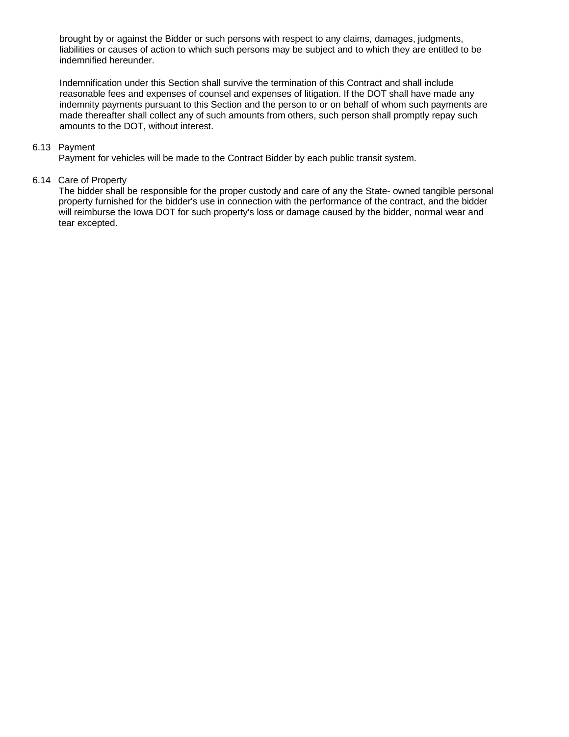brought by or against the Bidder or such persons with respect to any claims, damages, judgments, liabilities or causes of action to which such persons may be subject and to which they are entitled to be indemnified hereunder.

Indemnification under this Section shall survive the termination of this Contract and shall include reasonable fees and expenses of counsel and expenses of litigation. If the DOT shall have made any indemnity payments pursuant to this Section and the person to or on behalf of whom such payments are made thereafter shall collect any of such amounts from others, such person shall promptly repay such amounts to the DOT, without interest.

6.13 Payment

Payment for vehicles will be made to the Contract Bidder by each public transit system.

6.14 Care of Property

The bidder shall be responsible for the proper custody and care of any the State- owned tangible personal property furnished for the bidder's use in connection with the performance of the contract, and the bidder will reimburse the Iowa DOT for such property's loss or damage caused by the bidder, normal wear and tear excepted.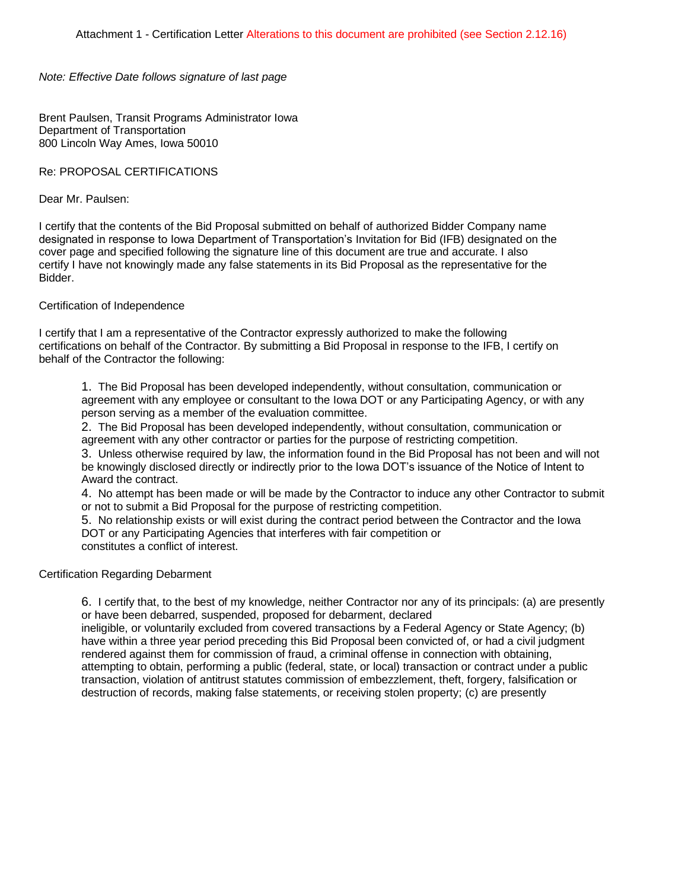Attachment 1 - Certification Letter Alterations to this document are prohibited (see Section 2.12.16)

*Note: Effective Date follows signature of last page*

Brent Paulsen, Transit Programs Administrator Iowa
Department of Transportation
800 Lincoln Way Ames, Iowa 50010

Re: PROPOSAL CERTIFICATIONS

Dear Mr. Paulsen:

I certify that the contents of the Bid Proposal submitted on behalf of authorized Bidder Company name designated in response to Iowa Department of Transportation's Invitation for Bid (IFB) designated on the cover page and specified following the signature line of this document are true and accurate. I also certify I have not knowingly made any false statements in its Bid Proposal as the representative for the Bidder.

Certification of Independence

I certify that I am a representative of the Contractor expressly authorized to make the following certifications on behalf of the Contractor. By submitting a Bid Proposal in response to the IFB, I certify on behalf of the Contractor the following:

1. The Bid Proposal has been developed independently, without consultation, communication or agreement with any employee or consultant to the Iowa DOT or any Participating Agency, or with any person serving as a member of the evaluation committee.
2. The Bid Proposal has been developed independently, without consultation, communication or agreement with any other contractor or parties for the purpose of restricting competition.
3. Unless otherwise required by law, the information found in the Bid Proposal has not been and will not be knowingly disclosed directly or indirectly prior to the Iowa DOT's issuance of the Notice of Intent to Award the contract.
4. No attempt has been made or will be made by the Contractor to induce any other Contractor to submit or not to submit a Bid Proposal for the purpose of restricting competition.
5. No relationship exists or will exist during the contract period between the Contractor and the Iowa DOT or any Participating Agencies that interferes with fair competition or constitutes a conflict of interest.

Certification Regarding Debarment

6. I certify that, to the best of my knowledge, neither Contractor nor any of its principals: (a) are presently or have been debarred, suspended, proposed for debarment, declared ineligible, or voluntarily excluded from covered transactions by a Federal Agency or State Agency; (b) have within a three year period preceding this Bid Proposal been convicted of, or had a civil judgment rendered against them for commission of fraud, a criminal offense in connection with obtaining, attempting to obtain, performing a public (federal, state, or local) transaction or contract under a public transaction, violation of antitrust statutes commission of embezzlement, theft, forgery, falsification or destruction of records, making false statements, or receiving stolen property; (c) are presently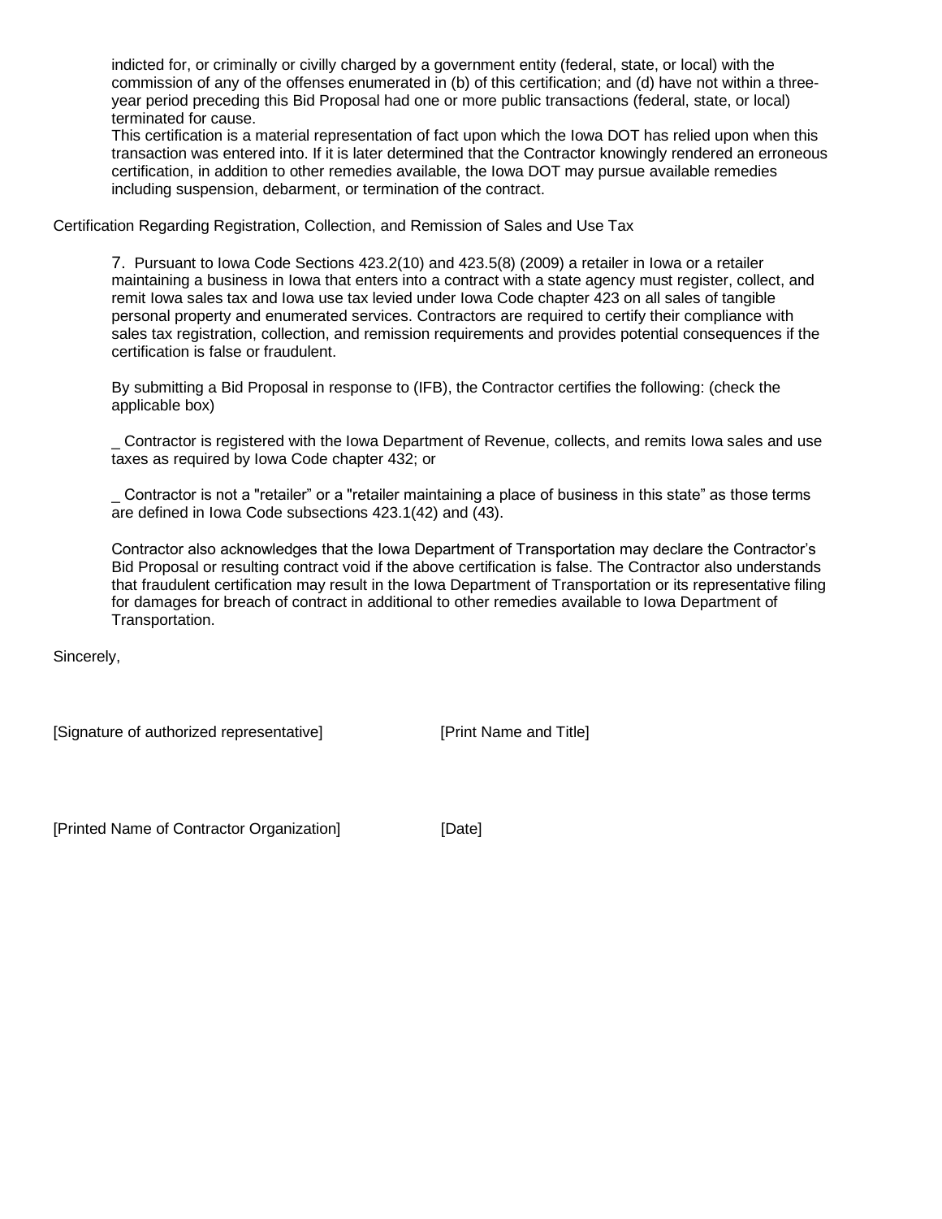indicted for, or criminally or civilly charged by a government entity (federal, state, or local) with the commission of any of the offenses enumerated in (b) of this certification; and (d) have not within a three-year period preceding this Bid Proposal had one or more public transactions (federal, state, or local) terminated for cause.

This certification is a material representation of fact upon which the Iowa DOT has relied upon when this transaction was entered into. If it is later determined that the Contractor knowingly rendered an erroneous certification, in addition to other remedies available, the Iowa DOT may pursue available remedies including suspension, debarment, or termination of the contract.

Certification Regarding Registration, Collection, and Remission of Sales and Use Tax

7. Pursuant to Iowa Code Sections 423.2(10) and 423.5(8) (2009) a retailer in Iowa or a retailer maintaining a business in Iowa that enters into a contract with a state agency must register, collect, and remit Iowa sales tax and Iowa use tax levied under Iowa Code chapter 423 on all sales of tangible personal property and enumerated services. Contractors are required to certify their compliance with sales tax registration, collection, and remission requirements and provides potential consequences if the certification is false or fraudulent.

By submitting a Bid Proposal in response to (IFB), the Contractor certifies the following: (check the applicable box)

_ Contractor is registered with the Iowa Department of Revenue, collects, and remits Iowa sales and use taxes as required by Iowa Code chapter 432; or

_ Contractor is not a "retailer" or a "retailer maintaining a place of business in this state" as those terms are defined in Iowa Code subsections 423.1(42) and (43).

Contractor also acknowledges that the Iowa Department of Transportation may declare the Contractor's Bid Proposal or resulting contract void if the above certification is false. The Contractor also understands that fraudulent certification may result in the Iowa Department of Transportation or its representative filing for damages for breach of contract in additional to other remedies available to Iowa Department of Transportation.

Sincerely,

[Signature of authorized representative] [Print Name and Title]

[Printed Name of Contractor Organization] [Date]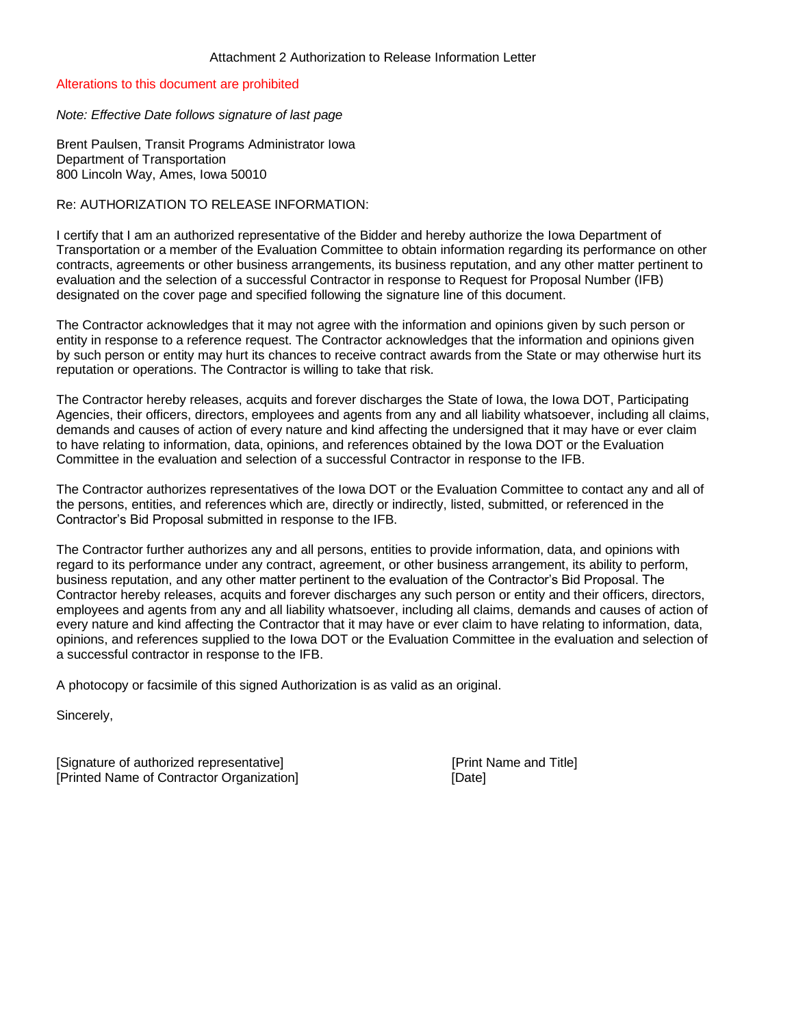# Attachment 2 Authorization to Release Information Letter

Alterations to this document are prohibited

*Note: Effective Date follows signature of last page*

Brent Paulsen, Transit Programs Administrator Iowa
Department of Transportation
800 Lincoln Way, Ames, Iowa 50010

Re: AUTHORIZATION TO RELEASE INFORMATION:

I certify that I am an authorized representative of the Bidder and hereby authorize the Iowa Department of Transportation or a member of the Evaluation Committee to obtain information regarding its performance on other contracts, agreements or other business arrangements, its business reputation, and any other matter pertinent to evaluation and the selection of a successful Contractor in response to Request for Proposal Number (IFB) designated on the cover page and specified following the signature line of this document.

The Contractor acknowledges that it may not agree with the information and opinions given by such person or entity in response to a reference request. The Contractor acknowledges that the information and opinions given by such person or entity may hurt its chances to receive contract awards from the State or may otherwise hurt its reputation or operations. The Contractor is willing to take that risk.

The Contractor hereby releases, acquits and forever discharges the State of Iowa, the Iowa DOT, Participating Agencies, their officers, directors, employees and agents from any and all liability whatsoever, including all claims, demands and causes of action of every nature and kind affecting the undersigned that it may have or ever claim to have relating to information, data, opinions, and references obtained by the Iowa DOT or the Evaluation Committee in the evaluation and selection of a successful Contractor in response to the IFB.

The Contractor authorizes representatives of the Iowa DOT or the Evaluation Committee to contact any and all of the persons, entities, and references which are, directly or indirectly, listed, submitted, or referenced in the Contractor's Bid Proposal submitted in response to the IFB.

The Contractor further authorizes any and all persons, entities to provide information, data, and opinions with regard to its performance under any contract, agreement, or other business arrangement, its ability to perform, business reputation, and any other matter pertinent to the evaluation of the Contractor's Bid Proposal. The Contractor hereby releases, acquits and forever discharges any such person or entity and their officers, directors, employees and agents from any and all liability whatsoever, including all claims, demands and causes of action of every nature and kind affecting the Contractor that it may have or ever claim to have relating to information, data, opinions, and references supplied to the Iowa DOT or the Evaluation Committee in the evaluation and selection of a successful contractor in response to the IFB.

A photocopy or facsimile of this signed Authorization is as valid as an original.

Sincerely,

[Signature of authorized representative]    [Print Name and Title]
[Printed Name of Contractor Organization]    [Date]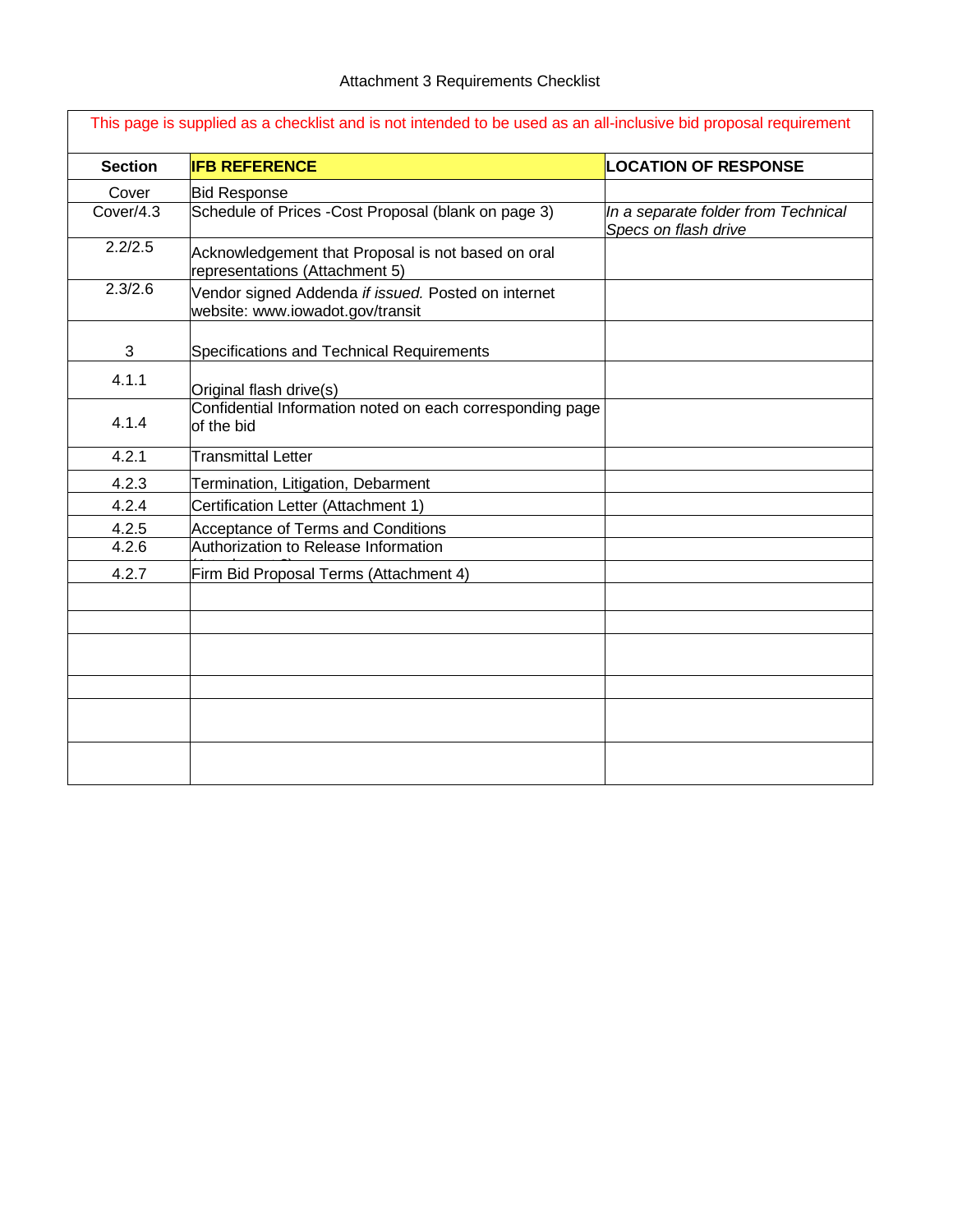Attachment 3 Requirements Checklist

This page is supplied as a checklist and is not intended to be used as an all-inclusive bid proposal requirement

| Section | IFB REFERENCE | LOCATION OF RESPONSE |
|---|---|---|
| Cover | Bid Response | |
| Cover/4.3 | Schedule of Prices -Cost Proposal (blank on page 3) | *In a separate folder from Technical Specs on flash drive* |
| 2.2/2.5 | Acknowledgement that Proposal is not based on oral representations (Attachment 5) | |
| 2.3/2.6 | Vendor signed Addenda *if issued.* Posted on internet website: www.iowadot.gov/transit | |
| 3 | Specifications and Technical Requirements | |
| 4.1.1 | Original flash drive(s) | |
| 4.1.4 | Confidential Information noted on each corresponding page of the bid | |
| 4.2.1 | Transmittal Letter | |
| 4.2.3 | Termination, Litigation, Debarment | |
| 4.2.4 | Certification Letter (Attachment 1) | |
| 4.2.5 | Acceptance of Terms and Conditions | |
| 4.2.6 | Authorization to Release Information (Attachment 2) | |
| 4.2.7 | Firm Bid Proposal Terms (Attachment 4) | |
| | | |
| | | |
| | | |
| | | |
| | | |
| | | |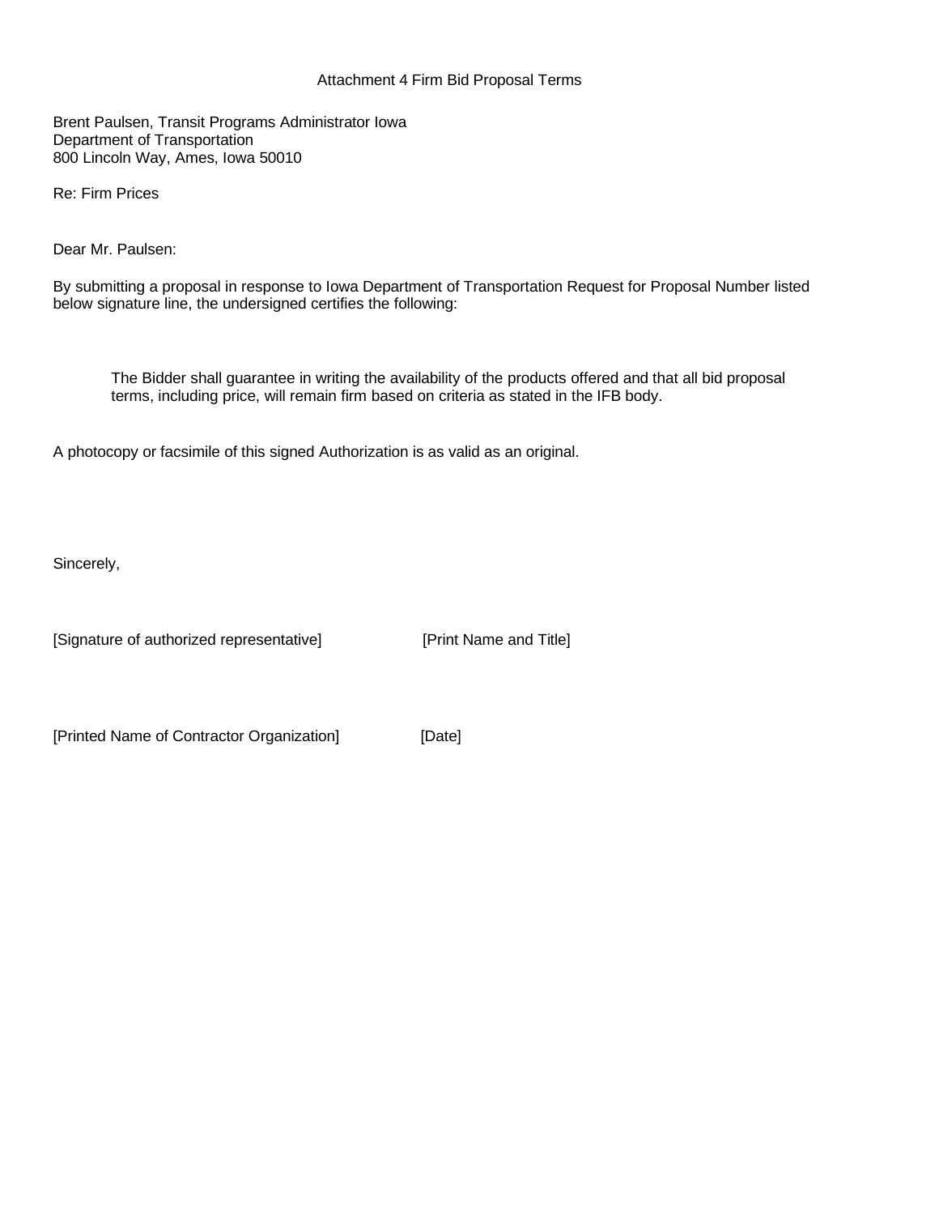Attachment 4 Firm Bid Proposal Terms

Brent Paulsen, Transit Programs Administrator Iowa
Department of Transportation
800 Lincoln Way, Ames, Iowa 50010

Re: Firm Prices

Dear Mr. Paulsen:

By submitting a proposal in response to Iowa Department of Transportation Request for Proposal Number listed below signature line, the undersigned certifies the following:

> The Bidder shall guarantee in writing the availability of the products offered and that all bid proposal terms, including price, will remain firm based on criteria as stated in the IFB body.

A photocopy or facsimile of this signed Authorization is as valid as an original.

Sincerely,

[Signature of authorized representative] [Print Name and Title]

[Printed Name of Contractor Organization] [Date]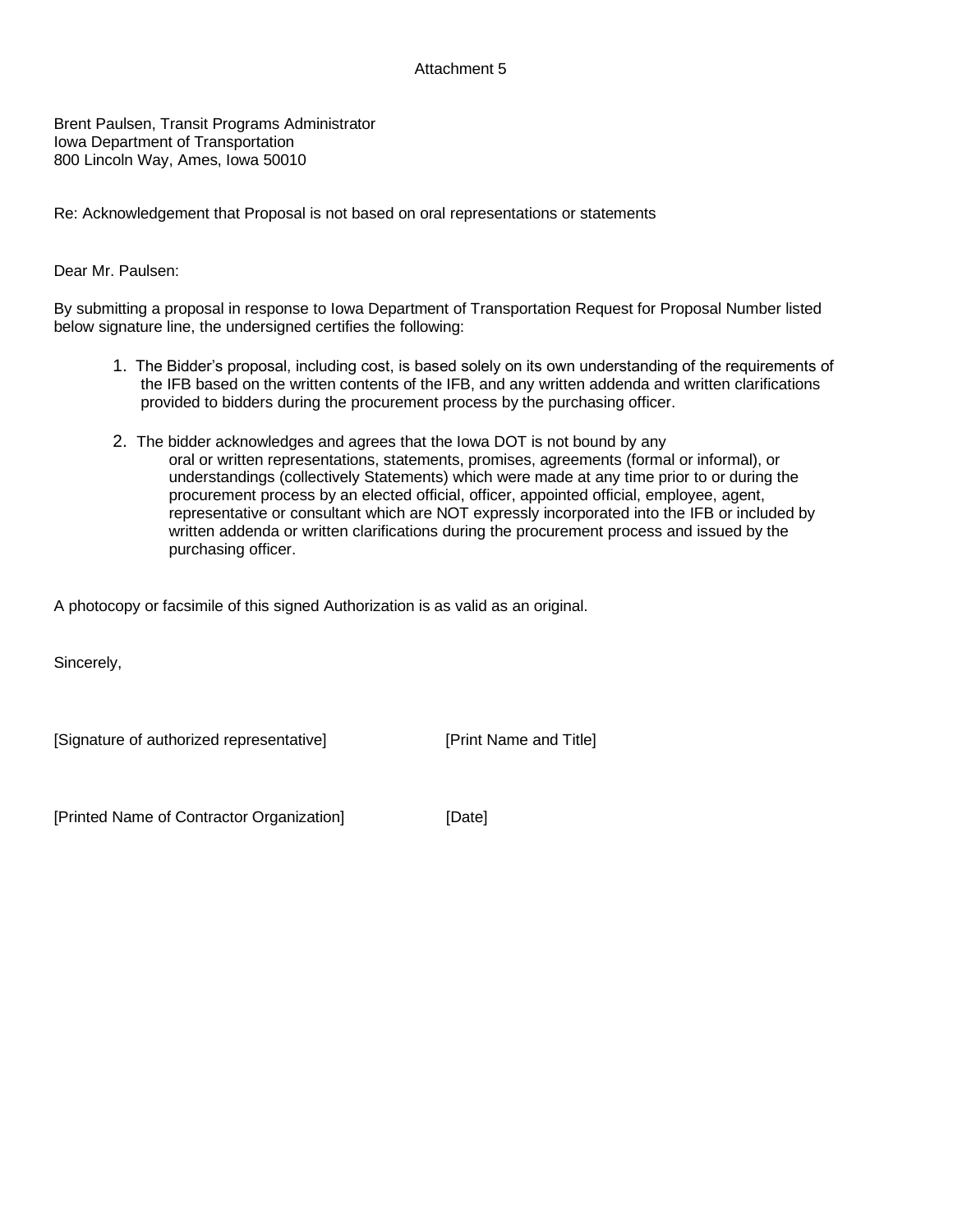Attachment 5

Brent Paulsen, Transit Programs Administrator
Iowa Department of Transportation
800 Lincoln Way, Ames, Iowa 50010

Re: Acknowledgement that Proposal is not based on oral representations or statements

Dear Mr. Paulsen:

By submitting a proposal in response to Iowa Department of Transportation Request for Proposal Number listed below signature line, the undersigned certifies the following:

1. The Bidder's proposal, including cost, is based solely on its own understanding of the requirements of the IFB based on the written contents of the IFB, and any written addenda and written clarifications provided to bidders during the procurement process by the purchasing officer.

2. The bidder acknowledges and agrees that the Iowa DOT is not bound by any oral or written representations, statements, promises, agreements (formal or informal), or understandings (collectively Statements) which were made at any time prior to or during the procurement process by an elected official, officer, appointed official, employee, agent, representative or consultant which are NOT expressly incorporated into the IFB or included by written addenda or written clarifications during the procurement process and issued by the purchasing officer.

A photocopy or facsimile of this signed Authorization is as valid as an original.

Sincerely,

[Signature of authorized representative] [Print Name and Title]

[Printed Name of Contractor Organization] [Date]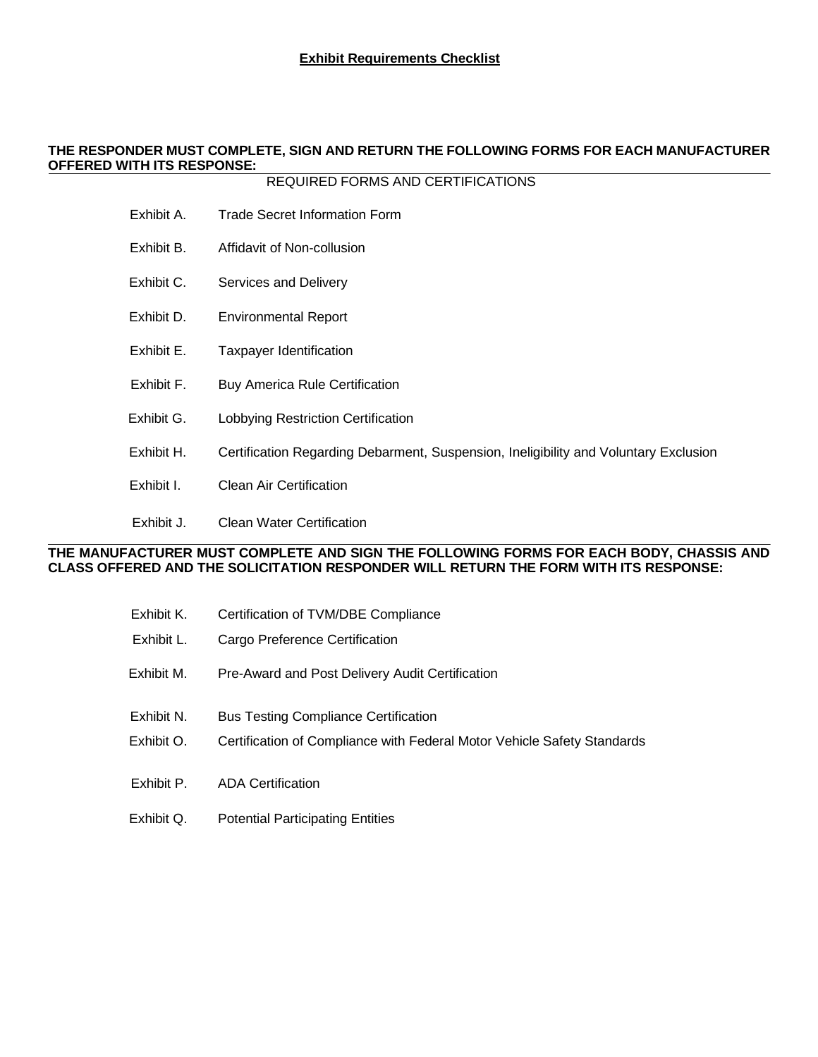# Exhibit Requirements Checklist

**THE RESPONDER MUST COMPLETE, SIGN AND RETURN THE FOLLOWING FORMS FOR EACH MANUFACTURER OFFERED WITH ITS RESPONSE:**

REQUIRED FORMS AND CERTIFICATIONS

| | |
|---|---|
| Exhibit A. | Trade Secret Information Form |
| Exhibit B. | Affidavit of Non-collusion |
| Exhibit C. | Services and Delivery |
| Exhibit D. | Environmental Report |
| Exhibit E. | Taxpayer Identification |
| Exhibit F. | Buy America Rule Certification |
| Exhibit G. | Lobbying Restriction Certification |
| Exhibit H. | Certification Regarding Debarment, Suspension, Ineligibility and Voluntary Exclusion |
| Exhibit I. | Clean Air Certification |
| Exhibit J. | Clean Water Certification |

**THE MANUFACTURER MUST COMPLETE AND SIGN THE FOLLOWING FORMS FOR EACH BODY, CHASSIS AND CLASS OFFERED AND THE SOLICITATION RESPONDER WILL RETURN THE FORM WITH ITS RESPONSE:**

| | |
|---|---|
| Exhibit K. | Certification of TVM/DBE Compliance |
| Exhibit L. | Cargo Preference Certification |
| Exhibit M. | Pre-Award and Post Delivery Audit Certification |
| Exhibit N. | Bus Testing Compliance Certification |
| Exhibit O. | Certification of Compliance with Federal Motor Vehicle Safety Standards |
| Exhibit P. | ADA Certification |
| Exhibit Q. | Potential Participating Entities |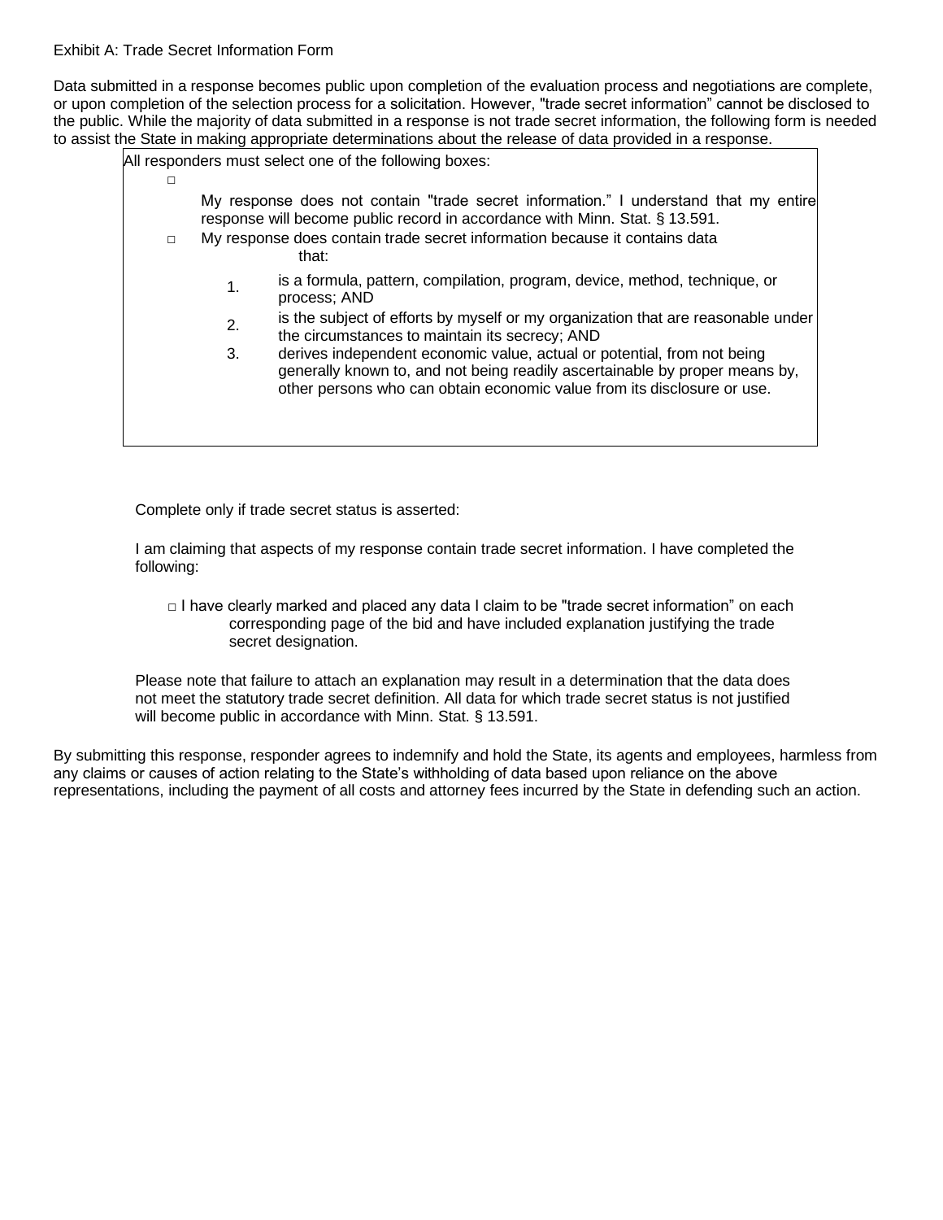Exhibit A: Trade Secret Information Form

Data submitted in a response becomes public upon completion of the evaluation process and negotiations are complete, or upon completion of the selection process for a solicitation. However, "trade secret information" cannot be disclosed to the public. While the majority of data submitted in a response is not trade secret information, the following form is needed to assist the State in making appropriate determinations about the release of data provided in a response.

All responders must select one of the following boxes:

- □ My response does not contain "trade secret information." I understand that my entire response will become public record in accordance with Minn. Stat. § 13.591.
- □ My response does contain trade secret information because it contains data that:
  1. is a formula, pattern, compilation, program, device, method, technique, or process; AND
  2. is the subject of efforts by myself or my organization that are reasonable under the circumstances to maintain its secrecy; AND
  3. derives independent economic value, actual or potential, from not being generally known to, and not being readily ascertainable by proper means by, other persons who can obtain economic value from its disclosure or use.

Complete only if trade secret status is asserted:

I am claiming that aspects of my response contain trade secret information. I have completed the following:

- □ I have clearly marked and placed any data I claim to be "trade secret information" on each corresponding page of the bid and have included explanation justifying the trade secret designation.

Please note that failure to attach an explanation may result in a determination that the data does not meet the statutory trade secret definition. All data for which trade secret status is not justified will become public in accordance with Minn. Stat. § 13.591.

By submitting this response, responder agrees to indemnify and hold the State, its agents and employees, harmless from any claims or causes of action relating to the State's withholding of data based upon reliance on the above representations, including the payment of all costs and attorney fees incurred by the State in defending such an action.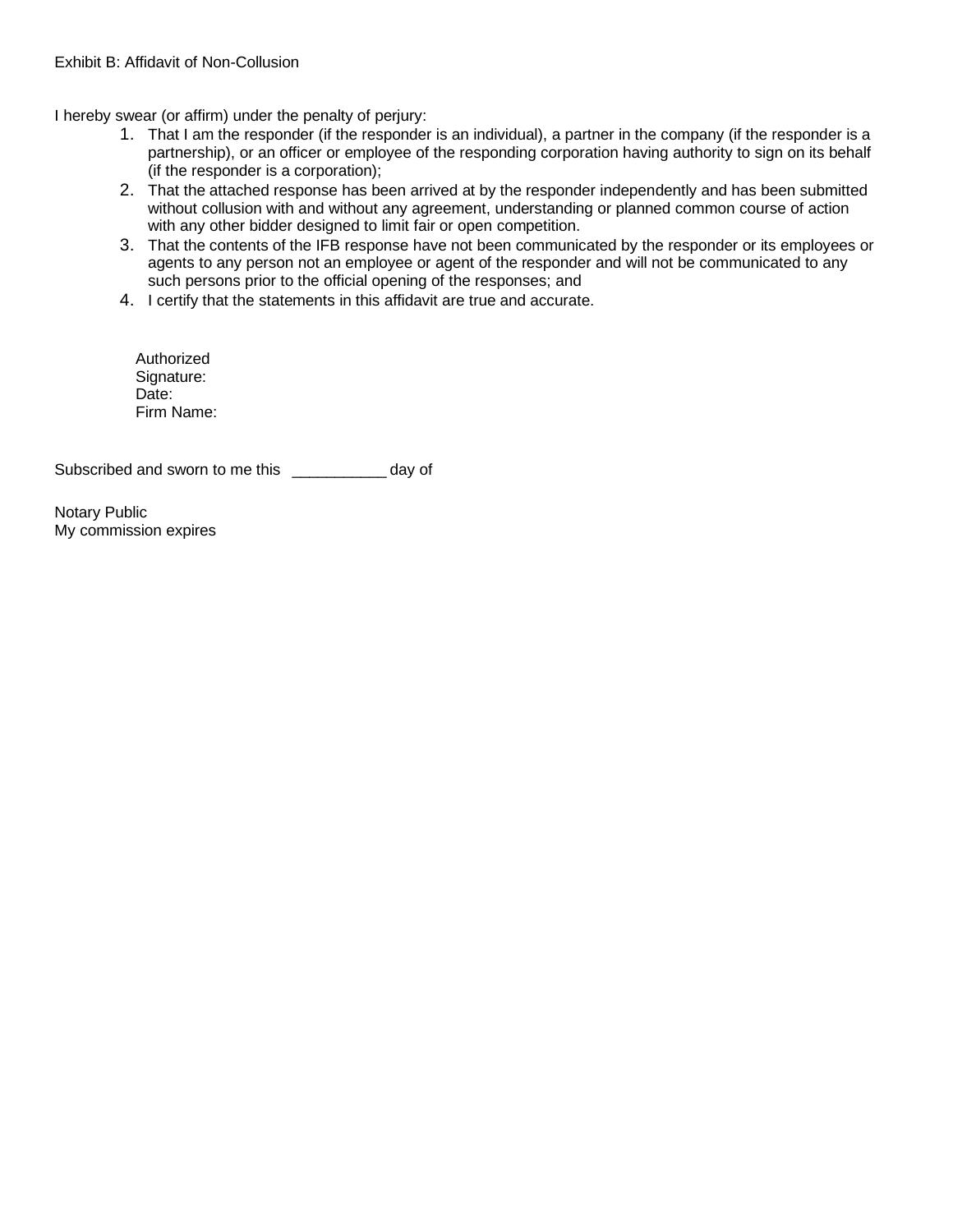Exhibit B: Affidavit of Non-Collusion

I hereby swear (or affirm) under the penalty of perjury:

1. That I am the responder (if the responder is an individual), a partner in the company (if the responder is a partnership), or an officer or employee of the responding corporation having authority to sign on its behalf (if the responder is a corporation);
2. That the attached response has been arrived at by the responder independently and has been submitted without collusion with and without any agreement, understanding or planned common course of action with any other bidder designed to limit fair or open competition.
3. That the contents of the IFB response have not been communicated by the responder or its employees or agents to any person not an employee or agent of the responder and will not be communicated to any such persons prior to the official opening of the responses; and
4. I certify that the statements in this affidavit are true and accurate.

Authorized
Signature:
Date:
Firm Name:

Subscribed and sworn to me this ___________ day of

Notary Public
My commission expires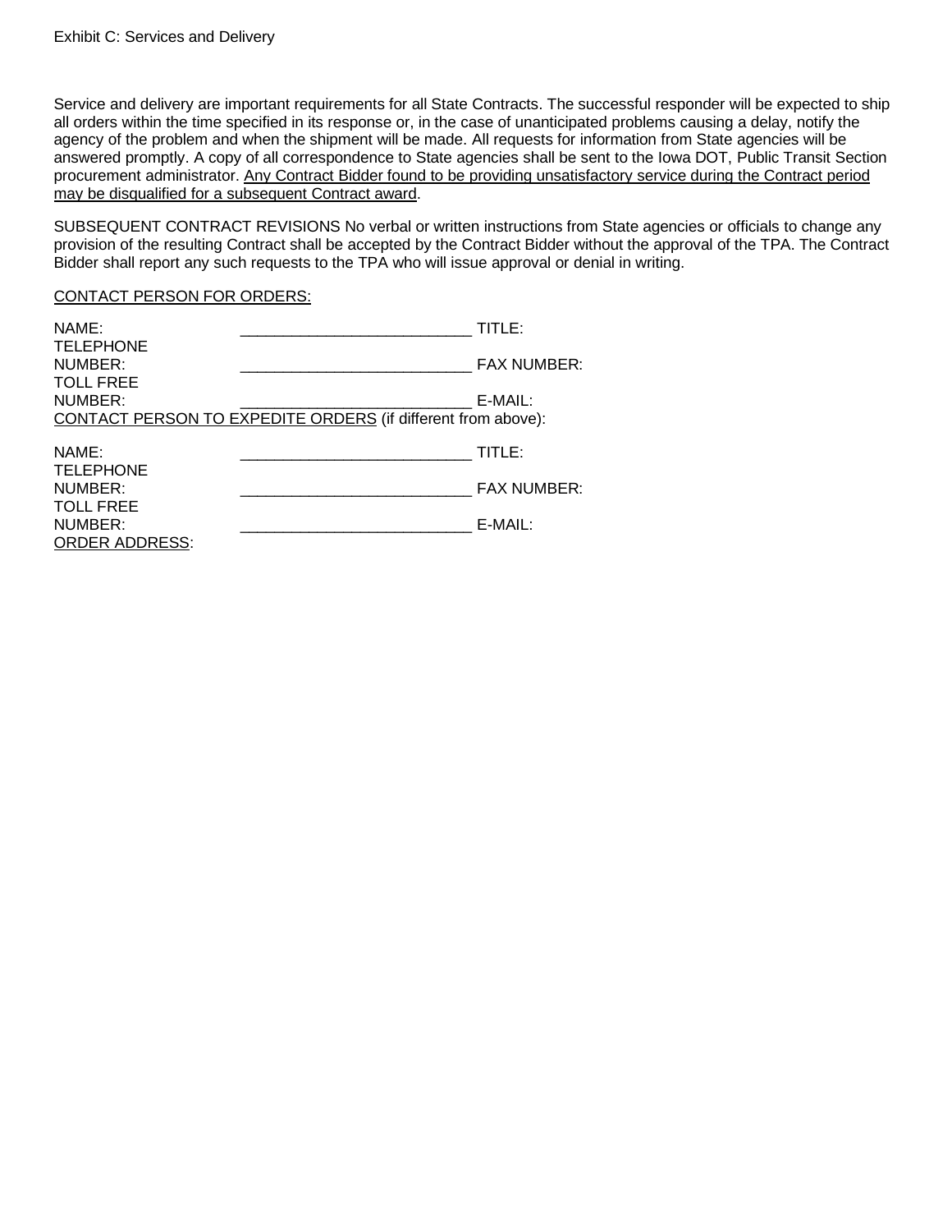Exhibit C: Services and Delivery

Service and delivery are important requirements for all State Contracts. The successful responder will be expected to ship all orders within the time specified in its response or, in the case of unanticipated problems causing a delay, notify the agency of the problem and when the shipment will be made. All requests for information from State agencies will be answered promptly. A copy of all correspondence to State agencies shall be sent to the Iowa DOT, Public Transit Section procurement administrator. Any Contract Bidder found to be providing unsatisfactory service during the Contract period may be disqualified for a subsequent Contract award.

SUBSEQUENT CONTRACT REVISIONS No verbal or written instructions from State agencies or officials to change any provision of the resulting Contract shall be accepted by the Contract Bidder without the approval of the TPA. The Contract Bidder shall report any such requests to the TPA who will issue approval or denial in writing.

CONTACT PERSON FOR ORDERS:

NAME: ___________________________ TITLE:

TELEPHONE NUMBER: ___________________________ FAX NUMBER:

TOLL FREE NUMBER: ___________________________ E-MAIL:

CONTACT PERSON TO EXPEDITE ORDERS (if different from above):

NAME: ___________________________ TITLE:

TELEPHONE NUMBER: ___________________________ FAX NUMBER:

TOLL FREE NUMBER: ___________________________ E-MAIL:

ORDER ADDRESS: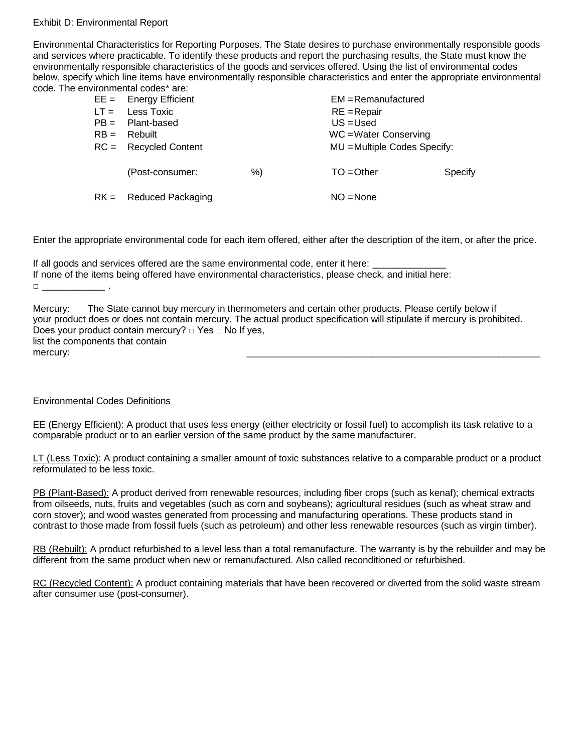Exhibit D: Environmental Report

Environmental Characteristics for Reporting Purposes. The State desires to purchase environmentally responsible goods and services where practicable. To identify these products and report the purchasing results, the State must know the environmentally responsible characteristics of the goods and services offered. Using the list of environmental codes below, specify which line items have environmentally responsible characteristics and enter the appropriate environmental code. The environmental codes* are:

| | | | | |
|---|---|---|---|---|
| EE = | Energy Efficient | | EM = Remanufactured | |
| LT = | Less Toxic | | RE = Repair | |
| PB = | Plant-based | | US = Used | |
| RB = | Rebuilt | | WC = Water Conserving | |
| RC = | Recycled Content | | MU = Multiple Codes Specify: | |
| | (Post-consumer: | %) | TO = Other | Specify |
| RK = | Reduced Packaging | | NO = None | |

Enter the appropriate environmental code for each item offered, either after the description of the item, or after the price.

If all goods and services offered are the same environmental code, enter it here: ______________
If none of the items being offered have environmental characteristics, please check, and initial here:
□ ____________ .

Mercury: The State cannot buy mercury in thermometers and certain other products. Please certify below if your product does or does not contain mercury. The actual product specification will stipulate if mercury is prohibited. Does your product contain mercury? □ Yes □ No If yes,
list the components that contain
mercury: ___________________________________________________________

Environmental Codes Definitions

EE (Energy Efficient): A product that uses less energy (either electricity or fossil fuel) to accomplish its task relative to a comparable product or to an earlier version of the same product by the same manufacturer.

LT (Less Toxic): A product containing a smaller amount of toxic substances relative to a comparable product or a product reformulated to be less toxic.

PB (Plant-Based): A product derived from renewable resources, including fiber crops (such as kenaf); chemical extracts from oilseeds, nuts, fruits and vegetables (such as corn and soybeans); agricultural residues (such as wheat straw and corn stover); and wood wastes generated from processing and manufacturing operations. These products stand in contrast to those made from fossil fuels (such as petroleum) and other less renewable resources (such as virgin timber).

RB (Rebuilt): A product refurbished to a level less than a total remanufacture. The warranty is by the rebuilder and may be different from the same product when new or remanufactured. Also called reconditioned or refurbished.

RC (Recycled Content): A product containing materials that have been recovered or diverted from the solid waste stream after consumer use (post-consumer).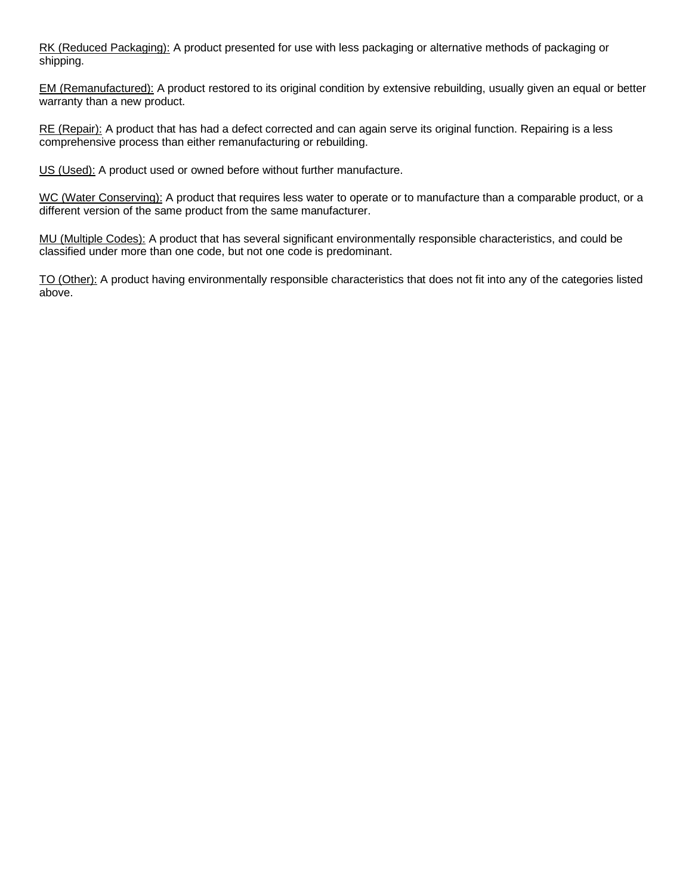<u>RK (Reduced Packaging):</u> A product presented for use with less packaging or alternative methods of packaging or shipping.

<u>EM (Remanufactured):</u> A product restored to its original condition by extensive rebuilding, usually given an equal or better warranty than a new product.

<u>RE (Repair):</u> A product that has had a defect corrected and can again serve its original function. Repairing is a less comprehensive process than either remanufacturing or rebuilding.

<u>US (Used):</u> A product used or owned before without further manufacture.

<u>WC (Water Conserving):</u> A product that requires less water to operate or to manufacture than a comparable product, or a different version of the same product from the same manufacturer.

<u>MU (Multiple Codes):</u> A product that has several significant environmentally responsible characteristics, and could be classified under more than one code, but not one code is predominant.

<u>TO (Other):</u> A product having environmentally responsible characteristics that does not fit into any of the categories listed above.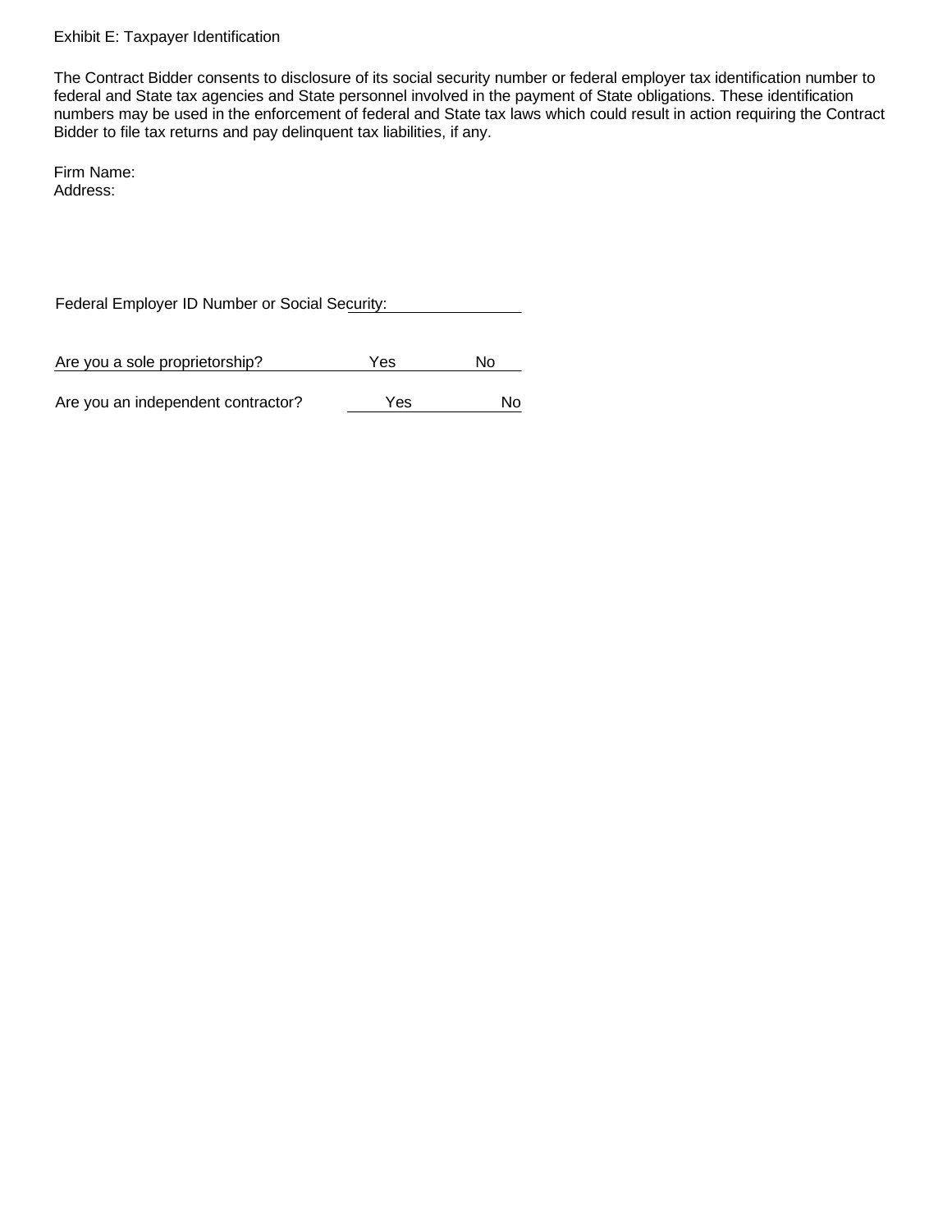Exhibit E: Taxpayer Identification

The Contract Bidder consents to disclosure of its social security number or federal employer tax identification number to federal and State tax agencies and State personnel involved in the payment of State obligations. These identification numbers may be used in the enforcement of federal and State tax laws which could result in action requiring the Contract Bidder to file tax returns and pay delinquent tax liabilities, if any.

Firm Name:
Address:

Federal Employer ID Number or Social Security: ________________

Are you a sole proprietorship? Yes No

Are you an independent contractor? Yes No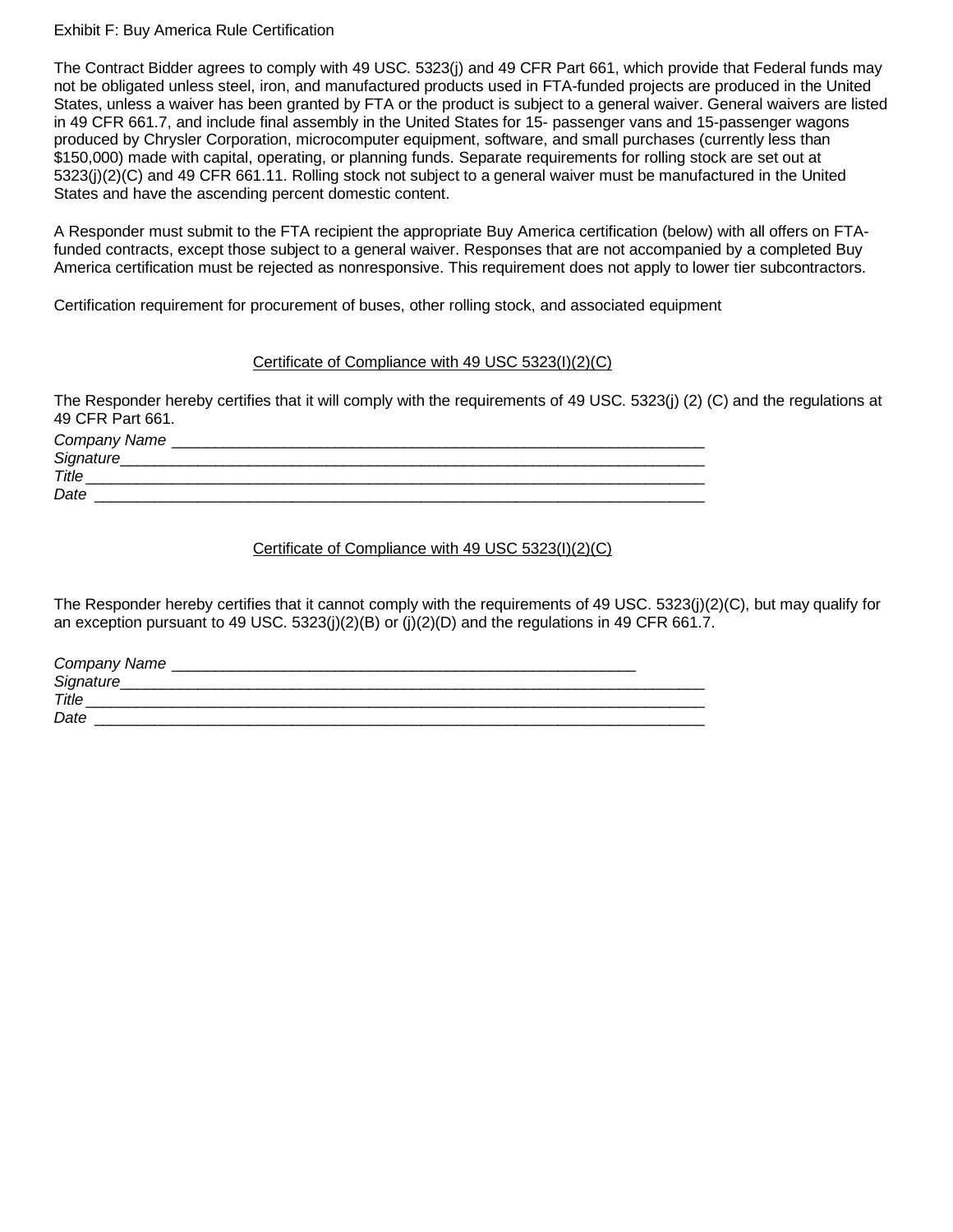Exhibit F: Buy America Rule Certification

The Contract Bidder agrees to comply with 49 USC. 5323(j) and 49 CFR Part 661, which provide that Federal funds may not be obligated unless steel, iron, and manufactured products used in FTA-funded projects are produced in the United States, unless a waiver has been granted by FTA or the product is subject to a general waiver. General waivers are listed in 49 CFR 661.7, and include final assembly in the United States for 15- passenger vans and 15-passenger wagons produced by Chrysler Corporation, microcomputer equipment, software, and small purchases (currently less than $150,000) made with capital, operating, or planning funds. Separate requirements for rolling stock are set out at 5323(j)(2)(C) and 49 CFR 661.11. Rolling stock not subject to a general waiver must be manufactured in the United States and have the ascending percent domestic content.

A Responder must submit to the FTA recipient the appropriate Buy America certification (below) with all offers on FTA-funded contracts, except those subject to a general waiver. Responses that are not accompanied by a completed Buy America certification must be rejected as nonresponsive. This requirement does not apply to lower tier subcontractors.

Certification requirement for procurement of buses, other rolling stock, and associated equipment

<u>Certificate of Compliance with 49 USC 5323(I)(2)(C)</u>

The Responder hereby certifies that it will comply with the requirements of 49 USC. 5323(j) (2) (C) and the regulations at 49 CFR Part 661.

*Company Name* ____________________________________________________________
*Signature*__________________________________________________________________
*Title*______________________________________________________________________
*Date* ______________________________________________________________________

<u>Certificate of Compliance with 49 USC 5323(I)(2)(C)</u>

The Responder hereby certifies that it cannot comply with the requirements of 49 USC. 5323(j)(2)(C), but may qualify for an exception pursuant to 49 USC. 5323(j)(2)(B) or (j)(2)(D) and the regulations in 49 CFR 661.7.

*Company Name* ____________________________________________________
*Signature*__________________________________________________________________
*Title*______________________________________________________________________
*Date* ______________________________________________________________________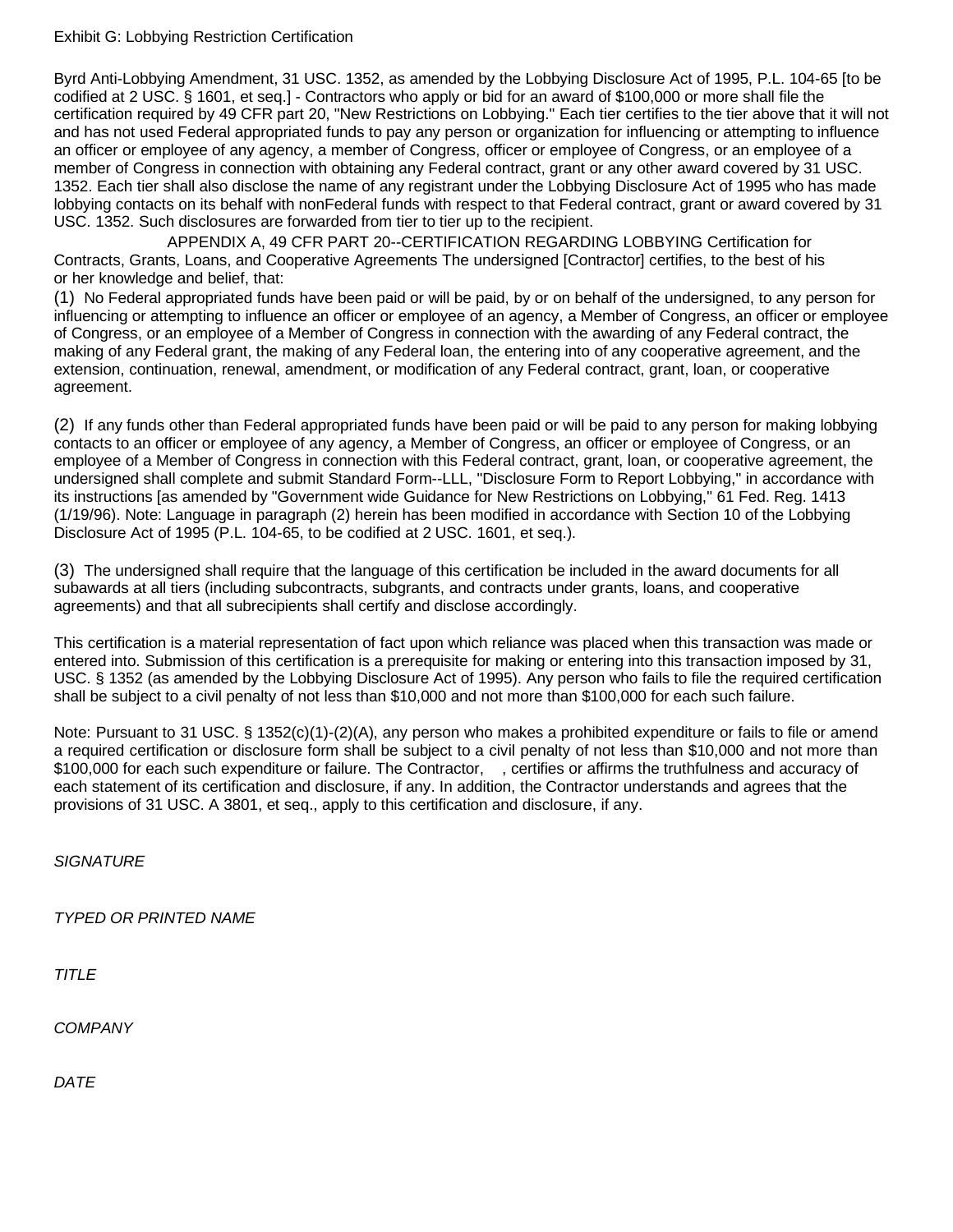Exhibit G: Lobbying Restriction Certification

Byrd Anti-Lobbying Amendment, 31 USC. 1352, as amended by the Lobbying Disclosure Act of 1995, P.L. 104-65 [to be codified at 2 USC. § 1601, et seq.] - Contractors who apply or bid for an award of $100,000 or more shall file the certification required by 49 CFR part 20, "New Restrictions on Lobbying." Each tier certifies to the tier above that it will not and has not used Federal appropriated funds to pay any person or organization for influencing or attempting to influence an officer or employee of any agency, a member of Congress, officer or employee of Congress, or an employee of a member of Congress in connection with obtaining any Federal contract, grant or any other award covered by 31 USC. 1352. Each tier shall also disclose the name of any registrant under the Lobbying Disclosure Act of 1995 who has made lobbying contacts on its behalf with nonFederal funds with respect to that Federal contract, grant or award covered by 31 USC. 1352. Such disclosures are forwarded from tier to tier up to the recipient.

APPENDIX A, 49 CFR PART 20--CERTIFICATION REGARDING LOBBYING Certification for Contracts, Grants, Loans, and Cooperative Agreements The undersigned [Contractor] certifies, to the best of his or her knowledge and belief, that:

(1) No Federal appropriated funds have been paid or will be paid, by or on behalf of the undersigned, to any person for influencing or attempting to influence an officer or employee of an agency, a Member of Congress, an officer or employee of Congress, or an employee of a Member of Congress in connection with the awarding of any Federal contract, the making of any Federal grant, the making of any Federal loan, the entering into of any cooperative agreement, and the extension, continuation, renewal, amendment, or modification of any Federal contract, grant, loan, or cooperative agreement.

(2) If any funds other than Federal appropriated funds have been paid or will be paid to any person for making lobbying contacts to an officer or employee of any agency, a Member of Congress, an officer or employee of Congress, or an employee of a Member of Congress in connection with this Federal contract, grant, loan, or cooperative agreement, the undersigned shall complete and submit Standard Form--LLL, "Disclosure Form to Report Lobbying," in accordance with its instructions [as amended by "Government wide Guidance for New Restrictions on Lobbying," 61 Fed. Reg. 1413 (1/19/96). Note: Language in paragraph (2) herein has been modified in accordance with Section 10 of the Lobbying Disclosure Act of 1995 (P.L. 104-65, to be codified at 2 USC. 1601, et seq.).

(3) The undersigned shall require that the language of this certification be included in the award documents for all subawards at all tiers (including subcontracts, subgrants, and contracts under grants, loans, and cooperative agreements) and that all subrecipients shall certify and disclose accordingly.

This certification is a material representation of fact upon which reliance was placed when this transaction was made or entered into. Submission of this certification is a prerequisite for making or entering into this transaction imposed by 31, USC. § 1352 (as amended by the Lobbying Disclosure Act of 1995). Any person who fails to file the required certification shall be subject to a civil penalty of not less than $10,000 and not more than $100,000 for each such failure.

Note: Pursuant to 31 USC. § 1352(c)(1)-(2)(A), any person who makes a prohibited expenditure or fails to file or amend a required certification or disclosure form shall be subject to a civil penalty of not less than $10,000 and not more than $100,000 for each such expenditure or failure. The Contractor, , certifies or affirms the truthfulness and accuracy of each statement of its certification and disclosure, if any. In addition, the Contractor understands and agrees that the provisions of 31 USC. A 3801, et seq., apply to this certification and disclosure, if any.

*SIGNATURE*

*TYPED OR PRINTED NAME*

*TITLE*

*COMPANY*

*DATE*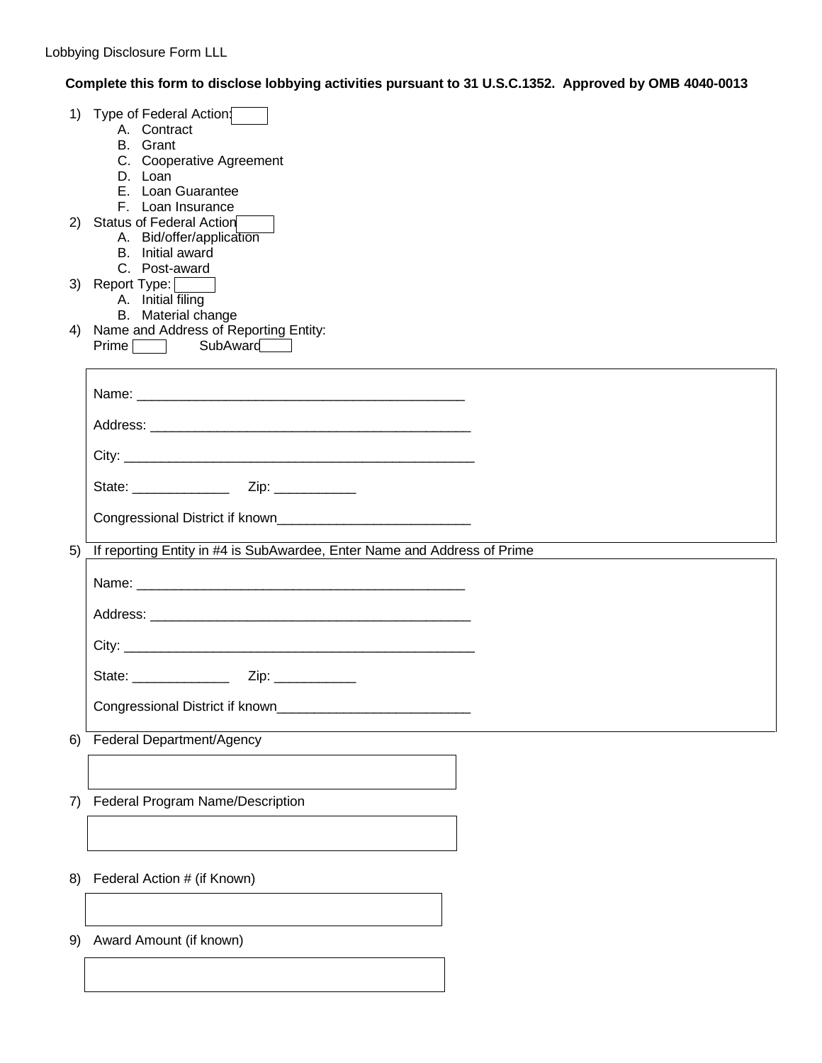Lobbying Disclosure Form LLL

**Complete this form to disclose lobbying activities pursuant to 31 U.S.C.1352. Approved by OMB 4040-0013**

1) Type of Federal Action: ☐
   - A. Contract
   - B. Grant
   - C. Cooperative Agreement
   - D. Loan
   - E. Loan Guarantee
   - F. Loan Insurance
2) Status of Federal Action ☐
   - A. Bid/offer/application
   - B. Initial award
   - C. Post-award
3) Report Type: ☐
   - A. Initial filing
   - B. Material change
4) Name and Address of Reporting Entity:
   Prime ☐ SubAward ☐

   Name: _____________________________________________

   Address: ___________________________________________

   City: _______________________________________________

   State: _____________ Zip: ___________

   Congressional District if known__________________________

5) If reporting Entity in #4 is SubAwardee, Enter Name and Address of Prime

   Name: _____________________________________________

   Address: ___________________________________________

   City: _______________________________________________

   State: _____________ Zip: ___________

   Congressional District if known__________________________

6) Federal Department/Agency

7) Federal Program Name/Description

8) Federal Action # (if Known)

9) Award Amount (if known)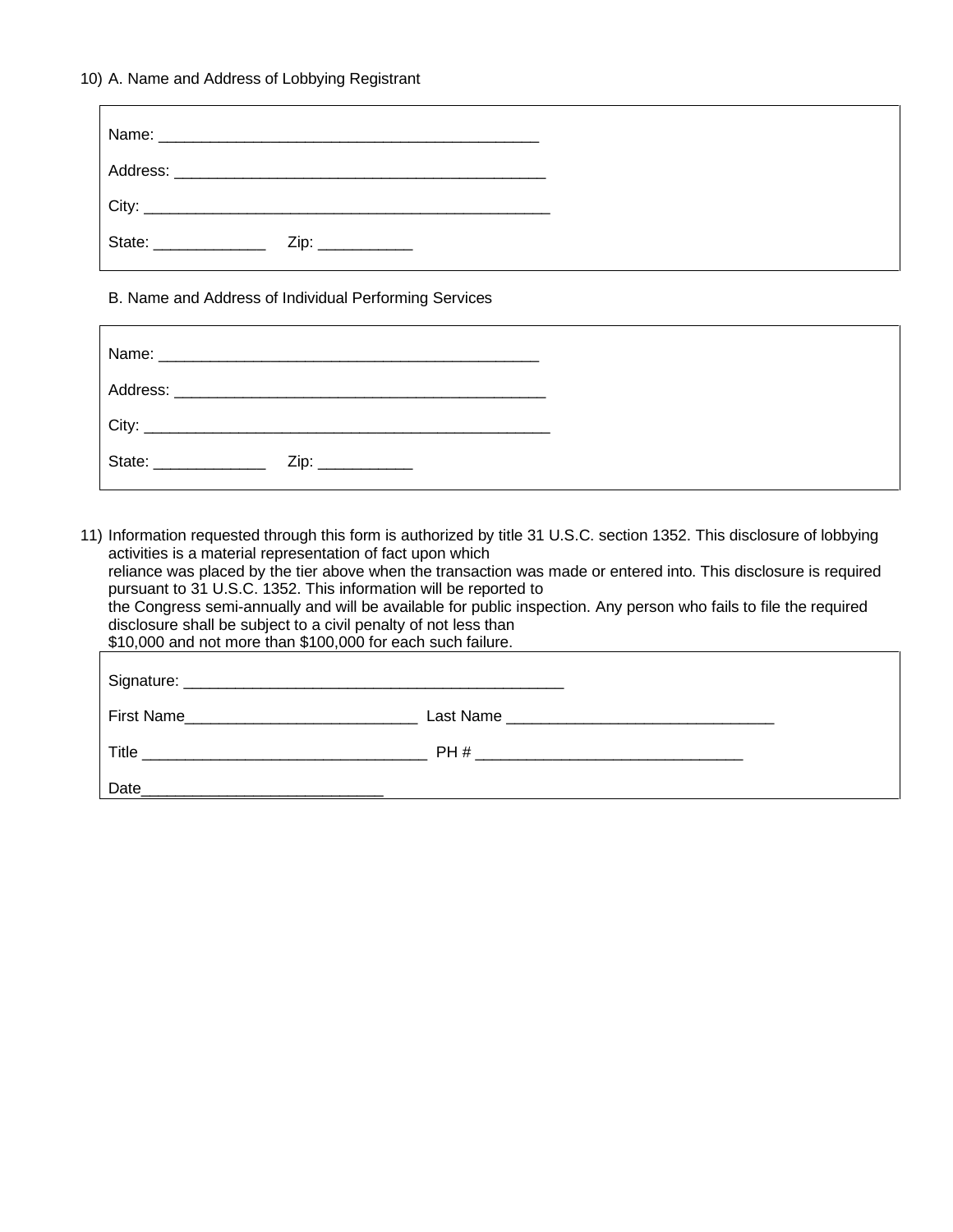10) A. Name and Address of Lobbying Registrant

Name: ____________________________________________

Address: __________________________________________

City: _____________________________________________

State: _____________ Zip: ___________

B. Name and Address of Individual Performing Services

Name: ____________________________________________

Address: __________________________________________

City: _____________________________________________

State: _____________ Zip: ___________

11) Information requested through this form is authorized by title 31 U.S.C. section 1352. This disclosure of lobbying activities is a material representation of fact upon which reliance was placed by the tier above when the transaction was made or entered into. This disclosure is required pursuant to 31 U.S.C. 1352. This information will be reported to the Congress semi-annually and will be available for public inspection. Any person who fails to file the required disclosure shall be subject to a civil penalty of not less than $10,000 and not more than $100,000 for each such failure.

Signature: _____________________________________________

First Name___________________________ Last Name _______________________________

Title _________________________________ PH # _______________________________

Date____________________________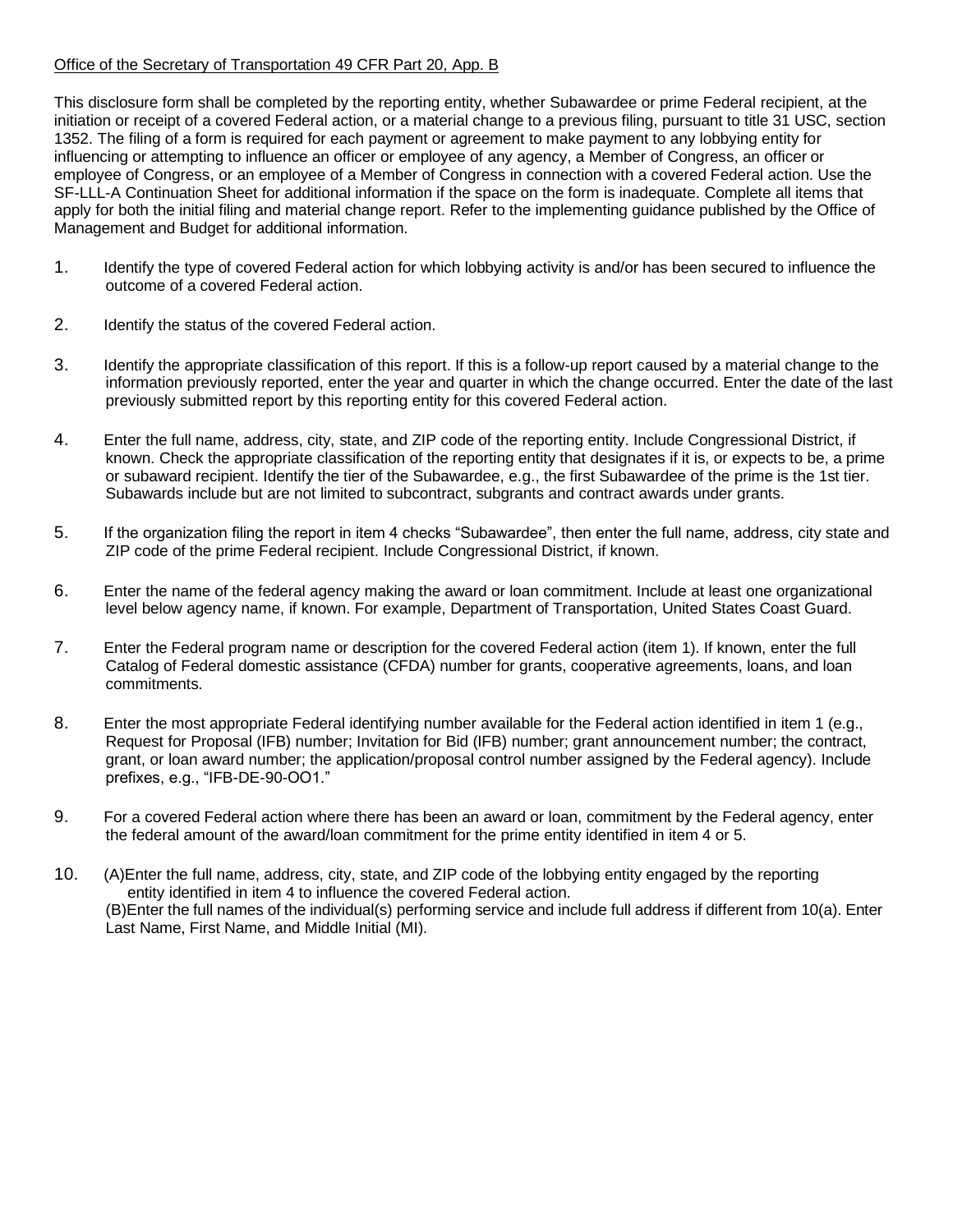Office of the Secretary of Transportation 49 CFR Part 20, App. B

This disclosure form shall be completed by the reporting entity, whether Subawardee or prime Federal recipient, at the initiation or receipt of a covered Federal action, or a material change to a previous filing, pursuant to title 31 USC, section 1352. The filing of a form is required for each payment or agreement to make payment to any lobbying entity for influencing or attempting to influence an officer or employee of any agency, a Member of Congress, an officer or employee of Congress, or an employee of a Member of Congress in connection with a covered Federal action. Use the SF-LLL-A Continuation Sheet for additional information if the space on the form is inadequate. Complete all items that apply for both the initial filing and material change report. Refer to the implementing guidance published by the Office of Management and Budget for additional information.

1. Identify the type of covered Federal action for which lobbying activity is and/or has been secured to influence the outcome of a covered Federal action.

2. Identify the status of the covered Federal action.

3. Identify the appropriate classification of this report. If this is a follow-up report caused by a material change to the information previously reported, enter the year and quarter in which the change occurred. Enter the date of the last previously submitted report by this reporting entity for this covered Federal action.

4. Enter the full name, address, city, state, and ZIP code of the reporting entity. Include Congressional District, if known. Check the appropriate classification of the reporting entity that designates if it is, or expects to be, a prime or subaward recipient. Identify the tier of the Subawardee, e.g., the first Subawardee of the prime is the 1st tier. Subawards include but are not limited to subcontract, subgrants and contract awards under grants.

5. If the organization filing the report in item 4 checks "Subawardee", then enter the full name, address, city state and ZIP code of the prime Federal recipient. Include Congressional District, if known.

6. Enter the name of the federal agency making the award or loan commitment. Include at least one organizational level below agency name, if known. For example, Department of Transportation, United States Coast Guard.

7. Enter the Federal program name or description for the covered Federal action (item 1). If known, enter the full Catalog of Federal domestic assistance (CFDA) number for grants, cooperative agreements, loans, and loan commitments.

8. Enter the most appropriate Federal identifying number available for the Federal action identified in item 1 (e.g., Request for Proposal (IFB) number; Invitation for Bid (IFB) number; grant announcement number; the contract, grant, or loan award number; the application/proposal control number assigned by the Federal agency). Include prefixes, e.g., "IFB-DE-90-OO1."

9. For a covered Federal action where there has been an award or loan, commitment by the Federal agency, enter the federal amount of the award/loan commitment for the prime entity identified in item 4 or 5.

10. (A)Enter the full name, address, city, state, and ZIP code of the lobbying entity engaged by the reporting entity identified in item 4 to influence the covered Federal action.
    (B)Enter the full names of the individual(s) performing service and include full address if different from 10(a). Enter Last Name, First Name, and Middle Initial (MI).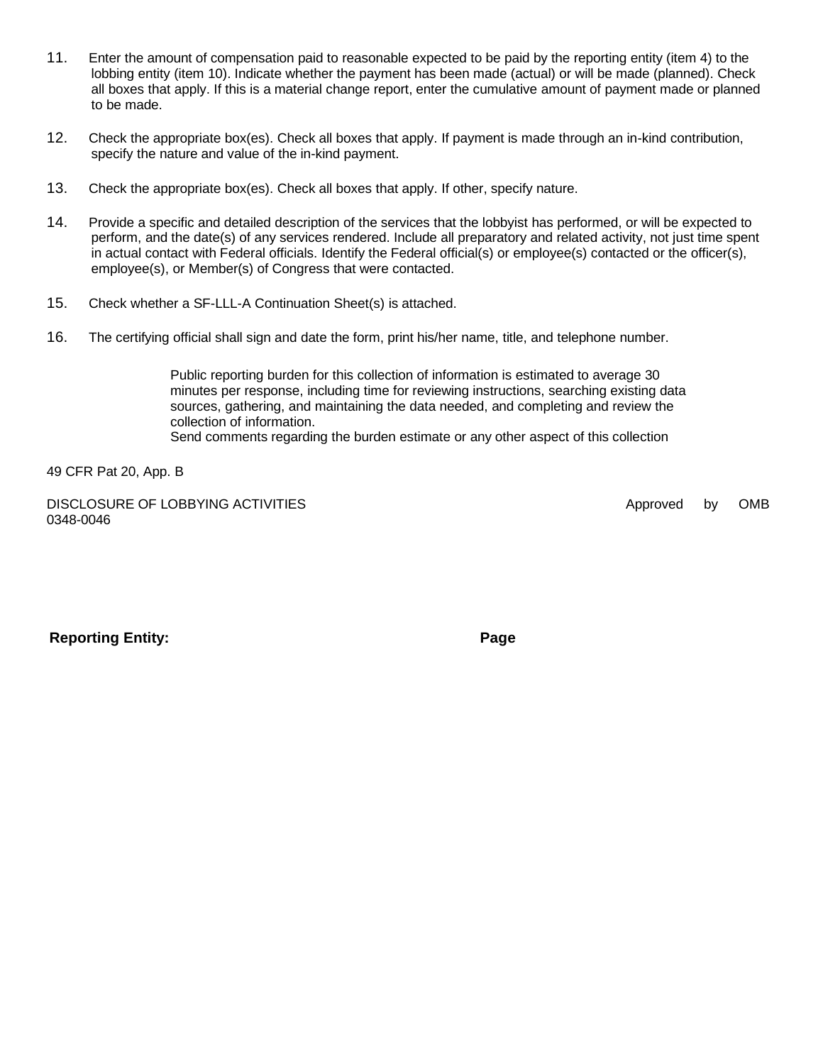11. Enter the amount of compensation paid to reasonable expected to be paid by the reporting entity (item 4) to the lobbing entity (item 10). Indicate whether the payment has been made (actual) or will be made (planned). Check all boxes that apply. If this is a material change report, enter the cumulative amount of payment made or planned to be made.

12. Check the appropriate box(es). Check all boxes that apply. If payment is made through an in-kind contribution, specify the nature and value of the in-kind payment.

13. Check the appropriate box(es). Check all boxes that apply. If other, specify nature.

14. Provide a specific and detailed description of the services that the lobbyist has performed, or will be expected to perform, and the date(s) of any services rendered. Include all preparatory and related activity, not just time spent in actual contact with Federal officials. Identify the Federal official(s) or employee(s) contacted or the officer(s), employee(s), or Member(s) of Congress that were contacted.

15. Check whether a SF-LLL-A Continuation Sheet(s) is attached.

16. The certifying official shall sign and date the form, print his/her name, title, and telephone number.

Public reporting burden for this collection of information is estimated to average 30 minutes per response, including time for reviewing instructions, searching existing data sources, gathering, and maintaining the data needed, and completing and review the collection of information.
Send comments regarding the burden estimate or any other aspect of this collection

49 CFR Pat 20, App. B

DISCLOSURE OF LOBBYING ACTIVITIES Approved by OMB 0348-0046

**Reporting Entity:** **Page**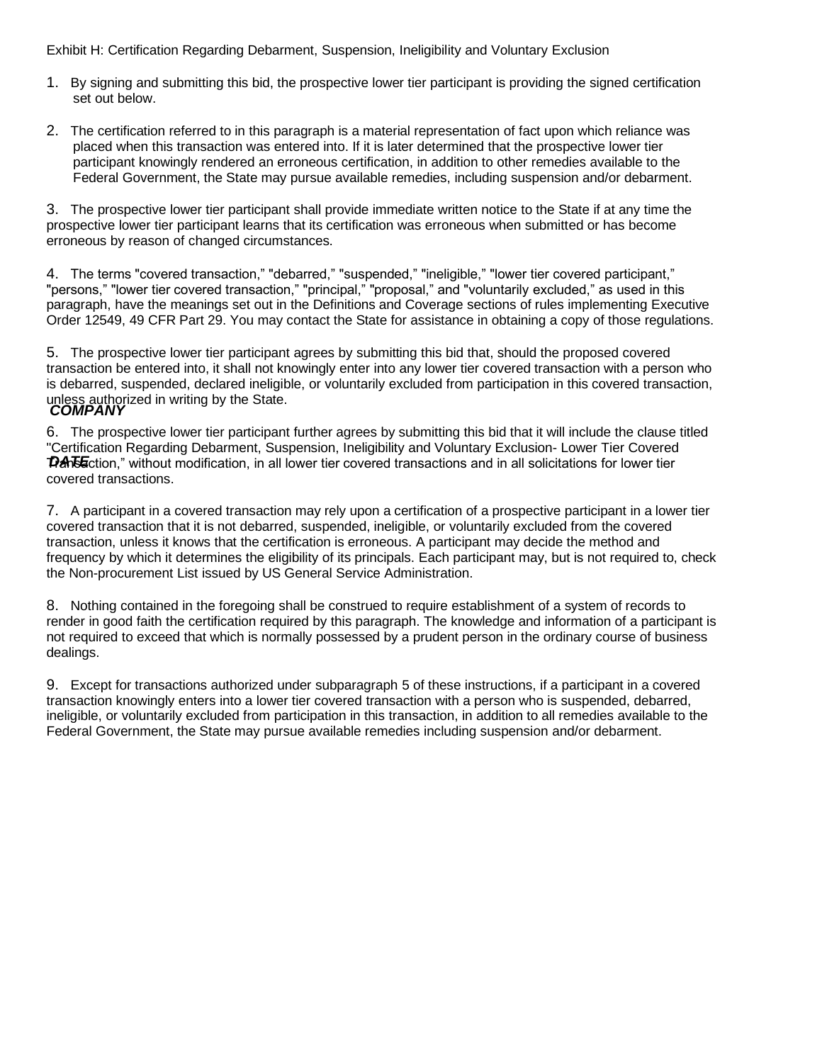Exhibit H: Certification Regarding Debarment, Suspension, Ineligibility and Voluntary Exclusion

1. By signing and submitting this bid, the prospective lower tier participant is providing the signed certification set out below.

2. The certification referred to in this paragraph is a material representation of fact upon which reliance was placed when this transaction was entered into. If it is later determined that the prospective lower tier participant knowingly rendered an erroneous certification, in addition to other remedies available to the Federal Government, the State may pursue available remedies, including suspension and/or debarment.

3. The prospective lower tier participant shall provide immediate written notice to the State if at any time the prospective lower tier participant learns that its certification was erroneous when submitted or has become erroneous by reason of changed circumstances.

4. The terms "covered transaction," "debarred," "suspended," "ineligible," "lower tier covered participant," "persons," "lower tier covered transaction," "principal," "proposal," and "voluntarily excluded," as used in this paragraph, have the meanings set out in the Definitions and Coverage sections of rules implementing Executive Order 12549, 49 CFR Part 29. You may contact the State for assistance in obtaining a copy of those regulations.

5. The prospective lower tier participant agrees by submitting this bid that, should the proposed covered transaction be entered into, it shall not knowingly enter into any lower tier covered transaction with a person who is debarred, suspended, declared ineligible, or voluntarily excluded from participation in this covered transaction, unless authorized in writing by the State.

***COMPANY***

6. The prospective lower tier participant further agrees by submitting this bid that it will include the clause titled "Certification Regarding Debarment, Suspension, Ineligibility and Voluntary Exclusion- Lower Tier Covered Transaction," without modification, in all lower tier covered transactions and in all solicitations for lower tier covered transactions.

***DATE***

7. A participant in a covered transaction may rely upon a certification of a prospective participant in a lower tier covered transaction that it is not debarred, suspended, ineligible, or voluntarily excluded from the covered transaction, unless it knows that the certification is erroneous. A participant may decide the method and frequency by which it determines the eligibility of its principals. Each participant may, but is not required to, check the Non-procurement List issued by US General Service Administration.

8. Nothing contained in the foregoing shall be construed to require establishment of a system of records to render in good faith the certification required by this paragraph. The knowledge and information of a participant is not required to exceed that which is normally possessed by a prudent person in the ordinary course of business dealings.

9. Except for transactions authorized under subparagraph 5 of these instructions, if a participant in a covered transaction knowingly enters into a lower tier covered transaction with a person who is suspended, debarred, ineligible, or voluntarily excluded from participation in this transaction, in addition to all remedies available to the Federal Government, the State may pursue available remedies including suspension and/or debarment.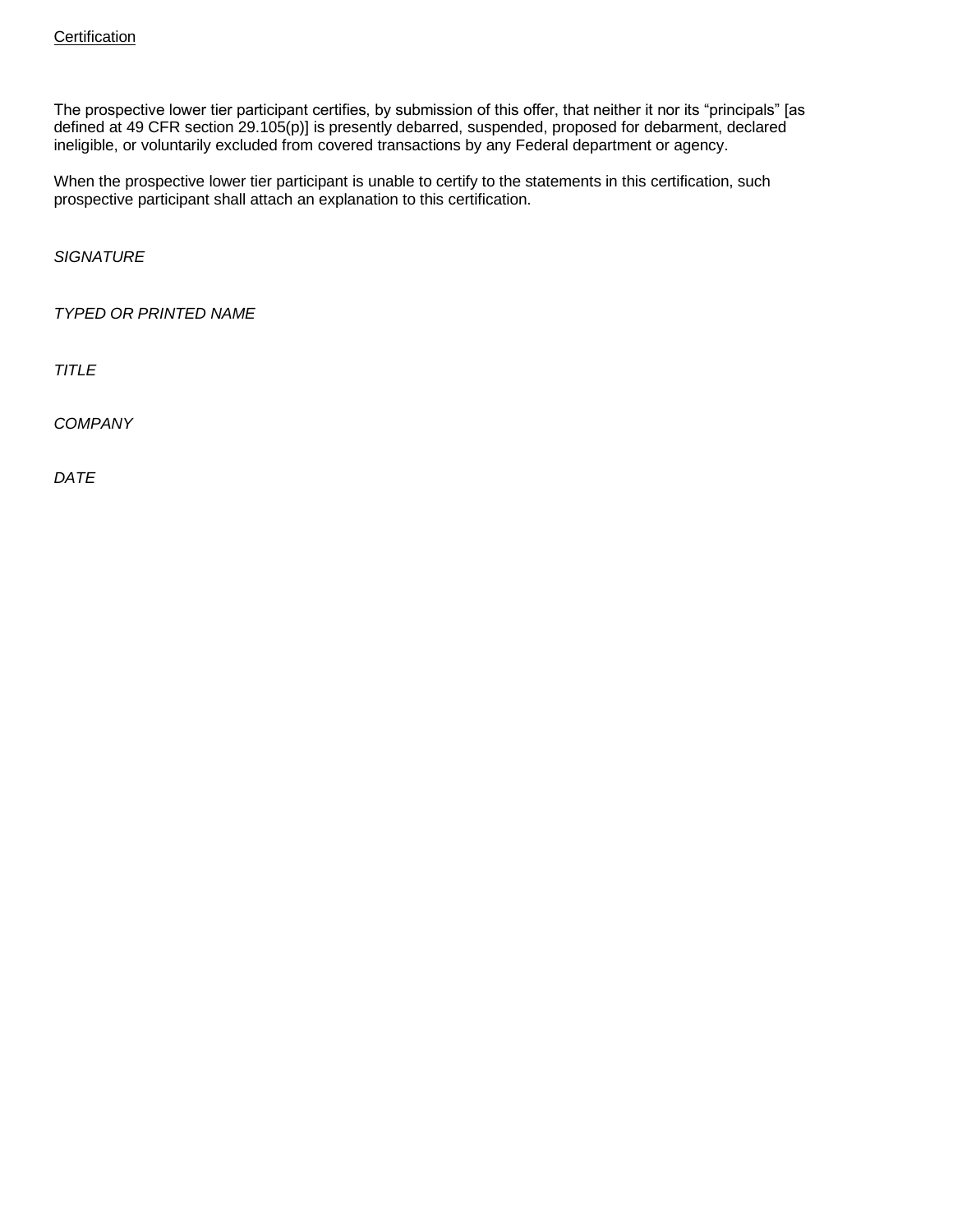<u>Certification</u>

The prospective lower tier participant certifies, by submission of this offer, that neither it nor its "principals" [as defined at 49 CFR section 29.105(p)] is presently debarred, suspended, proposed for debarment, declared ineligible, or voluntarily excluded from covered transactions by any Federal department or agency.

When the prospective lower tier participant is unable to certify to the statements in this certification, such prospective participant shall attach an explanation to this certification.

*SIGNATURE*

*TYPED OR PRINTED NAME*

*TITLE*

*COMPANY*

*DATE*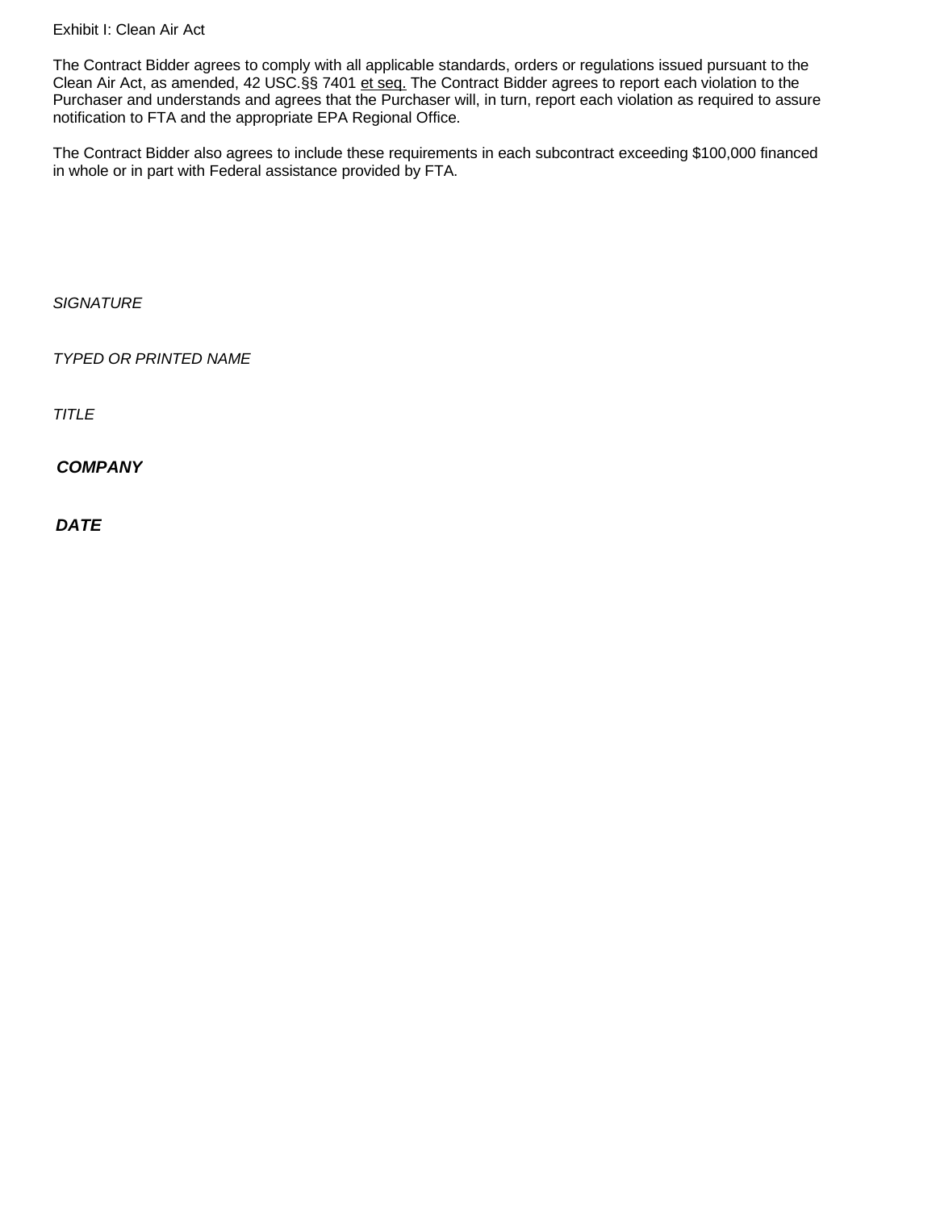Exhibit I: Clean Air Act

The Contract Bidder agrees to comply with all applicable standards, orders or regulations issued pursuant to the Clean Air Act, as amended, 42 USC.§§ 7401 et seq. The Contract Bidder agrees to report each violation to the Purchaser and understands and agrees that the Purchaser will, in turn, report each violation as required to assure notification to FTA and the appropriate EPA Regional Office.

The Contract Bidder also agrees to include these requirements in each subcontract exceeding $100,000 financed in whole or in part with Federal assistance provided by FTA.

*SIGNATURE*

*TYPED OR PRINTED NAME*

*TITLE*

***COMPANY***

***DATE***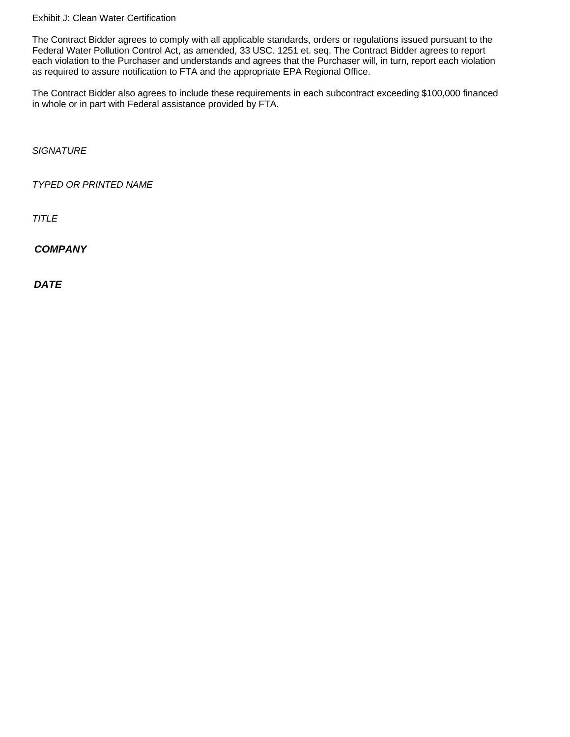Exhibit J: Clean Water Certification

The Contract Bidder agrees to comply with all applicable standards, orders or regulations issued pursuant to the Federal Water Pollution Control Act, as amended, 33 USC. 1251 et. seq. The Contract Bidder agrees to report each violation to the Purchaser and understands and agrees that the Purchaser will, in turn, report each violation as required to assure notification to FTA and the appropriate EPA Regional Office.

The Contract Bidder also agrees to include these requirements in each subcontract exceeding $100,000 financed in whole or in part with Federal assistance provided by FTA.

*SIGNATURE*

*TYPED OR PRINTED NAME*

*TITLE*

***COMPANY***

***DATE***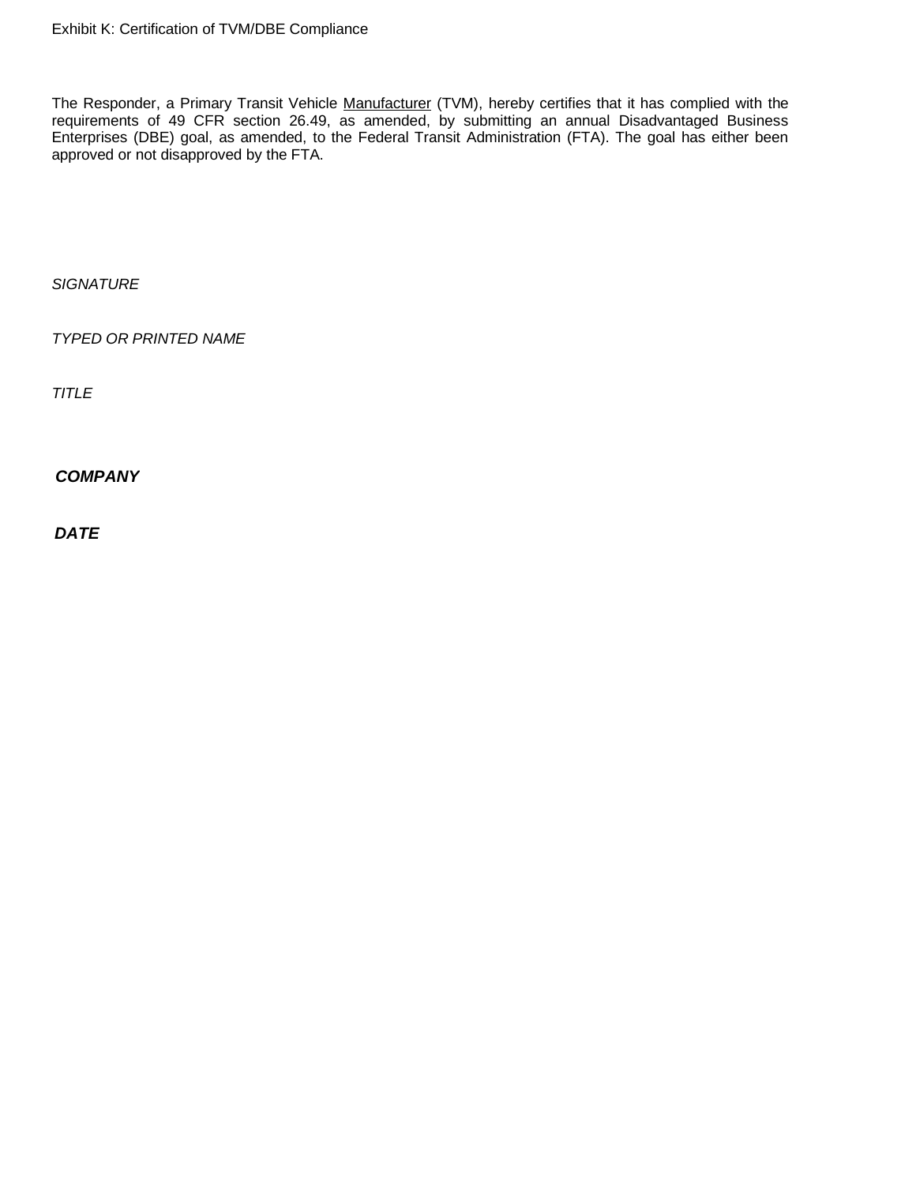Exhibit K: Certification of TVM/DBE Compliance

The Responder, a Primary Transit Vehicle Manufacturer (TVM), hereby certifies that it has complied with the requirements of 49 CFR section 26.49, as amended, by submitting an annual Disadvantaged Business Enterprises (DBE) goal, as amended, to the Federal Transit Administration (FTA). The goal has either been approved or not disapproved by the FTA.

*SIGNATURE*

*TYPED OR PRINTED NAME*

*TITLE*

***COMPANY***

***DATE***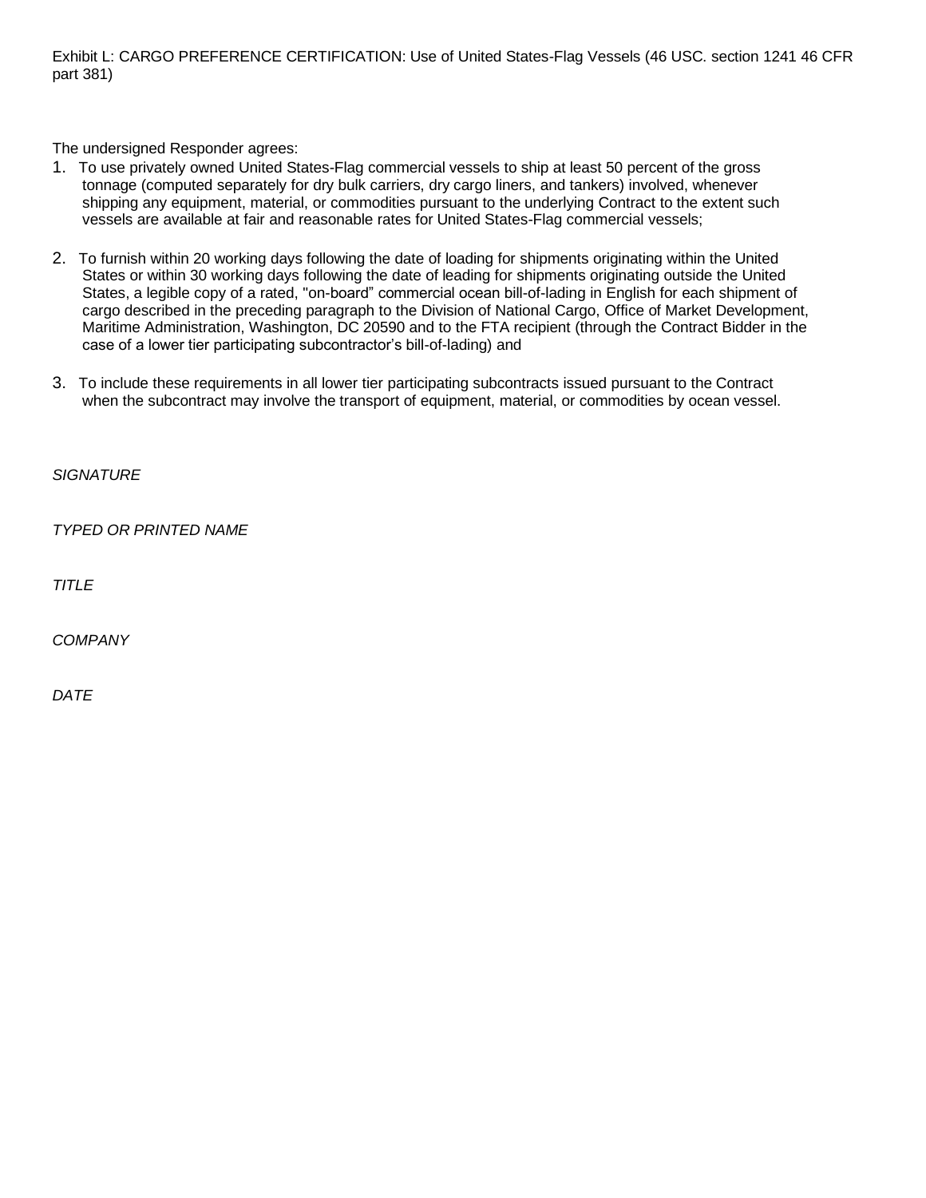Exhibit L: CARGO PREFERENCE CERTIFICATION: Use of United States-Flag Vessels (46 USC. section 1241 46 CFR part 381)

The undersigned Responder agrees:

1. To use privately owned United States-Flag commercial vessels to ship at least 50 percent of the gross tonnage (computed separately for dry bulk carriers, dry cargo liners, and tankers) involved, whenever shipping any equipment, material, or commodities pursuant to the underlying Contract to the extent such vessels are available at fair and reasonable rates for United States-Flag commercial vessels;

2. To furnish within 20 working days following the date of loading for shipments originating within the United States or within 30 working days following the date of leading for shipments originating outside the United States, a legible copy of a rated, "on-board" commercial ocean bill-of-lading in English for each shipment of cargo described in the preceding paragraph to the Division of National Cargo, Office of Market Development, Maritime Administration, Washington, DC 20590 and to the FTA recipient (through the Contract Bidder in the case of a lower tier participating subcontractor's bill-of-lading) and

3. To include these requirements in all lower tier participating subcontracts issued pursuant to the Contract when the subcontract may involve the transport of equipment, material, or commodities by ocean vessel.

*SIGNATURE*

*TYPED OR PRINTED NAME*

*TITLE*

*COMPANY*

*DATE*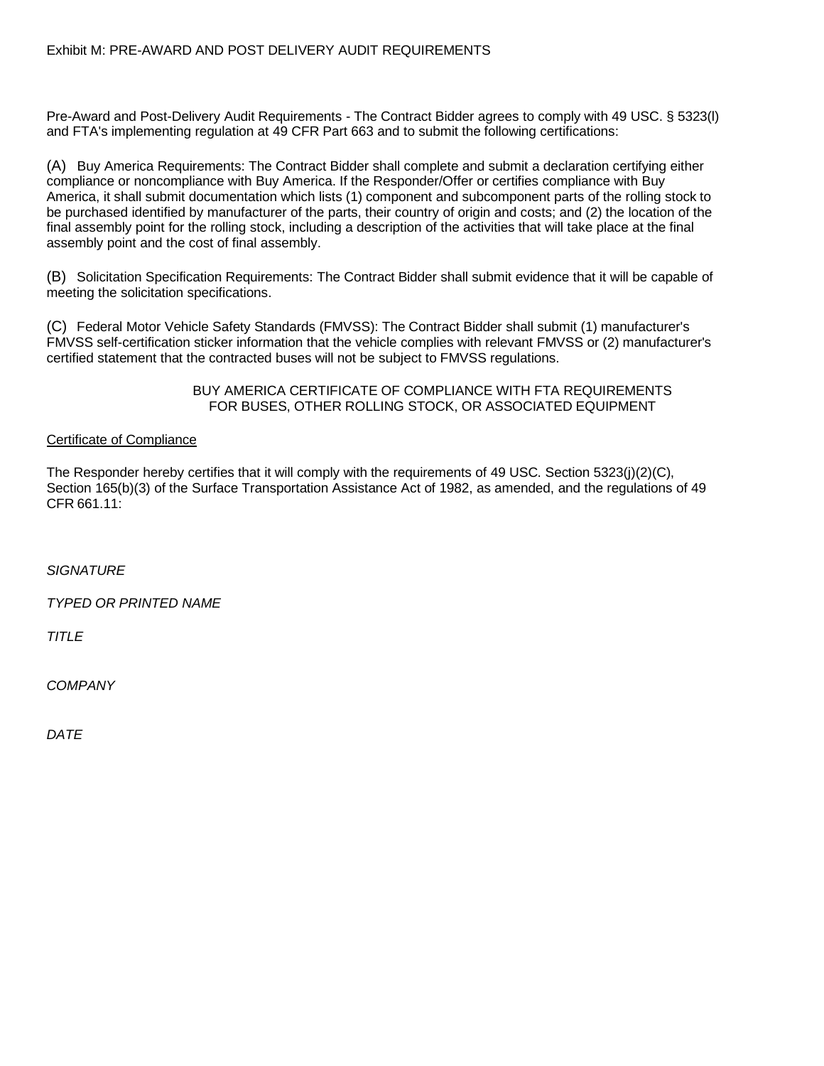Exhibit M: PRE-AWARD AND POST DELIVERY AUDIT REQUIREMENTS

Pre-Award and Post-Delivery Audit Requirements - The Contract Bidder agrees to comply with 49 USC. § 5323(l) and FTA's implementing regulation at 49 CFR Part 663 and to submit the following certifications:

(A) Buy America Requirements: The Contract Bidder shall complete and submit a declaration certifying either compliance or noncompliance with Buy America. If the Responder/Offer or certifies compliance with Buy America, it shall submit documentation which lists (1) component and subcomponent parts of the rolling stock to be purchased identified by manufacturer of the parts, their country of origin and costs; and (2) the location of the final assembly point for the rolling stock, including a description of the activities that will take place at the final assembly point and the cost of final assembly.

(B) Solicitation Specification Requirements: The Contract Bidder shall submit evidence that it will be capable of meeting the solicitation specifications.

(C) Federal Motor Vehicle Safety Standards (FMVSS): The Contract Bidder shall submit (1) manufacturer's FMVSS self-certification sticker information that the vehicle complies with relevant FMVSS or (2) manufacturer's certified statement that the contracted buses will not be subject to FMVSS regulations.

BUY AMERICA CERTIFICATE OF COMPLIANCE WITH FTA REQUIREMENTS FOR BUSES, OTHER ROLLING STOCK, OR ASSOCIATED EQUIPMENT

<u>Certificate of Compliance</u>

The Responder hereby certifies that it will comply with the requirements of 49 USC. Section 5323(j)(2)(C), Section 165(b)(3) of the Surface Transportation Assistance Act of 1982, as amended, and the regulations of 49 CFR 661.11:

*SIGNATURE*

*TYPED OR PRINTED NAME*

*TITLE*

*COMPANY*

*DATE*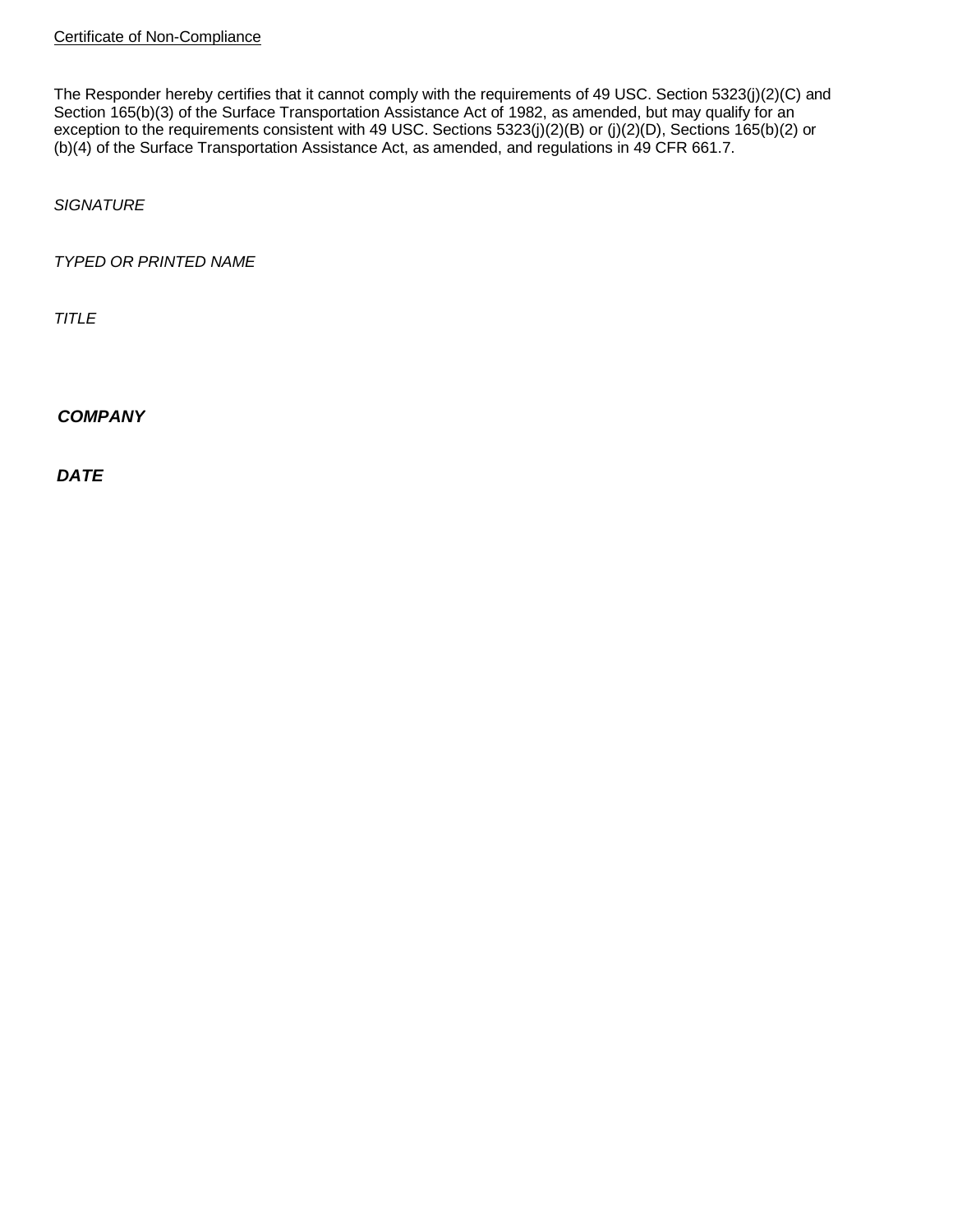Certificate of Non-Compliance

The Responder hereby certifies that it cannot comply with the requirements of 49 USC. Section 5323(j)(2)(C) and Section 165(b)(3) of the Surface Transportation Assistance Act of 1982, as amended, but may qualify for an exception to the requirements consistent with 49 USC. Sections 5323(j)(2)(B) or (j)(2)(D), Sections 165(b)(2) or (b)(4) of the Surface Transportation Assistance Act, as amended, and regulations in 49 CFR 661.7.

*SIGNATURE*

*TYPED OR PRINTED NAME*

*TITLE*

***COMPANY***

***DATE***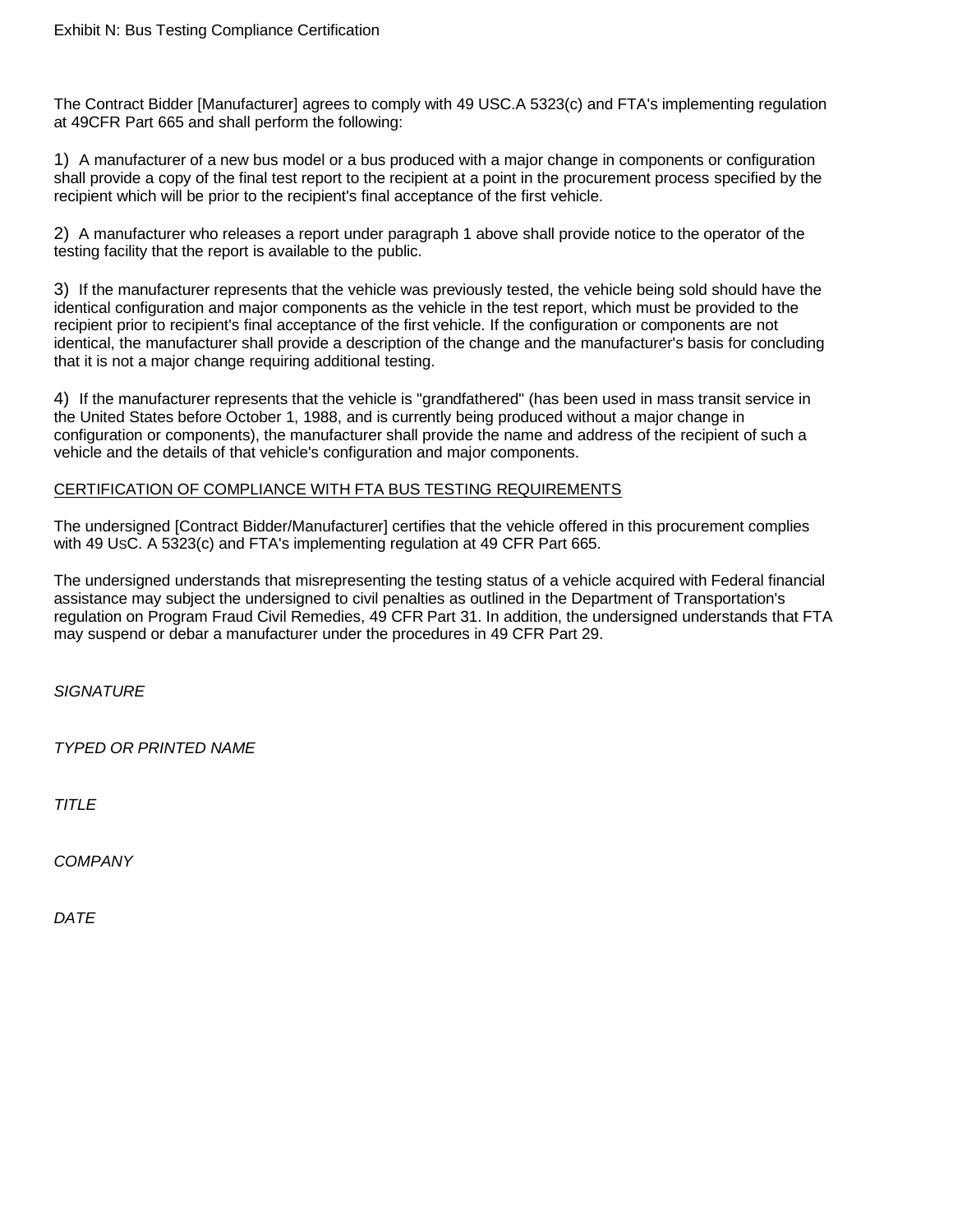Exhibit N: Bus Testing Compliance Certification

The Contract Bidder [Manufacturer] agrees to comply with 49 USC.A 5323(c) and FTA's implementing regulation at 49CFR Part 665 and shall perform the following:

1) A manufacturer of a new bus model or a bus produced with a major change in components or configuration shall provide a copy of the final test report to the recipient at a point in the procurement process specified by the recipient which will be prior to the recipient's final acceptance of the first vehicle.

2) A manufacturer who releases a report under paragraph 1 above shall provide notice to the operator of the testing facility that the report is available to the public.

3) If the manufacturer represents that the vehicle was previously tested, the vehicle being sold should have the identical configuration and major components as the vehicle in the test report, which must be provided to the recipient prior to recipient's final acceptance of the first vehicle. If the configuration or components are not identical, the manufacturer shall provide a description of the change and the manufacturer's basis for concluding that it is not a major change requiring additional testing.

4) If the manufacturer represents that the vehicle is "grandfathered" (has been used in mass transit service in the United States before October 1, 1988, and is currently being produced without a major change in configuration or components), the manufacturer shall provide the name and address of the recipient of such a vehicle and the details of that vehicle's configuration and major components.

<u>CERTIFICATION OF COMPLIANCE WITH FTA BUS TESTING REQUIREMENTS</u>

The undersigned [Contract Bidder/Manufacturer] certifies that the vehicle offered in this procurement complies with 49 USC. A 5323(c) and FTA's implementing regulation at 49 CFR Part 665.

The undersigned understands that misrepresenting the testing status of a vehicle acquired with Federal financial assistance may subject the undersigned to civil penalties as outlined in the Department of Transportation's regulation on Program Fraud Civil Remedies, 49 CFR Part 31. In addition, the undersigned understands that FTA may suspend or debar a manufacturer under the procedures in 49 CFR Part 29.

*SIGNATURE*

*TYPED OR PRINTED NAME*

*TITLE*

*COMPANY*

*DATE*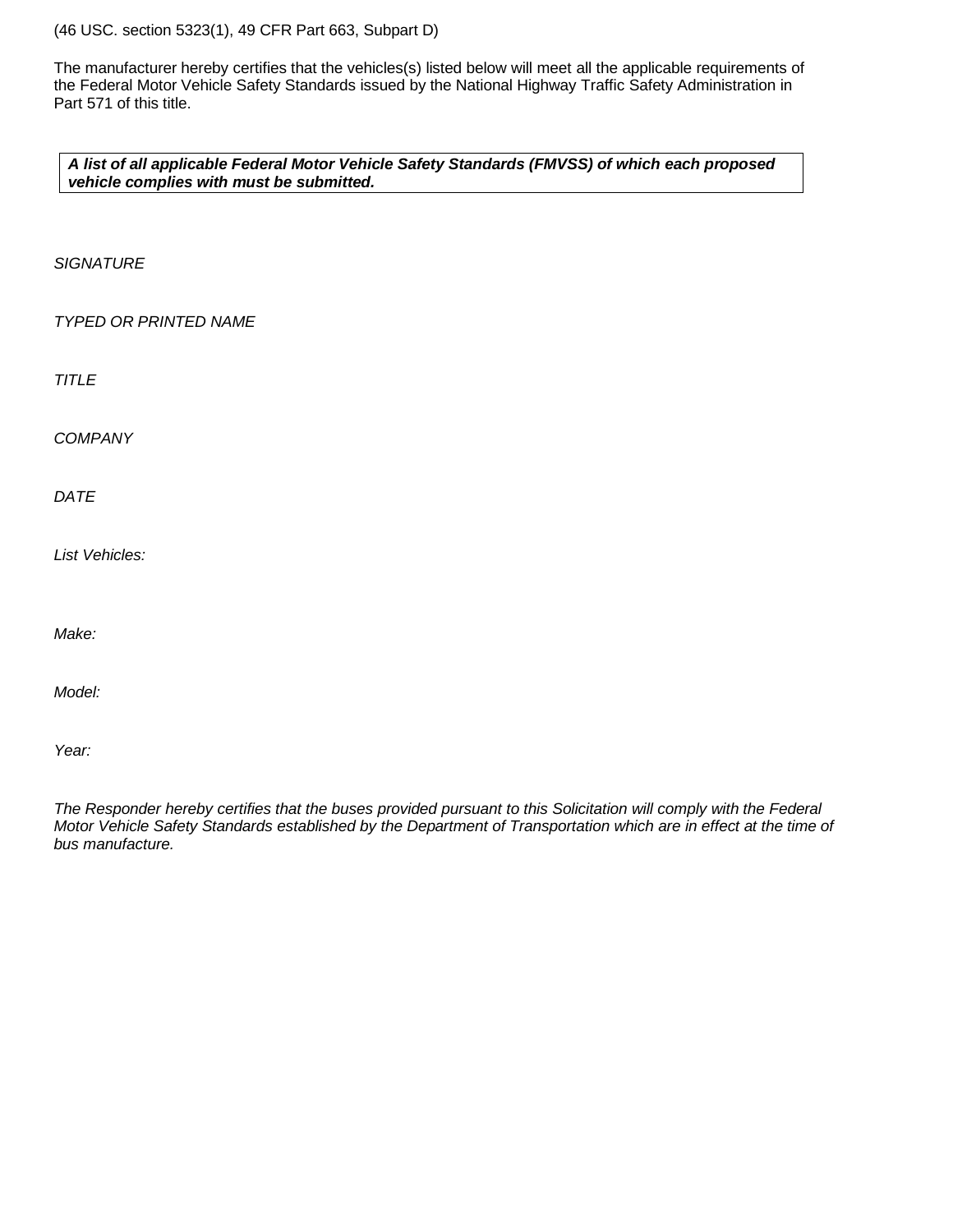(46 USC. section 5323(1), 49 CFR Part 663, Subpart D)

The manufacturer hereby certifies that the vehicles(s) listed below will meet all the applicable requirements of the Federal Motor Vehicle Safety Standards issued by the National Highway Traffic Safety Administration in Part 571 of this title.

***A list of all applicable Federal Motor Vehicle Safety Standards (FMVSS) of which each proposed vehicle complies with must be submitted.***

*SIGNATURE*

*TYPED OR PRINTED NAME*

*TITLE*

*COMPANY*

*DATE*

*List Vehicles:*

*Make:*

*Model:*

*Year:*

*The Responder hereby certifies that the buses provided pursuant to this Solicitation will comply with the Federal Motor Vehicle Safety Standards established by the Department of Transportation which are in effect at the time of bus manufacture.*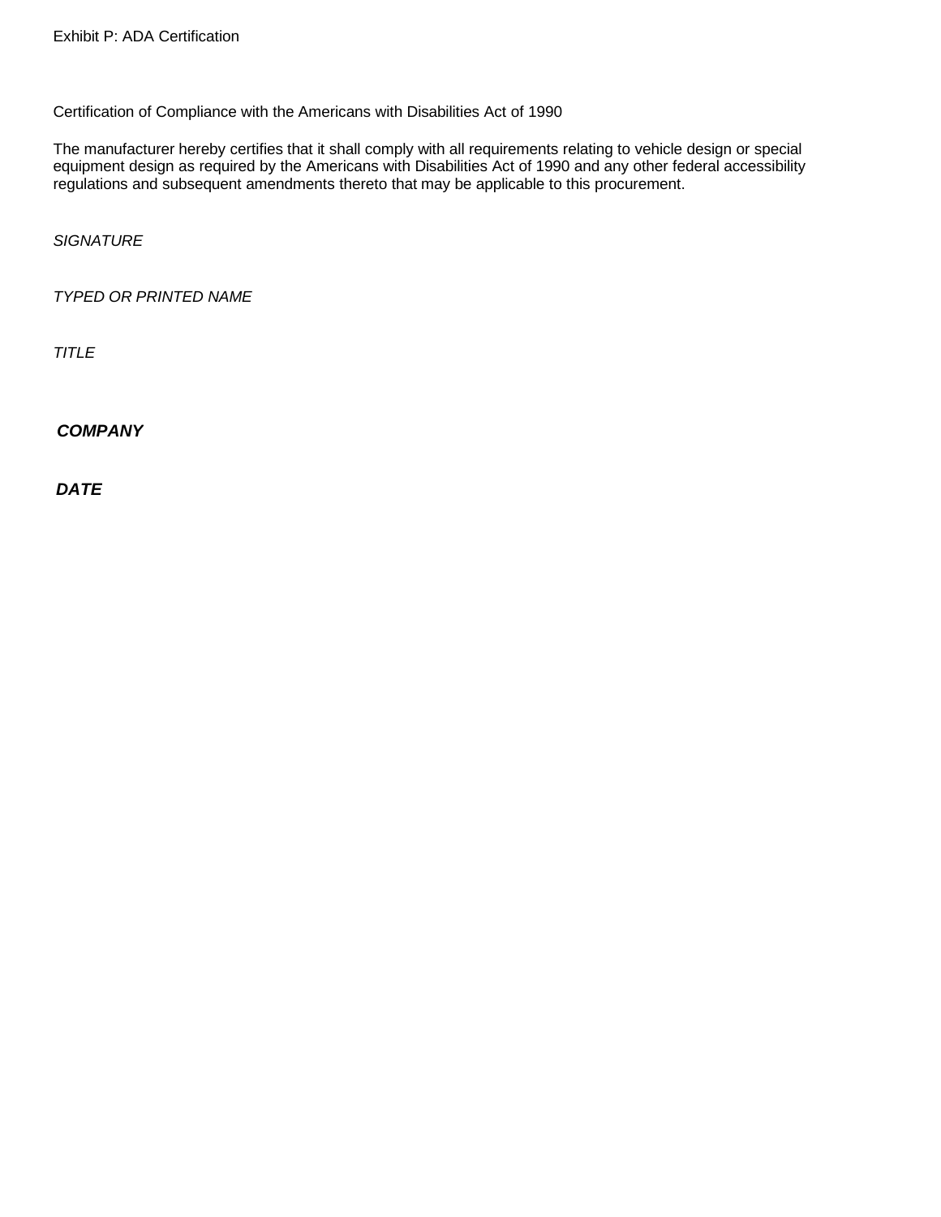Exhibit P: ADA Certification

Certification of Compliance with the Americans with Disabilities Act of 1990

The manufacturer hereby certifies that it shall comply with all requirements relating to vehicle design or special equipment design as required by the Americans with Disabilities Act of 1990 and any other federal accessibility regulations and subsequent amendments thereto that may be applicable to this procurement.

*SIGNATURE*

*TYPED OR PRINTED NAME*

*TITLE*

***COMPANY***

***DATE***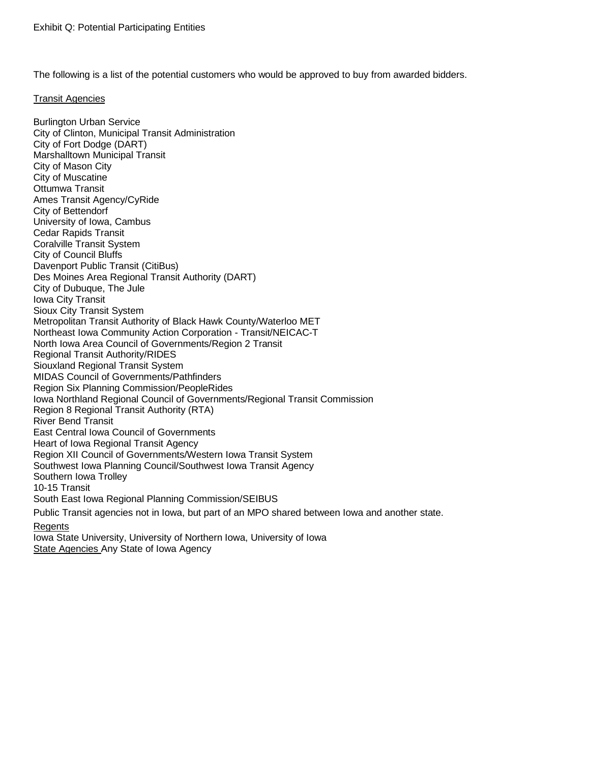Exhibit Q: Potential Participating Entities

The following is a list of the potential customers who would be approved to buy from awarded bidders.

<u>Transit Agencies</u>

Burlington Urban Service
City of Clinton, Municipal Transit Administration
City of Fort Dodge (DART)
Marshalltown Municipal Transit
City of Mason City
City of Muscatine
Ottumwa Transit
Ames Transit Agency/CyRide
City of Bettendorf
University of Iowa, Cambus
Cedar Rapids Transit
Coralville Transit System
City of Council Bluffs
Davenport Public Transit (CitiBus)
Des Moines Area Regional Transit Authority (DART)
City of Dubuque, The Jule
Iowa City Transit
Sioux City Transit System
Metropolitan Transit Authority of Black Hawk County/Waterloo MET
Northeast Iowa Community Action Corporation - Transit/NEICAC-T
North Iowa Area Council of Governments/Region 2 Transit
Regional Transit Authority/RIDES
Siouxland Regional Transit System
MIDAS Council of Governments/Pathfinders
Region Six Planning Commission/PeopleRides
Iowa Northland Regional Council of Governments/Regional Transit Commission
Region 8 Regional Transit Authority (RTA)
River Bend Transit
East Central Iowa Council of Governments
Heart of Iowa Regional Transit Agency
Region XII Council of Governments/Western Iowa Transit System
Southwest Iowa Planning Council/Southwest Iowa Transit Agency
Southern Iowa Trolley
10-15 Transit
South East Iowa Regional Planning Commission/SEIBUS

Public Transit agencies not in Iowa, but part of an MPO shared between Iowa and another state.

<u>Regents</u>

Iowa State University, University of Northern Iowa, University of Iowa

<u>State Agencies</u> Any State of Iowa Agency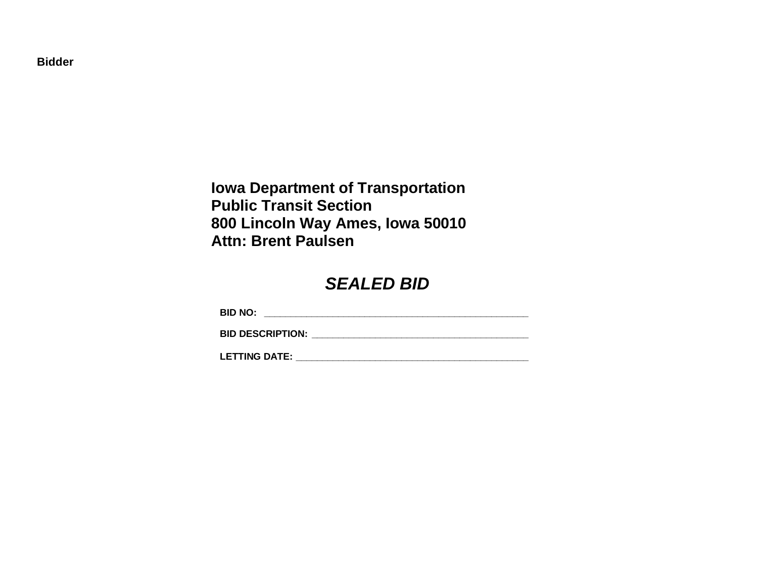**Bidder**

**Iowa Department of Transportation**
**Public Transit Section**
**800 Lincoln Way Ames, Iowa 50010**
**Attn: Brent Paulsen**

***SEALED BID***

**BID NO:** ________________________________________________

**BID DESCRIPTION:** ________________________________________

**LETTING DATE:** ___________________________________________